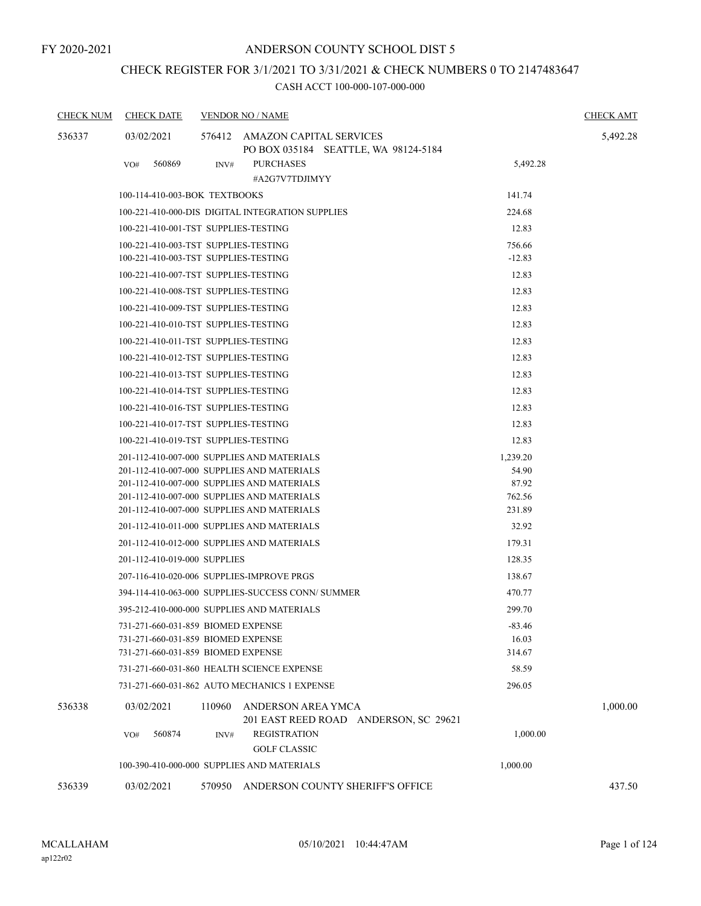FY 2020-2021

# ANDERSON COUNTY SCHOOL DIST 5

## CHECK REGISTER FOR 3/1/2021 TO 3/31/2021 & CHECK NUMBERS 0 TO 2147483647

### CASH ACCT 100-000-107-000-000

| CHECK NUM | CHECK DATE | VENDOR NO / NAME | | CHECK AMT |
|---|---|---|---|---|
| 536337 | 03/02/2021 | 576412 AMAZON CAPITAL SERVICES<br>PO BOX 035184 SEATTLE, WA 98124-5184 | | 5,492.28 |
| | VO# 560869 | INV# PURCHASES<br>#A2G7V7TDJIMYY | 5,492.28 | |
| | 100-114-410-003-BOK TEXTBOOKS | | 141.74 | |
| | 100-221-410-000-DIS DIGITAL INTEGRATION SUPPLIES | | 224.68 | |
| | 100-221-410-001-TST SUPPLIES-TESTING | | 12.83 | |
| | 100-221-410-003-TST SUPPLIES-TESTING | | 756.66 | |
| | 100-221-410-003-TST SUPPLIES-TESTING | | -12.83 | |
| | 100-221-410-007-TST SUPPLIES-TESTING | | 12.83 | |
| | 100-221-410-008-TST SUPPLIES-TESTING | | 12.83 | |
| | 100-221-410-009-TST SUPPLIES-TESTING | | 12.83 | |
| | 100-221-410-010-TST SUPPLIES-TESTING | | 12.83 | |
| | 100-221-410-011-TST SUPPLIES-TESTING | | 12.83 | |
| | 100-221-410-012-TST SUPPLIES-TESTING | | 12.83 | |
| | 100-221-410-013-TST SUPPLIES-TESTING | | 12.83 | |
| | 100-221-410-014-TST SUPPLIES-TESTING | | 12.83 | |
| | 100-221-410-016-TST SUPPLIES-TESTING | | 12.83 | |
| | 100-221-410-017-TST SUPPLIES-TESTING | | 12.83 | |
| | 100-221-410-019-TST SUPPLIES-TESTING | | 12.83 | |
| | 201-112-410-007-000 SUPPLIES AND MATERIALS | | 1,239.20 | |
| | 201-112-410-007-000 SUPPLIES AND MATERIALS | | 54.90 | |
| | 201-112-410-007-000 SUPPLIES AND MATERIALS | | 87.92 | |
| | 201-112-410-007-000 SUPPLIES AND MATERIALS | | 762.56 | |
| | 201-112-410-007-000 SUPPLIES AND MATERIALS | | 231.89 | |
| | 201-112-410-011-000 SUPPLIES AND MATERIALS | | 32.92 | |
| | 201-112-410-012-000 SUPPLIES AND MATERIALS | | 179.31 | |
| | 201-112-410-019-000 SUPPLIES | | 128.35 | |
| | 207-116-410-020-006 SUPPLIES-IMPROVE PRGS | | 138.67 | |
| | 394-114-410-063-000 SUPPLIES-SUCCESS CONN/ SUMMER | | 470.77 | |
| | 395-212-410-000-000 SUPPLIES AND MATERIALS | | 299.70 | |
| | 731-271-660-031-859 BIOMED EXPENSE | | -83.46 | |
| | 731-271-660-031-859 BIOMED EXPENSE | | 16.03 | |
| | 731-271-660-031-859 BIOMED EXPENSE | | 314.67 | |
| | 731-271-660-031-860 HEALTH SCIENCE EXPENSE | | 58.59 | |
| | 731-271-660-031-862 AUTO MECHANICS 1 EXPENSE | | 296.05 | |
| 536338 | 03/02/2021 | 110960 ANDERSON AREA YMCA<br>201 EAST REED ROAD ANDERSON, SC 29621 | | 1,000.00 |
| | VO# 560874 | INV# REGISTRATION<br>GOLF CLASSIC | 1,000.00 | |
| | 100-390-410-000-000 SUPPLIES AND MATERIALS | | 1,000.00 | |
| 536339 | 03/02/2021 | 570950 ANDERSON COUNTY SHERIFF'S OFFICE | | 437.50 |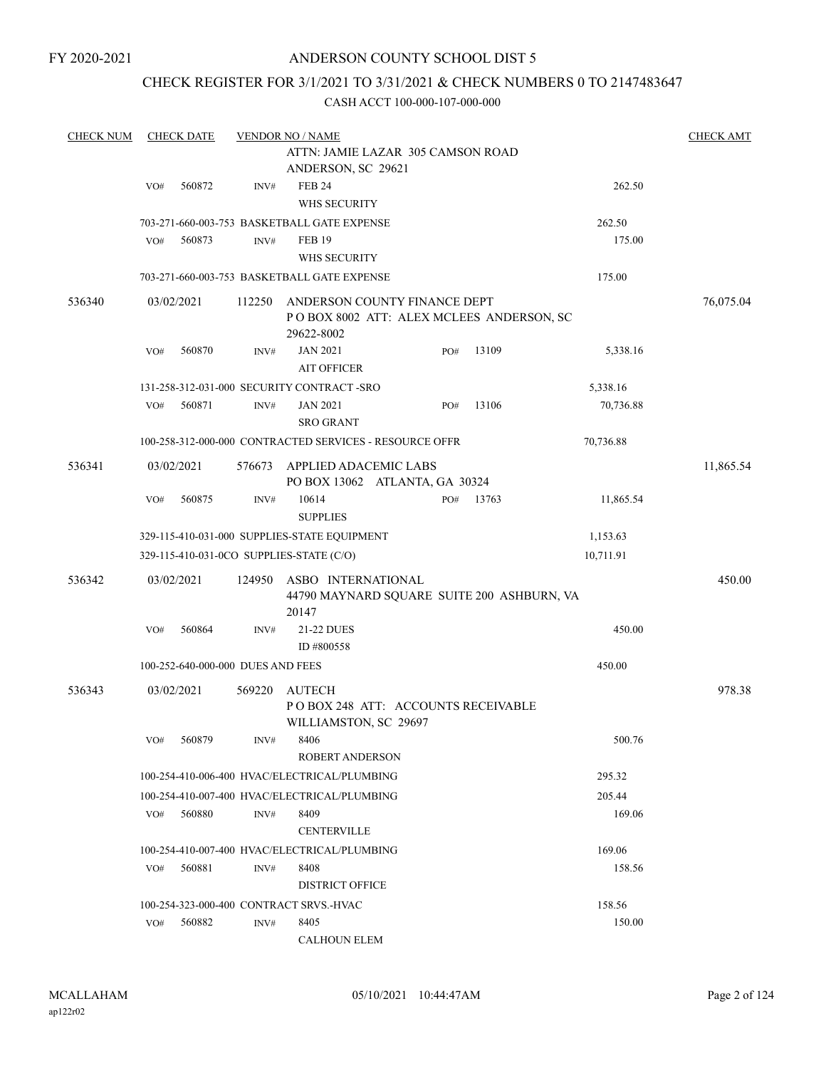FY 2020-2021

# ANDERSON COUNTY SCHOOL DIST 5

## CHECK REGISTER FOR 3/1/2021 TO 3/31/2021 & CHECK NUMBERS 0 TO 2147483647

CASH ACCT 100-000-107-000-000

| CHECK NUM | CHECK DATE | VENDOR NO / NAME | | | CHECK AMT |
|---|---|---|---|---|---|
| | | | ATTN: JAMIE LAZAR 305 CAMSON ROAD ANDERSON, SC 29621 | | |
| | VO# 560872 | INV# | FEB 24 WHS SECURITY | 262.50 | |
| | | 703-271-660-003-753 BASKETBALL GATE EXPENSE | | 262.50 | |
| | VO# 560873 | INV# | FEB 19 WHS SECURITY | 175.00 | |
| | | 703-271-660-003-753 BASKETBALL GATE EXPENSE | | 175.00 | |
| 536340 | 03/02/2021 | 112250 | ANDERSON COUNTY FINANCE DEPT P O BOX 8002 ATT: ALEX MCLEES ANDERSON, SC 29622-8002 | | 76,075.04 |
| | VO# 560870 | INV# | JAN 2021 AIT OFFICER PO# 13109 | 5,338.16 | |
| | | 131-258-312-031-000 SECURITY CONTRACT -SRO | | 5,338.16 | |
| | VO# 560871 | INV# | JAN 2021 SRO GRANT PO# 13106 | 70,736.88 | |
| | | 100-258-312-000-000 CONTRACTED SERVICES - RESOURCE OFFR | | 70,736.88 | |
| 536341 | 03/02/2021 | 576673 | APPLIED ADACEMIC LABS PO BOX 13062 ATLANTA, GA 30324 | | 11,865.54 |
| | VO# 560875 | INV# | 10614 SUPPLIES PO# 13763 | 11,865.54 | |
| | | 329-115-410-031-000 SUPPLIES-STATE EQUIPMENT | | 1,153.63 | |
| | | 329-115-410-031-0CO SUPPLIES-STATE (C/O) | | 10,711.91 | |
| 536342 | 03/02/2021 | 124950 | ASBO INTERNATIONAL 44790 MAYNARD SQUARE SUITE 200 ASHBURN, VA 20147 | | 450.00 |
| | VO# 560864 | INV# | 21-22 DUES ID #800558 | 450.00 | |
| | | 100-252-640-000-000 DUES AND FEES | | 450.00 | |
| 536343 | 03/02/2021 | 569220 | AUTECH P O BOX 248 ATT: ACCOUNTS RECEIVABLE WILLIAMSTON, SC 29697 | | 978.38 |
| | VO# 560879 | INV# | 8406 ROBERT ANDERSON | 500.76 | |
| | | 100-254-410-006-400 HVAC/ELECTRICAL/PLUMBING | | 295.32 | |
| | | 100-254-410-007-400 HVAC/ELECTRICAL/PLUMBING | | 205.44 | |
| | VO# 560880 | INV# | 8409 CENTERVILLE | 169.06 | |
| | | 100-254-410-007-400 HVAC/ELECTRICAL/PLUMBING | | 169.06 | |
| | VO# 560881 | INV# | 8408 DISTRICT OFFICE | 158.56 | |
| | | 100-254-323-000-400 CONTRACT SRVS.-HVAC | | 158.56 | |
| | VO# 560882 | INV# | 8405 CALHOUN ELEM | 150.00 | |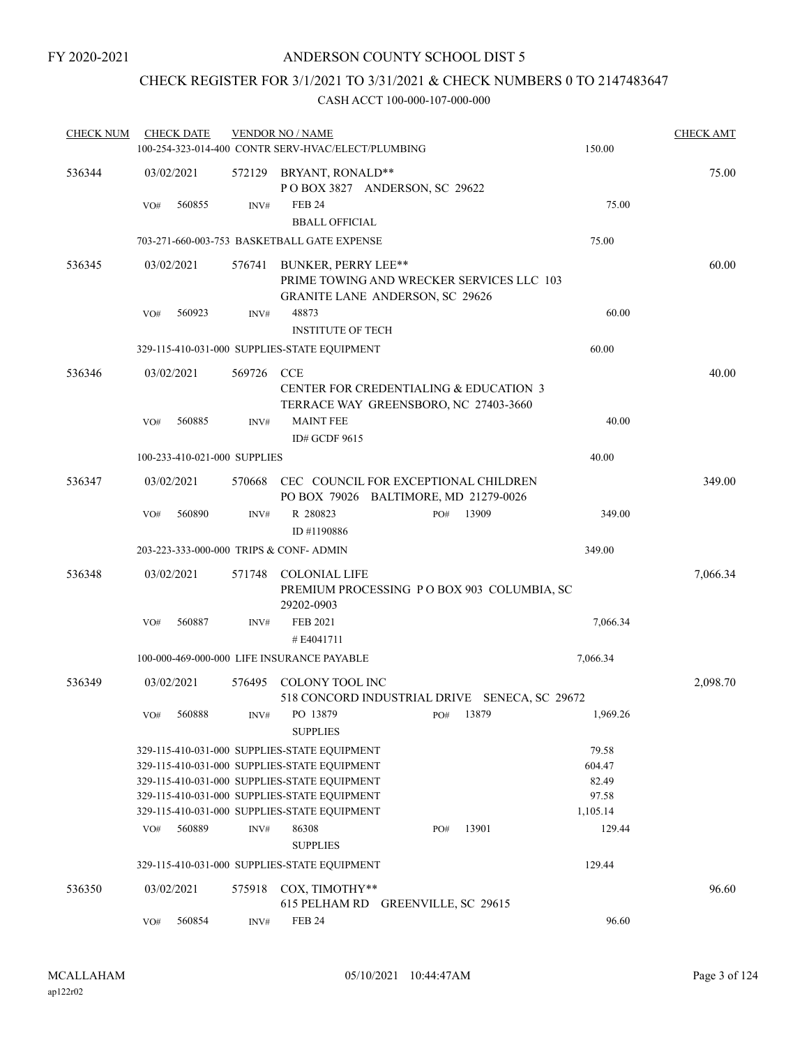FY 2020-2021

# ANDERSON COUNTY SCHOOL DIST 5

## CHECK REGISTER FOR 3/1/2021 TO 3/31/2021 & CHECK NUMBERS 0 TO 2147483647

### CASH ACCT 100-000-107-000-000

| CHECK NUM | CHECK DATE | VENDOR NO / NAME | | CHECK AMT |
|---|---|---|---|---|
| | | 100-254-323-014-400 CONTR SERV-HVAC/ELECT/PLUMBING | 150.00 | |
| 536344 | 03/02/2021 | 572129 BRYANT, RONALD** P O BOX 3827 ANDERSON, SC 29622 | | 75.00 |
| | VO# 560855 | INV# FEB 24 BBALL OFFICIAL | 75.00 | |
| | | 703-271-660-003-753 BASKETBALL GATE EXPENSE | 75.00 | |
| 536345 | 03/02/2021 | 576741 BUNKER, PERRY LEE** PRIME TOWING AND WRECKER SERVICES LLC 103 GRANITE LANE ANDERSON, SC 29626 | | 60.00 |
| | VO# 560923 | INV# 48873 INSTITUTE OF TECH | 60.00 | |
| | | 329-115-410-031-000 SUPPLIES-STATE EQUIPMENT | 60.00 | |
| 536346 | 03/02/2021 | 569726 CCE CENTER FOR CREDENTIALING & EDUCATION 3 TERRACE WAY GREENSBORO, NC 27403-3660 | | 40.00 |
| | VO# 560885 | INV# MAINT FEE ID# GCDF 9615 | 40.00 | |
| | | 100-233-410-021-000 SUPPLIES | 40.00 | |
| 536347 | 03/02/2021 | 570668 CEC COUNCIL FOR EXCEPTIONAL CHILDREN PO BOX 79026 BALTIMORE, MD 21279-0026 | | 349.00 |
| | VO# 560890 | INV# R 280823 PO# 13909 ID #1190886 | 349.00 | |
| | | 203-223-333-000-000 TRIPS & CONF- ADMIN | 349.00 | |
| 536348 | 03/02/2021 | 571748 COLONIAL LIFE PREMIUM PROCESSING P O BOX 903 COLUMBIA, SC 29202-0903 | | 7,066.34 |
| | VO# 560887 | INV# FEB 2021 # E4041711 | 7,066.34 | |
| | | 100-000-469-000-000 LIFE INSURANCE PAYABLE | 7,066.34 | |
| 536349 | 03/02/2021 | 576495 COLONY TOOL INC 518 CONCORD INDUSTRIAL DRIVE SENECA, SC 29672 | | 2,098.70 |
| | VO# 560888 | INV# PO 13879 PO# 13879 SUPPLIES | 1,969.26 | |
| | | 329-115-410-031-000 SUPPLIES-STATE EQUIPMENT | 79.58 | |
| | | 329-115-410-031-000 SUPPLIES-STATE EQUIPMENT | 604.47 | |
| | | 329-115-410-031-000 SUPPLIES-STATE EQUIPMENT | 82.49 | |
| | | 329-115-410-031-000 SUPPLIES-STATE EQUIPMENT | 97.58 | |
| | | 329-115-410-031-000 SUPPLIES-STATE EQUIPMENT | 1,105.14 | |
| | VO# 560889 | INV# 86308 PO# 13901 SUPPLIES | 129.44 | |
| | | 329-115-410-031-000 SUPPLIES-STATE EQUIPMENT | 129.44 | |
| 536350 | 03/02/2021 | 575918 COX, TIMOTHY** 615 PELHAM RD GREENVILLE, SC 29615 | | 96.60 |
| | VO# 560854 | INV# FEB 24 | 96.60 | |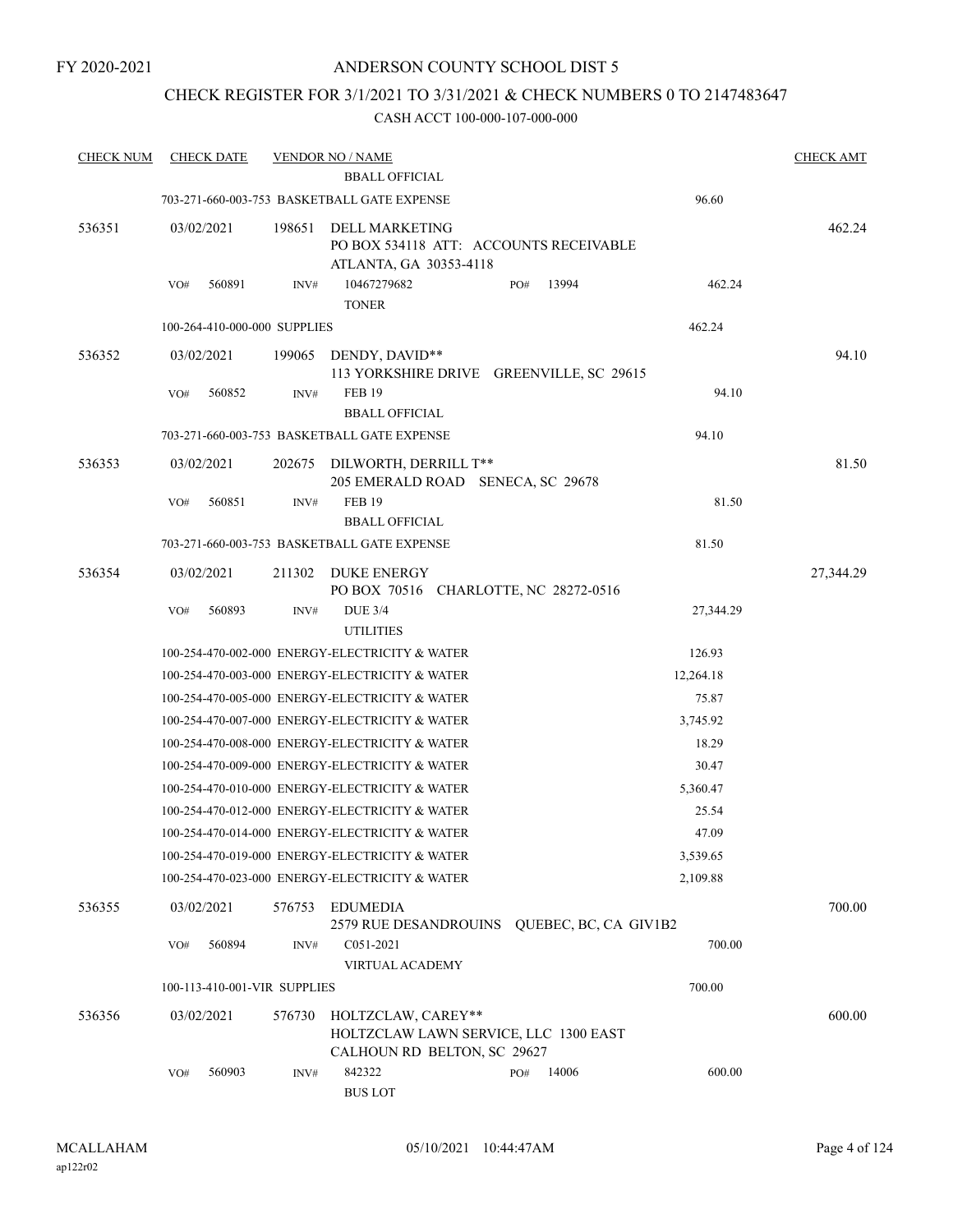FY 2020-2021

ANDERSON COUNTY SCHOOL DIST 5

CHECK REGISTER FOR 3/1/2021 TO 3/31/2021 & CHECK NUMBERS 0 TO 2147483647

CASH ACCT 100-000-107-000-000

| CHECK NUM | CHECK DATE | VENDOR NO / NAME | | CHECK AMT |
|---|---|---|---|---|
| | | BBALL OFFICIAL | | |
| | | 703-271-660-003-753 BASKETBALL GATE EXPENSE | 96.60 | |
| 536351 | 03/02/2021 | 198651 DELL MARKETING<br>PO BOX 534118 ATT: ACCOUNTS RECEIVABLE<br>ATLANTA, GA 30353-4118 | | 462.24 |
| | VO# 560891 | INV# 10467279682 PO# 13994<br>TONER | 462.24 | |
| | | 100-264-410-000-000 SUPPLIES | 462.24 | |
| 536352 | 03/02/2021 | 199065 DENDY, DAVID**<br>113 YORKSHIRE DRIVE GREENVILLE, SC 29615 | | 94.10 |
| | VO# 560852 | INV# FEB 19<br>BBALL OFFICIAL | 94.10 | |
| | | 703-271-660-003-753 BASKETBALL GATE EXPENSE | 94.10 | |
| 536353 | 03/02/2021 | 202675 DILWORTH, DERRILL T**<br>205 EMERALD ROAD SENECA, SC 29678 | | 81.50 |
| | VO# 560851 | INV# FEB 19<br>BBALL OFFICIAL | 81.50 | |
| | | 703-271-660-003-753 BASKETBALL GATE EXPENSE | 81.50 | |
| 536354 | 03/02/2021 | 211302 DUKE ENERGY<br>PO BOX 70516 CHARLOTTE, NC 28272-0516 | | 27,344.29 |
| | VO# 560893 | INV# DUE 3/4<br>UTILITIES | 27,344.29 | |
| | | 100-254-470-002-000 ENERGY-ELECTRICITY & WATER | 126.93 | |
| | | 100-254-470-003-000 ENERGY-ELECTRICITY & WATER | 12,264.18 | |
| | | 100-254-470-005-000 ENERGY-ELECTRICITY & WATER | 75.87 | |
| | | 100-254-470-007-000 ENERGY-ELECTRICITY & WATER | 3,745.92 | |
| | | 100-254-470-008-000 ENERGY-ELECTRICITY & WATER | 18.29 | |
| | | 100-254-470-009-000 ENERGY-ELECTRICITY & WATER | 30.47 | |
| | | 100-254-470-010-000 ENERGY-ELECTRICITY & WATER | 5,360.47 | |
| | | 100-254-470-012-000 ENERGY-ELECTRICITY & WATER | 25.54 | |
| | | 100-254-470-014-000 ENERGY-ELECTRICITY & WATER | 47.09 | |
| | | 100-254-470-019-000 ENERGY-ELECTRICITY & WATER | 3,539.65 | |
| | | 100-254-470-023-000 ENERGY-ELECTRICITY & WATER | 2,109.88 | |
| 536355 | 03/02/2021 | 576753 EDUMEDIA<br>2579 RUE DESANDROUINS QUEBEC, BC, CA GIV1B2 | | 700.00 |
| | VO# 560894 | INV# C051-2021<br>VIRTUAL ACADEMY | 700.00 | |
| | | 100-113-410-001-VIR SUPPLIES | 700.00 | |
| 536356 | 03/02/2021 | 576730 HOLTZCLAW, CAREY**<br>HOLTZCLAW LAWN SERVICE, LLC 1300 EAST<br>CALHOUN RD BELTON, SC 29627 | | 600.00 |
| | VO# 560903 | INV# 842322 PO# 14006<br>BUS LOT | 600.00 | |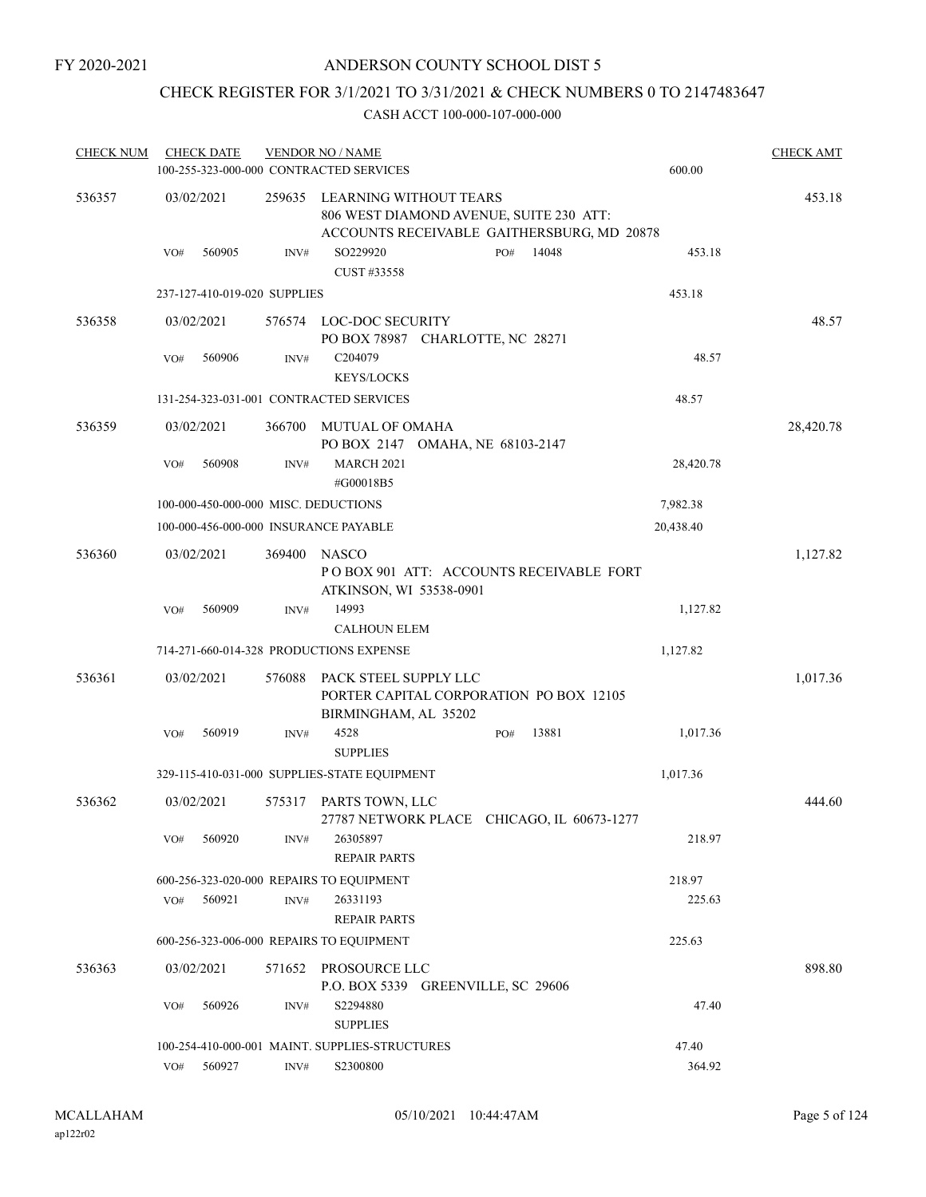FY 2020-2021

# ANDERSON COUNTY SCHOOL DIST 5

## CHECK REGISTER FOR 3/1/2021 TO 3/31/2021 & CHECK NUMBERS 0 TO 2147483647

CASH ACCT 100-000-107-000-000

| CHECK NUM | CHECK DATE | VENDOR NO / NAME | | | CHECK AMT |
|---|---|---|---|---|---|
| | 100-255-323-000-000 CONTRACTED SERVICES | | | 600.00 | |
| 536357 | 03/02/2021 | 259635 LEARNING WITHOUT TEARS 806 WEST DIAMOND AVENUE, SUITE 230 ATT: ACCOUNTS RECEIVABLE GAITHERSBURG, MD 20878 | | | 453.18 |
| | VO# 560905 | INV# SO229920 CUST #33558 | PO# 14048 | 453.18 | |
| | 237-127-410-019-020 SUPPLIES | | | 453.18 | |
| 536358 | 03/02/2021 | 576574 LOC-DOC SECURITY PO BOX 78987 CHARLOTTE, NC 28271 | | | 48.57 |
| | VO# 560906 | INV# C204079 KEYS/LOCKS | | 48.57 | |
| | 131-254-323-031-001 CONTRACTED SERVICES | | | 48.57 | |
| 536359 | 03/02/2021 | 366700 MUTUAL OF OMAHA PO BOX 2147 OMAHA, NE 68103-2147 | | | 28,420.78 |
| | VO# 560908 | INV# MARCH 2021 #G00018B5 | | 28,420.78 | |
| | 100-000-450-000-000 MISC. DEDUCTIONS | | | 7,982.38 | |
| | 100-000-456-000-000 INSURANCE PAYABLE | | | 20,438.40 | |
| 536360 | 03/02/2021 | 369400 NASCO P O BOX 901 ATT: ACCOUNTS RECEIVABLE FORT ATKINSON, WI 53538-0901 | | | 1,127.82 |
| | VO# 560909 | INV# 14993 CALHOUN ELEM | | 1,127.82 | |
| | 714-271-660-014-328 PRODUCTIONS EXPENSE | | | 1,127.82 | |
| 536361 | 03/02/2021 | 576088 PACK STEEL SUPPLY LLC PORTER CAPITAL CORPORATION PO BOX 12105 BIRMINGHAM, AL 35202 | | | 1,017.36 |
| | VO# 560919 | INV# 4528 SUPPLIES | PO# 13881 | 1,017.36 | |
| | 329-115-410-031-000 SUPPLIES-STATE EQUIPMENT | | | 1,017.36 | |
| 536362 | 03/02/2021 | 575317 PARTS TOWN, LLC 27787 NETWORK PLACE CHICAGO, IL 60673-1277 | | | 444.60 |
| | VO# 560920 | INV# 26305897 REPAIR PARTS | | 218.97 | |
| | 600-256-323-020-000 REPAIRS TO EQUIPMENT | | | 218.97 | |
| | VO# 560921 | INV# 26331193 REPAIR PARTS | | 225.63 | |
| | 600-256-323-006-000 REPAIRS TO EQUIPMENT | | | 225.63 | |
| 536363 | 03/02/2021 | 571652 PROSOURCE LLC P.O. BOX 5339 GREENVILLE, SC 29606 | | | 898.80 |
| | VO# 560926 | INV# S2294880 SUPPLIES | | 47.40 | |
| | 100-254-410-000-001 MAINT. SUPPLIES-STRUCTURES | | | 47.40 | |
| | VO# 560927 | INV# S2300800 | | 364.92 | |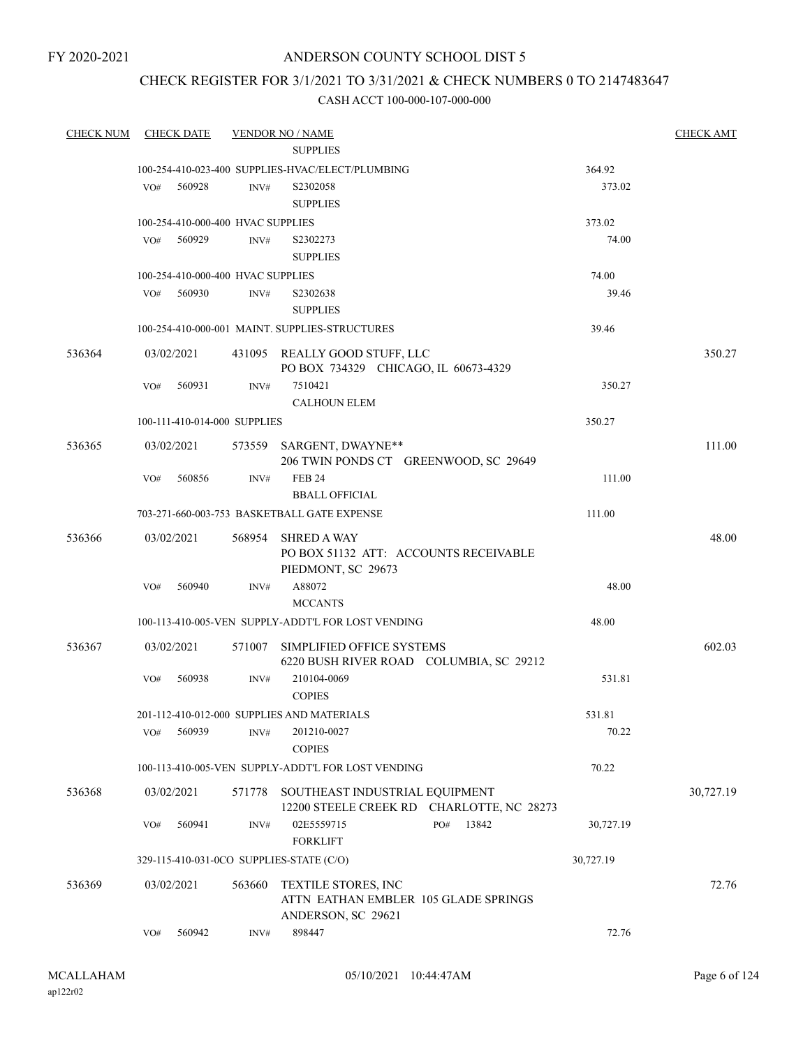FY 2020-2021

# ANDERSON COUNTY SCHOOL DIST 5

## CHECK REGISTER FOR 3/1/2021 TO 3/31/2021 & CHECK NUMBERS 0 TO 2147483647

### CASH ACCT 100-000-107-000-000

| CHECK NUM | CHECK DATE | VENDOR NO / NAME | | CHECK AMT |
|---|---|---|---|---|
| | | SUPPLIES | | |
| | | 100-254-410-023-400 SUPPLIES-HVAC/ELECT/PLUMBING | 364.92 | |
| | VO# 560928 | INV# S2302058 SUPPLIES | 373.02 | |
| | | 100-254-410-000-400 HVAC SUPPLIES | 373.02 | |
| | VO# 560929 | INV# S2302273 SUPPLIES | 74.00 | |
| | | 100-254-410-000-400 HVAC SUPPLIES | 74.00 | |
| | VO# 560930 | INV# S2302638 SUPPLIES | 39.46 | |
| | | 100-254-410-000-001 MAINT. SUPPLIES-STRUCTURES | 39.46 | |
| 536364 | 03/02/2021 | 431095 REALLY GOOD STUFF, LLC PO BOX 734329 CHICAGO, IL 60673-4329 | | 350.27 |
| | VO# 560931 | INV# 7510421 CALHOUN ELEM | 350.27 | |
| | | 100-111-410-014-000 SUPPLIES | 350.27 | |
| 536365 | 03/02/2021 | 573559 SARGENT, DWAYNE** 206 TWIN PONDS CT GREENWOOD, SC 29649 | | 111.00 |
| | VO# 560856 | INV# FEB 24 BBALL OFFICIAL | 111.00 | |
| | | 703-271-660-003-753 BASKETBALL GATE EXPENSE | 111.00 | |
| 536366 | 03/02/2021 | 568954 SHRED A WAY PO BOX 51132 ATT: ACCOUNTS RECEIVABLE PIEDMONT, SC 29673 | | 48.00 |
| | VO# 560940 | INV# A88072 MCCANTS | 48.00 | |
| | | 100-113-410-005-VEN SUPPLY-ADDT'L FOR LOST VENDING | 48.00 | |
| 536367 | 03/02/2021 | 571007 SIMPLIFIED OFFICE SYSTEMS 6220 BUSH RIVER ROAD COLUMBIA, SC 29212 | | 602.03 |
| | VO# 560938 | INV# 210104-0069 COPIES | 531.81 | |
| | | 201-112-410-012-000 SUPPLIES AND MATERIALS | 531.81 | |
| | VO# 560939 | INV# 201210-0027 COPIES | 70.22 | |
| | | 100-113-410-005-VEN SUPPLY-ADDT'L FOR LOST VENDING | 70.22 | |
| 536368 | 03/02/2021 | 571778 SOUTHEAST INDUSTRIAL EQUIPMENT 12200 STEELE CREEK RD CHARLOTTE, NC 28273 | | 30,727.19 |
| | VO# 560941 | INV# 02E5559715 PO# 13842 FORKLIFT | 30,727.19 | |
| | | 329-115-410-031-0CO SUPPLIES-STATE (C/O) | 30,727.19 | |
| 536369 | 03/02/2021 | 563660 TEXTILE STORES, INC ATTN EATHAN EMBLER 105 GLADE SPRINGS ANDERSON, SC 29621 | | 72.76 |
| | VO# 560942 | INV# 898447 | 72.76 | |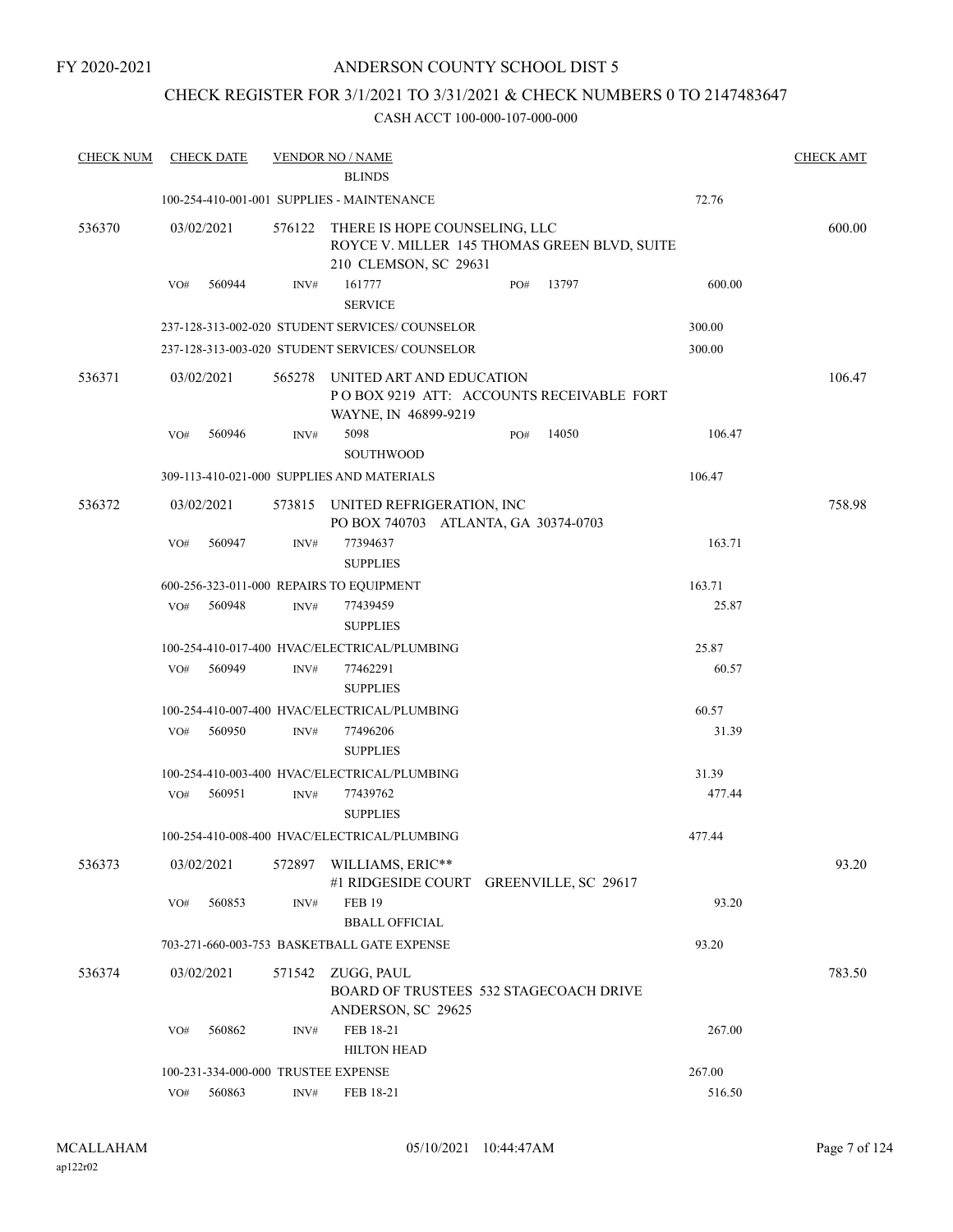FY 2020-2021

# ANDERSON COUNTY SCHOOL DIST 5

## CHECK REGISTER FOR 3/1/2021 TO 3/31/2021 & CHECK NUMBERS 0 TO 2147483647

### CASH ACCT 100-000-107-000-000

| CHECK NUM | CHECK DATE | VENDOR NO / NAME | | CHECK AMT |
|---|---|---|---|---|
| | | BLINDS | | |
| | | 100-254-410-001-001 SUPPLIES - MAINTENANCE | 72.76 | |
| 536370 | 03/02/2021 | 576122 THERE IS HOPE COUNSELING, LLC<br>ROYCE V. MILLER 145 THOMAS GREEN BLVD, SUITE 210 CLEMSON, SC 29631 | | 600.00 |
| | VO# 560944 | INV# 161777 PO# 13797<br>SERVICE | 600.00 | |
| | | 237-128-313-002-020 STUDENT SERVICES/ COUNSELOR | 300.00 | |
| | | 237-128-313-003-020 STUDENT SERVICES/ COUNSELOR | 300.00 | |
| 536371 | 03/02/2021 | 565278 UNITED ART AND EDUCATION<br>P O BOX 9219 ATT: ACCOUNTS RECEIVABLE FORT WAYNE, IN 46899-9219 | | 106.47 |
| | VO# 560946 | INV# 5098 PO# 14050<br>SOUTHWOOD | 106.47 | |
| | | 309-113-410-021-000 SUPPLIES AND MATERIALS | 106.47 | |
| 536372 | 03/02/2021 | 573815 UNITED REFRIGERATION, INC<br>PO BOX 740703 ATLANTA, GA 30374-0703 | | 758.98 |
| | VO# 560947 | INV# 77394637<br>SUPPLIES | 163.71 | |
| | | 600-256-323-011-000 REPAIRS TO EQUIPMENT | 163.71 | |
| | VO# 560948 | INV# 77439459<br>SUPPLIES | 25.87 | |
| | | 100-254-410-017-400 HVAC/ELECTRICAL/PLUMBING | 25.87 | |
| | VO# 560949 | INV# 77462291<br>SUPPLIES | 60.57 | |
| | | 100-254-410-007-400 HVAC/ELECTRICAL/PLUMBING | 60.57 | |
| | VO# 560950 | INV# 77496206<br>SUPPLIES | 31.39 | |
| | | 100-254-410-003-400 HVAC/ELECTRICAL/PLUMBING | 31.39 | |
| | VO# 560951 | INV# 77439762<br>SUPPLIES | 477.44 | |
| | | 100-254-410-008-400 HVAC/ELECTRICAL/PLUMBING | 477.44 | |
| 536373 | 03/02/2021 | 572897 WILLIAMS, ERIC**<br>#1 RIDGESIDE COURT GREENVILLE, SC 29617 | | 93.20 |
| | VO# 560853 | INV# FEB 19<br>BBALL OFFICIAL | 93.20 | |
| | | 703-271-660-003-753 BASKETBALL GATE EXPENSE | 93.20 | |
| 536374 | 03/02/2021 | 571542 ZUGG, PAUL<br>BOARD OF TRUSTEES 532 STAGECOACH DRIVE ANDERSON, SC 29625 | | 783.50 |
| | VO# 560862 | INV# FEB 18-21<br>HILTON HEAD | 267.00 | |
| | | 100-231-334-000-000 TRUSTEE EXPENSE | 267.00 | |
| | VO# 560863 | INV# FEB 18-21 | 516.50 | |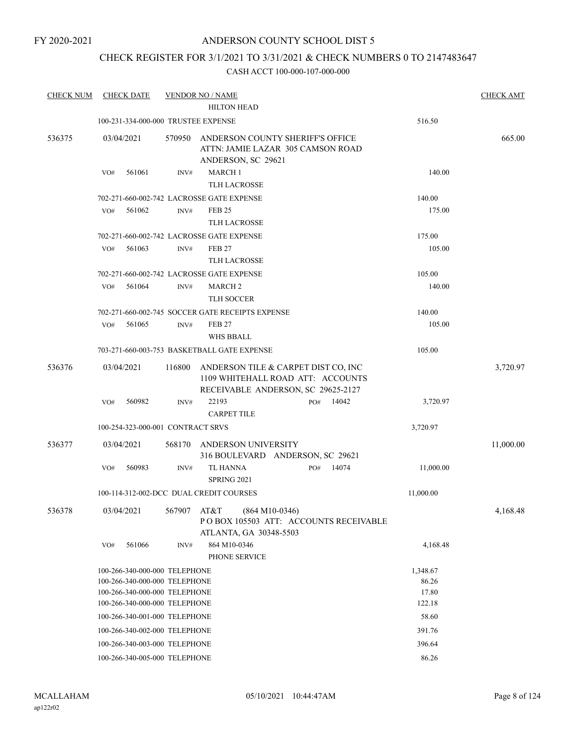FY 2020-2021

# ANDERSON COUNTY SCHOOL DIST 5

## CHECK REGISTER FOR 3/1/2021 TO 3/31/2021 & CHECK NUMBERS 0 TO 2147483647

### CASH ACCT 100-000-107-000-000

| CHECK NUM | CHECK DATE | VENDOR NO / NAME | | CHECK AMT |
|---|---|---|---|---|
| | | HILTON HEAD | | |
| | 100-231-334-000-000 TRUSTEE EXPENSE | | 516.50 | |
| 536375 | 03/04/2021 | 570950 ANDERSON COUNTY SHERIFF'S OFFICE<br>ATTN: JAMIE LAZAR 305 CAMSON ROAD<br>ANDERSON, SC 29621 | | 665.00 |
| | VO# 561061 | INV# MARCH 1<br>TLH LACROSSE | 140.00 | |
| | 702-271-660-002-742 LACROSSE GATE EXPENSE | | 140.00 | |
| | VO# 561062 | INV# FEB 25<br>TLH LACROSSE | 175.00 | |
| | 702-271-660-002-742 LACROSSE GATE EXPENSE | | 175.00 | |
| | VO# 561063 | INV# FEB 27<br>TLH LACROSSE | 105.00 | |
| | 702-271-660-002-742 LACROSSE GATE EXPENSE | | 105.00 | |
| | VO# 561064 | INV# MARCH 2<br>TLH SOCCER | 140.00 | |
| | 702-271-660-002-745 SOCCER GATE RECEIPTS EXPENSE | | 140.00 | |
| | VO# 561065 | INV# FEB 27<br>WHS BBALL | 105.00 | |
| | 703-271-660-003-753 BASKETBALL GATE EXPENSE | | 105.00 | |
| 536376 | 03/04/2021 | 116800 ANDERSON TILE & CARPET DIST CO, INC<br>1109 WHITEHALL ROAD ATT: ACCOUNTS<br>RECEIVABLE ANDERSON, SC 29625-2127 | | 3,720.97 |
| | VO# 560982 | INV# 22193 PO# 14042<br>CARPET TILE | 3,720.97 | |
| | 100-254-323-000-001 CONTRACT SRVS | | 3,720.97 | |
| 536377 | 03/04/2021 | 568170 ANDERSON UNIVERSITY<br>316 BOULEVARD ANDERSON, SC 29621 | | 11,000.00 |
| | VO# 560983 | INV# TL HANNA PO# 14074<br>SPRING 2021 | 11,000.00 | |
| | 100-114-312-002-DCC DUAL CREDIT COURSES | | 11,000.00 | |
| 536378 | 03/04/2021 | 567907 AT&T (864 M10-0346)<br>P O BOX 105503 ATT: ACCOUNTS RECEIVABLE<br>ATLANTA, GA 30348-5503 | | 4,168.48 |
| | VO# 561066 | INV# 864 M10-0346<br>PHONE SERVICE | 4,168.48 | |
| | 100-266-340-000-000 TELEPHONE | | 1,348.67 | |
| | 100-266-340-000-000 TELEPHONE | | 86.26 | |
| | 100-266-340-000-000 TELEPHONE | | 17.80 | |
| | 100-266-340-000-000 TELEPHONE | | 122.18 | |
| | 100-266-340-001-000 TELEPHONE | | 58.60 | |
| | 100-266-340-002-000 TELEPHONE | | 391.76 | |
| | 100-266-340-003-000 TELEPHONE | | 396.64 | |
| | 100-266-340-005-000 TELEPHONE | | 86.26 | |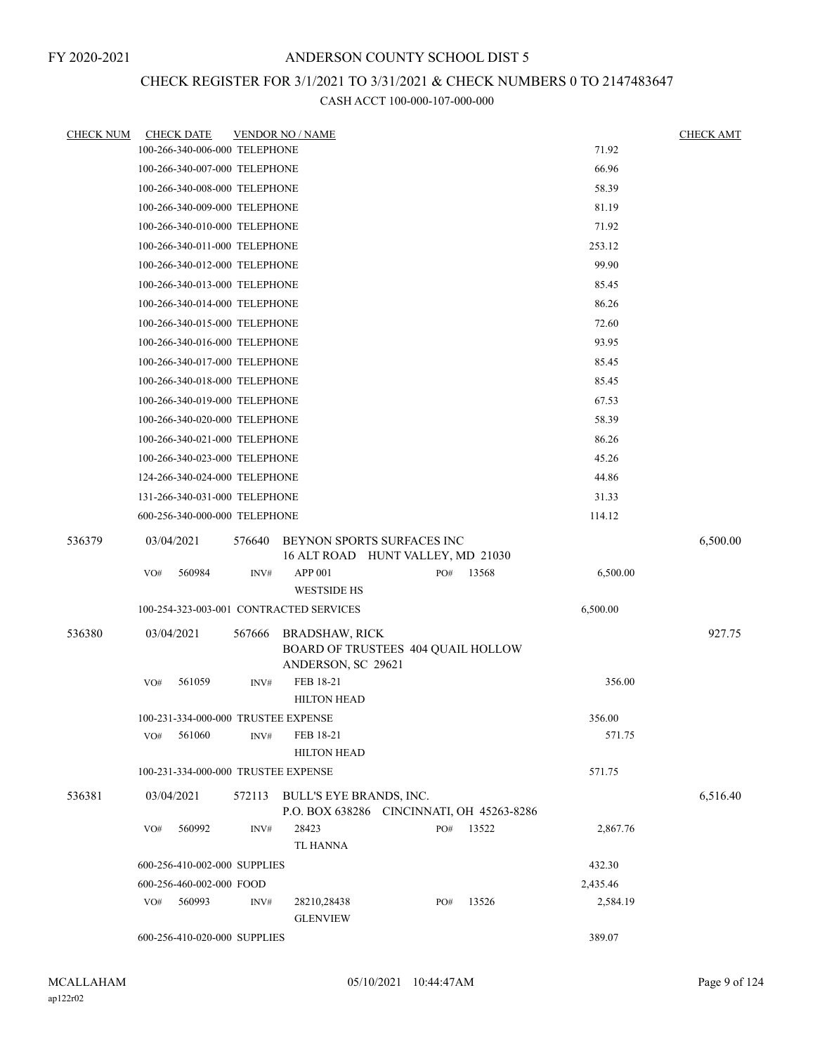FY 2020-2021

# ANDERSON COUNTY SCHOOL DIST 5

## CHECK REGISTER FOR 3/1/2021 TO 3/31/2021 & CHECK NUMBERS 0 TO 2147483647

### CASH ACCT 100-000-107-000-000

| CHECK NUM | CHECK DATE | VENDOR NO / NAME | | | CHECK AMT |
|---|---|---|---|---|---|
| | 100-266-340-006-000 TELEPHONE | | | 71.92 | |
| | 100-266-340-007-000 TELEPHONE | | | 66.96 | |
| | 100-266-340-008-000 TELEPHONE | | | 58.39 | |
| | 100-266-340-009-000 TELEPHONE | | | 81.19 | |
| | 100-266-340-010-000 TELEPHONE | | | 71.92 | |
| | 100-266-340-011-000 TELEPHONE | | | 253.12 | |
| | 100-266-340-012-000 TELEPHONE | | | 99.90 | |
| | 100-266-340-013-000 TELEPHONE | | | 85.45 | |
| | 100-266-340-014-000 TELEPHONE | | | 86.26 | |
| | 100-266-340-015-000 TELEPHONE | | | 72.60 | |
| | 100-266-340-016-000 TELEPHONE | | | 93.95 | |
| | 100-266-340-017-000 TELEPHONE | | | 85.45 | |
| | 100-266-340-018-000 TELEPHONE | | | 85.45 | |
| | 100-266-340-019-000 TELEPHONE | | | 67.53 | |
| | 100-266-340-020-000 TELEPHONE | | | 58.39 | |
| | 100-266-340-021-000 TELEPHONE | | | 86.26 | |
| | 100-266-340-023-000 TELEPHONE | | | 45.26 | |
| | 124-266-340-024-000 TELEPHONE | | | 44.86 | |
| | 131-266-340-031-000 TELEPHONE | | | 31.33 | |
| | 600-256-340-000-000 TELEPHONE | | | 114.12 | |
| 536379 | 03/04/2021 | 576640 BEYNON SPORTS SURFACES INC<br>16 ALT ROAD HUNT VALLEY, MD 21030 | | | 6,500.00 |
| | VO# 560984 | INV# APP 001<br>WESTSIDE HS | PO# 13568 | 6,500.00 | |
| | 100-254-323-003-001 CONTRACTED SERVICES | | | 6,500.00 | |
| 536380 | 03/04/2021 | 567666 BRADSHAW, RICK<br>BOARD OF TRUSTEES 404 QUAIL HOLLOW<br>ANDERSON, SC 29621 | | | 927.75 |
| | VO# 561059 | INV# FEB 18-21<br>HILTON HEAD | | 356.00 | |
| | 100-231-334-000-000 TRUSTEE EXPENSE | | | 356.00 | |
| | VO# 561060 | INV# FEB 18-21<br>HILTON HEAD | | 571.75 | |
| | 100-231-334-000-000 TRUSTEE EXPENSE | | | 571.75 | |
| 536381 | 03/04/2021 | 572113 BULL'S EYE BRANDS, INC.<br>P.O. BOX 638286 CINCINNATI, OH 45263-8286 | | | 6,516.40 |
| | VO# 560992 | INV# 28423<br>TL HANNA | PO# 13522 | 2,867.76 | |
| | 600-256-410-002-000 SUPPLIES | | | 432.30 | |
| | 600-256-460-002-000 FOOD | | | 2,435.46 | |
| | VO# 560993 | INV# 28210,28438<br>GLENVIEW | PO# 13526 | 2,584.19 | |
| | 600-256-410-020-000 SUPPLIES | | | 389.07 | |

MCALLAHAM
ap122r02

05/10/2021 10:44:47AM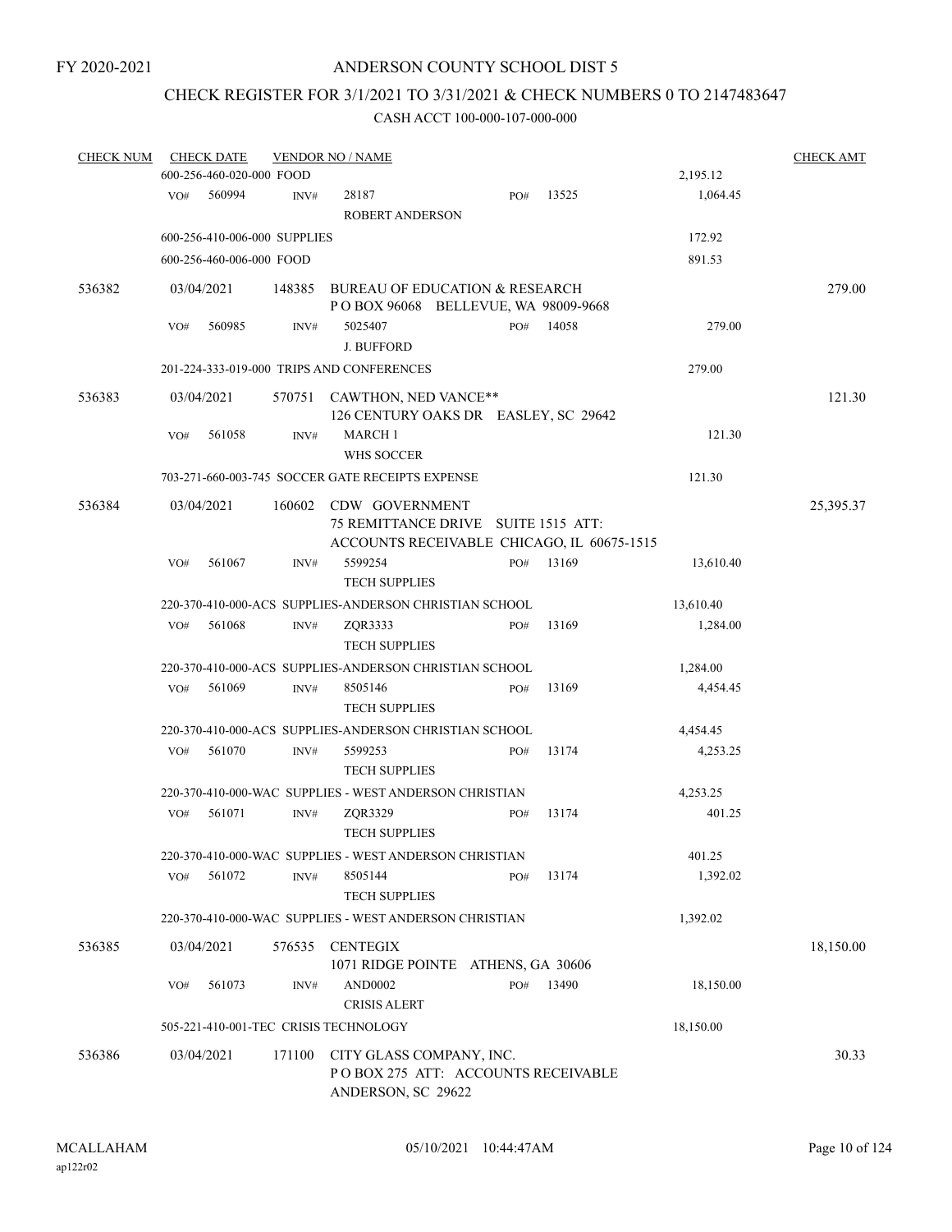FY 2020-2021

ANDERSON COUNTY SCHOOL DIST 5

CHECK REGISTER FOR 3/1/2021 TO 3/31/2021 & CHECK NUMBERS 0 TO 2147483647

CASH ACCT 100-000-107-000-000

| CHECK NUM | CHECK DATE | VENDOR NO / NAME | | | CHECK AMT |
|---|---|---|---|---|---|
| | 600-256-460-020-000 FOOD | | | 2,195.12 | |
| | VO# 560994 | INV# 28187 ROBERT ANDERSON | PO# 13525 | 1,064.45 | |
| | 600-256-410-006-000 SUPPLIES | | | 172.92 | |
| | 600-256-460-006-000 FOOD | | | 891.53 | |
| 536382 | 03/04/2021 | 148385 BUREAU OF EDUCATION & RESEARCH P O BOX 96068 BELLEVUE, WA 98009-9668 | | | 279.00 |
| | VO# 560985 | INV# 5025407 J. BUFFORD | PO# 14058 | 279.00 | |
| | 201-224-333-019-000 TRIPS AND CONFERENCES | | | 279.00 | |
| 536383 | 03/04/2021 | 570751 CAWTHON, NED VANCE** 126 CENTURY OAKS DR EASLEY, SC 29642 | | | 121.30 |
| | VO# 561058 | INV# MARCH 1 WHS SOCCER | | 121.30 | |
| | 703-271-660-003-745 SOCCER GATE RECEIPTS EXPENSE | | | 121.30 | |
| 536384 | 03/04/2021 | 160602 CDW GOVERNMENT 75 REMITTANCE DRIVE SUITE 1515 ATT: ACCOUNTS RECEIVABLE CHICAGO, IL 60675-1515 | | | 25,395.37 |
| | VO# 561067 | INV# 5599254 TECH SUPPLIES | PO# 13169 | 13,610.40 | |
| | 220-370-410-000-ACS SUPPLIES-ANDERSON CHRISTIAN SCHOOL | | | 13,610.40 | |
| | VO# 561068 | INV# ZQR3333 TECH SUPPLIES | PO# 13169 | 1,284.00 | |
| | 220-370-410-000-ACS SUPPLIES-ANDERSON CHRISTIAN SCHOOL | | | 1,284.00 | |
| | VO# 561069 | INV# 8505146 TECH SUPPLIES | PO# 13169 | 4,454.45 | |
| | 220-370-410-000-ACS SUPPLIES-ANDERSON CHRISTIAN SCHOOL | | | 4,454.45 | |
| | VO# 561070 | INV# 5599253 TECH SUPPLIES | PO# 13174 | 4,253.25 | |
| | 220-370-410-000-WAC SUPPLIES - WEST ANDERSON CHRISTIAN | | | 4,253.25 | |
| | VO# 561071 | INV# ZQR3329 TECH SUPPLIES | PO# 13174 | 401.25 | |
| | 220-370-410-000-WAC SUPPLIES - WEST ANDERSON CHRISTIAN | | | 401.25 | |
| | VO# 561072 | INV# 8505144 TECH SUPPLIES | PO# 13174 | 1,392.02 | |
| | 220-370-410-000-WAC SUPPLIES - WEST ANDERSON CHRISTIAN | | | 1,392.02 | |
| 536385 | 03/04/2021 | 576535 CENTEGIX 1071 RIDGE POINTE ATHENS, GA 30606 | | | 18,150.00 |
| | VO# 561073 | INV# AND0002 CRISIS ALERT | PO# 13490 | 18,150.00 | |
| | 505-221-410-001-TEC CRISIS TECHNOLOGY | | | 18,150.00 | |
| 536386 | 03/04/2021 | 171100 CITY GLASS COMPANY, INC. P O BOX 275 ATT: ACCOUNTS RECEIVABLE ANDERSON, SC 29622 | | | 30.33 |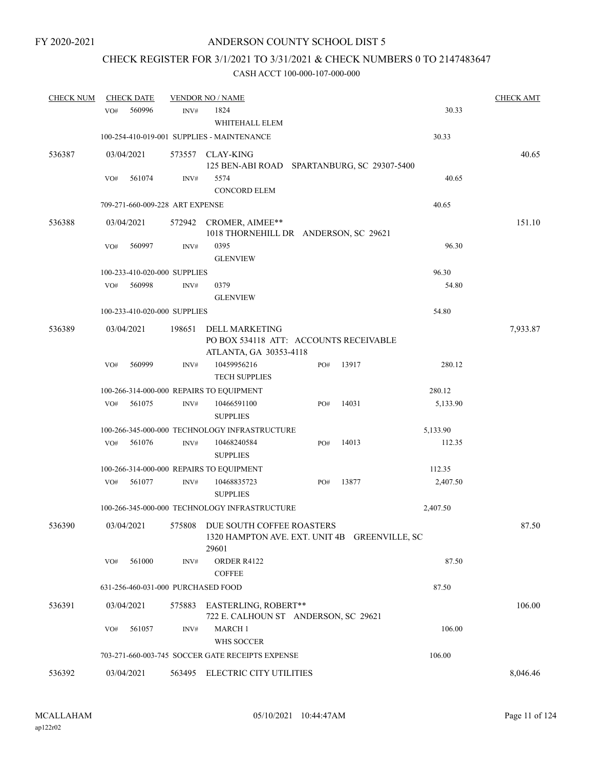FY 2020-2021

# ANDERSON COUNTY SCHOOL DIST 5

## CHECK REGISTER FOR 3/1/2021 TO 3/31/2021 & CHECK NUMBERS 0 TO 2147483647

### CASH ACCT 100-000-107-000-000

| CHECK NUM | CHECK DATE | VENDOR NO / NAME | | | CHECK AMT |
|---|---|---|---|---|---|
| | VO# 560996 | INV# 1824<br>WHITEHALL ELEM | | 30.33 | |
| | 100-254-410-019-001 SUPPLIES - MAINTENANCE | | | 30.33 | |
| 536387 | 03/04/2021 | 573557 CLAY-KING<br>125 BEN-ABI ROAD SPARTANBURG, SC 29307-5400 | | | 40.65 |
| | VO# 561074 | INV# 5574<br>CONCORD ELEM | | 40.65 | |
| | 709-271-660-009-228 ART EXPENSE | | | 40.65 | |
| 536388 | 03/04/2021 | 572942 CROMER, AIMEE**<br>1018 THORNEHILL DR ANDERSON, SC 29621 | | | 151.10 |
| | VO# 560997 | INV# 0395<br>GLENVIEW | | 96.30 | |
| | 100-233-410-020-000 SUPPLIES | | | 96.30 | |
| | VO# 560998 | INV# 0379<br>GLENVIEW | | 54.80 | |
| | 100-233-410-020-000 SUPPLIES | | | 54.80 | |
| 536389 | 03/04/2021 | 198651 DELL MARKETING<br>PO BOX 534118 ATT: ACCOUNTS RECEIVABLE<br>ATLANTA, GA 30353-4118 | | | 7,933.87 |
| | VO# 560999 | INV# 10459956216<br>TECH SUPPLIES | PO# 13917 | 280.12 | |
| | 100-266-314-000-000 REPAIRS TO EQUIPMENT | | | 280.12 | |
| | VO# 561075 | INV# 10466591100<br>SUPPLIES | PO# 14031 | 5,133.90 | |
| | 100-266-345-000-000 TECHNOLOGY INFRASTRUCTURE | | | 5,133.90 | |
| | VO# 561076 | INV# 10468240584<br>SUPPLIES | PO# 14013 | 112.35 | |
| | 100-266-314-000-000 REPAIRS TO EQUIPMENT | | | 112.35 | |
| | VO# 561077 | INV# 10468835723<br>SUPPLIES | PO# 13877 | 2,407.50 | |
| | 100-266-345-000-000 TECHNOLOGY INFRASTRUCTURE | | | 2,407.50 | |
| 536390 | 03/04/2021 | 575808 DUE SOUTH COFFEE ROASTERS<br>1320 HAMPTON AVE. EXT. UNIT 4B GREENVILLE, SC 29601 | | | 87.50 |
| | VO# 561000 | INV# ORDER R4122<br>COFFEE | | 87.50 | |
| | 631-256-460-031-000 PURCHASED FOOD | | | 87.50 | |
| 536391 | 03/04/2021 | 575883 EASTERLING, ROBERT**<br>722 E. CALHOUN ST ANDERSON, SC 29621 | | | 106.00 |
| | VO# 561057 | INV# MARCH 1<br>WHS SOCCER | | 106.00 | |
| | 703-271-660-003-745 SOCCER GATE RECEIPTS EXPENSE | | | 106.00 | |
| 536392 | 03/04/2021 | 563495 ELECTRIC CITY UTILITIES | | | 8,046.46 |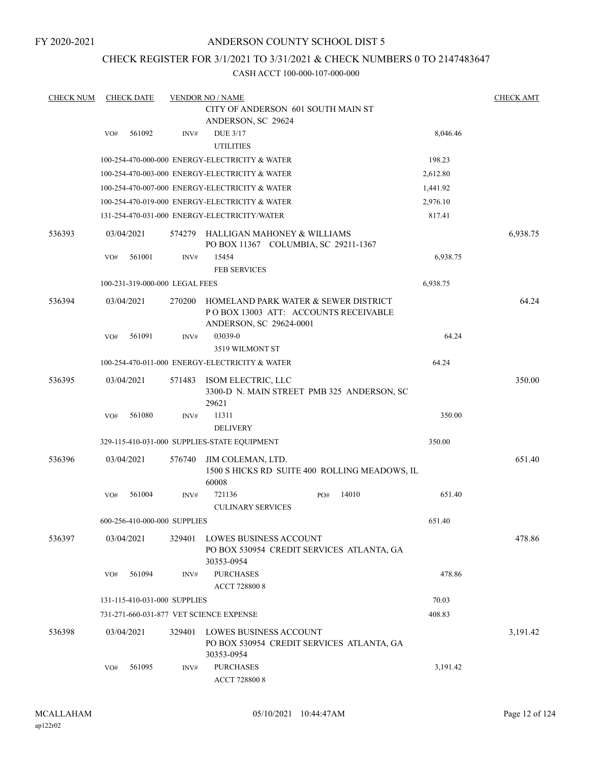FY 2020-2021

# ANDERSON COUNTY SCHOOL DIST 5

## CHECK REGISTER FOR 3/1/2021 TO 3/31/2021 & CHECK NUMBERS 0 TO 2147483647

CASH ACCT 100-000-107-000-000

| CHECK NUM | CHECK DATE | VENDOR NO / NAME | | | CHECK AMT |
|---|---|---|---|---|---|
| | | | CITY OF ANDERSON 601 SOUTH MAIN ST ANDERSON, SC 29624 | | |
| | VO# 561092 | INV# | DUE 3/17 UTILITIES | 8,046.46 | |
| | 100-254-470-000-000 ENERGY-ELECTRICITY & WATER | | | 198.23 | |
| | 100-254-470-003-000 ENERGY-ELECTRICITY & WATER | | | 2,612.80 | |
| | 100-254-470-007-000 ENERGY-ELECTRICITY & WATER | | | 1,441.92 | |
| | 100-254-470-019-000 ENERGY-ELECTRICITY & WATER | | | 2,976.10 | |
| | 131-254-470-031-000 ENERGY-ELECTRICITY/WATER | | | 817.41 | |
| 536393 | 03/04/2021 | 574279 | HALLIGAN MAHONEY & WILLIAMS PO BOX 11367 COLUMBIA, SC 29211-1367 | | 6,938.75 |
| | VO# 561001 | INV# | 15454 FEB SERVICES | 6,938.75 | |
| | 100-231-319-000-000 LEGAL FEES | | | 6,938.75 | |
| 536394 | 03/04/2021 | 270200 | HOMELAND PARK WATER & SEWER DISTRICT P O BOX 13003 ATT: ACCOUNTS RECEIVABLE ANDERSON, SC 29624-0001 | | 64.24 |
| | VO# 561091 | INV# | 03039-0 3519 WILMONT ST | 64.24 | |
| | 100-254-470-011-000 ENERGY-ELECTRICITY & WATER | | | 64.24 | |
| 536395 | 03/04/2021 | 571483 | ISOM ELECTRIC, LLC 3300-D N. MAIN STREET PMB 325 ANDERSON, SC 29621 | | 350.00 |
| | VO# 561080 | INV# | 11311 DELIVERY | 350.00 | |
| | 329-115-410-031-000 SUPPLIES-STATE EQUIPMENT | | | 350.00 | |
| 536396 | 03/04/2021 | 576740 | JIM COLEMAN, LTD. 1500 S HICKS RD SUITE 400 ROLLING MEADOWS, IL 60008 | | 651.40 |
| | VO# 561004 | INV# | 721136 PO# 14010 CULINARY SERVICES | 651.40 | |
| | 600-256-410-000-000 SUPPLIES | | | 651.40 | |
| 536397 | 03/04/2021 | 329401 | LOWES BUSINESS ACCOUNT PO BOX 530954 CREDIT SERVICES ATLANTA, GA 30353-0954 | | 478.86 |
| | VO# 561094 | INV# | PURCHASES ACCT 728800 8 | 478.86 | |
| | 131-115-410-031-000 SUPPLIES | | | 70.03 | |
| | 731-271-660-031-877 VET SCIENCE EXPENSE | | | 408.83 | |
| 536398 | 03/04/2021 | 329401 | LOWES BUSINESS ACCOUNT PO BOX 530954 CREDIT SERVICES ATLANTA, GA 30353-0954 | | 3,191.42 |
| | VO# 561095 | INV# | PURCHASES ACCT 728800 8 | 3,191.42 | |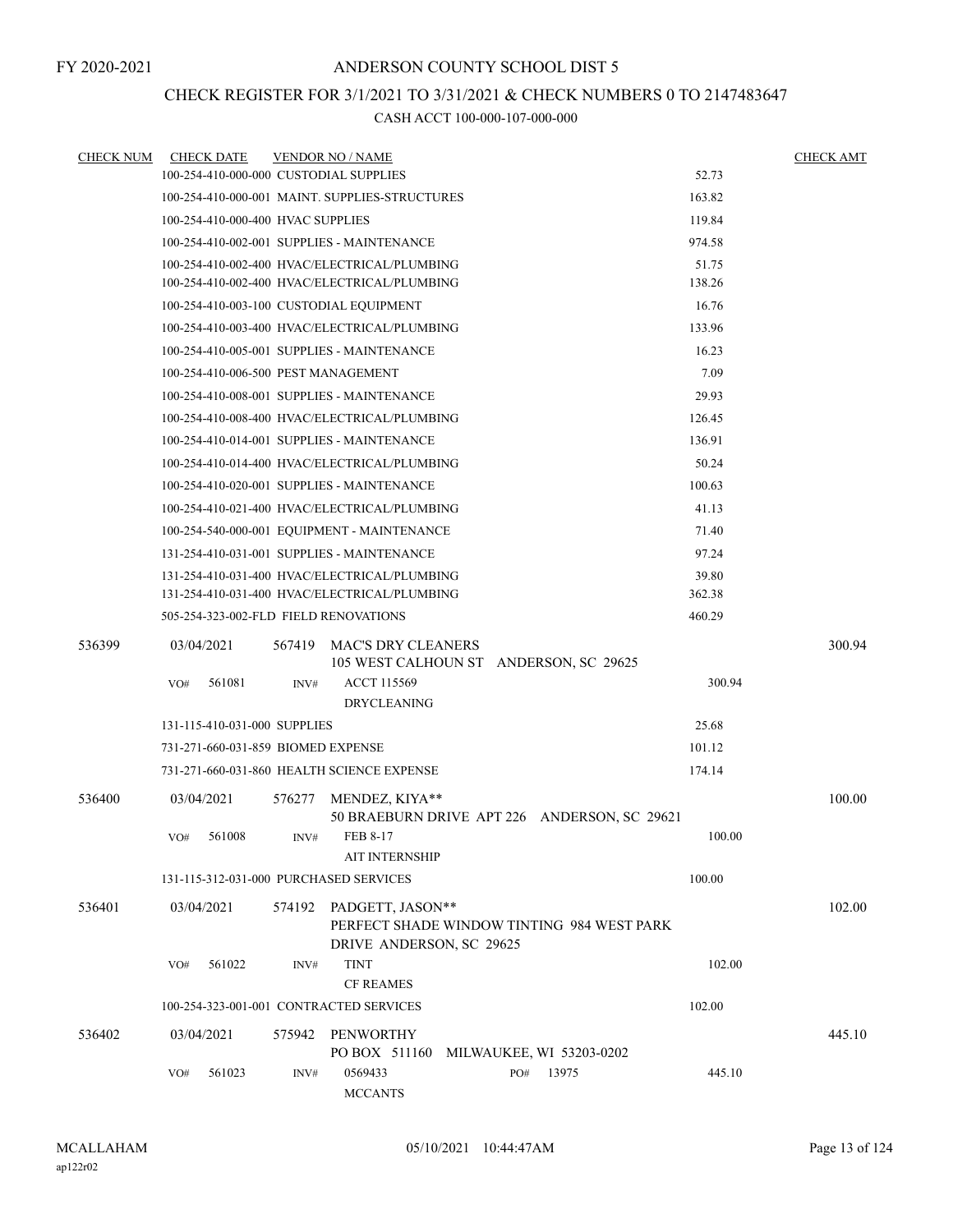FY 2020-2021

# ANDERSON COUNTY SCHOOL DIST 5

## CHECK REGISTER FOR 3/1/2021 TO 3/31/2021 & CHECK NUMBERS 0 TO 2147483647

CASH ACCT 100-000-107-000-000

| CHECK NUM | CHECK DATE | VENDOR NO / NAME | | CHECK AMT |
|---|---|---|---|---|
| | | 100-254-410-000-000 CUSTODIAL SUPPLIES | 52.73 | |
| | | 100-254-410-000-001 MAINT. SUPPLIES-STRUCTURES | 163.82 | |
| | | 100-254-410-000-400 HVAC SUPPLIES | 119.84 | |
| | | 100-254-410-002-001 SUPPLIES - MAINTENANCE | 974.58 | |
| | | 100-254-410-002-400 HVAC/ELECTRICAL/PLUMBING | 51.75 | |
| | | 100-254-410-002-400 HVAC/ELECTRICAL/PLUMBING | 138.26 | |
| | | 100-254-410-003-100 CUSTODIAL EQUIPMENT | 16.76 | |
| | | 100-254-410-003-400 HVAC/ELECTRICAL/PLUMBING | 133.96 | |
| | | 100-254-410-005-001 SUPPLIES - MAINTENANCE | 16.23 | |
| | | 100-254-410-006-500 PEST MANAGEMENT | 7.09 | |
| | | 100-254-410-008-001 SUPPLIES - MAINTENANCE | 29.93 | |
| | | 100-254-410-008-400 HVAC/ELECTRICAL/PLUMBING | 126.45 | |
| | | 100-254-410-014-001 SUPPLIES - MAINTENANCE | 136.91 | |
| | | 100-254-410-014-400 HVAC/ELECTRICAL/PLUMBING | 50.24 | |
| | | 100-254-410-020-001 SUPPLIES - MAINTENANCE | 100.63 | |
| | | 100-254-410-021-400 HVAC/ELECTRICAL/PLUMBING | 41.13 | |
| | | 100-254-540-000-001 EQUIPMENT - MAINTENANCE | 71.40 | |
| | | 131-254-410-031-001 SUPPLIES - MAINTENANCE | 97.24 | |
| | | 131-254-410-031-400 HVAC/ELECTRICAL/PLUMBING | 39.80 | |
| | | 131-254-410-031-400 HVAC/ELECTRICAL/PLUMBING | 362.38 | |
| | | 505-254-323-002-FLD FIELD RENOVATIONS | 460.29 | |
| 536399 | 03/04/2021 | 567419 MAC'S DRY CLEANERS<br>105 WEST CALHOUN ST ANDERSON, SC 29625 | | 300.94 |
| | VO# 561081 | INV# ACCT 115569<br>DRYCLEANING | 300.94 | |
| | | 131-115-410-031-000 SUPPLIES | 25.68 | |
| | | 731-271-660-031-859 BIOMED EXPENSE | 101.12 | |
| | | 731-271-660-031-860 HEALTH SCIENCE EXPENSE | 174.14 | |
| 536400 | 03/04/2021 | 576277 MENDEZ, KIYA**<br>50 BRAEBURN DRIVE APT 226 ANDERSON, SC 29621 | | 100.00 |
| | VO# 561008 | INV# FEB 8-17<br>AIT INTERNSHIP | 100.00 | |
| | | 131-115-312-031-000 PURCHASED SERVICES | 100.00 | |
| 536401 | 03/04/2021 | 574192 PADGETT, JASON**<br>PERFECT SHADE WINDOW TINTING 984 WEST PARK DRIVE ANDERSON, SC 29625 | | 102.00 |
| | VO# 561022 | INV# TINT<br>CF REAMES | 102.00 | |
| | | 100-254-323-001-001 CONTRACTED SERVICES | 102.00 | |
| 536402 | 03/04/2021 | 575942 PENWORTHY<br>PO BOX 511160 MILWAUKEE, WI 53203-0202 | | 445.10 |
| | VO# 561023 | INV# 0569433 PO# 13975<br>MCCANTS | 445.10 | |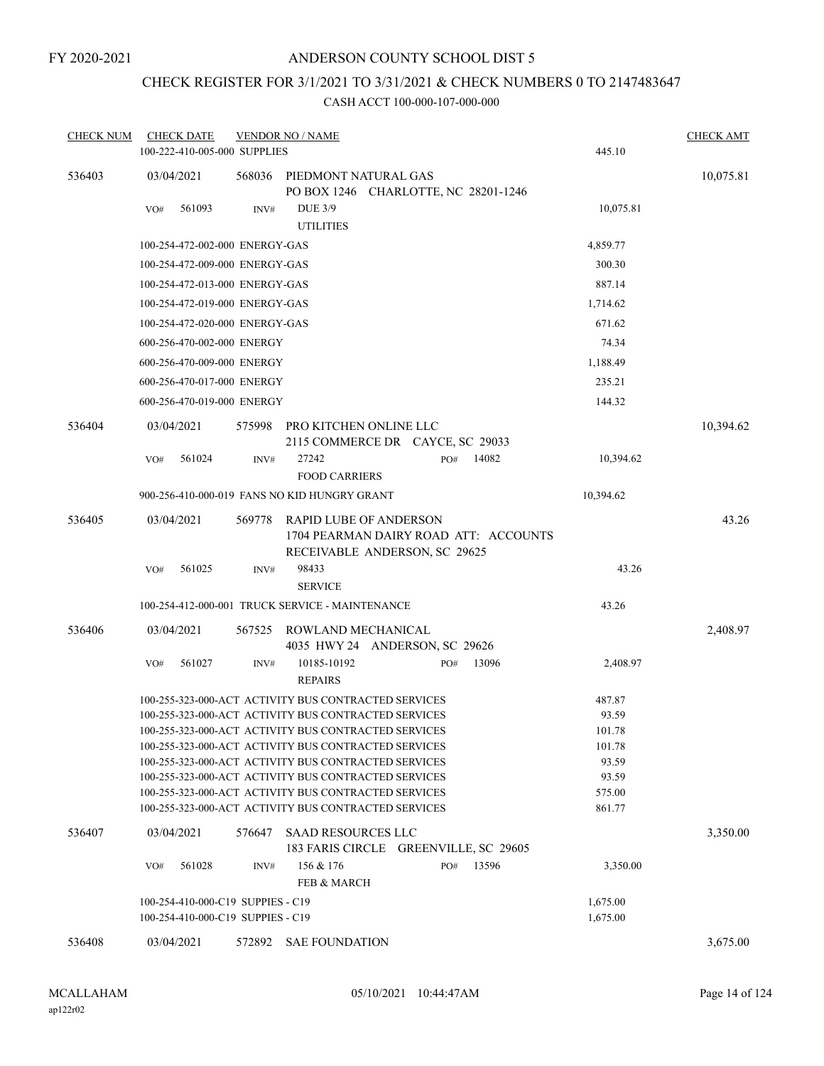FY 2020-2021

# ANDERSON COUNTY SCHOOL DIST 5

## CHECK REGISTER FOR 3/1/2021 TO 3/31/2021 & CHECK NUMBERS 0 TO 2147483647

CASH ACCT 100-000-107-000-000

| CHECK NUM | CHECK DATE | VENDOR NO / NAME | | CHECK AMT |
|---|---|---|---|---|
| | 100-222-410-005-000 SUPPLIES | | 445.10 | |
| 536403 | 03/04/2021 | 568036 PIEDMONT NATURAL GAS<br>PO BOX 1246 CHARLOTTE, NC 28201-1246 | | 10,075.81 |
| | VO# 561093 | INV# DUE 3/9<br>UTILITIES | 10,075.81 | |
| | 100-254-472-002-000 ENERGY-GAS | | 4,859.77 | |
| | 100-254-472-009-000 ENERGY-GAS | | 300.30 | |
| | 100-254-472-013-000 ENERGY-GAS | | 887.14 | |
| | 100-254-472-019-000 ENERGY-GAS | | 1,714.62 | |
| | 100-254-472-020-000 ENERGY-GAS | | 671.62 | |
| | 600-256-470-002-000 ENERGY | | 74.34 | |
| | 600-256-470-009-000 ENERGY | | 1,188.49 | |
| | 600-256-470-017-000 ENERGY | | 235.21 | |
| | 600-256-470-019-000 ENERGY | | 144.32 | |
| 536404 | 03/04/2021 | 575998 PRO KITCHEN ONLINE LLC<br>2115 COMMERCE DR CAYCE, SC 29033 | | 10,394.62 |
| | VO# 561024 | INV# 27242 PO# 14082<br>FOOD CARRIERS | 10,394.62 | |
| | 900-256-410-000-019 FANS NO KID HUNGRY GRANT | | 10,394.62 | |
| 536405 | 03/04/2021 | 569778 RAPID LUBE OF ANDERSON<br>1704 PEARMAN DAIRY ROAD ATT: ACCOUNTS RECEIVABLE ANDERSON, SC 29625 | | 43.26 |
| | VO# 561025 | INV# 98433<br>SERVICE | 43.26 | |
| | 100-254-412-000-001 TRUCK SERVICE - MAINTENANCE | | 43.26 | |
| 536406 | 03/04/2021 | 567525 ROWLAND MECHANICAL<br>4035 HWY 24 ANDERSON, SC 29626 | | 2,408.97 |
| | VO# 561027 | INV# 10185-10192 PO# 13096<br>REPAIRS | 2,408.97 | |
| | 100-255-323-000-ACT ACTIVITY BUS CONTRACTED SERVICES | | 487.87 | |
| | 100-255-323-000-ACT ACTIVITY BUS CONTRACTED SERVICES | | 93.59 | |
| | 100-255-323-000-ACT ACTIVITY BUS CONTRACTED SERVICES | | 101.78 | |
| | 100-255-323-000-ACT ACTIVITY BUS CONTRACTED SERVICES | | 101.78 | |
| | 100-255-323-000-ACT ACTIVITY BUS CONTRACTED SERVICES | | 93.59 | |
| | 100-255-323-000-ACT ACTIVITY BUS CONTRACTED SERVICES | | 93.59 | |
| | 100-255-323-000-ACT ACTIVITY BUS CONTRACTED SERVICES | | 575.00 | |
| | 100-255-323-000-ACT ACTIVITY BUS CONTRACTED SERVICES | | 861.77 | |
| 536407 | 03/04/2021 | 576647 SAAD RESOURCES LLC<br>183 FARIS CIRCLE GREENVILLE, SC 29605 | | 3,350.00 |
| | VO# 561028 | INV# 156 & 176 PO# 13596<br>FEB & MARCH | 3,350.00 | |
| | 100-254-410-000-C19 SUPPIES - C19 | | 1,675.00 | |
| | 100-254-410-000-C19 SUPPIES - C19 | | 1,675.00 | |
| 536408 | 03/04/2021 | 572892 SAE FOUNDATION | | 3,675.00 |

MCALLAHAM ap122r02 05/10/2021 10:44:47AM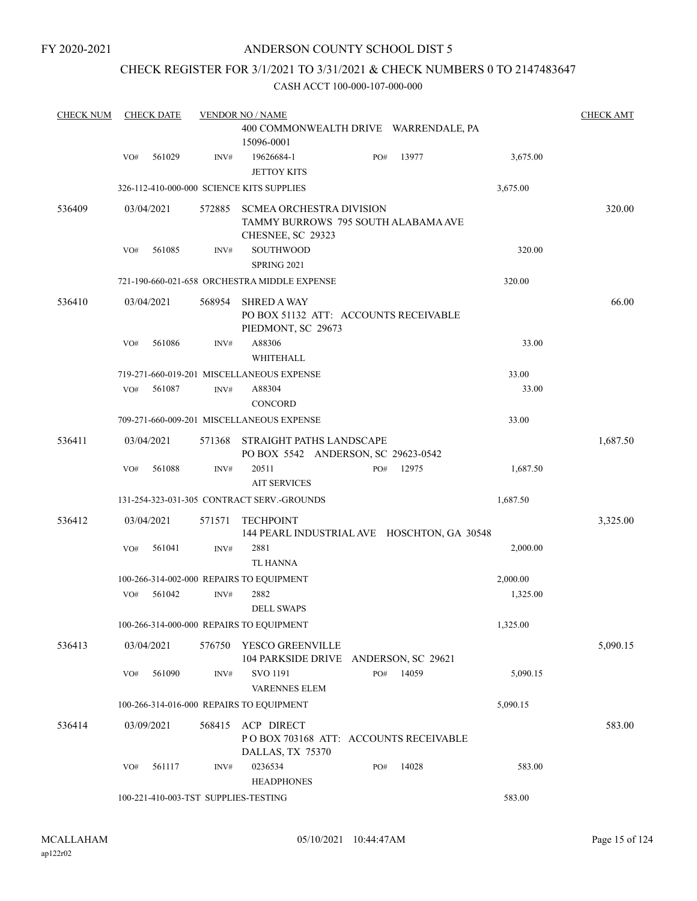FY 2020-2021

# ANDERSON COUNTY SCHOOL DIST 5

## CHECK REGISTER FOR 3/1/2021 TO 3/31/2021 & CHECK NUMBERS 0 TO 2147483647

CASH ACCT 100-000-107-000-000

| CHECK NUM | CHECK DATE | VENDOR NO / NAME | | | | CHECK AMT |
|---|---|---|---|---|---|---|
| | | 400 COMMONWEALTH DRIVE WARRENDALE, PA 15096-0001 | | | | |
| | VO# 561029 | INV# 19626684-1 JETTOY KITS | PO# 13977 | 3,675.00 | | |
| | | 326-112-410-000-000 SCIENCE KITS SUPPLIES | | 3,675.00 | | |
| 536409 | 03/04/2021 | 572885 SCMEA ORCHESTRA DIVISION TAMMY BURROWS 795 SOUTH ALABAMA AVE CHESNEE, SC 29323 | | | | 320.00 |
| | VO# 561085 | INV# SOUTHWOOD SPRING 2021 | | 320.00 | | |
| | | 721-190-660-021-658 ORCHESTRA MIDDLE EXPENSE | | 320.00 | | |
| 536410 | 03/04/2021 | 568954 SHRED A WAY PO BOX 51132 ATT: ACCOUNTS RECEIVABLE PIEDMONT, SC 29673 | | | | 66.00 |
| | VO# 561086 | INV# A88306 WHITEHALL | | 33.00 | | |
| | | 719-271-660-019-201 MISCELLANEOUS EXPENSE | | 33.00 | | |
| | VO# 561087 | INV# A88304 CONCORD | | 33.00 | | |
| | | 709-271-660-009-201 MISCELLANEOUS EXPENSE | | 33.00 | | |
| 536411 | 03/04/2021 | 571368 STRAIGHT PATHS LANDSCAPE PO BOX 5542 ANDERSON, SC 29623-0542 | | | | 1,687.50 |
| | VO# 561088 | INV# 20511 AIT SERVICES | PO# 12975 | 1,687.50 | | |
| | | 131-254-323-031-305 CONTRACT SERV.-GROUNDS | | 1,687.50 | | |
| 536412 | 03/04/2021 | 571571 TECHPOINT 144 PEARL INDUSTRIAL AVE HOSCHTON, GA 30548 | | | | 3,325.00 |
| | VO# 561041 | INV# 2881 TL HANNA | | 2,000.00 | | |
| | | 100-266-314-002-000 REPAIRS TO EQUIPMENT | | 2,000.00 | | |
| | VO# 561042 | INV# 2882 DELL SWAPS | | 1,325.00 | | |
| | | 100-266-314-000-000 REPAIRS TO EQUIPMENT | | 1,325.00 | | |
| 536413 | 03/04/2021 | 576750 YESCO GREENVILLE 104 PARKSIDE DRIVE ANDERSON, SC 29621 | | | | 5,090.15 |
| | VO# 561090 | INV# SVO 1191 VARENNES ELEM | PO# 14059 | 5,090.15 | | |
| | | 100-266-314-016-000 REPAIRS TO EQUIPMENT | | 5,090.15 | | |
| 536414 | 03/09/2021 | 568415 ACP DIRECT P O BOX 703168 ATT: ACCOUNTS RECEIVABLE DALLAS, TX 75370 | | | | 583.00 |
| | VO# 561117 | INV# 0236534 HEADPHONES | PO# 14028 | 583.00 | | |
| | | 100-221-410-003-TST SUPPLIES-TESTING | | 583.00 | | |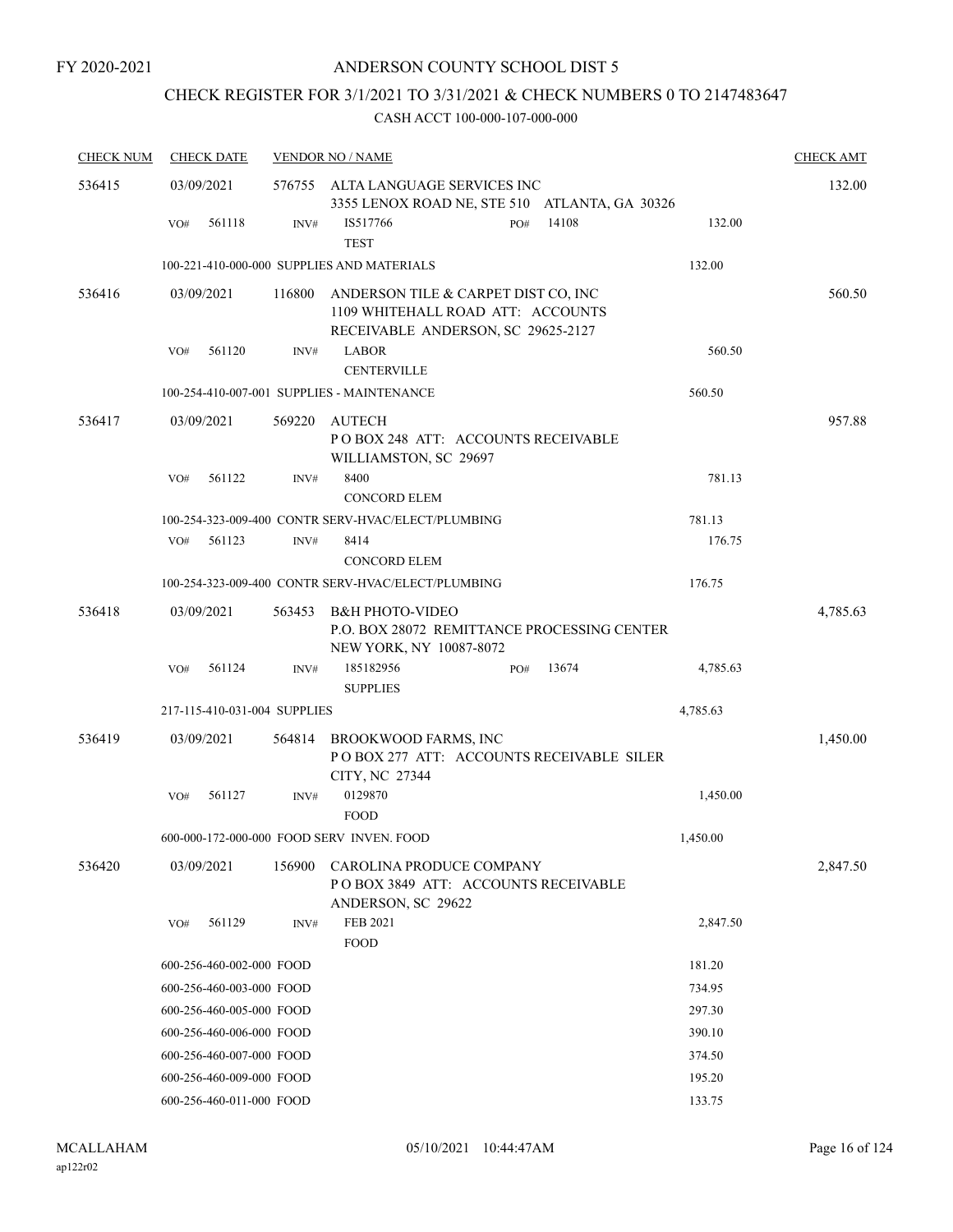FY 2020-2021

# ANDERSON COUNTY SCHOOL DIST 5

## CHECK REGISTER FOR 3/1/2021 TO 3/31/2021 & CHECK NUMBERS 0 TO 2147483647

### CASH ACCT 100-000-107-000-000

| CHECK NUM | CHECK DATE | VENDOR NO / NAME | | | CHECK AMT |
|---|---|---|---|---|---|
| 536415 | 03/09/2021 | 576755 ALTA LANGUAGE SERVICES INC 3355 LENOX ROAD NE, STE 510 ATLANTA, GA 30326 | | | 132.00 |
| | VO# 561118 | INV# IS517766 TEST | PO# 14108 | 132.00 | |
| | 100-221-410-000-000 SUPPLIES AND MATERIALS | | | 132.00 | |
| 536416 | 03/09/2021 | 116800 ANDERSON TILE & CARPET DIST CO, INC 1109 WHITEHALL ROAD ATT: ACCOUNTS RECEIVABLE ANDERSON, SC 29625-2127 | | | 560.50 |
| | VO# 561120 | INV# LABOR CENTERVILLE | | 560.50 | |
| | 100-254-410-007-001 SUPPLIES - MAINTENANCE | | | 560.50 | |
| 536417 | 03/09/2021 | 569220 AUTECH P O BOX 248 ATT: ACCOUNTS RECEIVABLE WILLIAMSTON, SC 29697 | | | 957.88 |
| | VO# 561122 | INV# 8400 CONCORD ELEM | | 781.13 | |
| | 100-254-323-009-400 CONTR SERV-HVAC/ELECT/PLUMBING | | | 781.13 | |
| | VO# 561123 | INV# 8414 CONCORD ELEM | | 176.75 | |
| | 100-254-323-009-400 CONTR SERV-HVAC/ELECT/PLUMBING | | | 176.75 | |
| 536418 | 03/09/2021 | 563453 B&H PHOTO-VIDEO P.O. BOX 28072 REMITTANCE PROCESSING CENTER NEW YORK, NY 10087-8072 | | | 4,785.63 |
| | VO# 561124 | INV# 185182956 SUPPLIES | PO# 13674 | 4,785.63 | |
| | 217-115-410-031-004 SUPPLIES | | | 4,785.63 | |
| 536419 | 03/09/2021 | 564814 BROOKWOOD FARMS, INC P O BOX 277 ATT: ACCOUNTS RECEIVABLE SILER CITY, NC 27344 | | | 1,450.00 |
| | VO# 561127 | INV# 0129870 FOOD | | 1,450.00 | |
| | 600-000-172-000-000 FOOD SERV INVEN. FOOD | | | 1,450.00 | |
| 536420 | 03/09/2021 | 156900 CAROLINA PRODUCE COMPANY P O BOX 3849 ATT: ACCOUNTS RECEIVABLE ANDERSON, SC 29622 | | | 2,847.50 |
| | VO# 561129 | INV# FEB 2021 FOOD | | 2,847.50 | |
| | 600-256-460-002-000 FOOD | | | 181.20 | |
| | 600-256-460-003-000 FOOD | | | 734.95 | |
| | 600-256-460-005-000 FOOD | | | 297.30 | |
| | 600-256-460-006-000 FOOD | | | 390.10 | |
| | 600-256-460-007-000 FOOD | | | 374.50 | |
| | 600-256-460-009-000 FOOD | | | 195.20 | |
| | 600-256-460-011-000 FOOD | | | 133.75 | |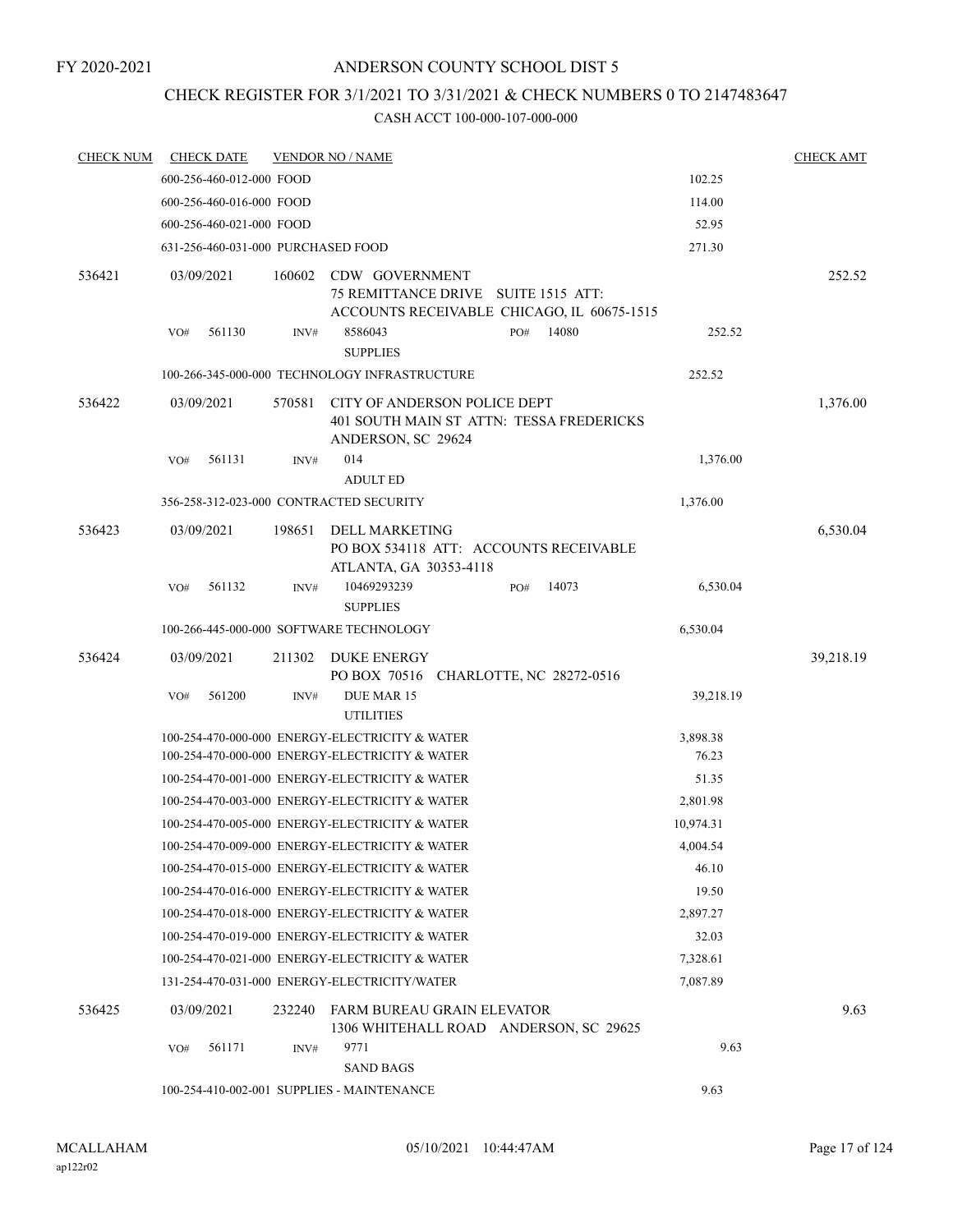FY 2020-2021

# ANDERSON COUNTY SCHOOL DIST 5

## CHECK REGISTER FOR 3/1/2021 TO 3/31/2021 & CHECK NUMBERS 0 TO 2147483647

### CASH ACCT 100-000-107-000-000

| CHECK NUM | CHECK DATE | VENDOR NO / NAME | | CHECK AMT |
|---|---|---|---|---|
| | 600-256-460-012-000 FOOD | | 102.25 | |
| | 600-256-460-016-000 FOOD | | 114.00 | |
| | 600-256-460-021-000 FOOD | | 52.95 | |
| | 631-256-460-031-000 PURCHASED FOOD | | 271.30 | |
| 536421 | 03/09/2021 | 160602 CDW GOVERNMENT 75 REMITTANCE DRIVE SUITE 1515 ATT: ACCOUNTS RECEIVABLE CHICAGO, IL 60675-1515 | | 252.52 |
| | VO# 561130 | INV# 8586043 SUPPLIES PO# 14080 | 252.52 | |
| | 100-266-345-000-000 TECHNOLOGY INFRASTRUCTURE | | 252.52 | |
| 536422 | 03/09/2021 | 570581 CITY OF ANDERSON POLICE DEPT 401 SOUTH MAIN ST ATTN: TESSA FREDERICKS ANDERSON, SC 29624 | | 1,376.00 |
| | VO# 561131 | INV# 014 ADULT ED | 1,376.00 | |
| | 356-258-312-023-000 CONTRACTED SECURITY | | 1,376.00 | |
| 536423 | 03/09/2021 | 198651 DELL MARKETING PO BOX 534118 ATT: ACCOUNTS RECEIVABLE ATLANTA, GA 30353-4118 | | 6,530.04 |
| | VO# 561132 | INV# 10469293239 SUPPLIES PO# 14073 | 6,530.04 | |
| | 100-266-445-000-000 SOFTWARE TECHNOLOGY | | 6,530.04 | |
| 536424 | 03/09/2021 | 211302 DUKE ENERGY PO BOX 70516 CHARLOTTE, NC 28272-0516 | | 39,218.19 |
| | VO# 561200 | INV# DUE MAR 15 UTILITIES | 39,218.19 | |
| | 100-254-470-000-000 ENERGY-ELECTRICITY & WATER | | 3,898.38 | |
| | 100-254-470-000-000 ENERGY-ELECTRICITY & WATER | | 76.23 | |
| | 100-254-470-001-000 ENERGY-ELECTRICITY & WATER | | 51.35 | |
| | 100-254-470-003-000 ENERGY-ELECTRICITY & WATER | | 2,801.98 | |
| | 100-254-470-005-000 ENERGY-ELECTRICITY & WATER | | 10,974.31 | |
| | 100-254-470-009-000 ENERGY-ELECTRICITY & WATER | | 4,004.54 | |
| | 100-254-470-015-000 ENERGY-ELECTRICITY & WATER | | 46.10 | |
| | 100-254-470-016-000 ENERGY-ELECTRICITY & WATER | | 19.50 | |
| | 100-254-470-018-000 ENERGY-ELECTRICITY & WATER | | 2,897.27 | |
| | 100-254-470-019-000 ENERGY-ELECTRICITY & WATER | | 32.03 | |
| | 100-254-470-021-000 ENERGY-ELECTRICITY & WATER | | 7,328.61 | |
| | 131-254-470-031-000 ENERGY-ELECTRICITY/WATER | | 7,087.89 | |
| 536425 | 03/09/2021 | 232240 FARM BUREAU GRAIN ELEVATOR 1306 WHITEHALL ROAD ANDERSON, SC 29625 | | 9.63 |
| | VO# 561171 | INV# 9771 SAND BAGS | 9.63 | |
| | 100-254-410-002-001 SUPPLIES - MAINTENANCE | | 9.63 | |

MCALLAHAM ap122r02 05/10/2021 10:44:47AM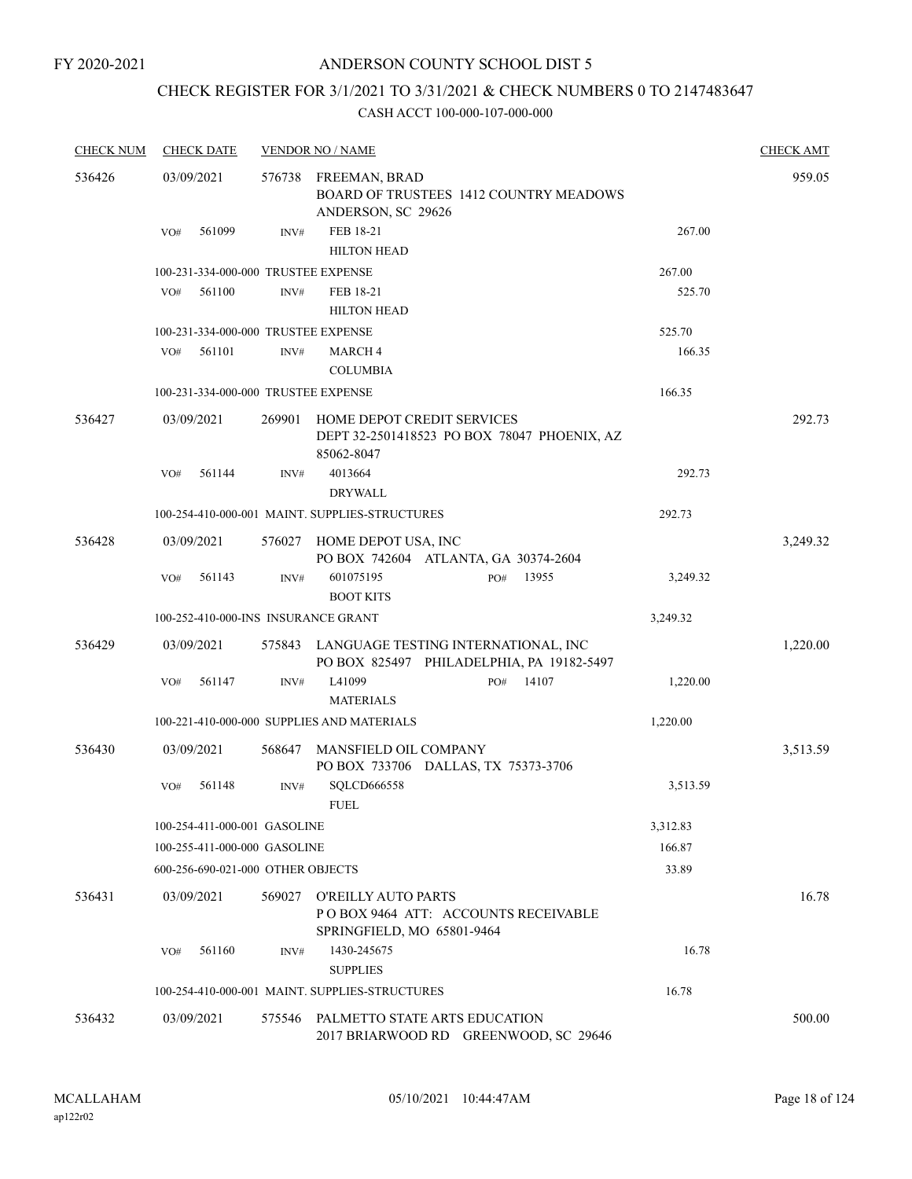FY 2020-2021

ANDERSON COUNTY SCHOOL DIST 5

CHECK REGISTER FOR 3/1/2021 TO 3/31/2021 & CHECK NUMBERS 0 TO 2147483647

CASH ACCT 100-000-107-000-000

| CHECK NUM | CHECK DATE | VENDOR NO / NAME | | CHECK AMT |
|---|---|---|---|---|
| 536426 | 03/09/2021 | 576738 FREEMAN, BRAD<br>BOARD OF TRUSTEES 1412 COUNTRY MEADOWS<br>ANDERSON, SC 29626 | | 959.05 |
| | VO# 561099 | INV# FEB 18-21<br>HILTON HEAD | 267.00 | |
| | 100-231-334-000-000 TRUSTEE EXPENSE | | 267.00 | |
| | VO# 561100 | INV# FEB 18-21<br>HILTON HEAD | 525.70 | |
| | 100-231-334-000-000 TRUSTEE EXPENSE | | 525.70 | |
| | VO# 561101 | INV# MARCH 4<br>COLUMBIA | 166.35 | |
| | 100-231-334-000-000 TRUSTEE EXPENSE | | 166.35 | |
| 536427 | 03/09/2021 | 269901 HOME DEPOT CREDIT SERVICES<br>DEPT 32-2501418523 PO BOX 78047 PHOENIX, AZ<br>85062-8047 | | 292.73 |
| | VO# 561144 | INV# 4013664<br>DRYWALL | 292.73 | |
| | 100-254-410-000-001 MAINT. SUPPLIES-STRUCTURES | | 292.73 | |
| 536428 | 03/09/2021 | 576027 HOME DEPOT USA, INC<br>PO BOX 742604 ATLANTA, GA 30374-2604 | | 3,249.32 |
| | VO# 561143 | INV# 601075195 PO# 13955<br>BOOT KITS | 3,249.32 | |
| | 100-252-410-000-INS INSURANCE GRANT | | 3,249.32 | |
| 536429 | 03/09/2021 | 575843 LANGUAGE TESTING INTERNATIONAL, INC<br>PO BOX 825497 PHILADELPHIA, PA 19182-5497 | | 1,220.00 |
| | VO# 561147 | INV# L41099 PO# 14107<br>MATERIALS | 1,220.00 | |
| | 100-221-410-000-000 SUPPLIES AND MATERIALS | | 1,220.00 | |
| 536430 | 03/09/2021 | 568647 MANSFIELD OIL COMPANY<br>PO BOX 733706 DALLAS, TX 75373-3706 | | 3,513.59 |
| | VO# 561148 | INV# SQLCD666558<br>FUEL | 3,513.59 | |
| | 100-254-411-000-001 GASOLINE | | 3,312.83 | |
| | 100-255-411-000-000 GASOLINE | | 166.87 | |
| | 600-256-690-021-000 OTHER OBJECTS | | 33.89 | |
| 536431 | 03/09/2021 | 569027 O'REILLY AUTO PARTS<br>P O BOX 9464 ATT: ACCOUNTS RECEIVABLE<br>SPRINGFIELD, MO 65801-9464 | | 16.78 |
| | VO# 561160 | INV# 1430-245675<br>SUPPLIES | 16.78 | |
| | 100-254-410-000-001 MAINT. SUPPLIES-STRUCTURES | | 16.78 | |
| 536432 | 03/09/2021 | 575546 PALMETTO STATE ARTS EDUCATION<br>2017 BRIARWOOD RD GREENWOOD, SC 29646 | | 500.00 |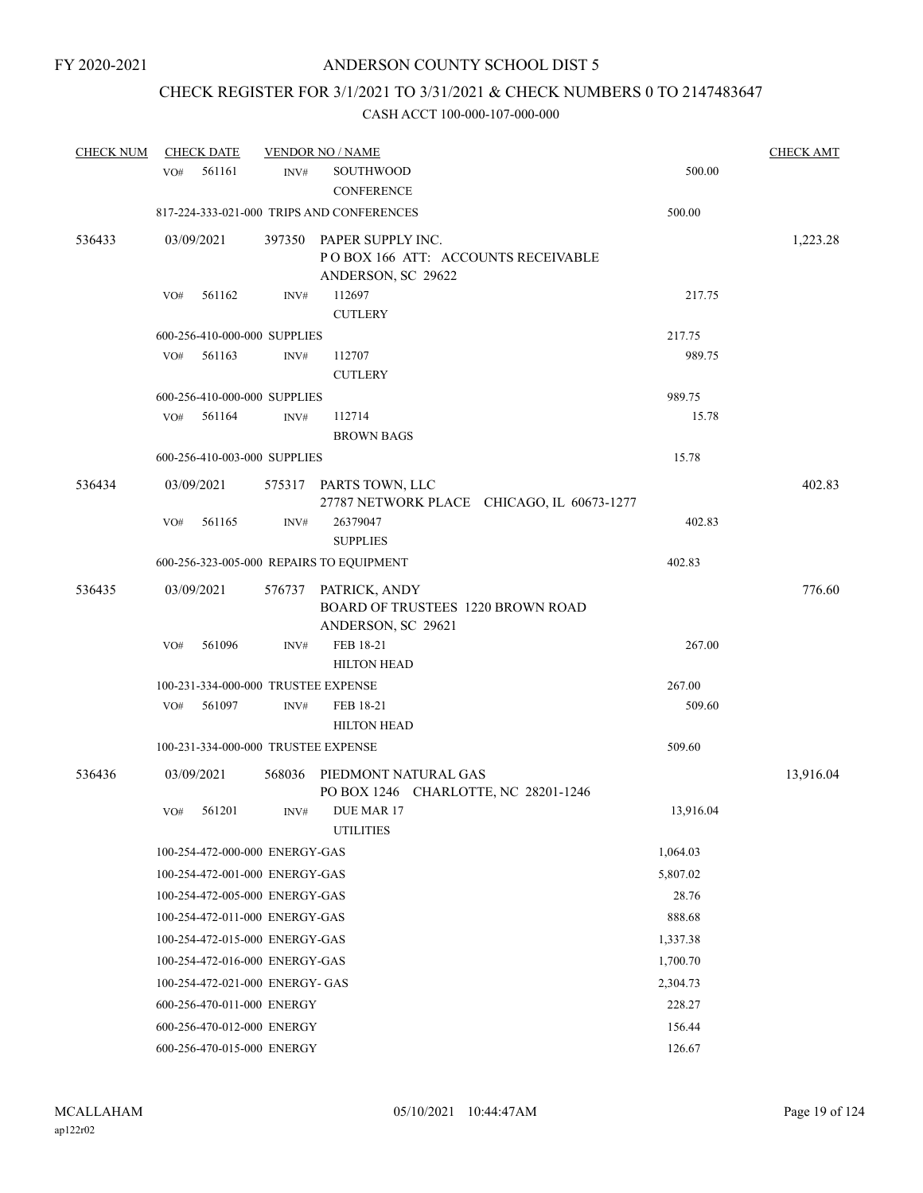FY 2020-2021

# ANDERSON COUNTY SCHOOL DIST 5

## CHECK REGISTER FOR 3/1/2021 TO 3/31/2021 & CHECK NUMBERS 0 TO 2147483647

### CASH ACCT 100-000-107-000-000

| CHECK NUM | CHECK DATE | VENDOR NO / NAME | | CHECK AMT |
|---|---|---|---|---|
| | VO# 561161 | INV# SOUTHWOOD<br>CONFERENCE | 500.00 | |
| | 817-224-333-021-000 TRIPS AND CONFERENCES | | 500.00 | |
| 536433 | 03/09/2021 | 397350 PAPER SUPPLY INC.<br>P O BOX 166 ATT: ACCOUNTS RECEIVABLE<br>ANDERSON, SC 29622 | | 1,223.28 |
| | VO# 561162 | INV# 112697<br>CUTLERY | 217.75 | |
| | 600-256-410-000-000 SUPPLIES | | 217.75 | |
| | VO# 561163 | INV# 112707<br>CUTLERY | 989.75 | |
| | 600-256-410-000-000 SUPPLIES | | 989.75 | |
| | VO# 561164 | INV# 112714<br>BROWN BAGS | 15.78 | |
| | 600-256-410-003-000 SUPPLIES | | 15.78 | |
| 536434 | 03/09/2021 | 575317 PARTS TOWN, LLC<br>27787 NETWORK PLACE CHICAGO, IL 60673-1277 | | 402.83 |
| | VO# 561165 | INV# 26379047<br>SUPPLIES | 402.83 | |
| | 600-256-323-005-000 REPAIRS TO EQUIPMENT | | 402.83 | |
| 536435 | 03/09/2021 | 576737 PATRICK, ANDY<br>BOARD OF TRUSTEES 1220 BROWN ROAD<br>ANDERSON, SC 29621 | | 776.60 |
| | VO# 561096 | INV# FEB 18-21<br>HILTON HEAD | 267.00 | |
| | 100-231-334-000-000 TRUSTEE EXPENSE | | 267.00 | |
| | VO# 561097 | INV# FEB 18-21<br>HILTON HEAD | 509.60 | |
| | 100-231-334-000-000 TRUSTEE EXPENSE | | 509.60 | |
| 536436 | 03/09/2021 | 568036 PIEDMONT NATURAL GAS<br>PO BOX 1246 CHARLOTTE, NC 28201-1246 | | 13,916.04 |
| | VO# 561201 | INV# DUE MAR 17<br>UTILITIES | 13,916.04 | |
| | 100-254-472-000-000 ENERGY-GAS | | 1,064.03 | |
| | 100-254-472-001-000 ENERGY-GAS | | 5,807.02 | |
| | 100-254-472-005-000 ENERGY-GAS | | 28.76 | |
| | 100-254-472-011-000 ENERGY-GAS | | 888.68 | |
| | 100-254-472-015-000 ENERGY-GAS | | 1,337.38 | |
| | 100-254-472-016-000 ENERGY-GAS | | 1,700.70 | |
| | 100-254-472-021-000 ENERGY- GAS | | 2,304.73 | |
| | 600-256-470-011-000 ENERGY | | 228.27 | |
| | 600-256-470-012-000 ENERGY | | 156.44 | |
| | 600-256-470-015-000 ENERGY | | 126.67 | |

MCALLAHAM ap122r02 05/10/2021 10:44:47AM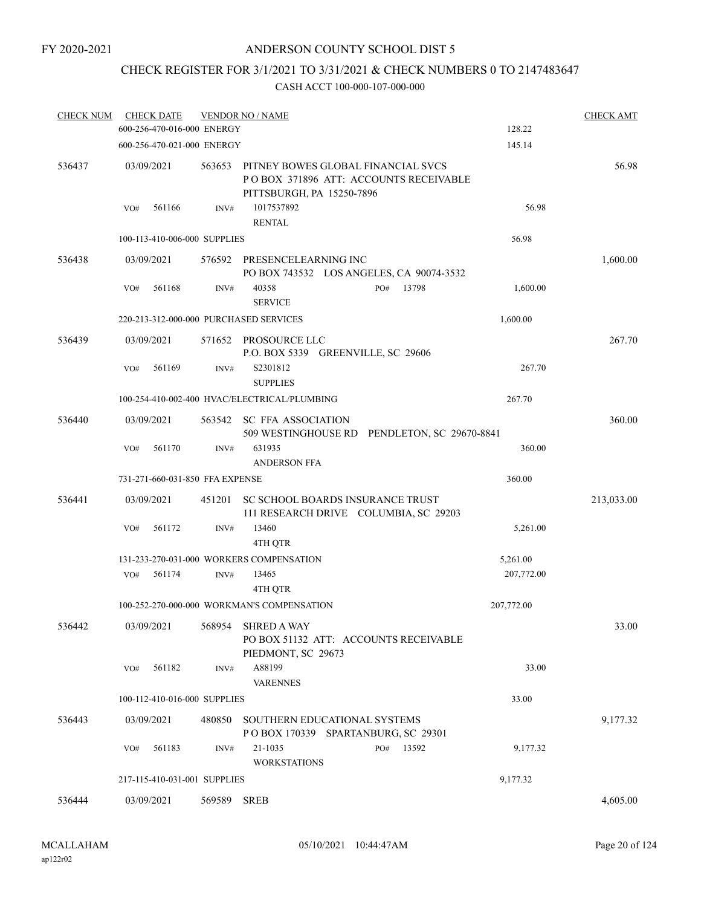FY 2020-2021

# ANDERSON COUNTY SCHOOL DIST 5

## CHECK REGISTER FOR 3/1/2021 TO 3/31/2021 & CHECK NUMBERS 0 TO 2147483647

### CASH ACCT 100-000-107-000-000

| CHECK NUM | CHECK DATE | VENDOR NO / NAME | | CHECK AMT |
|---|---|---|---|---|
| | 600-256-470-016-000 ENERGY | | 128.22 | |
| | 600-256-470-021-000 ENERGY | | 145.14 | |
| 536437 | 03/09/2021 | 563653 PITNEY BOWES GLOBAL FINANCIAL SVCS<br>P O BOX 371896 ATT: ACCOUNTS RECEIVABLE<br>PITTSBURGH, PA 15250-7896 | | 56.98 |
| | VO# 561166 | INV# 1017537892<br>RENTAL | 56.98 | |
| | 100-113-410-006-000 SUPPLIES | | 56.98 | |
| 536438 | 03/09/2021 | 576592 PRESENCELEARNING INC<br>PO BOX 743532 LOS ANGELES, CA 90074-3532 | | 1,600.00 |
| | VO# 561168 | INV# 40358 PO# 13798<br>SERVICE | 1,600.00 | |
| | 220-213-312-000-000 PURCHASED SERVICES | | 1,600.00 | |
| 536439 | 03/09/2021 | 571652 PROSOURCE LLC<br>P.O. BOX 5339 GREENVILLE, SC 29606 | | 267.70 |
| | VO# 561169 | INV# S2301812<br>SUPPLIES | 267.70 | |
| | 100-254-410-002-400 HVAC/ELECTRICAL/PLUMBING | | 267.70 | |
| 536440 | 03/09/2021 | 563542 SC FFA ASSOCIATION<br>509 WESTINGHOUSE RD PENDLETON, SC 29670-8841 | | 360.00 |
| | VO# 561170 | INV# 631935<br>ANDERSON FFA | 360.00 | |
| | 731-271-660-031-850 FFA EXPENSE | | 360.00 | |
| 536441 | 03/09/2021 | 451201 SC SCHOOL BOARDS INSURANCE TRUST<br>111 RESEARCH DRIVE COLUMBIA, SC 29203 | | 213,033.00 |
| | VO# 561172 | INV# 13460<br>4TH QTR | 5,261.00 | |
| | 131-233-270-031-000 WORKERS COMPENSATION | | 5,261.00 | |
| | VO# 561174 | INV# 13465<br>4TH QTR | 207,772.00 | |
| | 100-252-270-000-000 WORKMAN'S COMPENSATION | | 207,772.00 | |
| 536442 | 03/09/2021 | 568954 SHRED A WAY<br>PO BOX 51132 ATT: ACCOUNTS RECEIVABLE<br>PIEDMONT, SC 29673 | | 33.00 |
| | VO# 561182 | INV# A88199<br>VARENNES | 33.00 | |
| | 100-112-410-016-000 SUPPLIES | | 33.00 | |
| 536443 | 03/09/2021 | 480850 SOUTHERN EDUCATIONAL SYSTEMS<br>P O BOX 170339 SPARTANBURG, SC 29301 | | 9,177.32 |
| | VO# 561183 | INV# 21-1035 PO# 13592<br>WORKSTATIONS | 9,177.32 | |
| | 217-115-410-031-001 SUPPLIES | | 9,177.32 | |
| 536444 | 03/09/2021 | 569589 SREB | | 4,605.00 |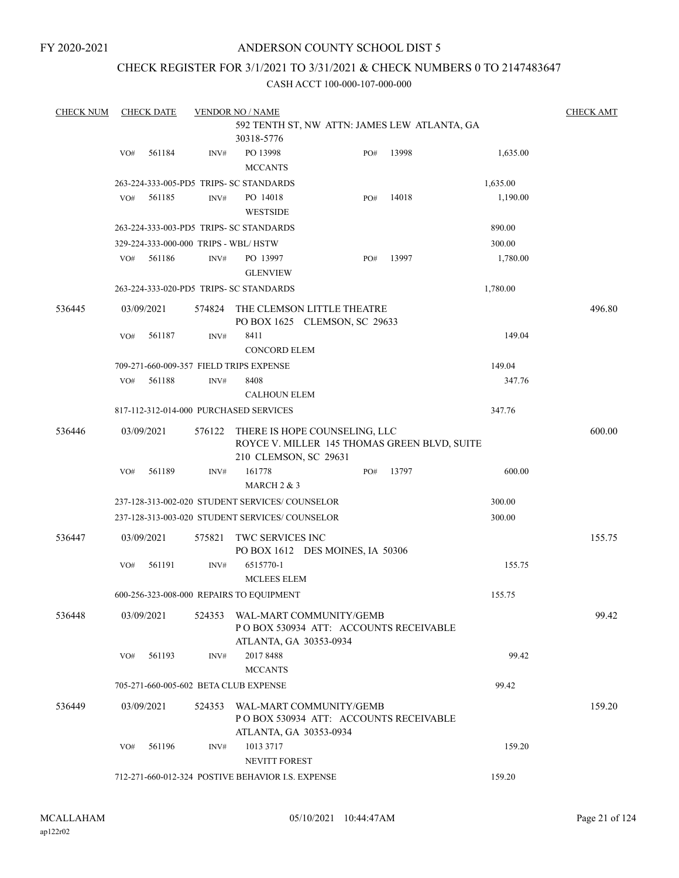FY 2020-2021

# ANDERSON COUNTY SCHOOL DIST 5

## CHECK REGISTER FOR 3/1/2021 TO 3/31/2021 & CHECK NUMBERS 0 TO 2147483647

CASH ACCT 100-000-107-000-000

| CHECK NUM | CHECK DATE | VENDOR NO / NAME | | | | CHECK AMT |
|---|---|---|---|---|---|---|
| | | 592 TENTH ST, NW ATTN: JAMES LEW ATLANTA, GA 30318-5776 | | | | |
| | VO# 561184 | INV# PO 13998 MCCANTS | PO# 13998 | 1,635.00 | | |
| | | 263-224-333-005-PD5 TRIPS- SC STANDARDS | | 1,635.00 | | |
| | VO# 561185 | INV# PO 14018 WESTSIDE | PO# 14018 | 1,190.00 | | |
| | | 263-224-333-003-PD5 TRIPS- SC STANDARDS | | 890.00 | | |
| | | 329-224-333-000-000 TRIPS - WBL/ HSTW | | 300.00 | | |
| | VO# 561186 | INV# PO 13997 GLENVIEW | PO# 13997 | 1,780.00 | | |
| | | 263-224-333-020-PD5 TRIPS- SC STANDARDS | | 1,780.00 | | |
| 536445 | 03/09/2021 | 574824 THE CLEMSON LITTLE THEATRE PO BOX 1625 CLEMSON, SC 29633 | | | | 496.80 |
| | VO# 561187 | INV# 8411 CONCORD ELEM | | 149.04 | | |
| | | 709-271-660-009-357 FIELD TRIPS EXPENSE | | 149.04 | | |
| | VO# 561188 | INV# 8408 CALHOUN ELEM | | 347.76 | | |
| | | 817-112-312-014-000 PURCHASED SERVICES | | 347.76 | | |
| 536446 | 03/09/2021 | 576122 THERE IS HOPE COUNSELING, LLC ROYCE V. MILLER 145 THOMAS GREEN BLVD, SUITE 210 CLEMSON, SC 29631 | | | | 600.00 |
| | VO# 561189 | INV# 161778 MARCH 2 & 3 | PO# 13797 | 600.00 | | |
| | | 237-128-313-002-020 STUDENT SERVICES/ COUNSELOR | | 300.00 | | |
| | | 237-128-313-003-020 STUDENT SERVICES/ COUNSELOR | | 300.00 | | |
| 536447 | 03/09/2021 | 575821 TWC SERVICES INC PO BOX 1612 DES MOINES, IA 50306 | | | | 155.75 |
| | VO# 561191 | INV# 6515770-1 MCLEES ELEM | | 155.75 | | |
| | | 600-256-323-008-000 REPAIRS TO EQUIPMENT | | 155.75 | | |
| 536448 | 03/09/2021 | 524353 WAL-MART COMMUNITY/GEMB P O BOX 530934 ATT: ACCOUNTS RECEIVABLE ATLANTA, GA 30353-0934 | | | | 99.42 |
| | VO# 561193 | INV# 2017 8488 MCCANTS | | 99.42 | | |
| | | 705-271-660-005-602 BETA CLUB EXPENSE | | 99.42 | | |
| 536449 | 03/09/2021 | 524353 WAL-MART COMMUNITY/GEMB P O BOX 530934 ATT: ACCOUNTS RECEIVABLE ATLANTA, GA 30353-0934 | | | | 159.20 |
| | VO# 561196 | INV# 1013 3717 NEVITT FOREST | | 159.20 | | |
| | | 712-271-660-012-324 POSTIVE BEHAVIOR I.S. EXPENSE | | 159.20 | | |

MCALLAHAM ap122r02 05/10/2021 10:44:47AM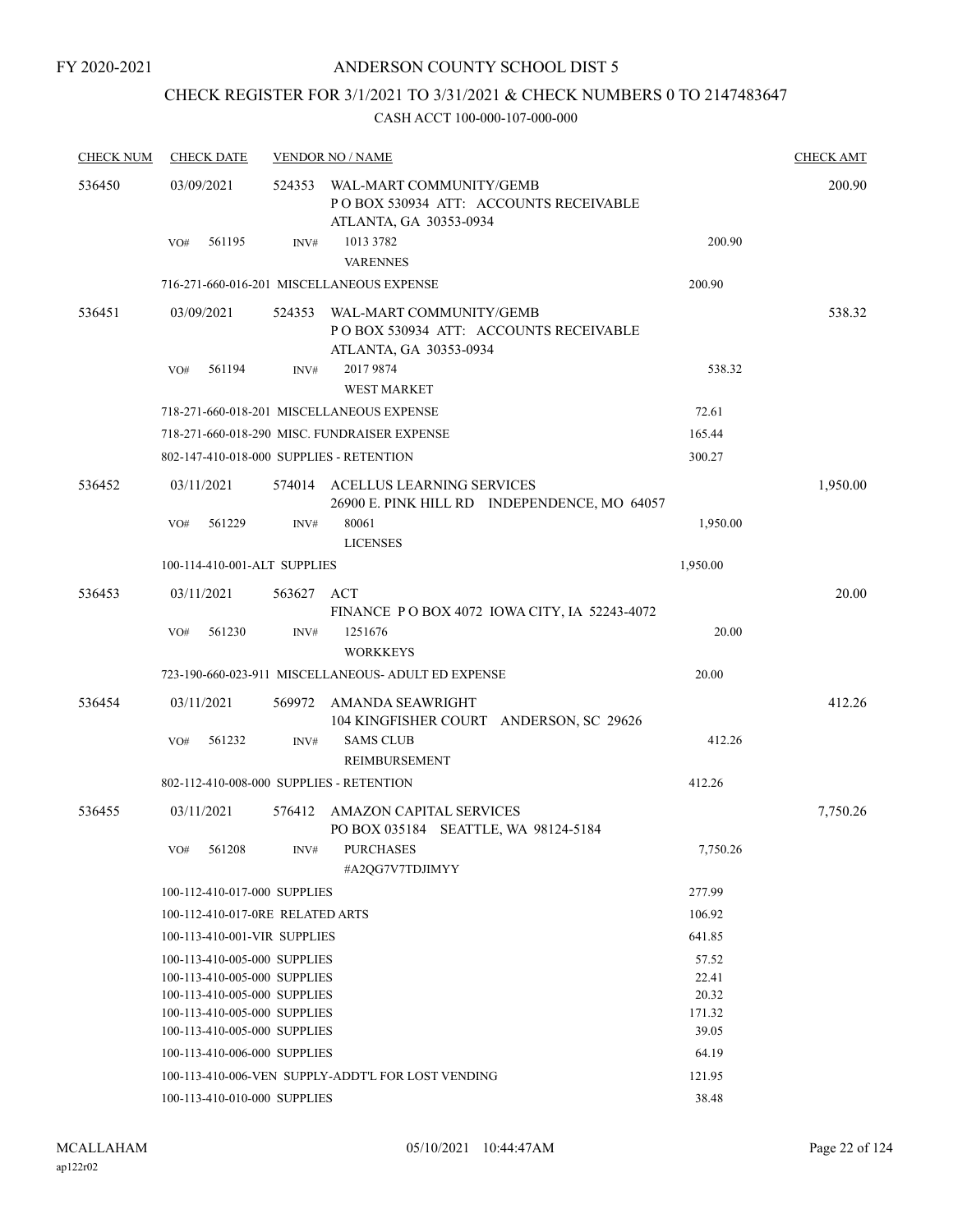FY 2020-2021

# ANDERSON COUNTY SCHOOL DIST 5

## CHECK REGISTER FOR 3/1/2021 TO 3/31/2021 & CHECK NUMBERS 0 TO 2147483647

### CASH ACCT 100-000-107-000-000

| CHECK NUM | CHECK DATE | VENDOR NO / NAME | | CHECK AMT |
|---|---|---|---|---|
| 536450 | 03/09/2021 | 524353 WAL-MART COMMUNITY/GEMB<br>P O BOX 530934 ATT: ACCOUNTS RECEIVABLE<br>ATLANTA, GA 30353-0934 | | 200.90 |
| | VO# 561195 | INV# 1013 3782<br>VARENNES | 200.90 | |
| | | 716-271-660-016-201 MISCELLANEOUS EXPENSE | 200.90 | |
| 536451 | 03/09/2021 | 524353 WAL-MART COMMUNITY/GEMB<br>P O BOX 530934 ATT: ACCOUNTS RECEIVABLE<br>ATLANTA, GA 30353-0934 | | 538.32 |
| | VO# 561194 | INV# 2017 9874<br>WEST MARKET | 538.32 | |
| | | 718-271-660-018-201 MISCELLANEOUS EXPENSE | 72.61 | |
| | | 718-271-660-018-290 MISC. FUNDRAISER EXPENSE | 165.44 | |
| | | 802-147-410-018-000 SUPPLIES - RETENTION | 300.27 | |
| 536452 | 03/11/2021 | 574014 ACELLUS LEARNING SERVICES<br>26900 E. PINK HILL RD INDEPENDENCE, MO 64057 | | 1,950.00 |
| | VO# 561229 | INV# 80061<br>LICENSES | 1,950.00 | |
| | | 100-114-410-001-ALT SUPPLIES | 1,950.00 | |
| 536453 | 03/11/2021 | 563627 ACT<br>FINANCE P O BOX 4072 IOWA CITY, IA 52243-4072 | | 20.00 |
| | VO# 561230 | INV# 1251676<br>WORKKEYS | 20.00 | |
| | | 723-190-660-023-911 MISCELLANEOUS- ADULT ED EXPENSE | 20.00 | |
| 536454 | 03/11/2021 | 569972 AMANDA SEAWRIGHT<br>104 KINGFISHER COURT ANDERSON, SC 29626 | | 412.26 |
| | VO# 561232 | INV# SAMS CLUB<br>REIMBURSEMENT | 412.26 | |
| | | 802-112-410-008-000 SUPPLIES - RETENTION | 412.26 | |
| 536455 | 03/11/2021 | 576412 AMAZON CAPITAL SERVICES<br>PO BOX 035184 SEATTLE, WA 98124-5184 | | 7,750.26 |
| | VO# 561208 | INV# PURCHASES<br>#A2QG7V7TDJIMYY | 7,750.26 | |
| | | 100-112-410-017-000 SUPPLIES | 277.99 | |
| | | 100-112-410-017-0RE RELATED ARTS | 106.92 | |
| | | 100-113-410-001-VIR SUPPLIES | 641.85 | |
| | | 100-113-410-005-000 SUPPLIES | 57.52 | |
| | | 100-113-410-005-000 SUPPLIES | 22.41 | |
| | | 100-113-410-005-000 SUPPLIES | 20.32 | |
| | | 100-113-410-005-000 SUPPLIES | 171.32 | |
| | | 100-113-410-005-000 SUPPLIES | 39.05 | |
| | | 100-113-410-006-000 SUPPLIES | 64.19 | |
| | | 100-113-410-006-VEN SUPPLY-ADDT'L FOR LOST VENDING | 121.95 | |
| | | 100-113-410-010-000 SUPPLIES | 38.48 | |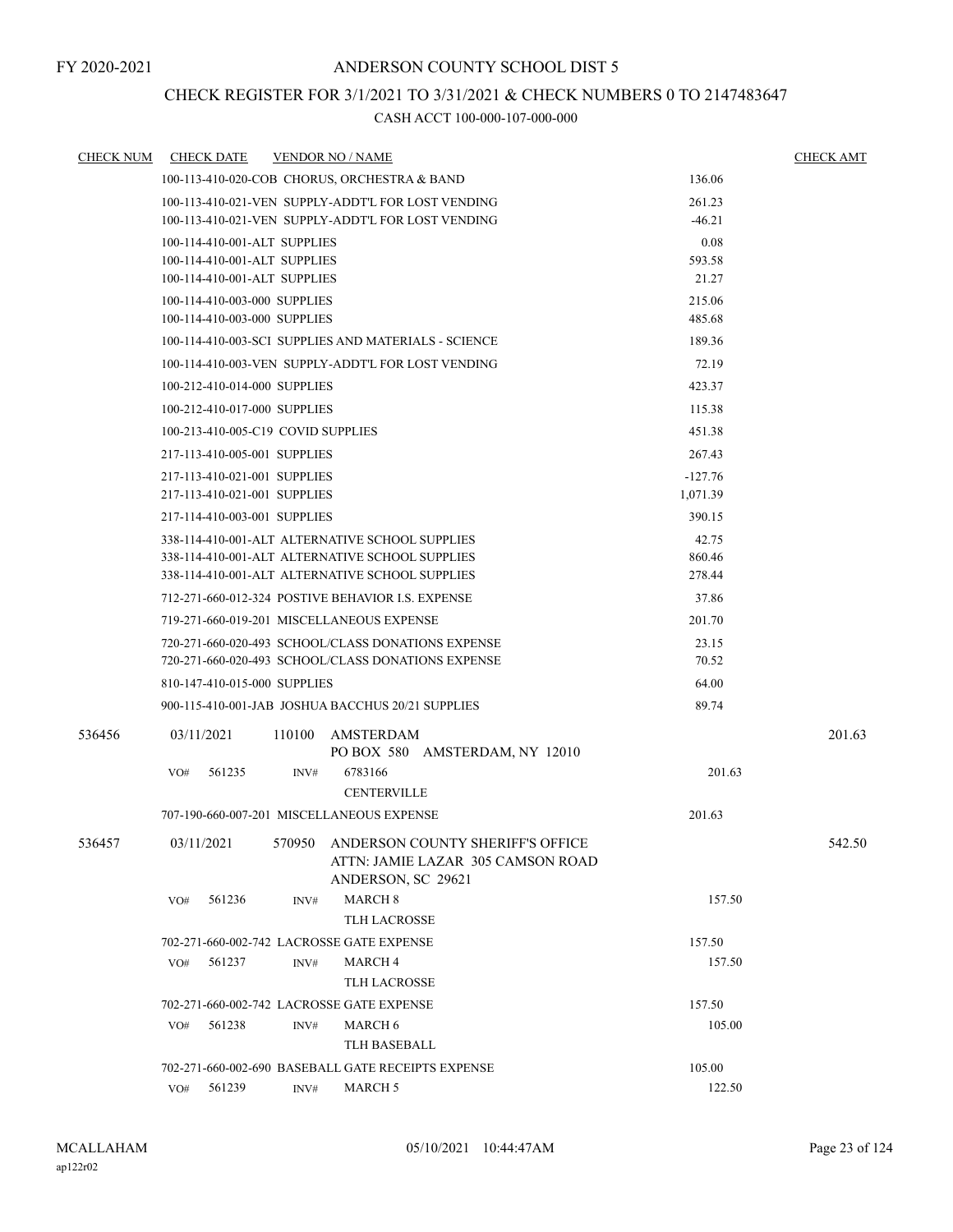FY 2020-2021

# ANDERSON COUNTY SCHOOL DIST 5

## CHECK REGISTER FOR 3/1/2021 TO 3/31/2021 & CHECK NUMBERS 0 TO 2147483647

### CASH ACCT 100-000-107-000-000

| CHECK NUM | CHECK DATE | VENDOR NO / NAME | | CHECK AMT |
|---|---|---|---|---|
| | | 100-113-410-020-COB CHORUS, ORCHESTRA & BAND | 136.06 | |
| | | 100-113-410-021-VEN SUPPLY-ADDT'L FOR LOST VENDING | 261.23 | |
| | | 100-113-410-021-VEN SUPPLY-ADDT'L FOR LOST VENDING | -46.21 | |
| | | 100-114-410-001-ALT SUPPLIES | 0.08 | |
| | | 100-114-410-001-ALT SUPPLIES | 593.58 | |
| | | 100-114-410-001-ALT SUPPLIES | 21.27 | |
| | | 100-114-410-003-000 SUPPLIES | 215.06 | |
| | | 100-114-410-003-000 SUPPLIES | 485.68 | |
| | | 100-114-410-003-SCI SUPPLIES AND MATERIALS - SCIENCE | 189.36 | |
| | | 100-114-410-003-VEN SUPPLY-ADDT'L FOR LOST VENDING | 72.19 | |
| | | 100-212-410-014-000 SUPPLIES | 423.37 | |
| | | 100-212-410-017-000 SUPPLIES | 115.38 | |
| | | 100-213-410-005-C19 COVID SUPPLIES | 451.38 | |
| | | 217-113-410-005-001 SUPPLIES | 267.43 | |
| | | 217-113-410-021-001 SUPPLIES | -127.76 | |
| | | 217-113-410-021-001 SUPPLIES | 1,071.39 | |
| | | 217-114-410-003-001 SUPPLIES | 390.15 | |
| | | 338-114-410-001-ALT ALTERNATIVE SCHOOL SUPPLIES | 42.75 | |
| | | 338-114-410-001-ALT ALTERNATIVE SCHOOL SUPPLIES | 860.46 | |
| | | 338-114-410-001-ALT ALTERNATIVE SCHOOL SUPPLIES | 278.44 | |
| | | 712-271-660-012-324 POSTIVE BEHAVIOR I.S. EXPENSE | 37.86 | |
| | | 719-271-660-019-201 MISCELLANEOUS EXPENSE | 201.70 | |
| | | 720-271-660-020-493 SCHOOL/CLASS DONATIONS EXPENSE | 23.15 | |
| | | 720-271-660-020-493 SCHOOL/CLASS DONATIONS EXPENSE | 70.52 | |
| | | 810-147-410-015-000 SUPPLIES | 64.00 | |
| | | 900-115-410-001-JAB JOSHUA BACCHUS 20/21 SUPPLIES | 89.74 | |
| 536456 | 03/11/2021 | 110100 AMSTERDAM<br>PO BOX 580 AMSTERDAM, NY 12010 | | 201.63 |
| | VO# 561235 | INV# 6783166<br>CENTERVILLE | 201.63 | |
| | | 707-190-660-007-201 MISCELLANEOUS EXPENSE | 201.63 | |
| 536457 | 03/11/2021 | 570950 ANDERSON COUNTY SHERIFF'S OFFICE<br>ATTN: JAMIE LAZAR 305 CAMSON ROAD<br>ANDERSON, SC 29621 | | 542.50 |
| | VO# 561236 | INV# MARCH 8<br>TLH LACROSSE | 157.50 | |
| | | 702-271-660-002-742 LACROSSE GATE EXPENSE | 157.50 | |
| | VO# 561237 | INV# MARCH 4<br>TLH LACROSSE | 157.50 | |
| | | 702-271-660-002-742 LACROSSE GATE EXPENSE | 157.50 | |
| | VO# 561238 | INV# MARCH 6<br>TLH BASEBALL | 105.00 | |
| | | 702-271-660-002-690 BASEBALL GATE RECEIPTS EXPENSE | 105.00 | |
| | VO# 561239 | INV# MARCH 5 | 122.50 | |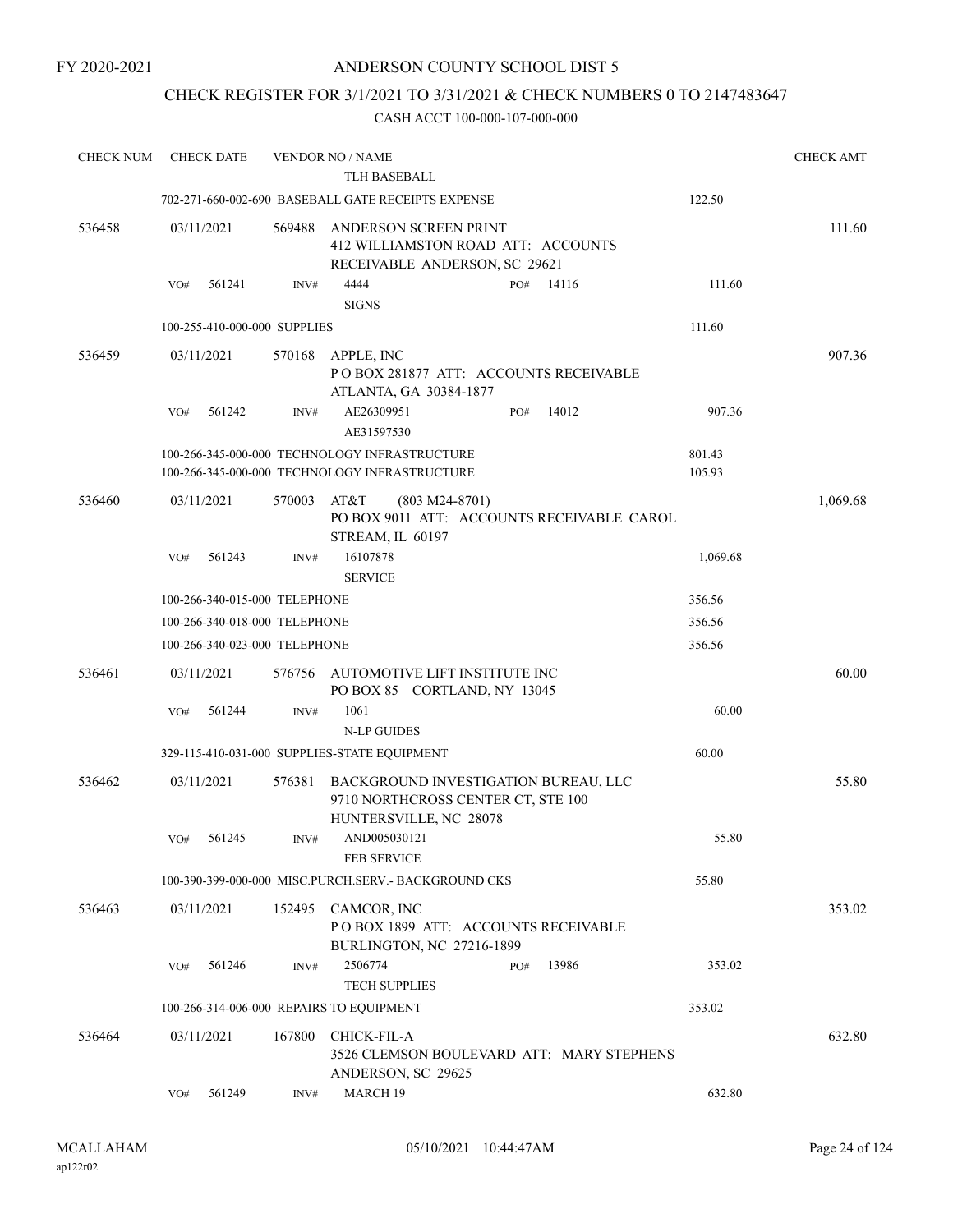FY 2020-2021

# ANDERSON COUNTY SCHOOL DIST 5

## CHECK REGISTER FOR 3/1/2021 TO 3/31/2021 & CHECK NUMBERS 0 TO 2147483647

### CASH ACCT 100-000-107-000-000

| CHECK NUM | CHECK DATE | VENDOR NO / NAME | | | CHECK AMT |
|---|---|---|---|---|---|
| | | TLH BASEBALL | | | |
| | | 702-271-660-002-690 BASEBALL GATE RECEIPTS EXPENSE | | 122.50 | |
| 536458 | 03/11/2021 | 569488 ANDERSON SCREEN PRINT 412 WILLIAMSTON ROAD ATT: ACCOUNTS RECEIVABLE ANDERSON, SC 29621 | | | 111.60 |
| | VO# 561241 | INV# 4444 SIGNS | PO# 14116 | 111.60 | |
| | | 100-255-410-000-000 SUPPLIES | | 111.60 | |
| 536459 | 03/11/2021 | 570168 APPLE, INC P O BOX 281877 ATT: ACCOUNTS RECEIVABLE ATLANTA, GA 30384-1877 | | | 907.36 |
| | VO# 561242 | INV# AE26309951 AE31597530 | PO# 14012 | 907.36 | |
| | | 100-266-345-000-000 TECHNOLOGY INFRASTRUCTURE | | 801.43 | |
| | | 100-266-345-000-000 TECHNOLOGY INFRASTRUCTURE | | 105.93 | |
| 536460 | 03/11/2021 | 570003 AT&T (803 M24-8701) PO BOX 9011 ATT: ACCOUNTS RECEIVABLE CAROL STREAM, IL 60197 | | | 1,069.68 |
| | VO# 561243 | INV# 16107878 SERVICE | | 1,069.68 | |
| | | 100-266-340-015-000 TELEPHONE | | 356.56 | |
| | | 100-266-340-018-000 TELEPHONE | | 356.56 | |
| | | 100-266-340-023-000 TELEPHONE | | 356.56 | |
| 536461 | 03/11/2021 | 576756 AUTOMOTIVE LIFT INSTITUTE INC PO BOX 85 CORTLAND, NY 13045 | | | 60.00 |
| | VO# 561244 | INV# 1061 N-LP GUIDES | | 60.00 | |
| | | 329-115-410-031-000 SUPPLIES-STATE EQUIPMENT | | 60.00 | |
| 536462 | 03/11/2021 | 576381 BACKGROUND INVESTIGATION BUREAU, LLC 9710 NORTHCROSS CENTER CT, STE 100 HUNTERSVILLE, NC 28078 | | | 55.80 |
| | VO# 561245 | INV# AND005030121 FEB SERVICE | | 55.80 | |
| | | 100-390-399-000-000 MISC.PURCH.SERV.- BACKGROUND CKS | | 55.80 | |
| 536463 | 03/11/2021 | 152495 CAMCOR, INC P O BOX 1899 ATT: ACCOUNTS RECEIVABLE BURLINGTON, NC 27216-1899 | | | 353.02 |
| | VO# 561246 | INV# 2506774 TECH SUPPLIES | PO# 13986 | 353.02 | |
| | | 100-266-314-006-000 REPAIRS TO EQUIPMENT | | 353.02 | |
| 536464 | 03/11/2021 | 167800 CHICK-FIL-A 3526 CLEMSON BOULEVARD ATT: MARY STEPHENS ANDERSON, SC 29625 | | | 632.80 |
| | VO# 561249 | INV# MARCH 19 | | 632.80 | |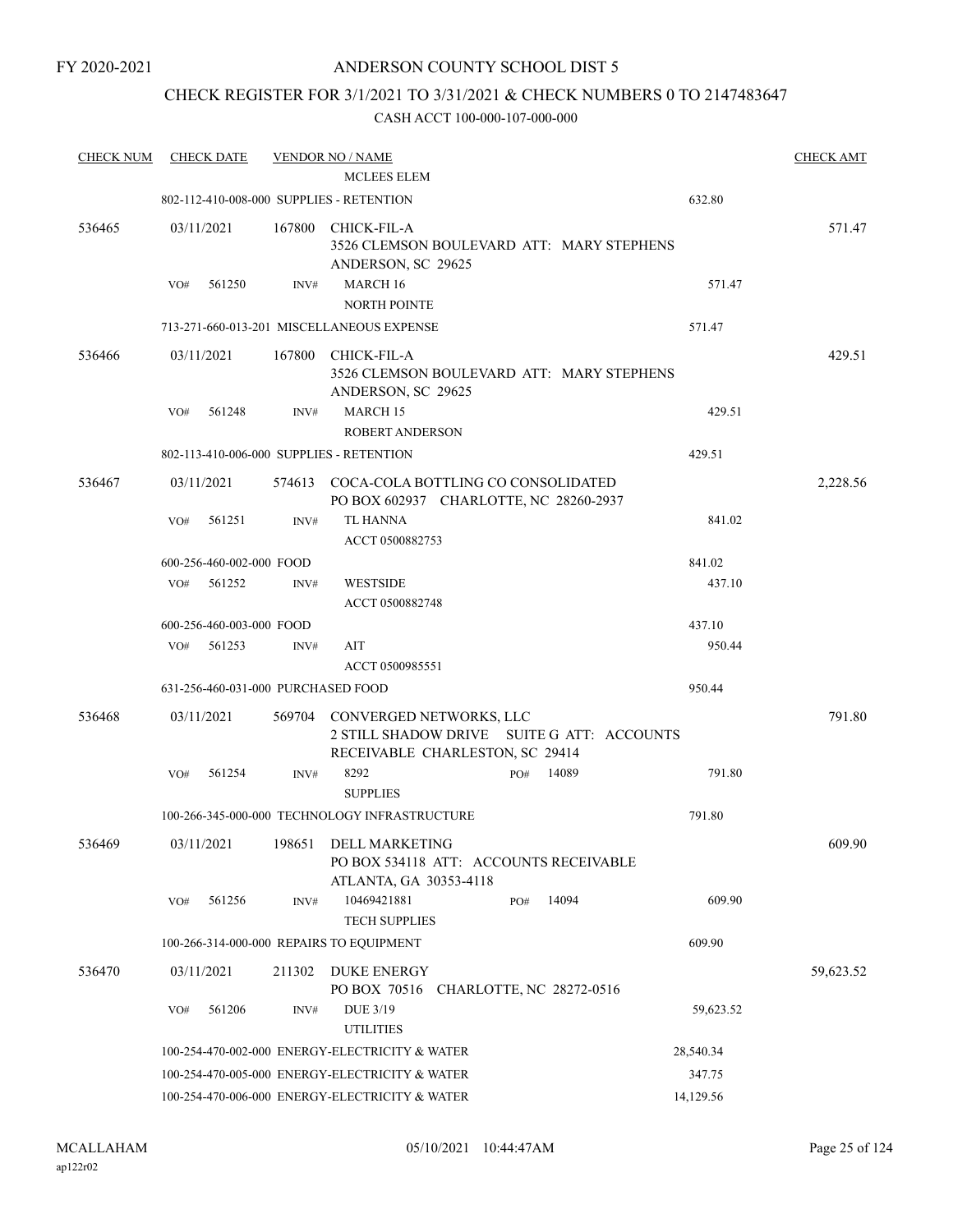FY 2020-2021

# ANDERSON COUNTY SCHOOL DIST 5

## CHECK REGISTER FOR 3/1/2021 TO 3/31/2021 & CHECK NUMBERS 0 TO 2147483647

CASH ACCT 100-000-107-000-000

| CHECK NUM | CHECK DATE | VENDOR NO / NAME | | CHECK AMT |
|---|---|---|---|---|
| | | MCLEES ELEM | | |
| | 802-112-410-008-000 SUPPLIES - RETENTION | | 632.80 | |
| 536465 | 03/11/2021 | 167800 CHICK-FIL-A 3526 CLEMSON BOULEVARD ATT: MARY STEPHENS ANDERSON, SC 29625 | | 571.47 |
| | VO# 561250 INV# | MARCH 16 NORTH POINTE | 571.47 | |
| | 713-271-660-013-201 MISCELLANEOUS EXPENSE | | 571.47 | |
| 536466 | 03/11/2021 | 167800 CHICK-FIL-A 3526 CLEMSON BOULEVARD ATT: MARY STEPHENS ANDERSON, SC 29625 | | 429.51 |
| | VO# 561248 INV# | MARCH 15 ROBERT ANDERSON | 429.51 | |
| | 802-113-410-006-000 SUPPLIES - RETENTION | | 429.51 | |
| 536467 | 03/11/2021 | 574613 COCA-COLA BOTTLING CO CONSOLIDATED PO BOX 602937 CHARLOTTE, NC 28260-2937 | | 2,228.56 |
| | VO# 561251 INV# | TL HANNA ACCT 0500882753 | 841.02 | |
| | 600-256-460-002-000 FOOD | | 841.02 | |
| | VO# 561252 INV# | WESTSIDE ACCT 0500882748 | 437.10 | |
| | 600-256-460-003-000 FOOD | | 437.10 | |
| | VO# 561253 INV# | AIT ACCT 0500985551 | 950.44 | |
| | 631-256-460-031-000 PURCHASED FOOD | | 950.44 | |
| 536468 | 03/11/2021 | 569704 CONVERGED NETWORKS, LLC 2 STILL SHADOW DRIVE SUITE G ATT: ACCOUNTS RECEIVABLE CHARLESTON, SC 29414 | | 791.80 |
| | VO# 561254 INV# | 8292 PO# 14089 SUPPLIES | 791.80 | |
| | 100-266-345-000-000 TECHNOLOGY INFRASTRUCTURE | | 791.80 | |
| 536469 | 03/11/2021 | 198651 DELL MARKETING PO BOX 534118 ATT: ACCOUNTS RECEIVABLE ATLANTA, GA 30353-4118 | | 609.90 |
| | VO# 561256 INV# | 10469421881 PO# 14094 TECH SUPPLIES | 609.90 | |
| | 100-266-314-000-000 REPAIRS TO EQUIPMENT | | 609.90 | |
| 536470 | 03/11/2021 | 211302 DUKE ENERGY PO BOX 70516 CHARLOTTE, NC 28272-0516 | | 59,623.52 |
| | VO# 561206 INV# | DUE 3/19 UTILITIES | 59,623.52 | |
| | 100-254-470-002-000 ENERGY-ELECTRICITY & WATER | | 28,540.34 | |
| | 100-254-470-005-000 ENERGY-ELECTRICITY & WATER | | 347.75 | |
| | 100-254-470-006-000 ENERGY-ELECTRICITY & WATER | | 14,129.56 | |

MCALLAHAM ap122r02 05/10/2021 10:44:47AM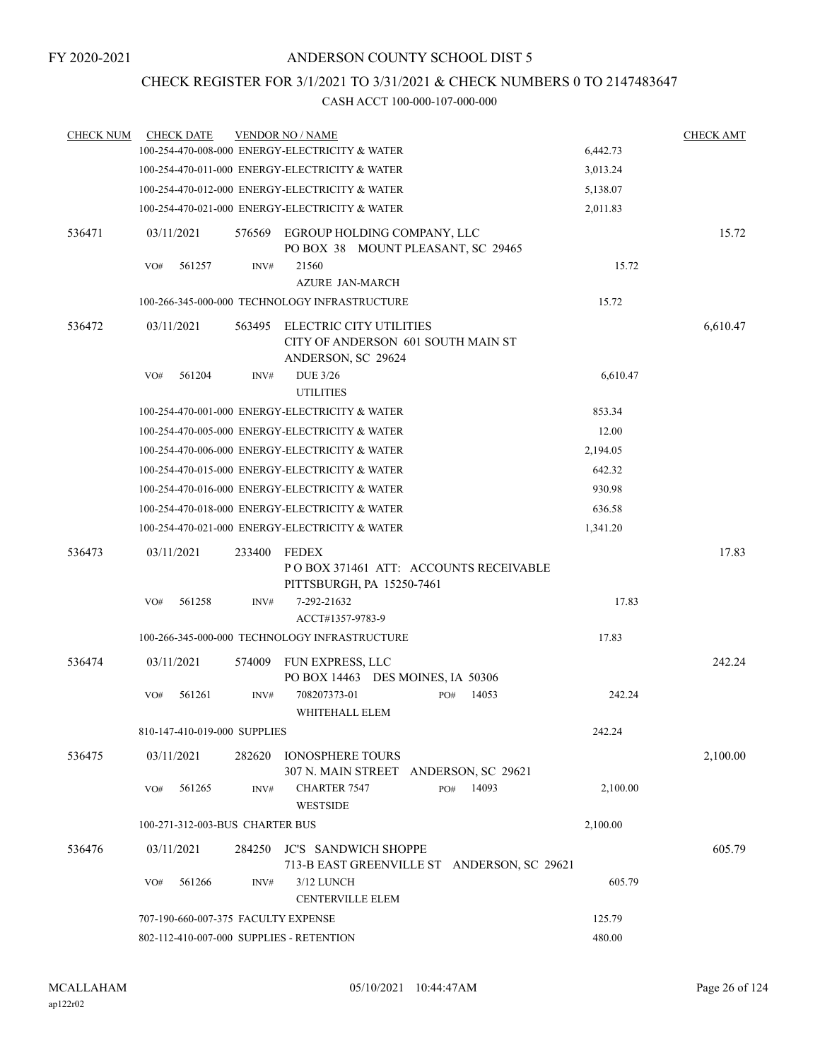FY 2020-2021

# ANDERSON COUNTY SCHOOL DIST 5

## CHECK REGISTER FOR 3/1/2021 TO 3/31/2021 & CHECK NUMBERS 0 TO 2147483647

CASH ACCT 100-000-107-000-000

| CHECK NUM | CHECK DATE | VENDOR NO / NAME | | CHECK AMT |
|---|---|---|---|---|
| | | 100-254-470-008-000 ENERGY-ELECTRICITY & WATER | 6,442.73 | |
| | | 100-254-470-011-000 ENERGY-ELECTRICITY & WATER | 3,013.24 | |
| | | 100-254-470-012-000 ENERGY-ELECTRICITY & WATER | 5,138.07 | |
| | | 100-254-470-021-000 ENERGY-ELECTRICITY & WATER | 2,011.83 | |
| 536471 | 03/11/2021 | 576569 EGROUP HOLDING COMPANY, LLC<br>PO BOX 38 MOUNT PLEASANT, SC 29465 | | 15.72 |
| | VO# 561257 | INV# 21560<br>AZURE JAN-MARCH | 15.72 | |
| | | 100-266-345-000-000 TECHNOLOGY INFRASTRUCTURE | 15.72 | |
| 536472 | 03/11/2021 | 563495 ELECTRIC CITY UTILITIES<br>CITY OF ANDERSON 601 SOUTH MAIN ST<br>ANDERSON, SC 29624 | | 6,610.47 |
| | VO# 561204 | INV# DUE 3/26<br>UTILITIES | 6,610.47 | |
| | | 100-254-470-001-000 ENERGY-ELECTRICITY & WATER | 853.34 | |
| | | 100-254-470-005-000 ENERGY-ELECTRICITY & WATER | 12.00 | |
| | | 100-254-470-006-000 ENERGY-ELECTRICITY & WATER | 2,194.05 | |
| | | 100-254-470-015-000 ENERGY-ELECTRICITY & WATER | 642.32 | |
| | | 100-254-470-016-000 ENERGY-ELECTRICITY & WATER | 930.98 | |
| | | 100-254-470-018-000 ENERGY-ELECTRICITY & WATER | 636.58 | |
| | | 100-254-470-021-000 ENERGY-ELECTRICITY & WATER | 1,341.20 | |
| 536473 | 03/11/2021 | 233400 FEDEX<br>P O BOX 371461 ATT: ACCOUNTS RECEIVABLE<br>PITTSBURGH, PA 15250-7461 | | 17.83 |
| | VO# 561258 | INV# 7-292-21632<br>ACCT#1357-9783-9 | 17.83 | |
| | | 100-266-345-000-000 TECHNOLOGY INFRASTRUCTURE | 17.83 | |
| 536474 | 03/11/2021 | 574009 FUN EXPRESS, LLC<br>PO BOX 14463 DES MOINES, IA 50306 | | 242.24 |
| | VO# 561261 | INV# 708207373-01 PO# 14053<br>WHITEHALL ELEM | 242.24 | |
| | | 810-147-410-019-000 SUPPLIES | 242.24 | |
| 536475 | 03/11/2021 | 282620 IONOSPHERE TOURS<br>307 N. MAIN STREET ANDERSON, SC 29621 | | 2,100.00 |
| | VO# 561265 | INV# CHARTER 7547 PO# 14093<br>WESTSIDE | 2,100.00 | |
| | | 100-271-312-003-BUS CHARTER BUS | 2,100.00 | |
| 536476 | 03/11/2021 | 284250 JC'S SANDWICH SHOPPE<br>713-B EAST GREENVILLE ST ANDERSON, SC 29621 | | 605.79 |
| | VO# 561266 | INV# 3/12 LUNCH<br>CENTERVILLE ELEM | 605.79 | |
| | | 707-190-660-007-375 FACULTY EXPENSE | 125.79 | |
| | | 802-112-410-007-000 SUPPLIES - RETENTION | 480.00 | |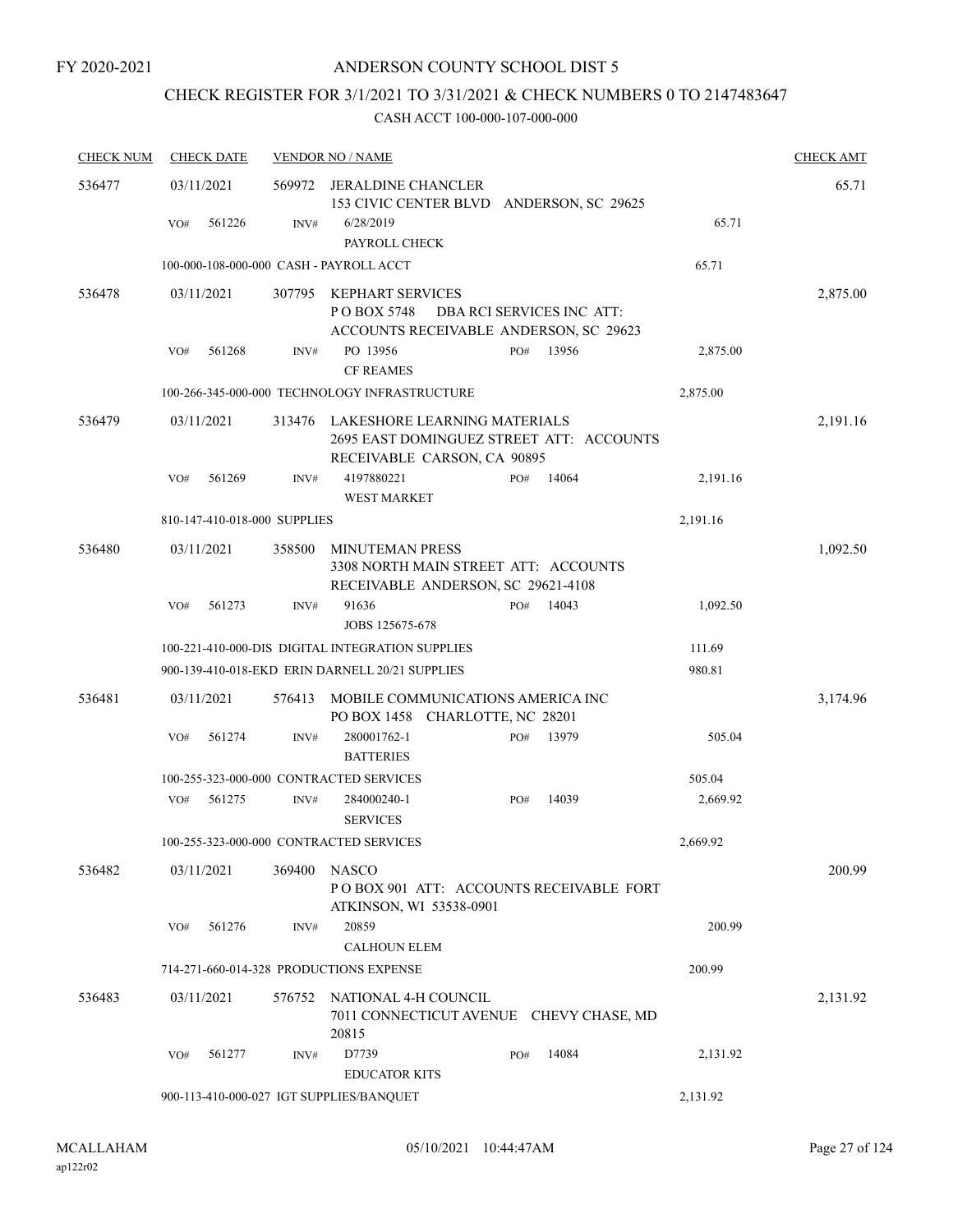FY 2020-2021

# ANDERSON COUNTY SCHOOL DIST 5

## CHECK REGISTER FOR 3/1/2021 TO 3/31/2021 & CHECK NUMBERS 0 TO 2147483647

CASH ACCT 100-000-107-000-000

| CHECK NUM | CHECK DATE | VENDOR NO / NAME | | | | CHECK AMT |
|---|---|---|---|---|---|---|
| 536477 | 03/11/2021 | 569972 JERALDINE CHANCLER<br>153 CIVIC CENTER BLVD ANDERSON, SC 29625 | | | | 65.71 |
| | VO# 561226 | INV# 6/28/2019<br>PAYROLL CHECK | | | 65.71 | |
| | 100-000-108-000-000 CASH - PAYROLL ACCT | | | | 65.71 | |
| 536478 | 03/11/2021 | 307795 KEPHART SERVICES<br>P O BOX 5748 DBA RCI SERVICES INC ATT:<br>ACCOUNTS RECEIVABLE ANDERSON, SC 29623 | | | | 2,875.00 |
| | VO# 561268 | INV# PO 13956<br>CF REAMES | PO# | 13956 | 2,875.00 | |
| | 100-266-345-000-000 TECHNOLOGY INFRASTRUCTURE | | | | 2,875.00 | |
| 536479 | 03/11/2021 | 313476 LAKESHORE LEARNING MATERIALS<br>2695 EAST DOMINGUEZ STREET ATT: ACCOUNTS<br>RECEIVABLE CARSON, CA 90895 | | | | 2,191.16 |
| | VO# 561269 | INV# 4197880221<br>WEST MARKET | PO# | 14064 | 2,191.16 | |
| | 810-147-410-018-000 SUPPLIES | | | | 2,191.16 | |
| 536480 | 03/11/2021 | 358500 MINUTEMAN PRESS<br>3308 NORTH MAIN STREET ATT: ACCOUNTS<br>RECEIVABLE ANDERSON, SC 29621-4108 | | | | 1,092.50 |
| | VO# 561273 | INV# 91636<br>JOBS 125675-678 | PO# | 14043 | 1,092.50 | |
| | 100-221-410-000-DIS DIGITAL INTEGRATION SUPPLIES | | | | 111.69 | |
| | 900-139-410-018-EKD ERIN DARNELL 20/21 SUPPLIES | | | | 980.81 | |
| 536481 | 03/11/2021 | 576413 MOBILE COMMUNICATIONS AMERICA INC<br>PO BOX 1458 CHARLOTTE, NC 28201 | | | | 3,174.96 |
| | VO# 561274 | INV# 280001762-1<br>BATTERIES | PO# | 13979 | 505.04 | |
| | 100-255-323-000-000 CONTRACTED SERVICES | | | | 505.04 | |
| | VO# 561275 | INV# 284000240-1<br>SERVICES | PO# | 14039 | 2,669.92 | |
| | 100-255-323-000-000 CONTRACTED SERVICES | | | | 2,669.92 | |
| 536482 | 03/11/2021 | 369400 NASCO<br>P O BOX 901 ATT: ACCOUNTS RECEIVABLE FORT<br>ATKINSON, WI 53538-0901 | | | | 200.99 |
| | VO# 561276 | INV# 20859<br>CALHOUN ELEM | | | 200.99 | |
| | 714-271-660-014-328 PRODUCTIONS EXPENSE | | | | 200.99 | |
| 536483 | 03/11/2021 | 576752 NATIONAL 4-H COUNCIL<br>7011 CONNECTICUT AVENUE CHEVY CHASE, MD<br>20815 | | | | 2,131.92 |
| | VO# 561277 | INV# D7739<br>EDUCATOR KITS | PO# | 14084 | 2,131.92 | |
| | 900-113-410-000-027 IGT SUPPLIES/BANQUET | | | | 2,131.92 | |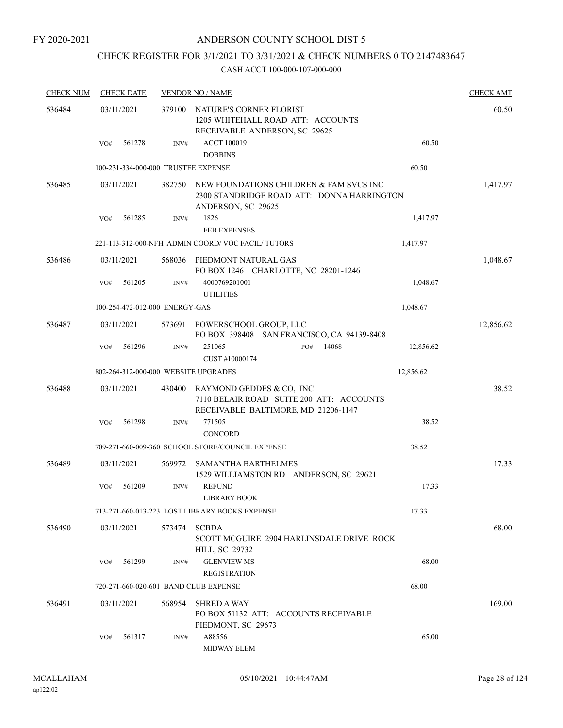FY 2020-2021

# ANDERSON COUNTY SCHOOL DIST 5

## CHECK REGISTER FOR 3/1/2021 TO 3/31/2021 & CHECK NUMBERS 0 TO 2147483647

CASH ACCT 100-000-107-000-000

| CHECK NUM | CHECK DATE | VENDOR NO / NAME | | CHECK AMT |
|---|---|---|---|---|
| 536484 | 03/11/2021 | 379100 NATURE'S CORNER FLORIST 1205 WHITEHALL ROAD ATT: ACCOUNTS RECEIVABLE ANDERSON, SC 29625 | | 60.50 |
| | VO# 561278 | INV# ACCT 100019 DOBBINS | 60.50 | |
| | 100-231-334-000-000 TRUSTEE EXPENSE | | 60.50 | |
| 536485 | 03/11/2021 | 382750 NEW FOUNDATIONS CHILDREN & FAM SVCS INC 2300 STANDRIDGE ROAD ATT: DONNA HARRINGTON ANDERSON, SC 29625 | | 1,417.97 |
| | VO# 561285 | INV# 1826 FEB EXPENSES | 1,417.97 | |
| | 221-113-312-000-NFH ADMIN COORD/ VOC FACIL/ TUTORS | | 1,417.97 | |
| 536486 | 03/11/2021 | 568036 PIEDMONT NATURAL GAS PO BOX 1246 CHARLOTTE, NC 28201-1246 | | 1,048.67 |
| | VO# 561205 | INV# 4000769201001 UTILITIES | 1,048.67 | |
| | 100-254-472-012-000 ENERGY-GAS | | 1,048.67 | |
| 536487 | 03/11/2021 | 573691 POWERSCHOOL GROUP, LLC PO BOX 398408 SAN FRANCISCO, CA 94139-8408 | | 12,856.62 |
| | VO# 561296 | INV# 251065 PO# 14068 CUST #10000174 | 12,856.62 | |
| | 802-264-312-000-000 WEBSITE UPGRADES | | 12,856.62 | |
| 536488 | 03/11/2021 | 430400 RAYMOND GEDDES & CO, INC 7110 BELAIR ROAD SUITE 200 ATT: ACCOUNTS RECEIVABLE BALTIMORE, MD 21206-1147 | | 38.52 |
| | VO# 561298 | INV# 771505 CONCORD | 38.52 | |
| | 709-271-660-009-360 SCHOOL STORE/COUNCIL EXPENSE | | 38.52 | |
| 536489 | 03/11/2021 | 569972 SAMANTHA BARTHELMES 1529 WILLIAMSTON RD ANDERSON, SC 29621 | | 17.33 |
| | VO# 561209 | INV# REFUND LIBRARY BOOK | 17.33 | |
| | 713-271-660-013-223 LOST LIBRARY BOOKS EXPENSE | | 17.33 | |
| 536490 | 03/11/2021 | 573474 SCBDA SCOTT MCGUIRE 2904 HARLINSDALE DRIVE ROCK HILL, SC 29732 | | 68.00 |
| | VO# 561299 | INV# GLENVIEW MS REGISTRATION | 68.00 | |
| | 720-271-660-020-601 BAND CLUB EXPENSE | | 68.00 | |
| 536491 | 03/11/2021 | 568954 SHRED A WAY PO BOX 51132 ATT: ACCOUNTS RECEIVABLE PIEDMONT, SC 29673 | | 169.00 |
| | VO# 561317 | INV# A88556 MIDWAY ELEM | 65.00 | |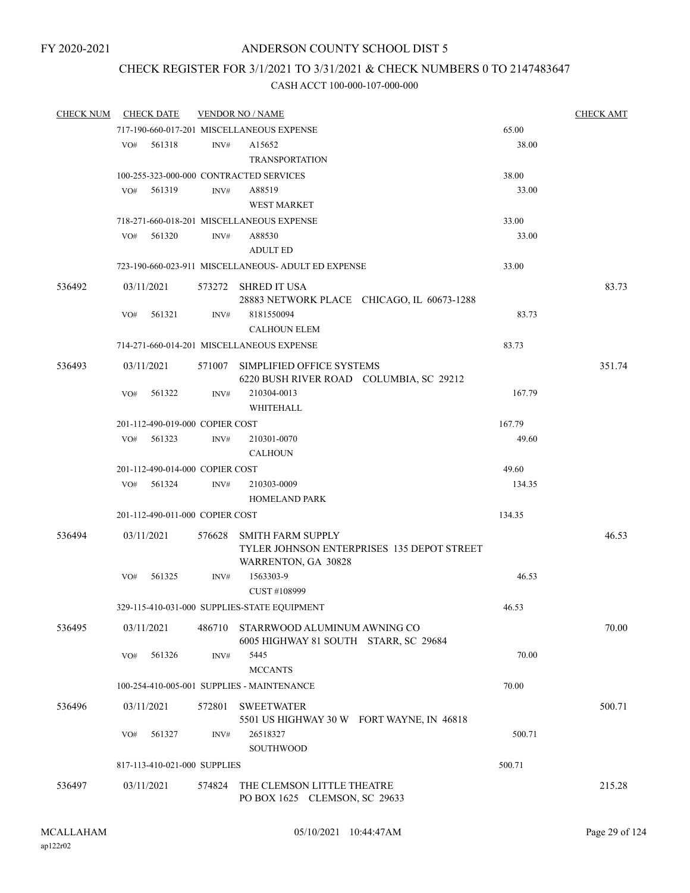FY 2020-2021

# ANDERSON COUNTY SCHOOL DIST 5

## CHECK REGISTER FOR 3/1/2021 TO 3/31/2021 & CHECK NUMBERS 0 TO 2147483647

### CASH ACCT 100-000-107-000-000

| CHECK NUM | CHECK DATE | VENDOR NO / NAME | | CHECK AMT |
|---|---|---|---|---|
| | | 717-190-660-017-201 MISCELLANEOUS EXPENSE | 65.00 | |
| | VO# 561318 | INV# A15652 TRANSPORTATION | 38.00 | |
| | | 100-255-323-000-000 CONTRACTED SERVICES | 38.00 | |
| | VO# 561319 | INV# A88519 WEST MARKET | 33.00 | |
| | | 718-271-660-018-201 MISCELLANEOUS EXPENSE | 33.00 | |
| | VO# 561320 | INV# A88530 ADULT ED | 33.00 | |
| | | 723-190-660-023-911 MISCELLANEOUS- ADULT ED EXPENSE | 33.00 | |
| 536492 | 03/11/2021 | 573272 SHRED IT USA 28883 NETWORK PLACE CHICAGO, IL 60673-1288 | | 83.73 |
| | VO# 561321 | INV# 8181550094 CALHOUN ELEM | 83.73 | |
| | | 714-271-660-014-201 MISCELLANEOUS EXPENSE | 83.73 | |
| 536493 | 03/11/2021 | 571007 SIMPLIFIED OFFICE SYSTEMS 6220 BUSH RIVER ROAD COLUMBIA, SC 29212 | | 351.74 |
| | VO# 561322 | INV# 210304-0013 WHITEHALL | 167.79 | |
| | | 201-112-490-019-000 COPIER COST | 167.79 | |
| | VO# 561323 | INV# 210301-0070 CALHOUN | 49.60 | |
| | | 201-112-490-014-000 COPIER COST | 49.60 | |
| | VO# 561324 | INV# 210303-0009 HOMELAND PARK | 134.35 | |
| | | 201-112-490-011-000 COPIER COST | 134.35 | |
| 536494 | 03/11/2021 | 576628 SMITH FARM SUPPLY TYLER JOHNSON ENTERPRISES 135 DEPOT STREET WARRENTON, GA 30828 | | 46.53 |
| | VO# 561325 | INV# 1563303-9 CUST #108999 | 46.53 | |
| | | 329-115-410-031-000 SUPPLIES-STATE EQUIPMENT | 46.53 | |
| 536495 | 03/11/2021 | 486710 STARRWOOD ALUMINUM AWNING CO 6005 HIGHWAY 81 SOUTH STARR, SC 29684 | | 70.00 |
| | VO# 561326 | INV# 5445 MCCANTS | 70.00 | |
| | | 100-254-410-005-001 SUPPLIES - MAINTENANCE | 70.00 | |
| 536496 | 03/11/2021 | 572801 SWEETWATER 5501 US HIGHWAY 30 W FORT WAYNE, IN 46818 | | 500.71 |
| | VO# 561327 | INV# 26518327 SOUTHWOOD | 500.71 | |
| | | 817-113-410-021-000 SUPPLIES | 500.71 | |
| 536497 | 03/11/2021 | 574824 THE CLEMSON LITTLE THEATRE PO BOX 1625 CLEMSON, SC 29633 | | 215.28 |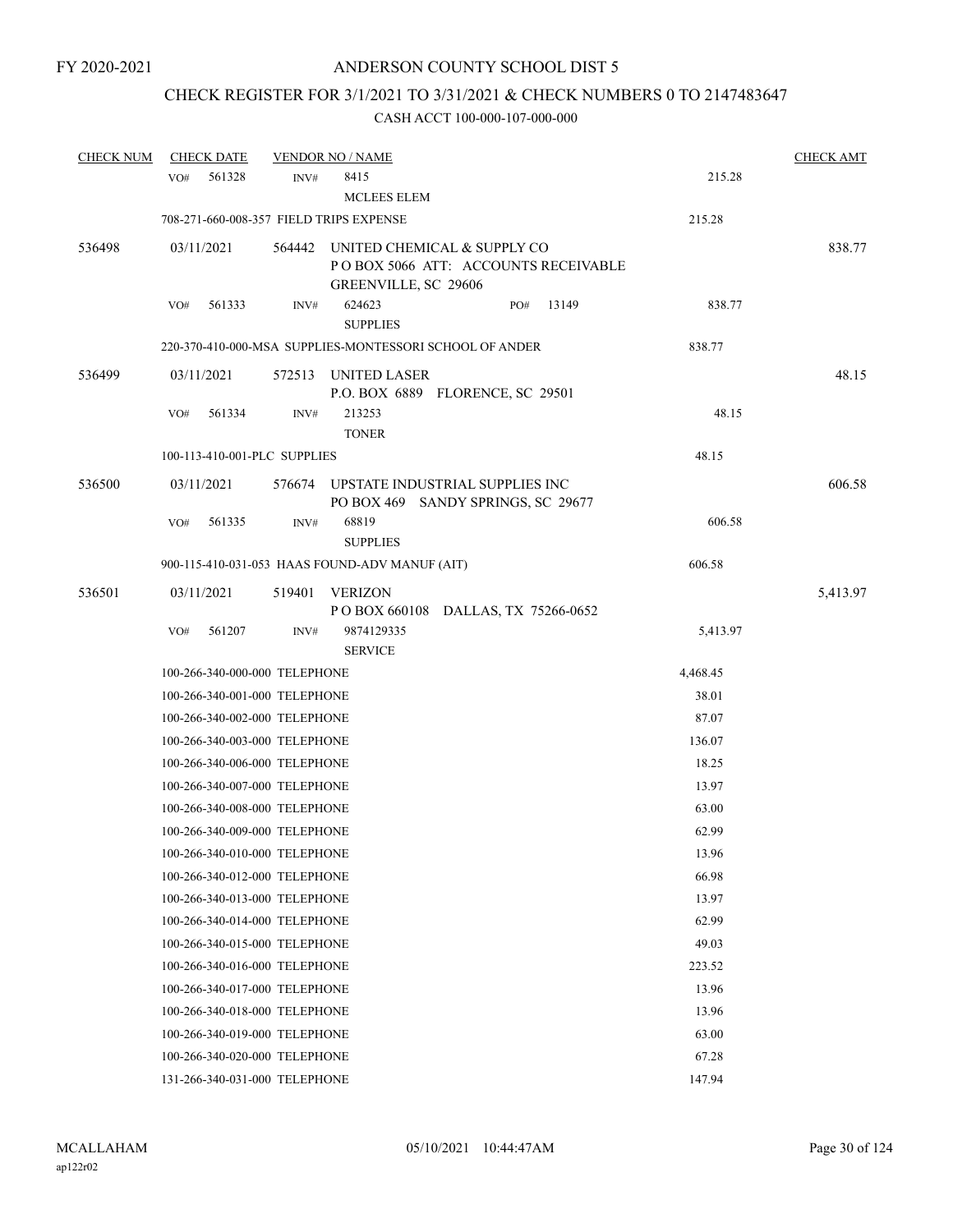FY 2020-2021

# ANDERSON COUNTY SCHOOL DIST 5

## CHECK REGISTER FOR 3/1/2021 TO 3/31/2021 & CHECK NUMBERS 0 TO 2147483647

CASH ACCT 100-000-107-000-000

| CHECK NUM | CHECK DATE | VENDOR NO / NAME | | CHECK AMT |
|---|---|---|---|---|
| | VO# 561328 | INV# 8415 MCLEES ELEM | 215.28 | |
| | 708-271-660-008-357 FIELD TRIPS EXPENSE | | 215.28 | |
| 536498 | 03/11/2021 | 564442 UNITED CHEMICAL & SUPPLY CO P O BOX 5066 ATT: ACCOUNTS RECEIVABLE GREENVILLE, SC 29606 | | 838.77 |
| | VO# 561333 | INV# 624623 SUPPLIES PO# 13149 | 838.77 | |
| | 220-370-410-000-MSA SUPPLIES-MONTESSORI SCHOOL OF ANDER | | 838.77 | |
| 536499 | 03/11/2021 | 572513 UNITED LASER P.O. BOX 6889 FLORENCE, SC 29501 | | 48.15 |
| | VO# 561334 | INV# 213253 TONER | 48.15 | |
| | 100-113-410-001-PLC SUPPLIES | | 48.15 | |
| 536500 | 03/11/2021 | 576674 UPSTATE INDUSTRIAL SUPPLIES INC PO BOX 469 SANDY SPRINGS, SC 29677 | | 606.58 |
| | VO# 561335 | INV# 68819 SUPPLIES | 606.58 | |
| | 900-115-410-031-053 HAAS FOUND-ADV MANUF (AIT) | | 606.58 | |
| 536501 | 03/11/2021 | 519401 VERIZON P O BOX 660108 DALLAS, TX 75266-0652 | | 5,413.97 |
| | VO# 561207 | INV# 9874129335 SERVICE | 5,413.97 | |
| | 100-266-340-000-000 TELEPHONE | | 4,468.45 | |
| | 100-266-340-001-000 TELEPHONE | | 38.01 | |
| | 100-266-340-002-000 TELEPHONE | | 87.07 | |
| | 100-266-340-003-000 TELEPHONE | | 136.07 | |
| | 100-266-340-006-000 TELEPHONE | | 18.25 | |
| | 100-266-340-007-000 TELEPHONE | | 13.97 | |
| | 100-266-340-008-000 TELEPHONE | | 63.00 | |
| | 100-266-340-009-000 TELEPHONE | | 62.99 | |
| | 100-266-340-010-000 TELEPHONE | | 13.96 | |
| | 100-266-340-012-000 TELEPHONE | | 66.98 | |
| | 100-266-340-013-000 TELEPHONE | | 13.97 | |
| | 100-266-340-014-000 TELEPHONE | | 62.99 | |
| | 100-266-340-015-000 TELEPHONE | | 49.03 | |
| | 100-266-340-016-000 TELEPHONE | | 223.52 | |
| | 100-266-340-017-000 TELEPHONE | | 13.96 | |
| | 100-266-340-018-000 TELEPHONE | | 13.96 | |
| | 100-266-340-019-000 TELEPHONE | | 63.00 | |
| | 100-266-340-020-000 TELEPHONE | | 67.28 | |
| | 131-266-340-031-000 TELEPHONE | | 147.94 | |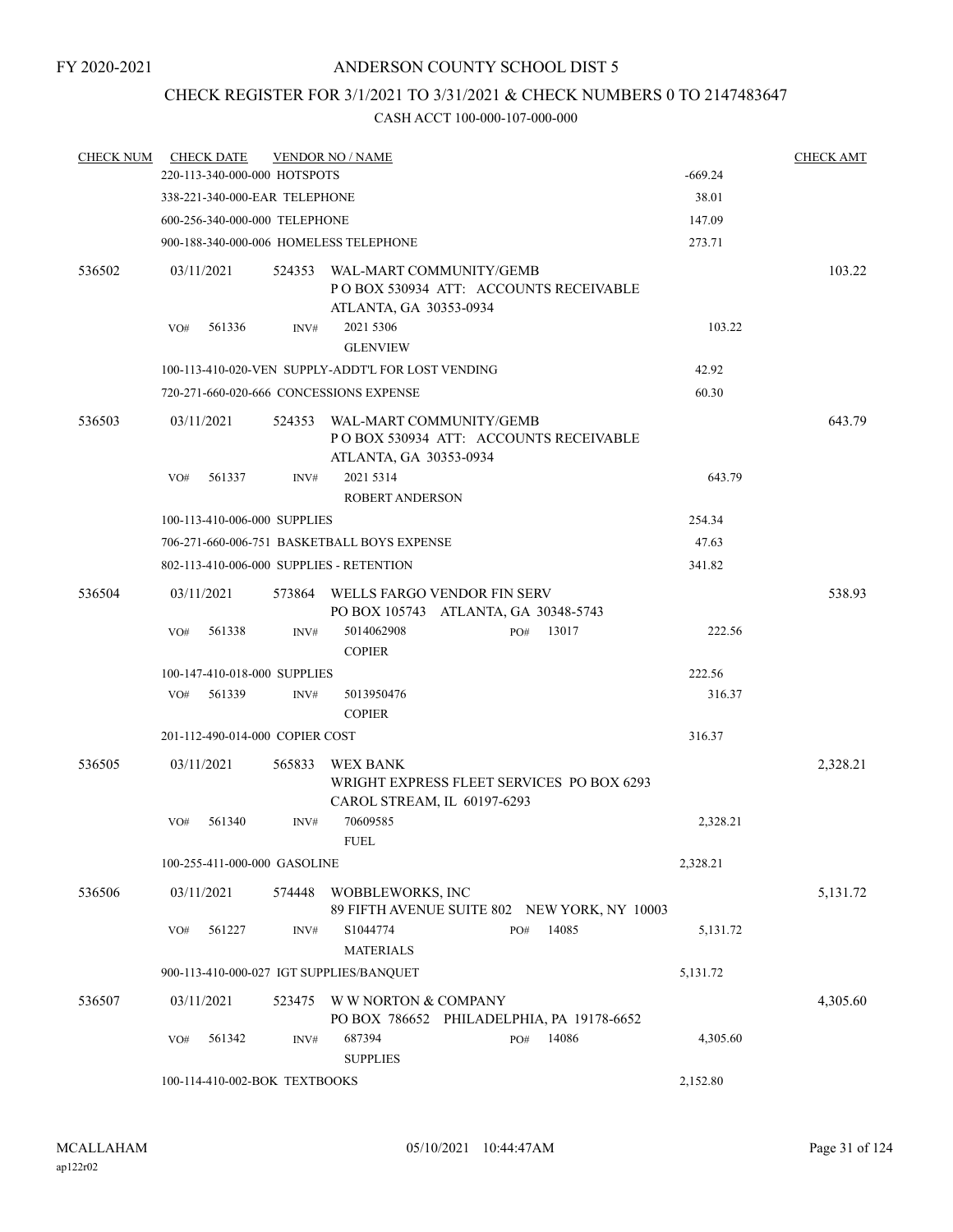FY 2020-2021

# ANDERSON COUNTY SCHOOL DIST 5

## CHECK REGISTER FOR 3/1/2021 TO 3/31/2021 & CHECK NUMBERS 0 TO 2147483647

### CASH ACCT 100-000-107-000-000

| CHECK NUM | CHECK DATE | VENDOR NO / NAME | | CHECK AMT |
|---|---|---|---|---|
| | 220-113-340-000-000 HOTSPOTS | | -669.24 | |
| | 338-221-340-000-EAR TELEPHONE | | 38.01 | |
| | 600-256-340-000-000 TELEPHONE | | 147.09 | |
| | 900-188-340-000-006 HOMELESS TELEPHONE | | 273.71 | |
| 536502 | 03/11/2021 | 524353 WAL-MART COMMUNITY/GEMB<br>P O BOX 530934 ATT: ACCOUNTS RECEIVABLE<br>ATLANTA, GA 30353-0934 | | 103.22 |
| | VO# 561336 | INV# 2021 5306<br>GLENVIEW | 103.22 | |
| | 100-113-410-020-VEN SUPPLY-ADDT'L FOR LOST VENDING | | 42.92 | |
| | 720-271-660-020-666 CONCESSIONS EXPENSE | | 60.30 | |
| 536503 | 03/11/2021 | 524353 WAL-MART COMMUNITY/GEMB<br>P O BOX 530934 ATT: ACCOUNTS RECEIVABLE<br>ATLANTA, GA 30353-0934 | | 643.79 |
| | VO# 561337 | INV# 2021 5314<br>ROBERT ANDERSON | 643.79 | |
| | 100-113-410-006-000 SUPPLIES | | 254.34 | |
| | 706-271-660-006-751 BASKETBALL BOYS EXPENSE | | 47.63 | |
| | 802-113-410-006-000 SUPPLIES - RETENTION | | 341.82 | |
| 536504 | 03/11/2021 | 573864 WELLS FARGO VENDOR FIN SERV<br>PO BOX 105743 ATLANTA, GA 30348-5743 | | 538.93 |
| | VO# 561338 | INV# 5014062908 PO# 13017<br>COPIER | 222.56 | |
| | 100-147-410-018-000 SUPPLIES | | 222.56 | |
| | VO# 561339 | INV# 5013950476<br>COPIER | 316.37 | |
| | 201-112-490-014-000 COPIER COST | | 316.37 | |
| 536505 | 03/11/2021 | 565833 WEX BANK<br>WRIGHT EXPRESS FLEET SERVICES PO BOX 6293<br>CAROL STREAM, IL 60197-6293 | | 2,328.21 |
| | VO# 561340 | INV# 70609585<br>FUEL | 2,328.21 | |
| | 100-255-411-000-000 GASOLINE | | 2,328.21 | |
| 536506 | 03/11/2021 | 574448 WOBBLEWORKS, INC<br>89 FIFTH AVENUE SUITE 802 NEW YORK, NY 10003 | | 5,131.72 |
| | VO# 561227 | INV# S1044774 PO# 14085<br>MATERIALS | 5,131.72 | |
| | 900-113-410-000-027 IGT SUPPLIES/BANQUET | | 5,131.72 | |
| 536507 | 03/11/2021 | 523475 W W NORTON & COMPANY<br>PO BOX 786652 PHILADELPHIA, PA 19178-6652 | | 4,305.60 |
| | VO# 561342 | INV# 687394 PO# 14086<br>SUPPLIES | 4,305.60 | |
| | 100-114-410-002-BOK TEXTBOOKS | | 2,152.80 | |

MCALLAHAM
ap122r02

05/10/2021 10:44:47AM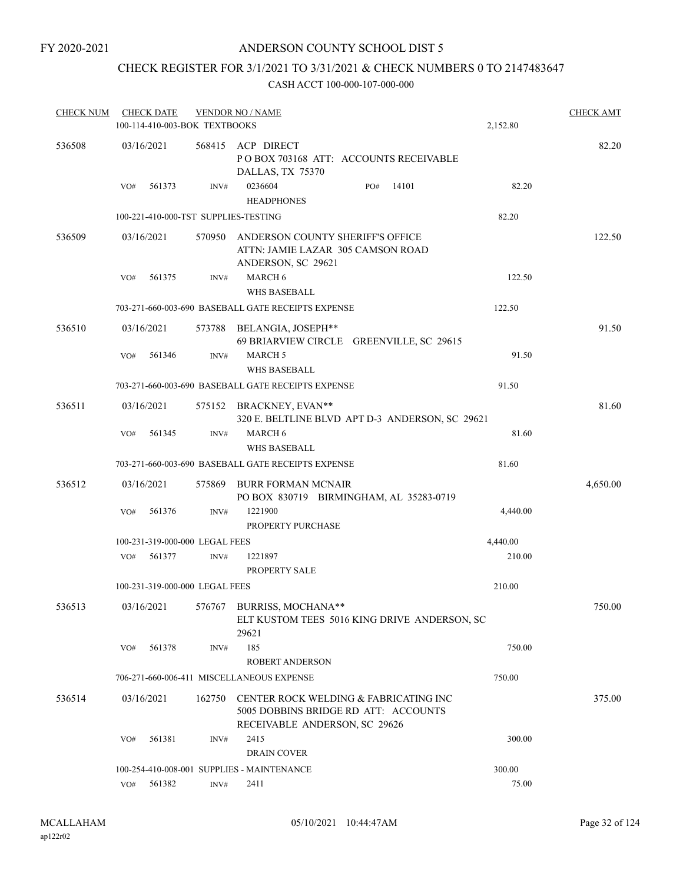FY 2020-2021

# ANDERSON COUNTY SCHOOL DIST 5

## CHECK REGISTER FOR 3/1/2021 TO 3/31/2021 & CHECK NUMBERS 0 TO 2147483647

### CASH ACCT 100-000-107-000-000

| CHECK NUM | CHECK DATE | VENDOR NO / NAME | | CHECK AMT |
|---|---|---|---|---|
| | 100-114-410-003-BOK TEXTBOOKS | | 2,152.80 | |
| 536508 | 03/16/2021 | 568415 ACP DIRECT<br>P O BOX 703168 ATT: ACCOUNTS RECEIVABLE<br>DALLAS, TX 75370 | | 82.20 |
| | VO# 561373 INV# | 0236604 PO# 14101<br>HEADPHONES | 82.20 | |
| | 100-221-410-000-TST SUPPLIES-TESTING | | 82.20 | |
| 536509 | 03/16/2021 | 570950 ANDERSON COUNTY SHERIFF'S OFFICE<br>ATTN: JAMIE LAZAR 305 CAMSON ROAD<br>ANDERSON, SC 29621 | | 122.50 |
| | VO# 561375 INV# | MARCH 6<br>WHS BASEBALL | 122.50 | |
| | 703-271-660-003-690 BASEBALL GATE RECEIPTS EXPENSE | | 122.50 | |
| 536510 | 03/16/2021 | 573788 BELANGIA, JOSEPH**<br>69 BRIARVIEW CIRCLE GREENVILLE, SC 29615 | | 91.50 |
| | VO# 561346 INV# | MARCH 5<br>WHS BASEBALL | 91.50 | |
| | 703-271-660-003-690 BASEBALL GATE RECEIPTS EXPENSE | | 91.50 | |
| 536511 | 03/16/2021 | 575152 BRACKNEY, EVAN**<br>320 E. BELTLINE BLVD APT D-3 ANDERSON, SC 29621 | | 81.60 |
| | VO# 561345 INV# | MARCH 6<br>WHS BASEBALL | 81.60 | |
| | 703-271-660-003-690 BASEBALL GATE RECEIPTS EXPENSE | | 81.60 | |
| 536512 | 03/16/2021 | 575869 BURR FORMAN MCNAIR<br>PO BOX 830719 BIRMINGHAM, AL 35283-0719 | | 4,650.00 |
| | VO# 561376 INV# | 1221900<br>PROPERTY PURCHASE | 4,440.00 | |
| | 100-231-319-000-000 LEGAL FEES | | 4,440.00 | |
| | VO# 561377 INV# | 1221897<br>PROPERTY SALE | 210.00 | |
| | 100-231-319-000-000 LEGAL FEES | | 210.00 | |
| 536513 | 03/16/2021 | 576767 BURRISS, MOCHANA**<br>ELT KUSTOM TEES 5016 KING DRIVE ANDERSON, SC<br>29621 | | 750.00 |
| | VO# 561378 INV# | 185<br>ROBERT ANDERSON | 750.00 | |
| | 706-271-660-006-411 MISCELLANEOUS EXPENSE | | 750.00 | |
| 536514 | 03/16/2021 | 162750 CENTER ROCK WELDING & FABRICATING INC<br>5005 DOBBINS BRIDGE RD ATT: ACCOUNTS<br>RECEIVABLE ANDERSON, SC 29626 | | 375.00 |
| | VO# 561381 INV# | 2415<br>DRAIN COVER | 300.00 | |
| | 100-254-410-008-001 SUPPLIES - MAINTENANCE | | 300.00 | |
| | VO# 561382 INV# | 2411 | 75.00 | |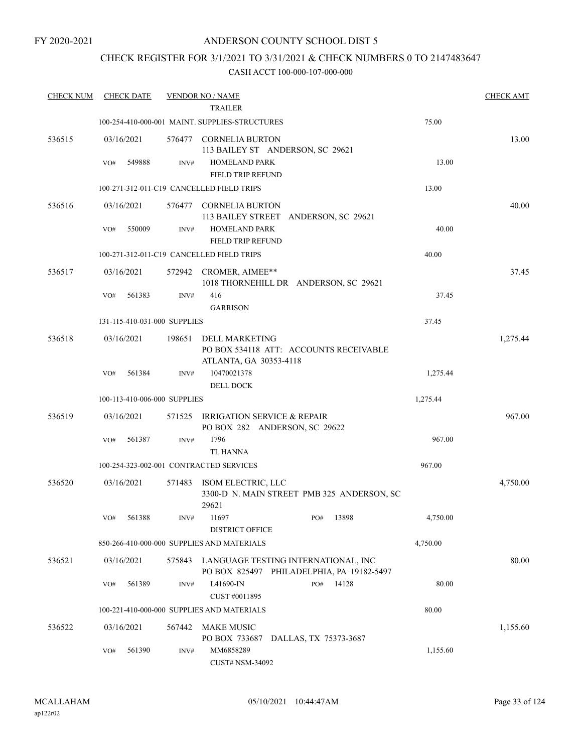FY 2020-2021

# ANDERSON COUNTY SCHOOL DIST 5

## CHECK REGISTER FOR 3/1/2021 TO 3/31/2021 & CHECK NUMBERS 0 TO 2147483647

CASH ACCT 100-000-107-000-000

| CHECK NUM | CHECK DATE | VENDOR NO / NAME | | CHECK AMT |
|---|---|---|---|---|
| | | TRAILER | | |
| | | 100-254-410-000-001 MAINT. SUPPLIES-STRUCTURES | 75.00 | |
| 536515 | 03/16/2021 | 576477 CORNELIA BURTON<br>113 BAILEY ST ANDERSON, SC 29621 | | 13.00 |
| | VO# 549888 | INV# HOMELAND PARK<br>FIELD TRIP REFUND | 13.00 | |
| | | 100-271-312-011-C19 CANCELLED FIELD TRIPS | 13.00 | |
| 536516 | 03/16/2021 | 576477 CORNELIA BURTON<br>113 BAILEY STREET ANDERSON, SC 29621 | | 40.00 |
| | VO# 550009 | INV# HOMELAND PARK<br>FIELD TRIP REFUND | 40.00 | |
| | | 100-271-312-011-C19 CANCELLED FIELD TRIPS | 40.00 | |
| 536517 | 03/16/2021 | 572942 CROMER, AIMEE**<br>1018 THORNEHILL DR ANDERSON, SC 29621 | | 37.45 |
| | VO# 561383 | INV# 416<br>GARRISON | 37.45 | |
| | | 131-115-410-031-000 SUPPLIES | 37.45 | |
| 536518 | 03/16/2021 | 198651 DELL MARKETING<br>PO BOX 534118 ATT: ACCOUNTS RECEIVABLE<br>ATLANTA, GA 30353-4118 | | 1,275.44 |
| | VO# 561384 | INV# 10470021378<br>DELL DOCK | 1,275.44 | |
| | | 100-113-410-006-000 SUPPLIES | 1,275.44 | |
| 536519 | 03/16/2021 | 571525 IRRIGATION SERVICE & REPAIR<br>PO BOX 282 ANDERSON, SC 29622 | | 967.00 |
| | VO# 561387 | INV# 1796<br>TL HANNA | 967.00 | |
| | | 100-254-323-002-001 CONTRACTED SERVICES | 967.00 | |
| 536520 | 03/16/2021 | 571483 ISOM ELECTRIC, LLC<br>3300-D N. MAIN STREET PMB 325 ANDERSON, SC 29621 | | 4,750.00 |
| | VO# 561388 | INV# 11697 PO# 13898<br>DISTRICT OFFICE | 4,750.00 | |
| | | 850-266-410-000-000 SUPPLIES AND MATERIALS | 4,750.00 | |
| 536521 | 03/16/2021 | 575843 LANGUAGE TESTING INTERNATIONAL, INC<br>PO BOX 825497 PHILADELPHIA, PA 19182-5497 | | 80.00 |
| | VO# 561389 | INV# L41690-IN PO# 14128<br>CUST #0011895 | 80.00 | |
| | | 100-221-410-000-000 SUPPLIES AND MATERIALS | 80.00 | |
| 536522 | 03/16/2021 | 567442 MAKE MUSIC<br>PO BOX 733687 DALLAS, TX 75373-3687 | | 1,155.60 |
| | VO# 561390 | INV# MM6858289<br>CUST# NSM-34092 | 1,155.60 | |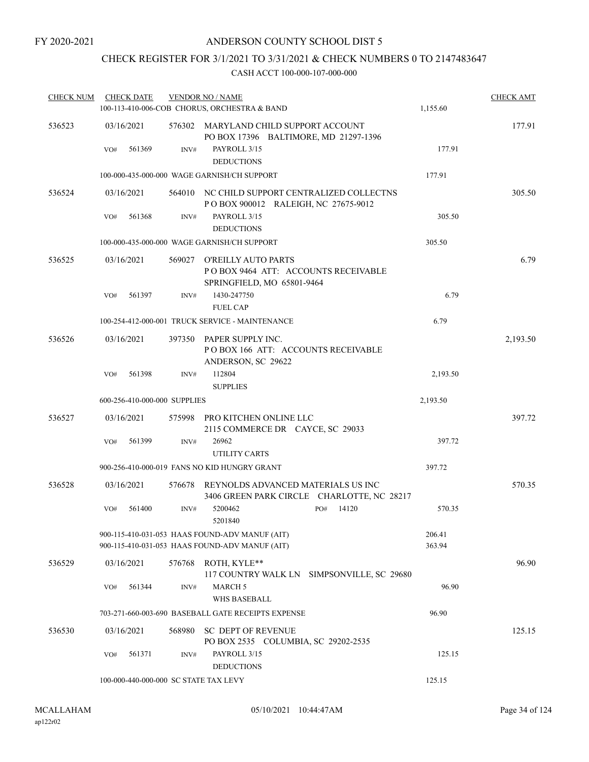FY 2020-2021

# ANDERSON COUNTY SCHOOL DIST 5

## CHECK REGISTER FOR 3/1/2021 TO 3/31/2021 & CHECK NUMBERS 0 TO 2147483647

CASH ACCT 100-000-107-000-000

| CHECK NUM | CHECK DATE | VENDOR NO / NAME | | CHECK AMT |
|---|---|---|---|---|
| | | 100-113-410-006-COB CHORUS, ORCHESTRA & BAND | 1,155.60 | |
| 536523 | 03/16/2021 | 576302 MARYLAND CHILD SUPPORT ACCOUNT<br>PO BOX 17396 BALTIMORE, MD 21297-1396 | | 177.91 |
| | VO# 561369 | INV# PAYROLL 3/15<br>DEDUCTIONS | 177.91 | |
| | | 100-000-435-000-000 WAGE GARNISH/CH SUPPORT | 177.91 | |
| 536524 | 03/16/2021 | 564010 NC CHILD SUPPORT CENTRALIZED COLLECTNS<br>P O BOX 900012 RALEIGH, NC 27675-9012 | | 305.50 |
| | VO# 561368 | INV# PAYROLL 3/15<br>DEDUCTIONS | 305.50 | |
| | | 100-000-435-000-000 WAGE GARNISH/CH SUPPORT | 305.50 | |
| 536525 | 03/16/2021 | 569027 O'REILLY AUTO PARTS<br>P O BOX 9464 ATT: ACCOUNTS RECEIVABLE<br>SPRINGFIELD, MO 65801-9464 | | 6.79 |
| | VO# 561397 | INV# 1430-247750<br>FUEL CAP | 6.79 | |
| | | 100-254-412-000-001 TRUCK SERVICE - MAINTENANCE | 6.79 | |
| 536526 | 03/16/2021 | 397350 PAPER SUPPLY INC.<br>P O BOX 166 ATT: ACCOUNTS RECEIVABLE<br>ANDERSON, SC 29622 | | 2,193.50 |
| | VO# 561398 | INV# 112804<br>SUPPLIES | 2,193.50 | |
| | | 600-256-410-000-000 SUPPLIES | 2,193.50 | |
| 536527 | 03/16/2021 | 575998 PRO KITCHEN ONLINE LLC<br>2115 COMMERCE DR CAYCE, SC 29033 | | 397.72 |
| | VO# 561399 | INV# 26962<br>UTILITY CARTS | 397.72 | |
| | | 900-256-410-000-019 FANS NO KID HUNGRY GRANT | 397.72 | |
| 536528 | 03/16/2021 | 576678 REYNOLDS ADVANCED MATERIALS US INC<br>3406 GREEN PARK CIRCLE CHARLOTTE, NC 28217 | | 570.35 |
| | VO# 561400 | INV# 5200462 PO# 14120<br>5201840 | 570.35 | |
| | | 900-115-410-031-053 HAAS FOUND-ADV MANUF (AIT) | 206.41 | |
| | | 900-115-410-031-053 HAAS FOUND-ADV MANUF (AIT) | 363.94 | |
| 536529 | 03/16/2021 | 576768 ROTH, KYLE**<br>117 COUNTRY WALK LN SIMPSONVILLE, SC 29680 | | 96.90 |
| | VO# 561344 | INV# MARCH 5<br>WHS BASEBALL | 96.90 | |
| | | 703-271-660-003-690 BASEBALL GATE RECEIPTS EXPENSE | 96.90 | |
| 536530 | 03/16/2021 | 568980 SC DEPT OF REVENUE<br>PO BOX 2535 COLUMBIA, SC 29202-2535 | | 125.15 |
| | VO# 561371 | INV# PAYROLL 3/15<br>DEDUCTIONS | 125.15 | |
| | | 100-000-440-000-000 SC STATE TAX LEVY | 125.15 | |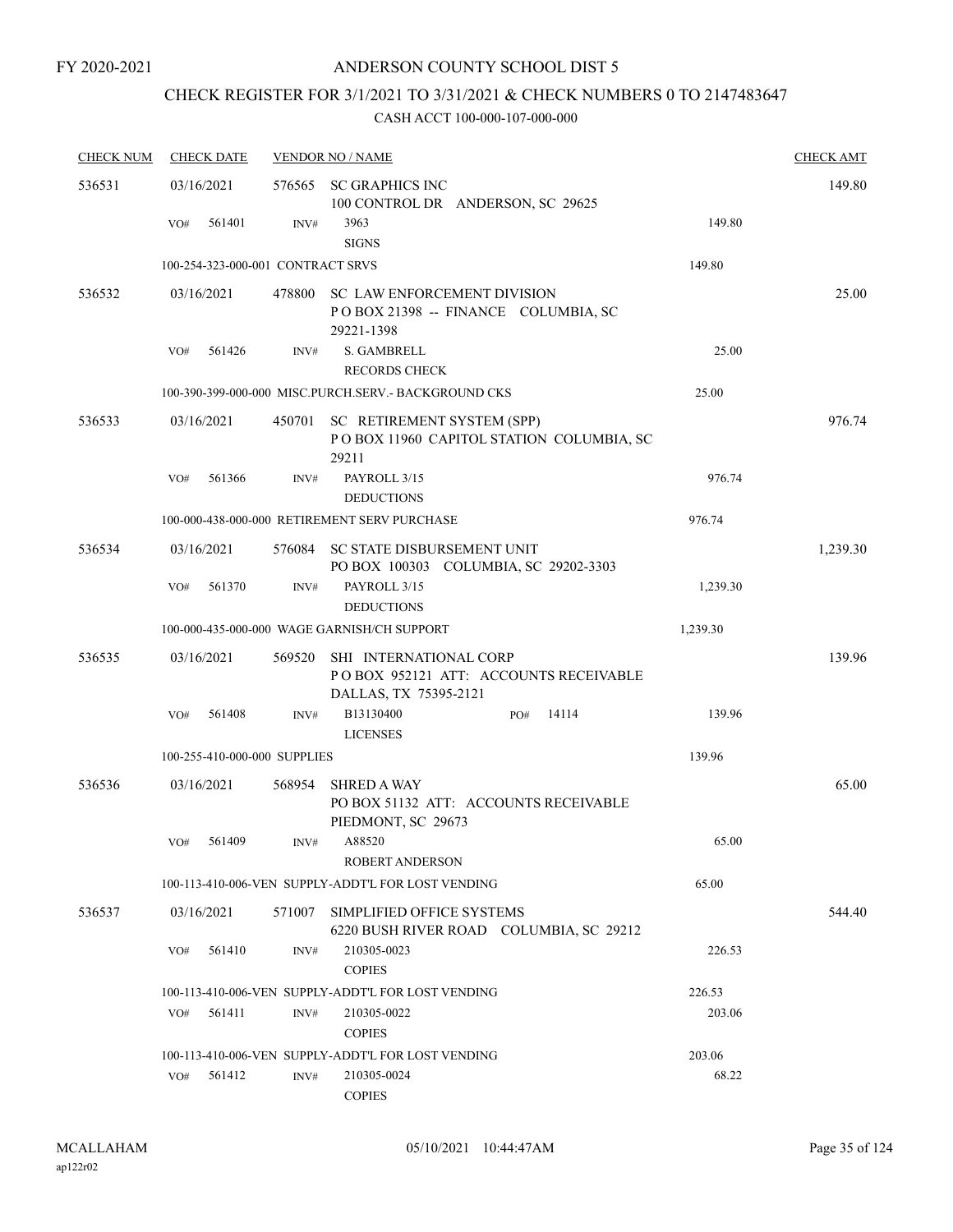FY 2020-2021

# ANDERSON COUNTY SCHOOL DIST 5

## CHECK REGISTER FOR 3/1/2021 TO 3/31/2021 & CHECK NUMBERS 0 TO 2147483647

### CASH ACCT 100-000-107-000-000

| CHECK NUM | CHECK DATE | VENDOR NO / NAME | | | CHECK AMT |
|---|---|---|---|---|---|
| 536531 | 03/16/2021 | 576565 | SC GRAPHICS INC<br>100 CONTROL DR ANDERSON, SC 29625 | | 149.80 |
| | VO# 561401 | INV# | 3963<br>SIGNS | 149.80 | |
| | 100-254-323-000-001 CONTRACT SRVS | | | 149.80 | |
| 536532 | 03/16/2021 | 478800 | SC LAW ENFORCEMENT DIVISION<br>P O BOX 21398 -- FINANCE COLUMBIA, SC 29221-1398 | | 25.00 |
| | VO# 561426 | INV# | S. GAMBRELL<br>RECORDS CHECK | 25.00 | |
| | 100-390-399-000-000 MISC.PURCH.SERV.- BACKGROUND CKS | | | 25.00 | |
| 536533 | 03/16/2021 | 450701 | SC RETIREMENT SYSTEM (SPP)<br>P O BOX 11960 CAPITOL STATION COLUMBIA, SC 29211 | | 976.74 |
| | VO# 561366 | INV# | PAYROLL 3/15<br>DEDUCTIONS | 976.74 | |
| | 100-000-438-000-000 RETIREMENT SERV PURCHASE | | | 976.74 | |
| 536534 | 03/16/2021 | 576084 | SC STATE DISBURSEMENT UNIT<br>PO BOX 100303 COLUMBIA, SC 29202-3303 | | 1,239.30 |
| | VO# 561370 | INV# | PAYROLL 3/15<br>DEDUCTIONS | 1,239.30 | |
| | 100-000-435-000-000 WAGE GARNISH/CH SUPPORT | | | 1,239.30 | |
| 536535 | 03/16/2021 | 569520 | SHI INTERNATIONAL CORP<br>P O BOX 952121 ATT: ACCOUNTS RECEIVABLE DALLAS, TX 75395-2121 | | 139.96 |
| | VO# 561408 | INV# | B13130400 PO# 14114<br>LICENSES | 139.96 | |
| | 100-255-410-000-000 SUPPLIES | | | 139.96 | |
| 536536 | 03/16/2021 | 568954 | SHRED A WAY<br>PO BOX 51132 ATT: ACCOUNTS RECEIVABLE PIEDMONT, SC 29673 | | 65.00 |
| | VO# 561409 | INV# | A88520<br>ROBERT ANDERSON | 65.00 | |
| | 100-113-410-006-VEN SUPPLY-ADDT'L FOR LOST VENDING | | | 65.00 | |
| 536537 | 03/16/2021 | 571007 | SIMPLIFIED OFFICE SYSTEMS<br>6220 BUSH RIVER ROAD COLUMBIA, SC 29212 | | 544.40 |
| | VO# 561410 | INV# | 210305-0023<br>COPIES | 226.53 | |
| | 100-113-410-006-VEN SUPPLY-ADDT'L FOR LOST VENDING | | | 226.53 | |
| | VO# 561411 | INV# | 210305-0022<br>COPIES | 203.06 | |
| | 100-113-410-006-VEN SUPPLY-ADDT'L FOR LOST VENDING | | | 203.06 | |
| | VO# 561412 | INV# | 210305-0024<br>COPIES | 68.22 | |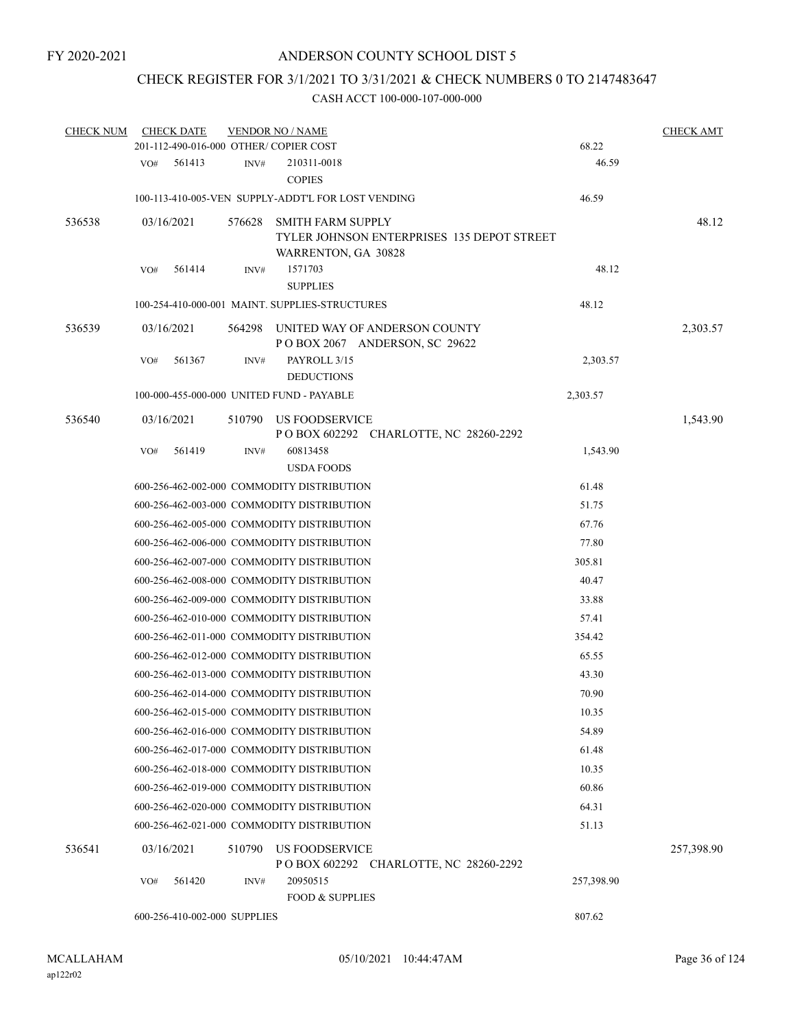FY 2020-2021

# ANDERSON COUNTY SCHOOL DIST 5

## CHECK REGISTER FOR 3/1/2021 TO 3/31/2021 & CHECK NUMBERS 0 TO 2147483647

### CASH ACCT 100-000-107-000-000

| CHECK NUM | CHECK DATE | VENDOR NO / NAME | | CHECK AMT |
|---|---|---|---|---|
| | 201-112-490-016-000 OTHER/ COPIER COST | | 68.22 | |
| | VO# 561413 | INV# 210311-0018<br>COPIES | 46.59 | |
| | 100-113-410-005-VEN SUPPLY-ADDT'L FOR LOST VENDING | | 46.59 | |
| 536538 | 03/16/2021 | 576628 SMITH FARM SUPPLY<br>TYLER JOHNSON ENTERPRISES 135 DEPOT STREET<br>WARRENTON, GA 30828 | | 48.12 |
| | VO# 561414 | INV# 1571703<br>SUPPLIES | 48.12 | |
| | 100-254-410-000-001 MAINT. SUPPLIES-STRUCTURES | | 48.12 | |
| 536539 | 03/16/2021 | 564298 UNITED WAY OF ANDERSON COUNTY<br>P O BOX 2067 ANDERSON, SC 29622 | | 2,303.57 |
| | VO# 561367 | INV# PAYROLL 3/15<br>DEDUCTIONS | 2,303.57 | |
| | 100-000-455-000-000 UNITED FUND - PAYABLE | | 2,303.57 | |
| 536540 | 03/16/2021 | 510790 US FOODSERVICE<br>P O BOX 602292 CHARLOTTE, NC 28260-2292 | | 1,543.90 |
| | VO# 561419 | INV# 60813458<br>USDA FOODS | 1,543.90 | |
| | 600-256-462-002-000 COMMODITY DISTRIBUTION | | 61.48 | |
| | 600-256-462-003-000 COMMODITY DISTRIBUTION | | 51.75 | |
| | 600-256-462-005-000 COMMODITY DISTRIBUTION | | 67.76 | |
| | 600-256-462-006-000 COMMODITY DISTRIBUTION | | 77.80 | |
| | 600-256-462-007-000 COMMODITY DISTRIBUTION | | 305.81 | |
| | 600-256-462-008-000 COMMODITY DISTRIBUTION | | 40.47 | |
| | 600-256-462-009-000 COMMODITY DISTRIBUTION | | 33.88 | |
| | 600-256-462-010-000 COMMODITY DISTRIBUTION | | 57.41 | |
| | 600-256-462-011-000 COMMODITY DISTRIBUTION | | 354.42 | |
| | 600-256-462-012-000 COMMODITY DISTRIBUTION | | 65.55 | |
| | 600-256-462-013-000 COMMODITY DISTRIBUTION | | 43.30 | |
| | 600-256-462-014-000 COMMODITY DISTRIBUTION | | 70.90 | |
| | 600-256-462-015-000 COMMODITY DISTRIBUTION | | 10.35 | |
| | 600-256-462-016-000 COMMODITY DISTRIBUTION | | 54.89 | |
| | 600-256-462-017-000 COMMODITY DISTRIBUTION | | 61.48 | |
| | 600-256-462-018-000 COMMODITY DISTRIBUTION | | 10.35 | |
| | 600-256-462-019-000 COMMODITY DISTRIBUTION | | 60.86 | |
| | 600-256-462-020-000 COMMODITY DISTRIBUTION | | 64.31 | |
| | 600-256-462-021-000 COMMODITY DISTRIBUTION | | 51.13 | |
| 536541 | 03/16/2021 | 510790 US FOODSERVICE<br>P O BOX 602292 CHARLOTTE, NC 28260-2292 | | 257,398.90 |
| | VO# 561420 | INV# 20950515<br>FOOD & SUPPLIES | 257,398.90 | |
| | 600-256-410-002-000 SUPPLIES | | 807.62 | |

MCALLAHAM
ap122r02

05/10/2021 10:44:47AM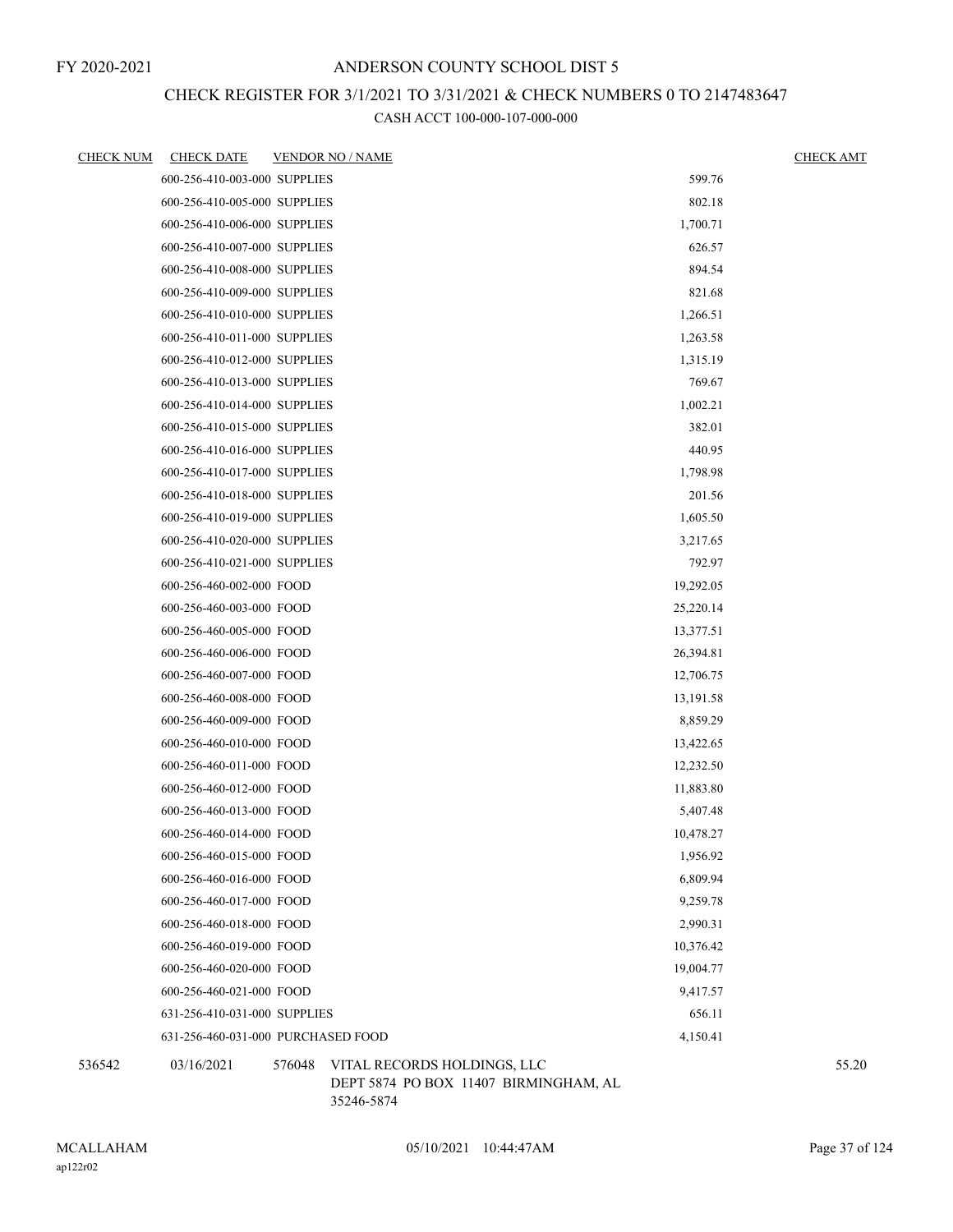FY 2020-2021

# ANDERSON COUNTY SCHOOL DIST 5

## CHECK REGISTER FOR 3/1/2021 TO 3/31/2021 & CHECK NUMBERS 0 TO 2147483647

### CASH ACCT 100-000-107-000-000

| CHECK NUM | CHECK DATE | VENDOR NO / NAME | | CHECK AMT |
|---|---|---|---|---|
| | 600-256-410-003-000 SUPPLIES | | 599.76 | |
| | 600-256-410-005-000 SUPPLIES | | 802.18 | |
| | 600-256-410-006-000 SUPPLIES | | 1,700.71 | |
| | 600-256-410-007-000 SUPPLIES | | 626.57 | |
| | 600-256-410-008-000 SUPPLIES | | 894.54 | |
| | 600-256-410-009-000 SUPPLIES | | 821.68 | |
| | 600-256-410-010-000 SUPPLIES | | 1,266.51 | |
| | 600-256-410-011-000 SUPPLIES | | 1,263.58 | |
| | 600-256-410-012-000 SUPPLIES | | 1,315.19 | |
| | 600-256-410-013-000 SUPPLIES | | 769.67 | |
| | 600-256-410-014-000 SUPPLIES | | 1,002.21 | |
| | 600-256-410-015-000 SUPPLIES | | 382.01 | |
| | 600-256-410-016-000 SUPPLIES | | 440.95 | |
| | 600-256-410-017-000 SUPPLIES | | 1,798.98 | |
| | 600-256-410-018-000 SUPPLIES | | 201.56 | |
| | 600-256-410-019-000 SUPPLIES | | 1,605.50 | |
| | 600-256-410-020-000 SUPPLIES | | 3,217.65 | |
| | 600-256-410-021-000 SUPPLIES | | 792.97 | |
| | 600-256-460-002-000 FOOD | | 19,292.05 | |
| | 600-256-460-003-000 FOOD | | 25,220.14 | |
| | 600-256-460-005-000 FOOD | | 13,377.51 | |
| | 600-256-460-006-000 FOOD | | 26,394.81 | |
| | 600-256-460-007-000 FOOD | | 12,706.75 | |
| | 600-256-460-008-000 FOOD | | 13,191.58 | |
| | 600-256-460-009-000 FOOD | | 8,859.29 | |
| | 600-256-460-010-000 FOOD | | 13,422.65 | |
| | 600-256-460-011-000 FOOD | | 12,232.50 | |
| | 600-256-460-012-000 FOOD | | 11,883.80 | |
| | 600-256-460-013-000 FOOD | | 5,407.48 | |
| | 600-256-460-014-000 FOOD | | 10,478.27 | |
| | 600-256-460-015-000 FOOD | | 1,956.92 | |
| | 600-256-460-016-000 FOOD | | 6,809.94 | |
| | 600-256-460-017-000 FOOD | | 9,259.78 | |
| | 600-256-460-018-000 FOOD | | 2,990.31 | |
| | 600-256-460-019-000 FOOD | | 10,376.42 | |
| | 600-256-460-020-000 FOOD | | 19,004.77 | |
| | 600-256-460-021-000 FOOD | | 9,417.57 | |
| | 631-256-410-031-000 SUPPLIES | | 656.11 | |
| | 631-256-460-031-000 PURCHASED FOOD | | 4,150.41 | |
| 536542 | 03/16/2021 | 576048 VITAL RECORDS HOLDINGS, LLC<br>DEPT 5874 PO BOX 11407 BIRMINGHAM, AL 35246-5874 | | 55.20 |

MCALLAHAM
ap122r02

05/10/2021 10:44:47AM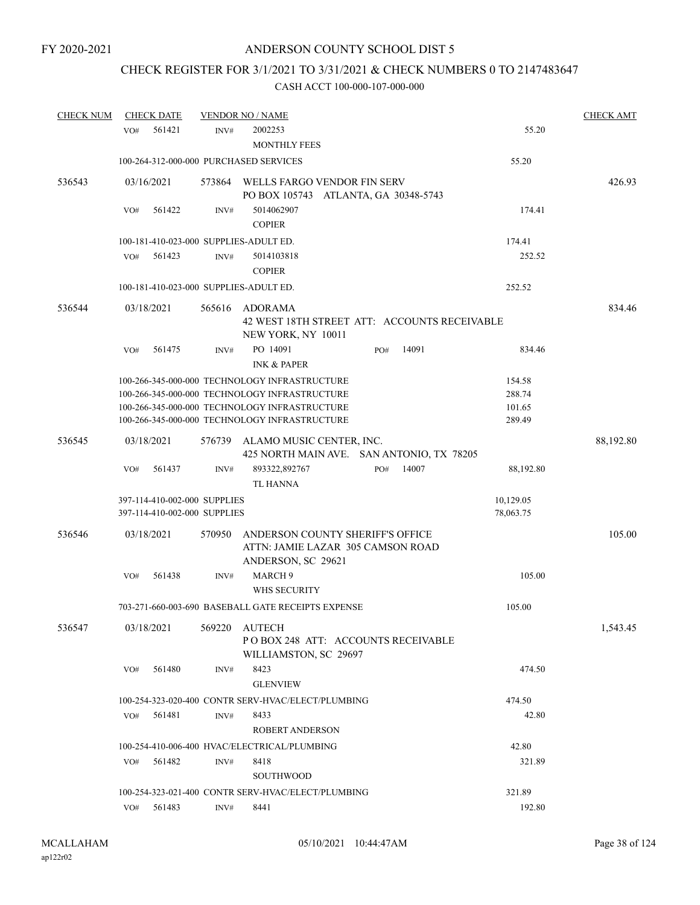FY 2020-2021

# ANDERSON COUNTY SCHOOL DIST 5

## CHECK REGISTER FOR 3/1/2021 TO 3/31/2021 & CHECK NUMBERS 0 TO 2147483647

### CASH ACCT 100-000-107-000-000

| CHECK NUM | CHECK DATE | VENDOR NO / NAME | | CHECK AMT |
|---|---|---|---|---|
| | VO# 561421 INV# | 2002253<br>MONTHLY FEES | 55.20 | |
| | 100-264-312-000-000 PURCHASED SERVICES | | 55.20 | |
| 536543 | 03/16/2021 | 573864 WELLS FARGO VENDOR FIN SERV<br>PO BOX 105743 ATLANTA, GA 30348-5743 | | 426.93 |
| | VO# 561422 INV# | 5014062907<br>COPIER | 174.41 | |
| | 100-181-410-023-000 SUPPLIES-ADULT ED. | | 174.41 | |
| | VO# 561423 INV# | 5014103818<br>COPIER | 252.52 | |
| | 100-181-410-023-000 SUPPLIES-ADULT ED. | | 252.52 | |
| 536544 | 03/18/2021 | 565616 ADORAMA<br>42 WEST 18TH STREET ATT: ACCOUNTS RECEIVABLE<br>NEW YORK, NY 10011 | | 834.46 |
| | VO# 561475 INV# | PO 14091 PO# 14091<br>INK & PAPER | 834.46 | |
| | 100-266-345-000-000 TECHNOLOGY INFRASTRUCTURE | | 154.58 | |
| | 100-266-345-000-000 TECHNOLOGY INFRASTRUCTURE | | 288.74 | |
| | 100-266-345-000-000 TECHNOLOGY INFRASTRUCTURE | | 101.65 | |
| | 100-266-345-000-000 TECHNOLOGY INFRASTRUCTURE | | 289.49 | |
| 536545 | 03/18/2021 | 576739 ALAMO MUSIC CENTER, INC.<br>425 NORTH MAIN AVE. SAN ANTONIO, TX 78205 | | 88,192.80 |
| | VO# 561437 INV# | 893322,892767 PO# 14007<br>TL HANNA | 88,192.80 | |
| | 397-114-410-002-000 SUPPLIES | | 10,129.05 | |
| | 397-114-410-002-000 SUPPLIES | | 78,063.75 | |
| 536546 | 03/18/2021 | 570950 ANDERSON COUNTY SHERIFF'S OFFICE<br>ATTN: JAMIE LAZAR 305 CAMSON ROAD<br>ANDERSON, SC 29621 | | 105.00 |
| | VO# 561438 INV# | MARCH 9<br>WHS SECURITY | 105.00 | |
| | 703-271-660-003-690 BASEBALL GATE RECEIPTS EXPENSE | | 105.00 | |
| 536547 | 03/18/2021 | 569220 AUTECH<br>P O BOX 248 ATT: ACCOUNTS RECEIVABLE<br>WILLIAMSTON, SC 29697 | | 1,543.45 |
| | VO# 561480 INV# | 8423<br>GLENVIEW | 474.50 | |
| | 100-254-323-020-400 CONTR SERV-HVAC/ELECT/PLUMBING | | 474.50 | |
| | VO# 561481 INV# | 8433<br>ROBERT ANDERSON | 42.80 | |
| | 100-254-410-006-400 HVAC/ELECTRICAL/PLUMBING | | 42.80 | |
| | VO# 561482 INV# | 8418<br>SOUTHWOOD | 321.89 | |
| | 100-254-323-021-400 CONTR SERV-HVAC/ELECT/PLUMBING | | 321.89 | |
| | VO# 561483 INV# | 8441 | 192.80 | |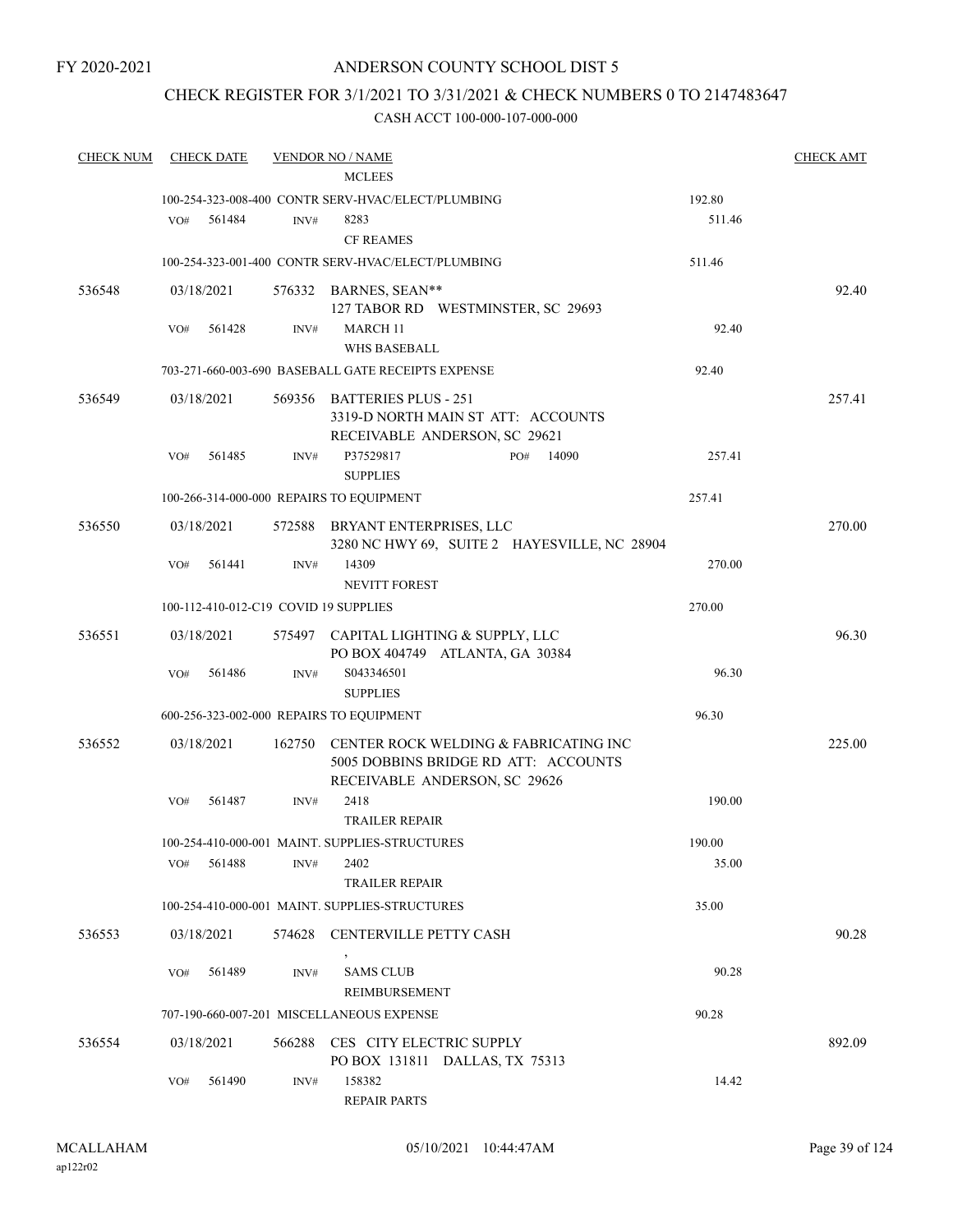FY 2020-2021

# ANDERSON COUNTY SCHOOL DIST 5

## CHECK REGISTER FOR 3/1/2021 TO 3/31/2021 & CHECK NUMBERS 0 TO 2147483647

CASH ACCT 100-000-107-000-000

| CHECK NUM | CHECK DATE | VENDOR NO / NAME | | CHECK AMT |
|---|---|---|---|---|
| | | MCLEES | | |
| | | 100-254-323-008-400 CONTR SERV-HVAC/ELECT/PLUMBING | 192.80 | |
| | VO# 561484 | INV# 8283<br>CF REAMES | 511.46 | |
| | | 100-254-323-001-400 CONTR SERV-HVAC/ELECT/PLUMBING | 511.46 | |
| 536548 | 03/18/2021 | 576332 BARNES, SEAN**<br>127 TABOR RD WESTMINSTER, SC 29693 | | 92.40 |
| | VO# 561428 | INV# MARCH 11<br>WHS BASEBALL | 92.40 | |
| | | 703-271-660-003-690 BASEBALL GATE RECEIPTS EXPENSE | 92.40 | |
| 536549 | 03/18/2021 | 569356 BATTERIES PLUS - 251<br>3319-D NORTH MAIN ST ATT: ACCOUNTS RECEIVABLE ANDERSON, SC 29621 | | 257.41 |
| | VO# 561485 | INV# P37529817 PO# 14090<br>SUPPLIES | 257.41 | |
| | | 100-266-314-000-000 REPAIRS TO EQUIPMENT | 257.41 | |
| 536550 | 03/18/2021 | 572588 BRYANT ENTERPRISES, LLC<br>3280 NC HWY 69, SUITE 2 HAYESVILLE, NC 28904 | | 270.00 |
| | VO# 561441 | INV# 14309<br>NEVITT FOREST | 270.00 | |
| | | 100-112-410-012-C19 COVID 19 SUPPLIES | 270.00 | |
| 536551 | 03/18/2021 | 575497 CAPITAL LIGHTING & SUPPLY, LLC<br>PO BOX 404749 ATLANTA, GA 30384 | | 96.30 |
| | VO# 561486 | INV# S043346501<br>SUPPLIES | 96.30 | |
| | | 600-256-323-002-000 REPAIRS TO EQUIPMENT | 96.30 | |
| 536552 | 03/18/2021 | 162750 CENTER ROCK WELDING & FABRICATING INC<br>5005 DOBBINS BRIDGE RD ATT: ACCOUNTS RECEIVABLE ANDERSON, SC 29626 | | 225.00 |
| | VO# 561487 | INV# 2418<br>TRAILER REPAIR | 190.00 | |
| | | 100-254-410-000-001 MAINT. SUPPLIES-STRUCTURES | 190.00 | |
| | VO# 561488 | INV# 2402<br>TRAILER REPAIR | 35.00 | |
| | | 100-254-410-000-001 MAINT. SUPPLIES-STRUCTURES | 35.00 | |
| 536553 | 03/18/2021 | 574628 CENTERVILLE PETTY CASH<br>, | | 90.28 |
| | VO# 561489 | INV# SAMS CLUB<br>REIMBURSEMENT | 90.28 | |
| | | 707-190-660-007-201 MISCELLANEOUS EXPENSE | 90.28 | |
| 536554 | 03/18/2021 | 566288 CES CITY ELECTRIC SUPPLY<br>PO BOX 131811 DALLAS, TX 75313 | | 892.09 |
| | VO# 561490 | INV# 158382<br>REPAIR PARTS | 14.42 | |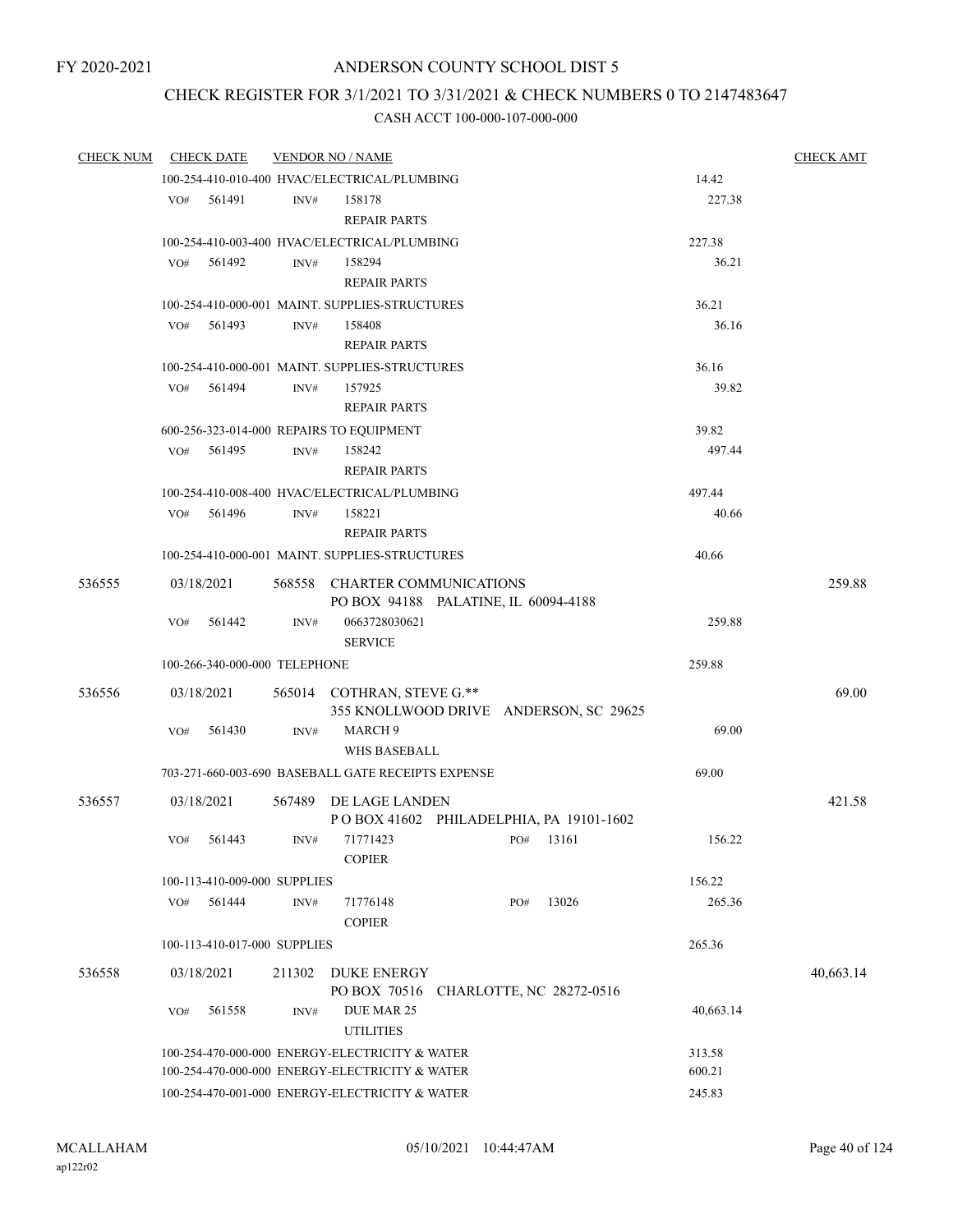FY 2020-2021

# ANDERSON COUNTY SCHOOL DIST 5

## CHECK REGISTER FOR 3/1/2021 TO 3/31/2021 & CHECK NUMBERS 0 TO 2147483647

### CASH ACCT 100-000-107-000-000

| CHECK NUM | CHECK DATE | VENDOR NO / NAME | | CHECK AMT |
|---|---|---|---|---|
| | 100-254-410-010-400 HVAC/ELECTRICAL/PLUMBING | | 14.42 | |
| | VO# 561491 | INV# 158178<br>REPAIR PARTS | 227.38 | |
| | 100-254-410-003-400 HVAC/ELECTRICAL/PLUMBING | | 227.38 | |
| | VO# 561492 | INV# 158294<br>REPAIR PARTS | 36.21 | |
| | 100-254-410-000-001 MAINT. SUPPLIES-STRUCTURES | | 36.21 | |
| | VO# 561493 | INV# 158408<br>REPAIR PARTS | 36.16 | |
| | 100-254-410-000-001 MAINT. SUPPLIES-STRUCTURES | | 36.16 | |
| | VO# 561494 | INV# 157925<br>REPAIR PARTS | 39.82 | |
| | 600-256-323-014-000 REPAIRS TO EQUIPMENT | | 39.82 | |
| | VO# 561495 | INV# 158242<br>REPAIR PARTS | 497.44 | |
| | 100-254-410-008-400 HVAC/ELECTRICAL/PLUMBING | | 497.44 | |
| | VO# 561496 | INV# 158221<br>REPAIR PARTS | 40.66 | |
| | 100-254-410-000-001 MAINT. SUPPLIES-STRUCTURES | | 40.66 | |
| 536555 | 03/18/2021 | 568558 CHARTER COMMUNICATIONS<br>PO BOX 94188 PALATINE, IL 60094-4188 | | 259.88 |
| | VO# 561442 | INV# 0663728030621<br>SERVICE | 259.88 | |
| | 100-266-340-000-000 TELEPHONE | | 259.88 | |
| 536556 | 03/18/2021 | 565014 COTHRAN, STEVE G.**<br>355 KNOLLWOOD DRIVE ANDERSON, SC 29625 | | 69.00 |
| | VO# 561430 | INV# MARCH 9<br>WHS BASEBALL | 69.00 | |
| | 703-271-660-003-690 BASEBALL GATE RECEIPTS EXPENSE | | 69.00 | |
| 536557 | 03/18/2021 | 567489 DE LAGE LANDEN<br>P O BOX 41602 PHILADELPHIA, PA 19101-1602 | | 421.58 |
| | VO# 561443 | INV# 71771423 PO# 13161<br>COPIER | 156.22 | |
| | 100-113-410-009-000 SUPPLIES | | 156.22 | |
| | VO# 561444 | INV# 71776148 PO# 13026<br>COPIER | 265.36 | |
| | 100-113-410-017-000 SUPPLIES | | 265.36 | |
| 536558 | 03/18/2021 | 211302 DUKE ENERGY<br>PO BOX 70516 CHARLOTTE, NC 28272-0516 | | 40,663.14 |
| | VO# 561558 | INV# DUE MAR 25<br>UTILITIES | 40,663.14 | |
| | 100-254-470-000-000 ENERGY-ELECTRICITY & WATER | | 313.58 | |
| | 100-254-470-000-000 ENERGY-ELECTRICITY & WATER | | 600.21 | |
| | 100-254-470-001-000 ENERGY-ELECTRICITY & WATER | | 245.83 | |

MCALLAHAM
ap122r02

05/10/2021 10:44:47AM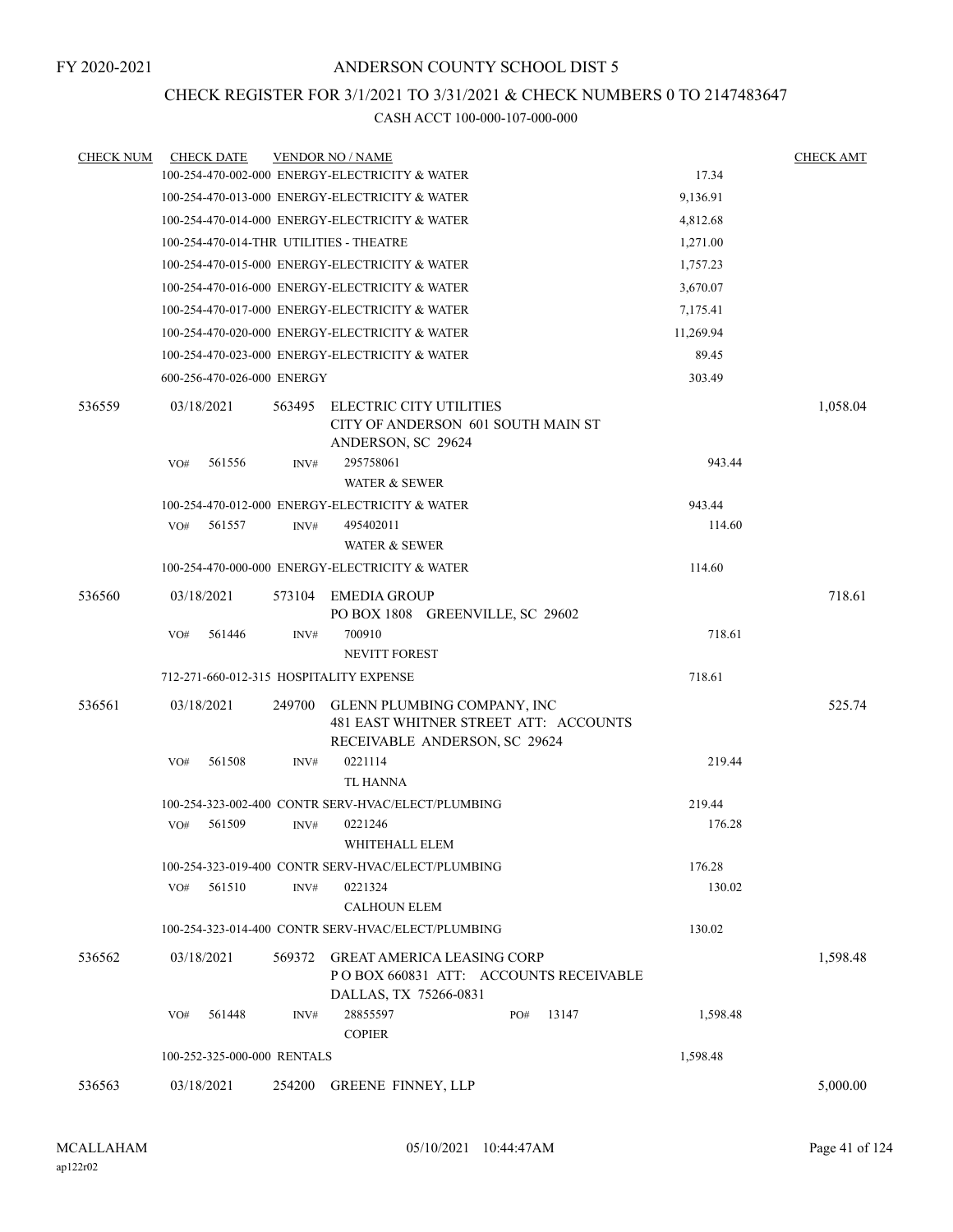FY 2020-2021

# ANDERSON COUNTY SCHOOL DIST 5

## CHECK REGISTER FOR 3/1/2021 TO 3/31/2021 & CHECK NUMBERS 0 TO 2147483647

CASH ACCT 100-000-107-000-000

| CHECK NUM | CHECK DATE | VENDOR NO / NAME | | CHECK AMT |
|---|---|---|---|---|
| | | 100-254-470-002-000 ENERGY-ELECTRICITY & WATER | 17.34 | |
| | | 100-254-470-013-000 ENERGY-ELECTRICITY & WATER | 9,136.91 | |
| | | 100-254-470-014-000 ENERGY-ELECTRICITY & WATER | 4,812.68 | |
| | | 100-254-470-014-THR UTILITIES - THEATRE | 1,271.00 | |
| | | 100-254-470-015-000 ENERGY-ELECTRICITY & WATER | 1,757.23 | |
| | | 100-254-470-016-000 ENERGY-ELECTRICITY & WATER | 3,670.07 | |
| | | 100-254-470-017-000 ENERGY-ELECTRICITY & WATER | 7,175.41 | |
| | | 100-254-470-020-000 ENERGY-ELECTRICITY & WATER | 11,269.94 | |
| | | 100-254-470-023-000 ENERGY-ELECTRICITY & WATER | 89.45 | |
| | | 600-256-470-026-000 ENERGY | 303.49 | |
| 536559 | 03/18/2021 | 563495 ELECTRIC CITY UTILITIES<br>CITY OF ANDERSON 601 SOUTH MAIN ST<br>ANDERSON, SC 29624 | | 1,058.04 |
| | VO# 561556 | INV# 295758061<br>WATER & SEWER | 943.44 | |
| | | 100-254-470-012-000 ENERGY-ELECTRICITY & WATER | 943.44 | |
| | VO# 561557 | INV# 495402011<br>WATER & SEWER | 114.60 | |
| | | 100-254-470-000-000 ENERGY-ELECTRICITY & WATER | 114.60 | |
| 536560 | 03/18/2021 | 573104 EMEDIA GROUP<br>PO BOX 1808 GREENVILLE, SC 29602 | | 718.61 |
| | VO# 561446 | INV# 700910<br>NEVITT FOREST | 718.61 | |
| | | 712-271-660-012-315 HOSPITALITY EXPENSE | 718.61 | |
| 536561 | 03/18/2021 | 249700 GLENN PLUMBING COMPANY, INC<br>481 EAST WHITNER STREET ATT: ACCOUNTS<br>RECEIVABLE ANDERSON, SC 29624 | | 525.74 |
| | VO# 561508 | INV# 0221114<br>TL HANNA | 219.44 | |
| | | 100-254-323-002-400 CONTR SERV-HVAC/ELECT/PLUMBING | 219.44 | |
| | VO# 561509 | INV# 0221246<br>WHITEHALL ELEM | 176.28 | |
| | | 100-254-323-019-400 CONTR SERV-HVAC/ELECT/PLUMBING | 176.28 | |
| | VO# 561510 | INV# 0221324<br>CALHOUN ELEM | 130.02 | |
| | | 100-254-323-014-400 CONTR SERV-HVAC/ELECT/PLUMBING | 130.02 | |
| 536562 | 03/18/2021 | 569372 GREAT AMERICA LEASING CORP<br>P O BOX 660831 ATT: ACCOUNTS RECEIVABLE<br>DALLAS, TX 75266-0831 | | 1,598.48 |
| | VO# 561448 | INV# 28855597 PO# 13147<br>COPIER | 1,598.48 | |
| | | 100-252-325-000-000 RENTALS | 1,598.48 | |
| 536563 | 03/18/2021 | 254200 GREENE FINNEY, LLP | | 5,000.00 |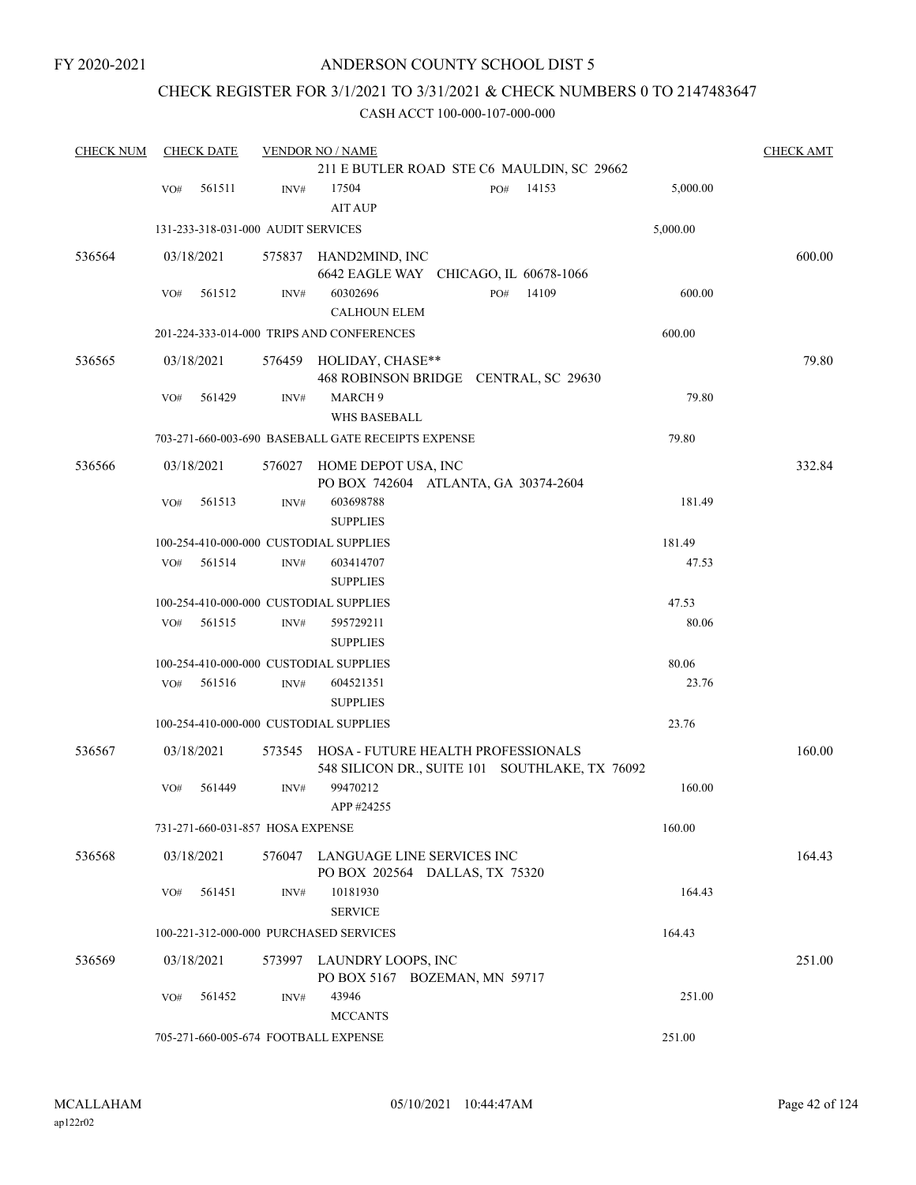FY 2020-2021

ANDERSON COUNTY SCHOOL DIST 5

CHECK REGISTER FOR 3/1/2021 TO 3/31/2021 & CHECK NUMBERS 0 TO 2147483647

CASH ACCT 100-000-107-000-000

| CHECK NUM | CHECK DATE | VENDOR NO / NAME | | CHECK AMT |
|---|---|---|---|---|
| | | 211 E BUTLER ROAD STE C6 MAULDIN, SC 29662 | | |
| | VO# 561511 | INV# 17504 PO# 14153 AIT AUP | 5,000.00 | |
| | | 131-233-318-031-000 AUDIT SERVICES | 5,000.00 | |
| 536564 | 03/18/2021 | 575837 HAND2MIND, INC 6642 EAGLE WAY CHICAGO, IL 60678-1066 | | 600.00 |
| | VO# 561512 | INV# 60302696 PO# 14109 CALHOUN ELEM | 600.00 | |
| | | 201-224-333-014-000 TRIPS AND CONFERENCES | 600.00 | |
| 536565 | 03/18/2021 | 576459 HOLIDAY, CHASE** 468 ROBINSON BRIDGE CENTRAL, SC 29630 | | 79.80 |
| | VO# 561429 | INV# MARCH 9 WHS BASEBALL | 79.80 | |
| | | 703-271-660-003-690 BASEBALL GATE RECEIPTS EXPENSE | 79.80 | |
| 536566 | 03/18/2021 | 576027 HOME DEPOT USA, INC PO BOX 742604 ATLANTA, GA 30374-2604 | | 332.84 |
| | VO# 561513 | INV# 603698788 SUPPLIES | 181.49 | |
| | | 100-254-410-000-000 CUSTODIAL SUPPLIES | 181.49 | |
| | VO# 561514 | INV# 603414707 SUPPLIES | 47.53 | |
| | | 100-254-410-000-000 CUSTODIAL SUPPLIES | 47.53 | |
| | VO# 561515 | INV# 595729211 SUPPLIES | 80.06 | |
| | | 100-254-410-000-000 CUSTODIAL SUPPLIES | 80.06 | |
| | VO# 561516 | INV# 604521351 SUPPLIES | 23.76 | |
| | | 100-254-410-000-000 CUSTODIAL SUPPLIES | 23.76 | |
| 536567 | 03/18/2021 | 573545 HOSA - FUTURE HEALTH PROFESSIONALS 548 SILICON DR., SUITE 101 SOUTHLAKE, TX 76092 | | 160.00 |
| | VO# 561449 | INV# 99470212 APP #24255 | 160.00 | |
| | | 731-271-660-031-857 HOSA EXPENSE | 160.00 | |
| 536568 | 03/18/2021 | 576047 LANGUAGE LINE SERVICES INC PO BOX 202564 DALLAS, TX 75320 | | 164.43 |
| | VO# 561451 | INV# 10181930 SERVICE | 164.43 | |
| | | 100-221-312-000-000 PURCHASED SERVICES | 164.43 | |
| 536569 | 03/18/2021 | 573997 LAUNDRY LOOPS, INC PO BOX 5167 BOZEMAN, MN 59717 | | 251.00 |
| | VO# 561452 | INV# 43946 MCCANTS | 251.00 | |
| | | 705-271-660-005-674 FOOTBALL EXPENSE | 251.00 | |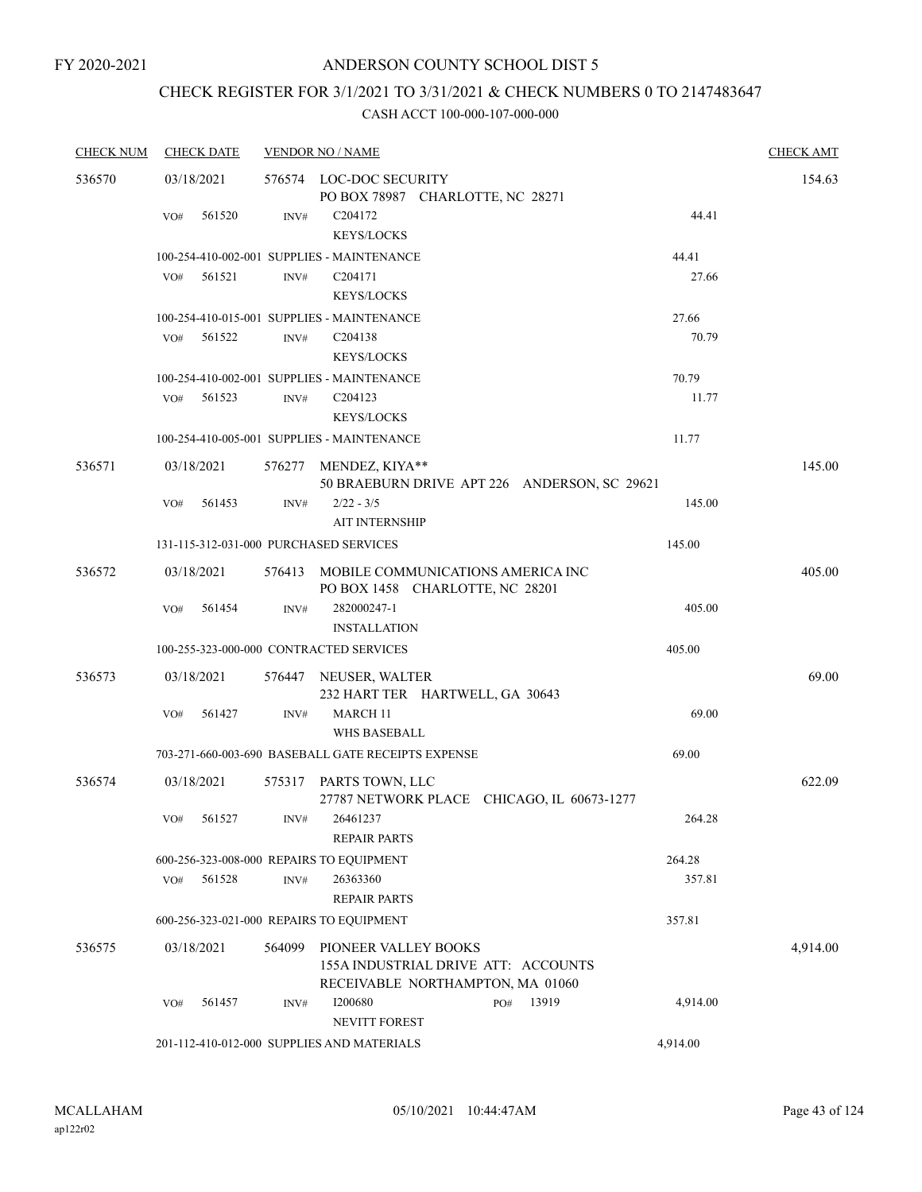FY 2020-2021

# ANDERSON COUNTY SCHOOL DIST 5

## CHECK REGISTER FOR 3/1/2021 TO 3/31/2021 & CHECK NUMBERS 0 TO 2147483647

### CASH ACCT 100-000-107-000-000

| CHECK NUM | CHECK DATE | VENDOR NO / NAME | | | CHECK AMT |
|---|---|---|---|---|---|
| 536570 | 03/18/2021 | 576574 LOC-DOC SECURITY<br>PO BOX 78987 CHARLOTTE, NC 28271 | | | 154.63 |
| | VO# 561520 | INV# C204172<br>KEYS/LOCKS | 44.41 | | |
| | 100-254-410-002-001 SUPPLIES - MAINTENANCE | | | 44.41 | |
| | VO# 561521 | INV# C204171<br>KEYS/LOCKS | 27.66 | | |
| | 100-254-410-015-001 SUPPLIES - MAINTENANCE | | | 27.66 | |
| | VO# 561522 | INV# C204138<br>KEYS/LOCKS | 70.79 | | |
| | 100-254-410-002-001 SUPPLIES - MAINTENANCE | | | 70.79 | |
| | VO# 561523 | INV# C204123<br>KEYS/LOCKS | 11.77 | | |
| | 100-254-410-005-001 SUPPLIES - MAINTENANCE | | | 11.77 | |
| 536571 | 03/18/2021 | 576277 MENDEZ, KIYA**<br>50 BRAEBURN DRIVE APT 226 ANDERSON, SC 29621 | | | 145.00 |
| | VO# 561453 | INV# 2/22 - 3/5<br>AIT INTERNSHIP | 145.00 | | |
| | 131-115-312-031-000 PURCHASED SERVICES | | | 145.00 | |
| 536572 | 03/18/2021 | 576413 MOBILE COMMUNICATIONS AMERICA INC<br>PO BOX 1458 CHARLOTTE, NC 28201 | | | 405.00 |
| | VO# 561454 | INV# 282000247-1<br>INSTALLATION | 405.00 | | |
| | 100-255-323-000-000 CONTRACTED SERVICES | | | 405.00 | |
| 536573 | 03/18/2021 | 576447 NEUSER, WALTER<br>232 HART TER HARTWELL, GA 30643 | | | 69.00 |
| | VO# 561427 | INV# MARCH 11<br>WHS BASEBALL | 69.00 | | |
| | 703-271-660-003-690 BASEBALL GATE RECEIPTS EXPENSE | | | 69.00 | |
| 536574 | 03/18/2021 | 575317 PARTS TOWN, LLC<br>27787 NETWORK PLACE CHICAGO, IL 60673-1277 | | | 622.09 |
| | VO# 561527 | INV# 26461237<br>REPAIR PARTS | 264.28 | | |
| | 600-256-323-008-000 REPAIRS TO EQUIPMENT | | | 264.28 | |
| | VO# 561528 | INV# 26363360<br>REPAIR PARTS | 357.81 | | |
| | 600-256-323-021-000 REPAIRS TO EQUIPMENT | | | 357.81 | |
| 536575 | 03/18/2021 | 564099 PIONEER VALLEY BOOKS<br>155A INDUSTRIAL DRIVE ATT: ACCOUNTS<br>RECEIVABLE NORTHAMPTON, MA 01060 | | | 4,914.00 |
| | VO# 561457 | INV# I200680 PO# 13919<br>NEVITT FOREST | 4,914.00 | | |
| | 201-112-410-012-000 SUPPLIES AND MATERIALS | | | 4,914.00 | |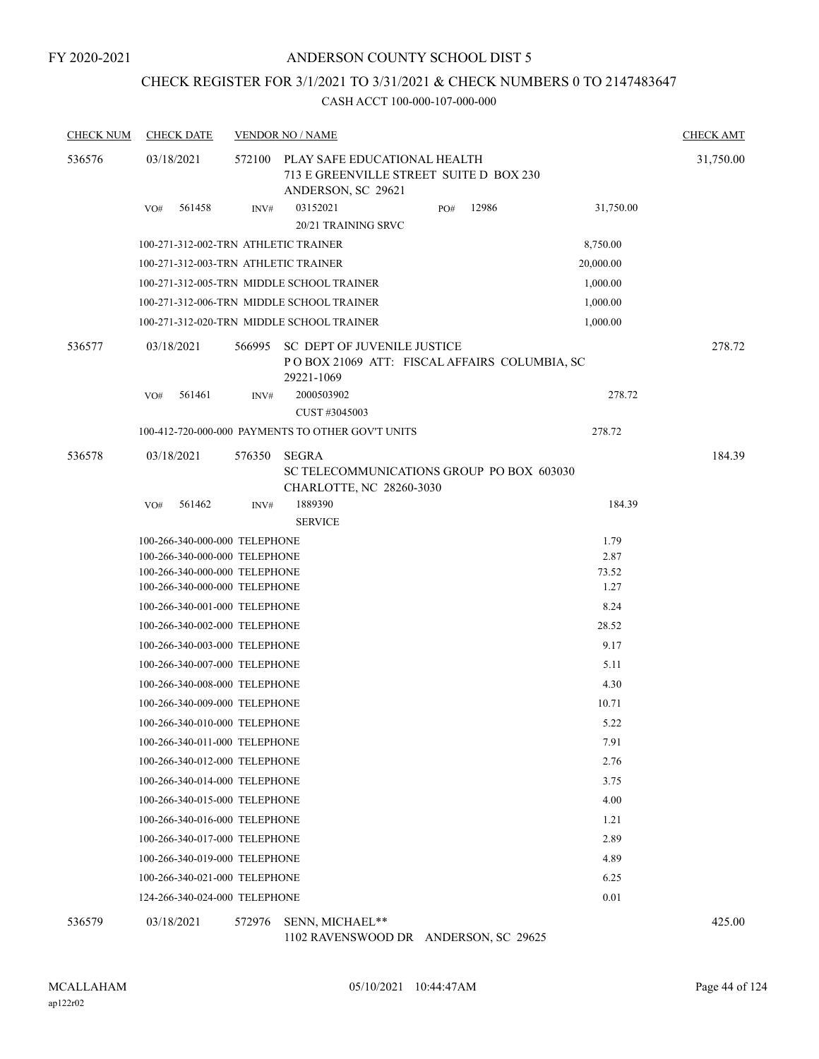FY 2020-2021

# ANDERSON COUNTY SCHOOL DIST 5

## CHECK REGISTER FOR 3/1/2021 TO 3/31/2021 & CHECK NUMBERS 0 TO 2147483647

### CASH ACCT 100-000-107-000-000

| CHECK NUM | CHECK DATE | VENDOR NO / NAME | | CHECK AMT |
|---|---|---|---|---|
| 536576 | 03/18/2021 | 572100 PLAY SAFE EDUCATIONAL HEALTH<br>713 E GREENVILLE STREET SUITE D BOX 230<br>ANDERSON, SC 29621 | | 31,750.00 |
| | VO# 561458 | INV# 03152021 PO# 12986<br>20/21 TRAINING SRVC | 31,750.00 | |
| | | 100-271-312-002-TRN ATHLETIC TRAINER | 8,750.00 | |
| | | 100-271-312-003-TRN ATHLETIC TRAINER | 20,000.00 | |
| | | 100-271-312-005-TRN MIDDLE SCHOOL TRAINER | 1,000.00 | |
| | | 100-271-312-006-TRN MIDDLE SCHOOL TRAINER | 1,000.00 | |
| | | 100-271-312-020-TRN MIDDLE SCHOOL TRAINER | 1,000.00 | |
| 536577 | 03/18/2021 | 566995 SC DEPT OF JUVENILE JUSTICE<br>P O BOX 21069 ATT: FISCAL AFFAIRS COLUMBIA, SC 29221-1069 | | 278.72 |
| | VO# 561461 | INV# 2000503902<br>CUST #3045003 | 278.72 | |
| | | 100-412-720-000-000 PAYMENTS TO OTHER GOV'T UNITS | 278.72 | |
| 536578 | 03/18/2021 | 576350 SEGRA<br>SC TELECOMMUNICATIONS GROUP PO BOX 603030<br>CHARLOTTE, NC 28260-3030 | | 184.39 |
| | VO# 561462 | INV# 1889390<br>SERVICE | 184.39 | |
| | | 100-266-340-000-000 TELEPHONE | 1.79 | |
| | | 100-266-340-000-000 TELEPHONE | 2.87 | |
| | | 100-266-340-000-000 TELEPHONE | 73.52 | |
| | | 100-266-340-000-000 TELEPHONE | 1.27 | |
| | | 100-266-340-001-000 TELEPHONE | 8.24 | |
| | | 100-266-340-002-000 TELEPHONE | 28.52 | |
| | | 100-266-340-003-000 TELEPHONE | 9.17 | |
| | | 100-266-340-007-000 TELEPHONE | 5.11 | |
| | | 100-266-340-008-000 TELEPHONE | 4.30 | |
| | | 100-266-340-009-000 TELEPHONE | 10.71 | |
| | | 100-266-340-010-000 TELEPHONE | 5.22 | |
| | | 100-266-340-011-000 TELEPHONE | 7.91 | |
| | | 100-266-340-012-000 TELEPHONE | 2.76 | |
| | | 100-266-340-014-000 TELEPHONE | 3.75 | |
| | | 100-266-340-015-000 TELEPHONE | 4.00 | |
| | | 100-266-340-016-000 TELEPHONE | 1.21 | |
| | | 100-266-340-017-000 TELEPHONE | 2.89 | |
| | | 100-266-340-019-000 TELEPHONE | 4.89 | |
| | | 100-266-340-021-000 TELEPHONE | 6.25 | |
| | | 124-266-340-024-000 TELEPHONE | 0.01 | |
| 536579 | 03/18/2021 | 572976 SENN, MICHAEL**<br>1102 RAVENSWOOD DR ANDERSON, SC 29625 | | 425.00 |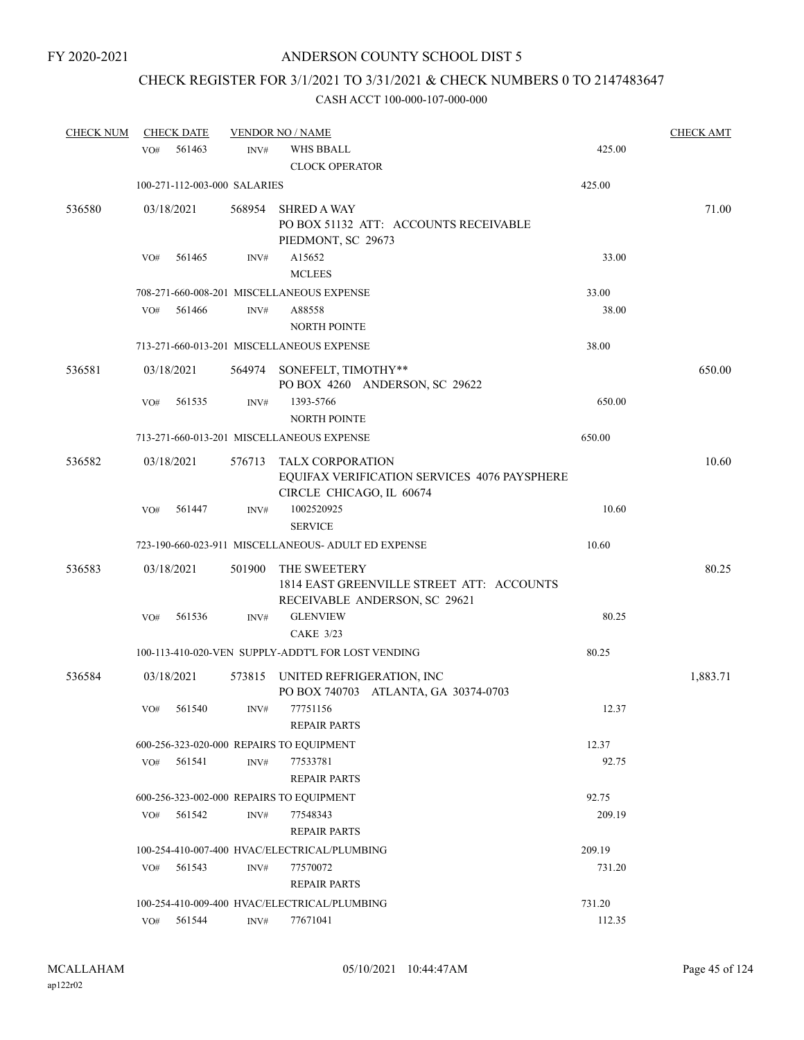FY 2020-2021

# ANDERSON COUNTY SCHOOL DIST 5

## CHECK REGISTER FOR 3/1/2021 TO 3/31/2021 & CHECK NUMBERS 0 TO 2147483647

### CASH ACCT 100-000-107-000-000

| CHECK NUM | CHECK DATE | VENDOR NO / NAME | | CHECK AMT |
|---|---|---|---|---|
| | VO# 561463 | INV# WHS BBALL<br>CLOCK OPERATOR | 425.00 | |
| | 100-271-112-003-000 SALARIES | | 425.00 | |
| 536580 | 03/18/2021 | 568954 SHRED A WAY<br>PO BOX 51132 ATT: ACCOUNTS RECEIVABLE<br>PIEDMONT, SC 29673 | | 71.00 |
| | VO# 561465 | INV# A15652<br>MCLEES | 33.00 | |
| | 708-271-660-008-201 MISCELLANEOUS EXPENSE | | 33.00 | |
| | VO# 561466 | INV# A88558<br>NORTH POINTE | 38.00 | |
| | 713-271-660-013-201 MISCELLANEOUS EXPENSE | | 38.00 | |
| 536581 | 03/18/2021 | 564974 SONEFELT, TIMOTHY**<br>PO BOX 4260 ANDERSON, SC 29622 | | 650.00 |
| | VO# 561535 | INV# 1393-5766<br>NORTH POINTE | 650.00 | |
| | 713-271-660-013-201 MISCELLANEOUS EXPENSE | | 650.00 | |
| 536582 | 03/18/2021 | 576713 TALX CORPORATION<br>EQUIFAX VERIFICATION SERVICES 4076 PAYSPHERE<br>CIRCLE CHICAGO, IL 60674 | | 10.60 |
| | VO# 561447 | INV# 1002520925<br>SERVICE | 10.60 | |
| | 723-190-660-023-911 MISCELLANEOUS- ADULT ED EXPENSE | | 10.60 | |
| 536583 | 03/18/2021 | 501900 THE SWEETERY<br>1814 EAST GREENVILLE STREET ATT: ACCOUNTS<br>RECEIVABLE ANDERSON, SC 29621 | | 80.25 |
| | VO# 561536 | INV# GLENVIEW<br>CAKE 3/23 | 80.25 | |
| | 100-113-410-020-VEN SUPPLY-ADDT'L FOR LOST VENDING | | 80.25 | |
| 536584 | 03/18/2021 | 573815 UNITED REFRIGERATION, INC<br>PO BOX 740703 ATLANTA, GA 30374-0703 | | 1,883.71 |
| | VO# 561540 | INV# 77751156<br>REPAIR PARTS | 12.37 | |
| | 600-256-323-020-000 REPAIRS TO EQUIPMENT | | 12.37 | |
| | VO# 561541 | INV# 77533781<br>REPAIR PARTS | 92.75 | |
| | 600-256-323-002-000 REPAIRS TO EQUIPMENT | | 92.75 | |
| | VO# 561542 | INV# 77548343<br>REPAIR PARTS | 209.19 | |
| | 100-254-410-007-400 HVAC/ELECTRICAL/PLUMBING | | 209.19 | |
| | VO# 561543 | INV# 77570072<br>REPAIR PARTS | 731.20 | |
| | 100-254-410-009-400 HVAC/ELECTRICAL/PLUMBING | | 731.20 | |
| | VO# 561544 | INV# 77671041 | 112.35 | |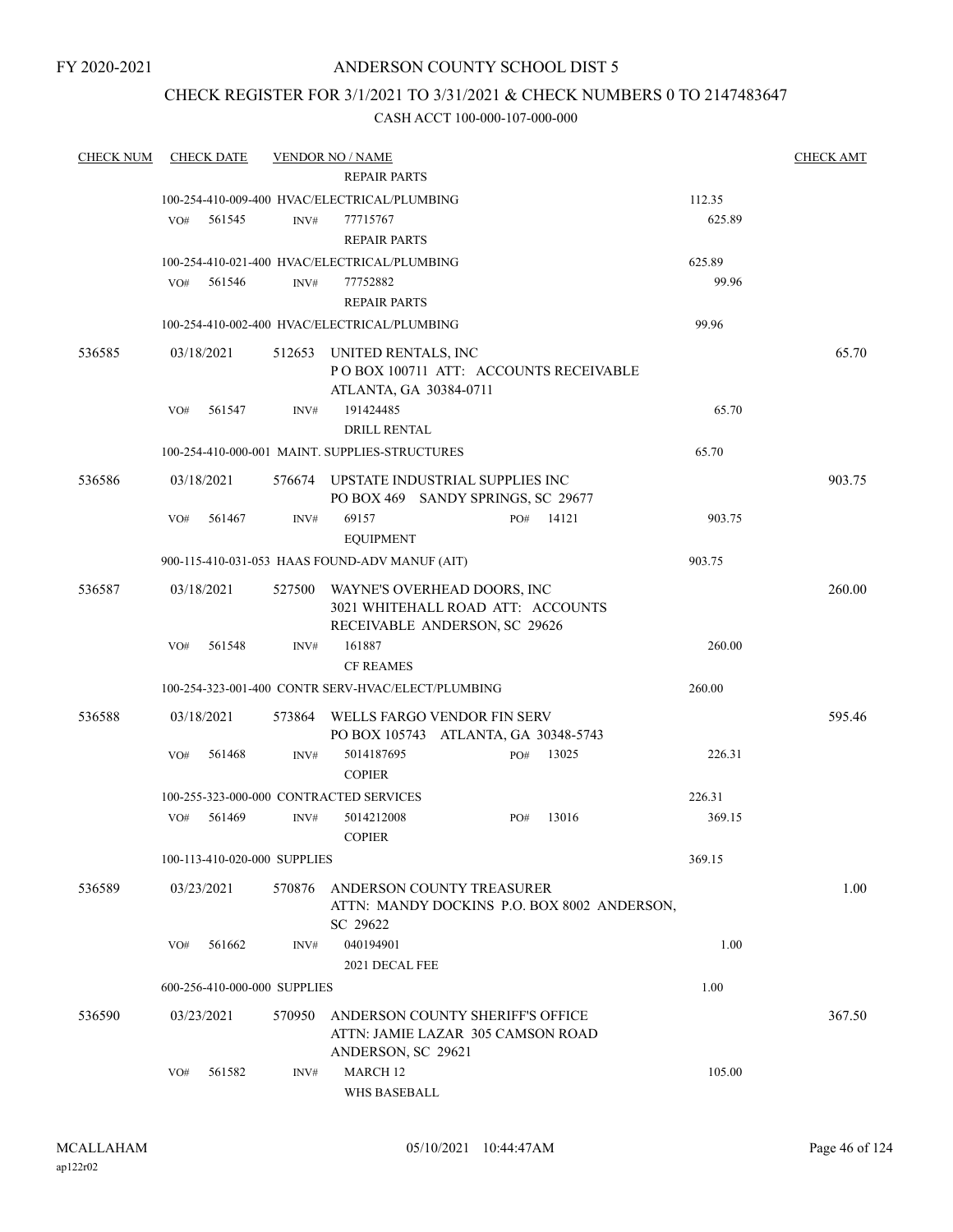FY 2020-2021

# ANDERSON COUNTY SCHOOL DIST 5

## CHECK REGISTER FOR 3/1/2021 TO 3/31/2021 & CHECK NUMBERS 0 TO 2147483647

### CASH ACCT 100-000-107-000-000

| CHECK NUM | CHECK DATE | VENDOR NO / NAME | | CHECK AMT |
|---|---|---|---|---|
| | | REPAIR PARTS | | |
| | | 100-254-410-009-400 HVAC/ELECTRICAL/PLUMBING | 112.35 | |
| | VO# 561545 | INV# 77715767 REPAIR PARTS | 625.89 | |
| | | 100-254-410-021-400 HVAC/ELECTRICAL/PLUMBING | 625.89 | |
| | VO# 561546 | INV# 77752882 REPAIR PARTS | 99.96 | |
| | | 100-254-410-002-400 HVAC/ELECTRICAL/PLUMBING | 99.96 | |
| 536585 | 03/18/2021 | 512653 UNITED RENTALS, INC P O BOX 100711 ATT: ACCOUNTS RECEIVABLE ATLANTA, GA 30384-0711 | | 65.70 |
| | VO# 561547 | INV# 191424485 DRILL RENTAL | 65.70 | |
| | | 100-254-410-000-001 MAINT. SUPPLIES-STRUCTURES | 65.70 | |
| 536586 | 03/18/2021 | 576674 UPSTATE INDUSTRIAL SUPPLIES INC PO BOX 469 SANDY SPRINGS, SC 29677 | | 903.75 |
| | VO# 561467 | INV# 69157 PO# 14121 EQUIPMENT | 903.75 | |
| | | 900-115-410-031-053 HAAS FOUND-ADV MANUF (AIT) | 903.75 | |
| 536587 | 03/18/2021 | 527500 WAYNE'S OVERHEAD DOORS, INC 3021 WHITEHALL ROAD ATT: ACCOUNTS RECEIVABLE ANDERSON, SC 29626 | | 260.00 |
| | VO# 561548 | INV# 161887 CF REAMES | 260.00 | |
| | | 100-254-323-001-400 CONTR SERV-HVAC/ELECT/PLUMBING | 260.00 | |
| 536588 | 03/18/2021 | 573864 WELLS FARGO VENDOR FIN SERV PO BOX 105743 ATLANTA, GA 30348-5743 | | 595.46 |
| | VO# 561468 | INV# 5014187695 PO# 13025 COPIER | 226.31 | |
| | | 100-255-323-000-000 CONTRACTED SERVICES | 226.31 | |
| | VO# 561469 | INV# 5014212008 PO# 13016 COPIER | 369.15 | |
| | | 100-113-410-020-000 SUPPLIES | 369.15 | |
| 536589 | 03/23/2021 | 570876 ANDERSON COUNTY TREASURER ATTN: MANDY DOCKINS P.O. BOX 8002 ANDERSON, SC 29622 | | 1.00 |
| | VO# 561662 | INV# 040194901 2021 DECAL FEE | 1.00 | |
| | | 600-256-410-000-000 SUPPLIES | 1.00 | |
| 536590 | 03/23/2021 | 570950 ANDERSON COUNTY SHERIFF'S OFFICE ATTN: JAMIE LAZAR 305 CAMSON ROAD ANDERSON, SC 29621 | | 367.50 |
| | VO# 561582 | INV# MARCH 12 WHS BASEBALL | 105.00 | |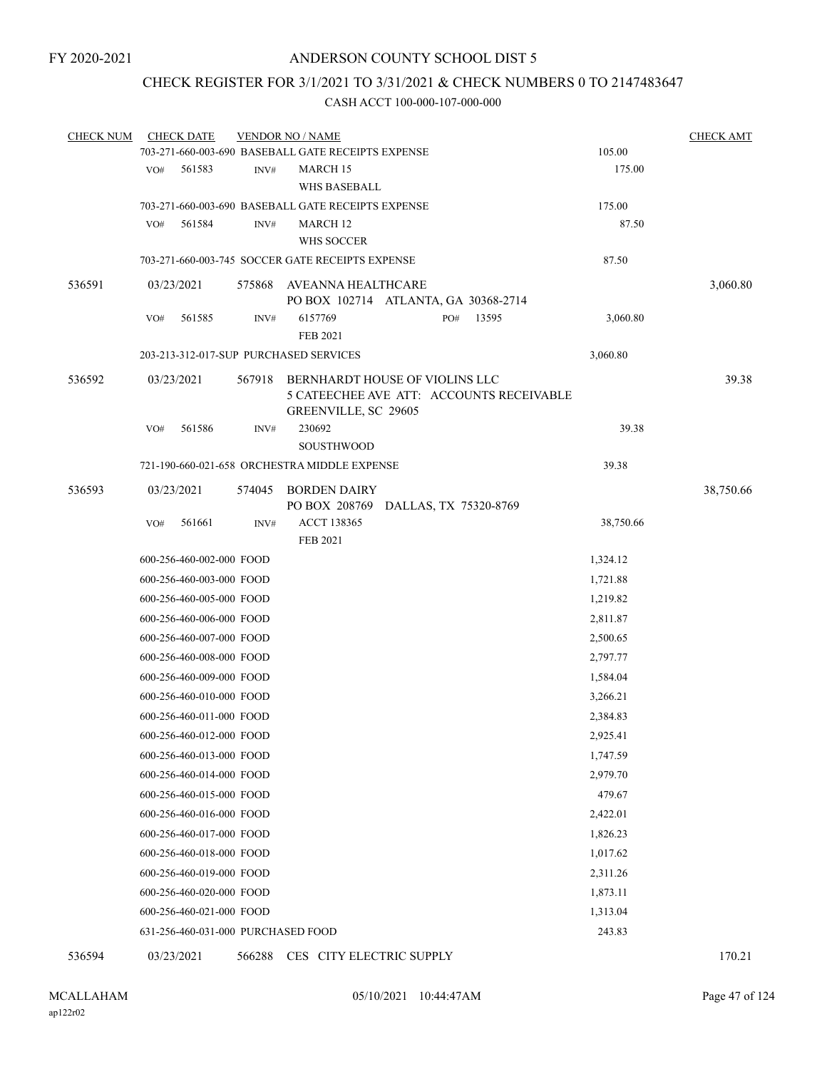FY 2020-2021

# ANDERSON COUNTY SCHOOL DIST 5

## CHECK REGISTER FOR 3/1/2021 TO 3/31/2021 & CHECK NUMBERS 0 TO 2147483647

CASH ACCT 100-000-107-000-000

| CHECK NUM | CHECK DATE | VENDOR NO / NAME | | CHECK AMT |
|---|---|---|---|---|
| | | 703-271-660-003-690 BASEBALL GATE RECEIPTS EXPENSE | 105.00 | |
| | VO# 561583 | INV# MARCH 15 WHS BASEBALL | 175.00 | |
| | | 703-271-660-003-690 BASEBALL GATE RECEIPTS EXPENSE | 175.00 | |
| | VO# 561584 | INV# MARCH 12 WHS SOCCER | 87.50 | |
| | | 703-271-660-003-745 SOCCER GATE RECEIPTS EXPENSE | 87.50 | |
| 536591 | 03/23/2021 | 575868 AVEANNA HEALTHCARE PO BOX 102714 ATLANTA, GA 30368-2714 | | 3,060.80 |
| | VO# 561585 | INV# 6157769 PO# 13595 FEB 2021 | 3,060.80 | |
| | | 203-213-312-017-SUP PURCHASED SERVICES | 3,060.80 | |
| 536592 | 03/23/2021 | 567918 BERNHARDT HOUSE OF VIOLINS LLC 5 CATEECHEE AVE ATT: ACCOUNTS RECEIVABLE GREENVILLE, SC 29605 | | 39.38 |
| | VO# 561586 | INV# 230692 SOUSTHWOOD | 39.38 | |
| | | 721-190-660-021-658 ORCHESTRA MIDDLE EXPENSE | 39.38 | |
| 536593 | 03/23/2021 | 574045 BORDEN DAIRY PO BOX 208769 DALLAS, TX 75320-8769 | | 38,750.66 |
| | VO# 561661 | INV# ACCT 138365 FEB 2021 | 38,750.66 | |
| | | 600-256-460-002-000 FOOD | 1,324.12 | |
| | | 600-256-460-003-000 FOOD | 1,721.88 | |
| | | 600-256-460-005-000 FOOD | 1,219.82 | |
| | | 600-256-460-006-000 FOOD | 2,811.87 | |
| | | 600-256-460-007-000 FOOD | 2,500.65 | |
| | | 600-256-460-008-000 FOOD | 2,797.77 | |
| | | 600-256-460-009-000 FOOD | 1,584.04 | |
| | | 600-256-460-010-000 FOOD | 3,266.21 | |
| | | 600-256-460-011-000 FOOD | 2,384.83 | |
| | | 600-256-460-012-000 FOOD | 2,925.41 | |
| | | 600-256-460-013-000 FOOD | 1,747.59 | |
| | | 600-256-460-014-000 FOOD | 2,979.70 | |
| | | 600-256-460-015-000 FOOD | 479.67 | |
| | | 600-256-460-016-000 FOOD | 2,422.01 | |
| | | 600-256-460-017-000 FOOD | 1,826.23 | |
| | | 600-256-460-018-000 FOOD | 1,017.62 | |
| | | 600-256-460-019-000 FOOD | 2,311.26 | |
| | | 600-256-460-020-000 FOOD | 1,873.11 | |
| | | 600-256-460-021-000 FOOD | 1,313.04 | |
| | | 631-256-460-031-000 PURCHASED FOOD | 243.83 | |
| 536594 | 03/23/2021 | 566288 CES CITY ELECTRIC SUPPLY | | 170.21 |

MCALLAHAM ap122r02 05/10/2021 10:44:47AM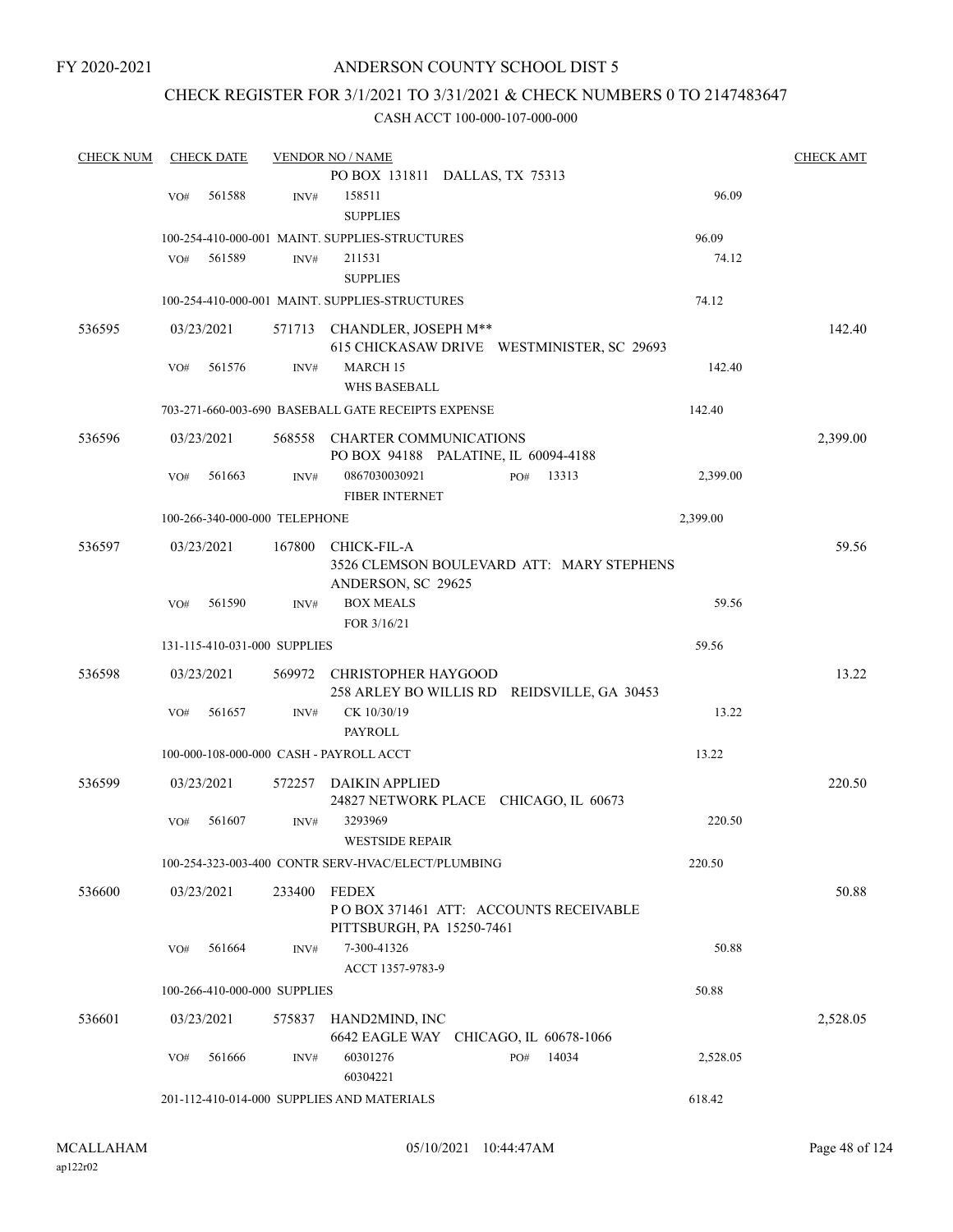FY 2020-2021

# ANDERSON COUNTY SCHOOL DIST 5

## CHECK REGISTER FOR 3/1/2021 TO 3/31/2021 & CHECK NUMBERS 0 TO 2147483647

CASH ACCT 100-000-107-000-000

| CHECK NUM | CHECK DATE | VENDOR NO / NAME | | CHECK AMT |
|---|---|---|---|---|
| | | PO BOX 131811 DALLAS, TX 75313 | | |
| | VO# 561588 | INV# 158511 SUPPLIES | 96.09 | |
| | | 100-254-410-000-001 MAINT. SUPPLIES-STRUCTURES | 96.09 | |
| | VO# 561589 | INV# 211531 SUPPLIES | 74.12 | |
| | | 100-254-410-000-001 MAINT. SUPPLIES-STRUCTURES | 74.12 | |
| 536595 | 03/23/2021 | 571713 CHANDLER, JOSEPH M** 615 CHICKASAW DRIVE WESTMINISTER, SC 29693 | | 142.40 |
| | VO# 561576 | INV# MARCH 15 WHS BASEBALL | 142.40 | |
| | | 703-271-660-003-690 BASEBALL GATE RECEIPTS EXPENSE | 142.40 | |
| 536596 | 03/23/2021 | 568558 CHARTER COMMUNICATIONS PO BOX 94188 PALATINE, IL 60094-4188 | | 2,399.00 |
| | VO# 561663 | INV# 0867030030921 PO# 13313 FIBER INTERNET | 2,399.00 | |
| | | 100-266-340-000-000 TELEPHONE | 2,399.00 | |
| 536597 | 03/23/2021 | 167800 CHICK-FIL-A 3526 CLEMSON BOULEVARD ATT: MARY STEPHENS ANDERSON, SC 29625 | | 59.56 |
| | VO# 561590 | INV# BOX MEALS FOR 3/16/21 | 59.56 | |
| | | 131-115-410-031-000 SUPPLIES | 59.56 | |
| 536598 | 03/23/2021 | 569972 CHRISTOPHER HAYGOOD 258 ARLEY BO WILLIS RD REIDSVILLE, GA 30453 | | 13.22 |
| | VO# 561657 | INV# CK 10/30/19 PAYROLL | 13.22 | |
| | | 100-000-108-000-000 CASH - PAYROLL ACCT | 13.22 | |
| 536599 | 03/23/2021 | 572257 DAIKIN APPLIED 24827 NETWORK PLACE CHICAGO, IL 60673 | | 220.50 |
| | VO# 561607 | INV# 3293969 WESTSIDE REPAIR | 220.50 | |
| | | 100-254-323-003-400 CONTR SERV-HVAC/ELECT/PLUMBING | 220.50 | |
| 536600 | 03/23/2021 | 233400 FEDEX P O BOX 371461 ATT: ACCOUNTS RECEIVABLE PITTSBURGH, PA 15250-7461 | | 50.88 |
| | VO# 561664 | INV# 7-300-41326 ACCT 1357-9783-9 | 50.88 | |
| | | 100-266-410-000-000 SUPPLIES | 50.88 | |
| 536601 | 03/23/2021 | 575837 HAND2MIND, INC 6642 EAGLE WAY CHICAGO, IL 60678-1066 | | 2,528.05 |
| | VO# 561666 | INV# 60301276 PO# 14034 60304221 | 2,528.05 | |
| | | 201-112-410-014-000 SUPPLIES AND MATERIALS | 618.42 | |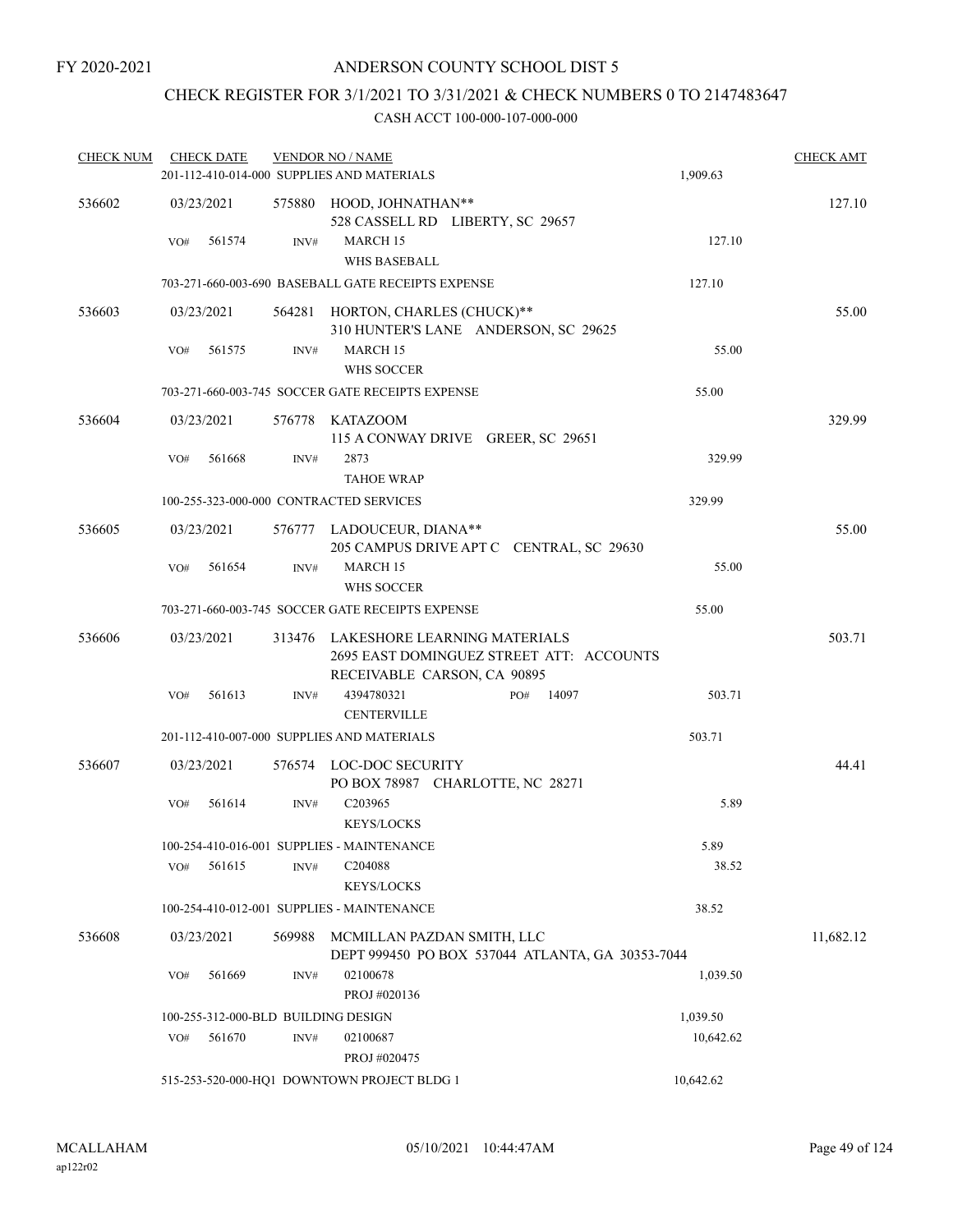FY 2020-2021

ANDERSON COUNTY SCHOOL DIST 5

CHECK REGISTER FOR 3/1/2021 TO 3/31/2021 & CHECK NUMBERS 0 TO 2147483647

CASH ACCT 100-000-107-000-000

| CHECK NUM | CHECK DATE | VENDOR NO / NAME | | CHECK AMT |
|---|---|---|---|---|
| | 201-112-410-014-000 SUPPLIES AND MATERIALS | | 1,909.63 | |
| 536602 | 03/23/2021 | 575880 HOOD, JOHNATHAN** 528 CASSELL RD LIBERTY, SC 29657 | | 127.10 |
| | VO# 561574 | INV# MARCH 15 WHS BASEBALL | 127.10 | |
| | 703-271-660-003-690 BASEBALL GATE RECEIPTS EXPENSE | | 127.10 | |
| 536603 | 03/23/2021 | 564281 HORTON, CHARLES (CHUCK)** 310 HUNTER'S LANE ANDERSON, SC 29625 | | 55.00 |
| | VO# 561575 | INV# MARCH 15 WHS SOCCER | 55.00 | |
| | 703-271-660-003-745 SOCCER GATE RECEIPTS EXPENSE | | 55.00 | |
| 536604 | 03/23/2021 | 576778 KATAZOOM 115 A CONWAY DRIVE GREER, SC 29651 | | 329.99 |
| | VO# 561668 | INV# 2873 TAHOE WRAP | 329.99 | |
| | 100-255-323-000-000 CONTRACTED SERVICES | | 329.99 | |
| 536605 | 03/23/2021 | 576777 LADOUCEUR, DIANA** 205 CAMPUS DRIVE APT C CENTRAL, SC 29630 | | 55.00 |
| | VO# 561654 | INV# MARCH 15 WHS SOCCER | 55.00 | |
| | 703-271-660-003-745 SOCCER GATE RECEIPTS EXPENSE | | 55.00 | |
| 536606 | 03/23/2021 | 313476 LAKESHORE LEARNING MATERIALS 2695 EAST DOMINGUEZ STREET ATT: ACCOUNTS RECEIVABLE CARSON, CA 90895 | | 503.71 |
| | VO# 561613 | INV# 4394780321 PO# 14097 CENTERVILLE | 503.71 | |
| | 201-112-410-007-000 SUPPLIES AND MATERIALS | | 503.71 | |
| 536607 | 03/23/2021 | 576574 LOC-DOC SECURITY PO BOX 78987 CHARLOTTE, NC 28271 | | 44.41 |
| | VO# 561614 | INV# C203965 KEYS/LOCKS | 5.89 | |
| | 100-254-410-016-001 SUPPLIES - MAINTENANCE | | 5.89 | |
| | VO# 561615 | INV# C204088 KEYS/LOCKS | 38.52 | |
| | 100-254-410-012-001 SUPPLIES - MAINTENANCE | | 38.52 | |
| 536608 | 03/23/2021 | 569988 MCMILLAN PAZDAN SMITH, LLC DEPT 999450 PO BOX 537044 ATLANTA, GA 30353-7044 | | 11,682.12 |
| | VO# 561669 | INV# 02100678 PROJ #020136 | 1,039.50 | |
| | 100-255-312-000-BLD BUILDING DESIGN | | 1,039.50 | |
| | VO# 561670 | INV# 02100687 PROJ #020475 | 10,642.62 | |
| | 515-253-520-000-HQ1 DOWNTOWN PROJECT BLDG 1 | | 10,642.62 | |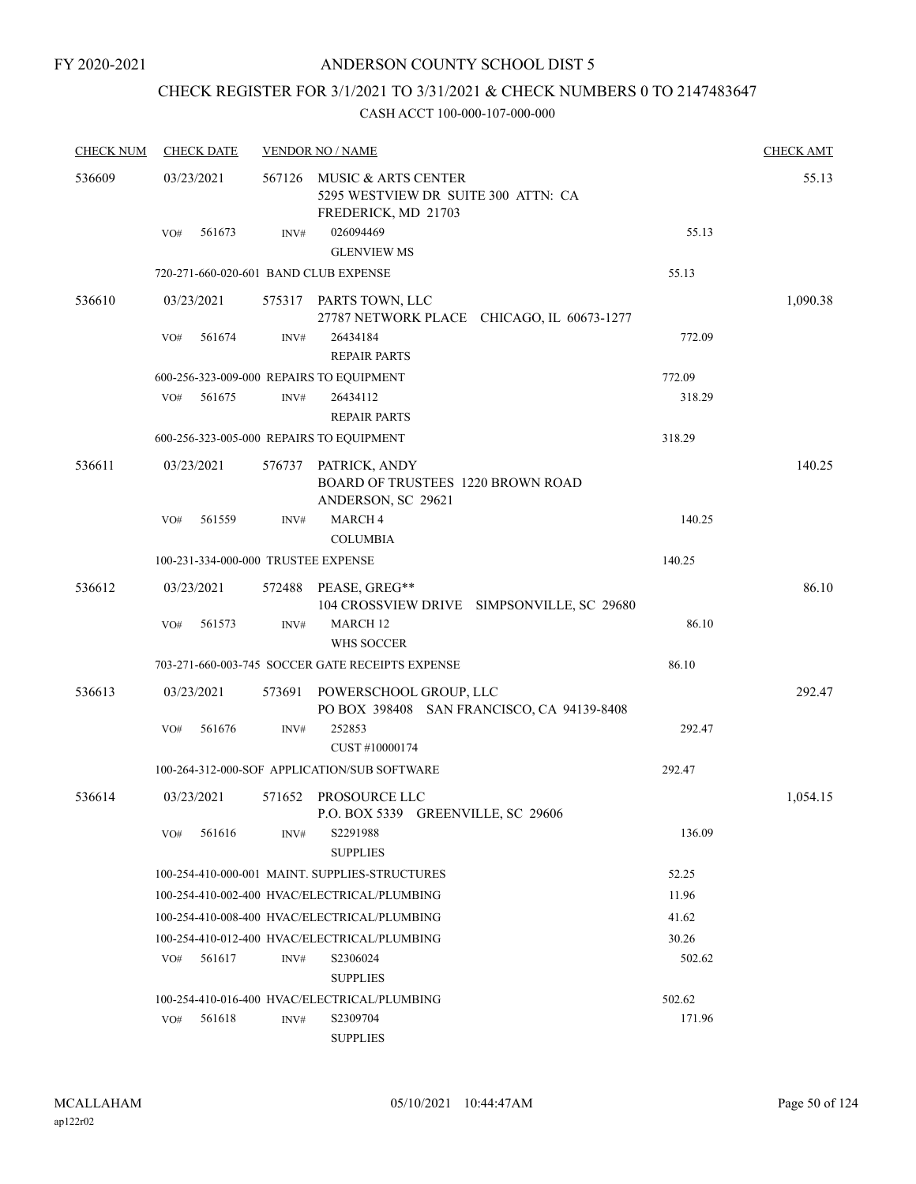FY 2020-2021

# ANDERSON COUNTY SCHOOL DIST 5

## CHECK REGISTER FOR 3/1/2021 TO 3/31/2021 & CHECK NUMBERS 0 TO 2147483647

CASH ACCT 100-000-107-000-000

| CHECK NUM | CHECK DATE | VENDOR NO / NAME | | CHECK AMT |
|---|---|---|---|---|
| 536609 | 03/23/2021 | 567126 MUSIC & ARTS CENTER<br>5295 WESTVIEW DR SUITE 300 ATTN: CA<br>FREDERICK, MD 21703 | | 55.13 |
| | VO# 561673 | INV# 026094469<br>GLENVIEW MS | 55.13 | |
| | 720-271-660-020-601 BAND CLUB EXPENSE | | 55.13 | |
| 536610 | 03/23/2021 | 575317 PARTS TOWN, LLC<br>27787 NETWORK PLACE CHICAGO, IL 60673-1277 | | 1,090.38 |
| | VO# 561674 | INV# 26434184<br>REPAIR PARTS | 772.09 | |
| | 600-256-323-009-000 REPAIRS TO EQUIPMENT | | 772.09 | |
| | VO# 561675 | INV# 26434112<br>REPAIR PARTS | 318.29 | |
| | 600-256-323-005-000 REPAIRS TO EQUIPMENT | | 318.29 | |
| 536611 | 03/23/2021 | 576737 PATRICK, ANDY<br>BOARD OF TRUSTEES 1220 BROWN ROAD<br>ANDERSON, SC 29621 | | 140.25 |
| | VO# 561559 | INV# MARCH 4<br>COLUMBIA | 140.25 | |
| | 100-231-334-000-000 TRUSTEE EXPENSE | | 140.25 | |
| 536612 | 03/23/2021 | 572488 PEASE, GREG**<br>104 CROSSVIEW DRIVE SIMPSONVILLE, SC 29680 | | 86.10 |
| | VO# 561573 | INV# MARCH 12<br>WHS SOCCER | 86.10 | |
| | 703-271-660-003-745 SOCCER GATE RECEIPTS EXPENSE | | 86.10 | |
| 536613 | 03/23/2021 | 573691 POWERSCHOOL GROUP, LLC<br>PO BOX 398408 SAN FRANCISCO, CA 94139-8408 | | 292.47 |
| | VO# 561676 | INV# 252853<br>CUST #10000174 | 292.47 | |
| | 100-264-312-000-SOF APPLICATION/SUB SOFTWARE | | 292.47 | |
| 536614 | 03/23/2021 | 571652 PROSOURCE LLC<br>P.O. BOX 5339 GREENVILLE, SC 29606 | | 1,054.15 |
| | VO# 561616 | INV# S2291988<br>SUPPLIES | 136.09 | |
| | 100-254-410-000-001 MAINT. SUPPLIES-STRUCTURES | | 52.25 | |
| | 100-254-410-002-400 HVAC/ELECTRICAL/PLUMBING | | 11.96 | |
| | 100-254-410-008-400 HVAC/ELECTRICAL/PLUMBING | | 41.62 | |
| | 100-254-410-012-400 HVAC/ELECTRICAL/PLUMBING | | 30.26 | |
| | VO# 561617 | INV# S2306024<br>SUPPLIES | 502.62 | |
| | 100-254-410-016-400 HVAC/ELECTRICAL/PLUMBING | | 502.62 | |
| | VO# 561618 | INV# S2309704<br>SUPPLIES | 171.96 | |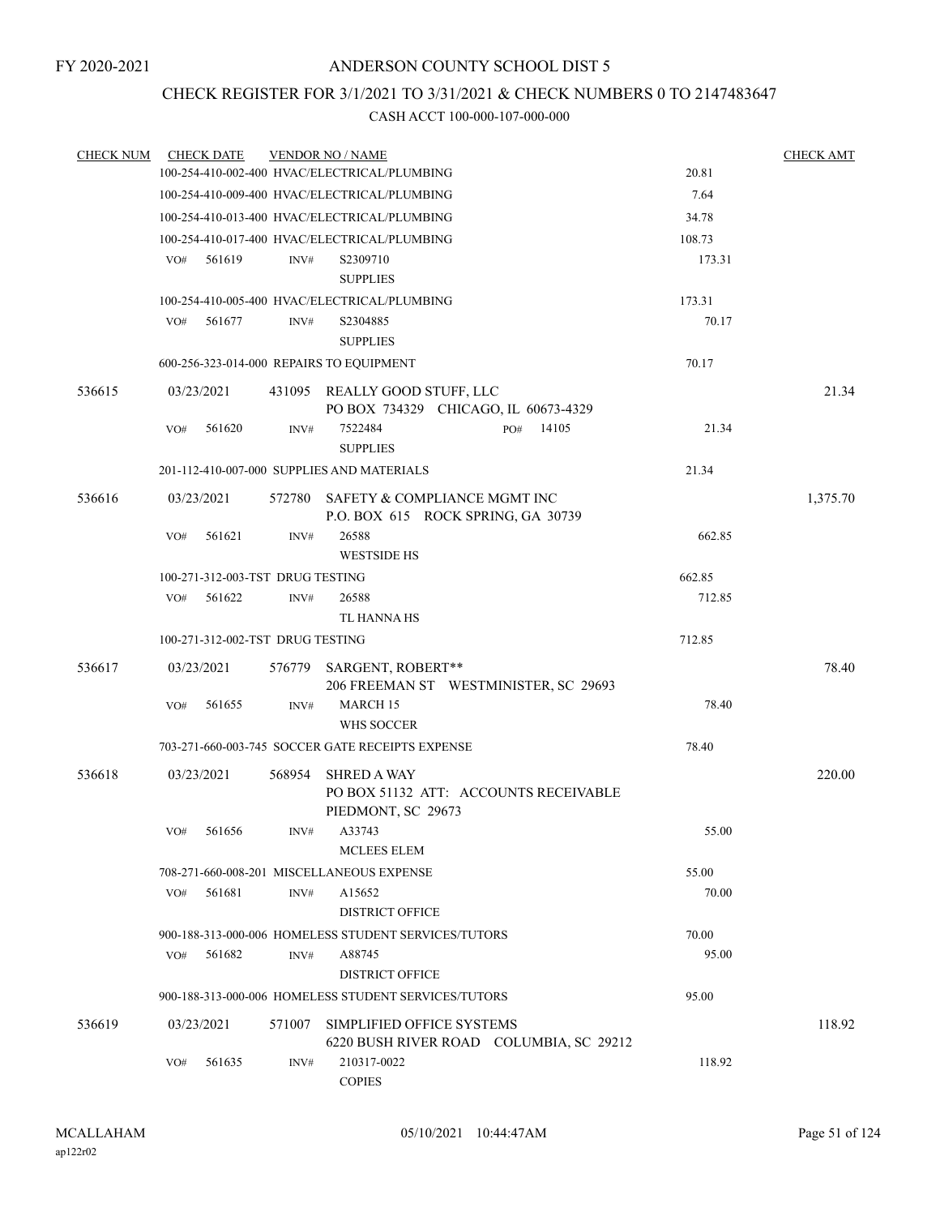FY 2020-2021

# ANDERSON COUNTY SCHOOL DIST 5

## CHECK REGISTER FOR 3/1/2021 TO 3/31/2021 & CHECK NUMBERS 0 TO 2147483647

### CASH ACCT 100-000-107-000-000

| CHECK NUM | CHECK DATE | VENDOR NO / NAME | | CHECK AMT |
|---|---|---|---|---|
| | | 100-254-410-002-400 HVAC/ELECTRICAL/PLUMBING | 20.81 | |
| | | 100-254-410-009-400 HVAC/ELECTRICAL/PLUMBING | 7.64 | |
| | | 100-254-410-013-400 HVAC/ELECTRICAL/PLUMBING | 34.78 | |
| | | 100-254-410-017-400 HVAC/ELECTRICAL/PLUMBING | 108.73 | |
| | VO# 561619 | INV# S2309710 SUPPLIES | 173.31 | |
| | | 100-254-410-005-400 HVAC/ELECTRICAL/PLUMBING | 173.31 | |
| | VO# 561677 | INV# S2304885 SUPPLIES | 70.17 | |
| | | 600-256-323-014-000 REPAIRS TO EQUIPMENT | 70.17 | |
| 536615 | 03/23/2021 | 431095 REALLY GOOD STUFF, LLC PO BOX 734329 CHICAGO, IL 60673-4329 | | 21.34 |
| | VO# 561620 | INV# 7522484 PO# 14105 SUPPLIES | 21.34 | |
| | | 201-112-410-007-000 SUPPLIES AND MATERIALS | 21.34 | |
| 536616 | 03/23/2021 | 572780 SAFETY & COMPLIANCE MGMT INC P.O. BOX 615 ROCK SPRING, GA 30739 | | 1,375.70 |
| | VO# 561621 | INV# 26588 WESTSIDE HS | 662.85 | |
| | | 100-271-312-003-TST DRUG TESTING | 662.85 | |
| | VO# 561622 | INV# 26588 TL HANNA HS | 712.85 | |
| | | 100-271-312-002-TST DRUG TESTING | 712.85 | |
| 536617 | 03/23/2021 | 576779 SARGENT, ROBERT** 206 FREEMAN ST WESTMINISTER, SC 29693 | | 78.40 |
| | VO# 561655 | INV# MARCH 15 WHS SOCCER | 78.40 | |
| | | 703-271-660-003-745 SOCCER GATE RECEIPTS EXPENSE | 78.40 | |
| 536618 | 03/23/2021 | 568954 SHRED A WAY PO BOX 51132 ATT: ACCOUNTS RECEIVABLE PIEDMONT, SC 29673 | | 220.00 |
| | VO# 561656 | INV# A33743 MCLEES ELEM | 55.00 | |
| | | 708-271-660-008-201 MISCELLANEOUS EXPENSE | 55.00 | |
| | VO# 561681 | INV# A15652 DISTRICT OFFICE | 70.00 | |
| | | 900-188-313-000-006 HOMELESS STUDENT SERVICES/TUTORS | 70.00 | |
| | VO# 561682 | INV# A88745 DISTRICT OFFICE | 95.00 | |
| | | 900-188-313-000-006 HOMELESS STUDENT SERVICES/TUTORS | 95.00 | |
| 536619 | 03/23/2021 | 571007 SIMPLIFIED OFFICE SYSTEMS 6220 BUSH RIVER ROAD COLUMBIA, SC 29212 | | 118.92 |
| | VO# 561635 | INV# 210317-0022 COPIES | 118.92 | |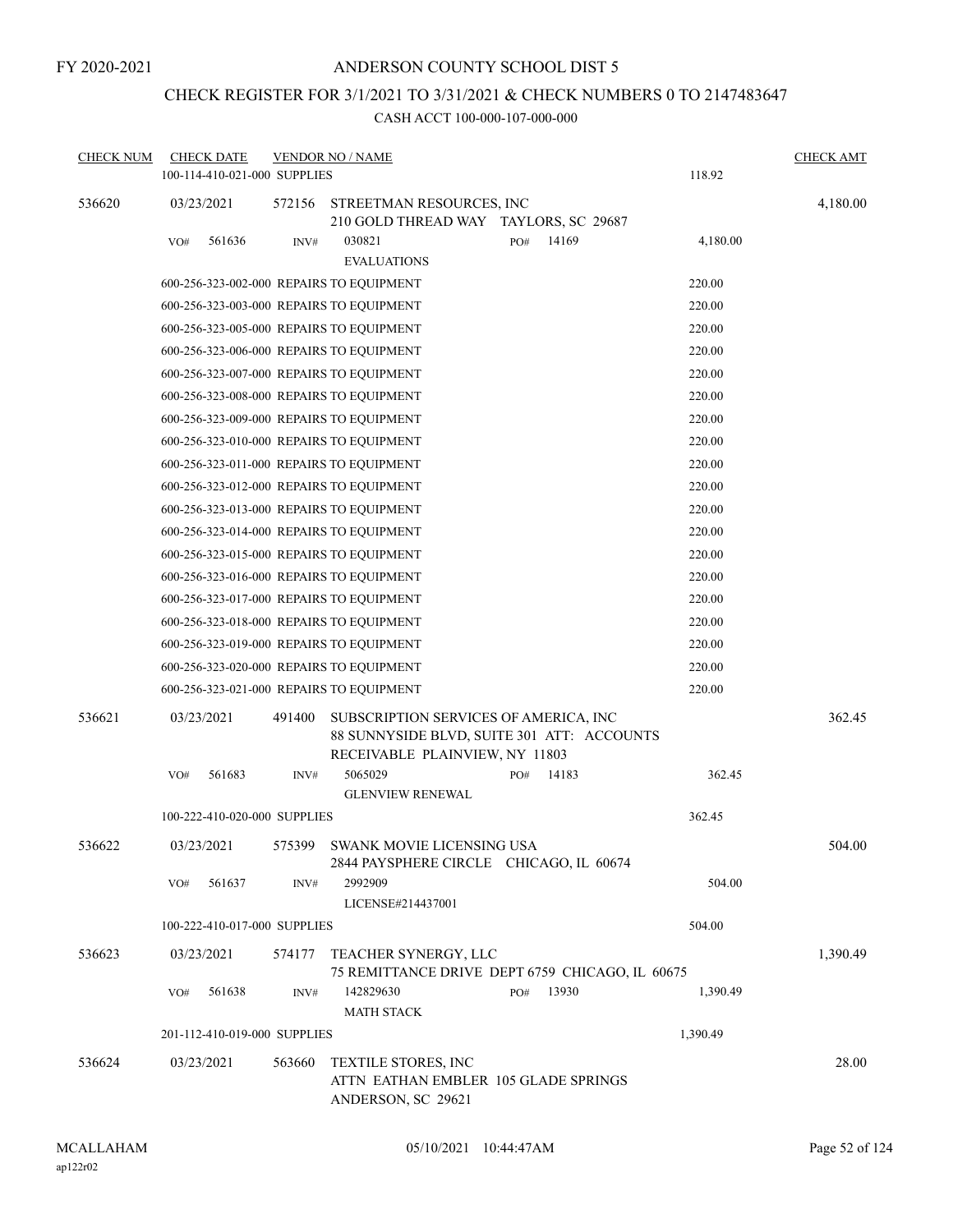FY 2020-2021

# ANDERSON COUNTY SCHOOL DIST 5

## CHECK REGISTER FOR 3/1/2021 TO 3/31/2021 & CHECK NUMBERS 0 TO 2147483647

CASH ACCT 100-000-107-000-000

| CHECK NUM | CHECK DATE | VENDOR NO / NAME | | CHECK AMT |
|---|---|---|---|---|
| | 100-114-410-021-000 SUPPLIES | | 118.92 | |
| 536620 | 03/23/2021 | 572156 STREETMAN RESOURCES, INC<br>210 GOLD THREAD WAY TAYLORS, SC 29687 | | 4,180.00 |
| | VO# 561636 | INV# 030821 PO# 14169<br>EVALUATIONS | 4,180.00 | |
| | 600-256-323-002-000 REPAIRS TO EQUIPMENT | | 220.00 | |
| | 600-256-323-003-000 REPAIRS TO EQUIPMENT | | 220.00 | |
| | 600-256-323-005-000 REPAIRS TO EQUIPMENT | | 220.00 | |
| | 600-256-323-006-000 REPAIRS TO EQUIPMENT | | 220.00 | |
| | 600-256-323-007-000 REPAIRS TO EQUIPMENT | | 220.00 | |
| | 600-256-323-008-000 REPAIRS TO EQUIPMENT | | 220.00 | |
| | 600-256-323-009-000 REPAIRS TO EQUIPMENT | | 220.00 | |
| | 600-256-323-010-000 REPAIRS TO EQUIPMENT | | 220.00 | |
| | 600-256-323-011-000 REPAIRS TO EQUIPMENT | | 220.00 | |
| | 600-256-323-012-000 REPAIRS TO EQUIPMENT | | 220.00 | |
| | 600-256-323-013-000 REPAIRS TO EQUIPMENT | | 220.00 | |
| | 600-256-323-014-000 REPAIRS TO EQUIPMENT | | 220.00 | |
| | 600-256-323-015-000 REPAIRS TO EQUIPMENT | | 220.00 | |
| | 600-256-323-016-000 REPAIRS TO EQUIPMENT | | 220.00 | |
| | 600-256-323-017-000 REPAIRS TO EQUIPMENT | | 220.00 | |
| | 600-256-323-018-000 REPAIRS TO EQUIPMENT | | 220.00 | |
| | 600-256-323-019-000 REPAIRS TO EQUIPMENT | | 220.00 | |
| | 600-256-323-020-000 REPAIRS TO EQUIPMENT | | 220.00 | |
| | 600-256-323-021-000 REPAIRS TO EQUIPMENT | | 220.00 | |
| 536621 | 03/23/2021 | 491400 SUBSCRIPTION SERVICES OF AMERICA, INC<br>88 SUNNYSIDE BLVD, SUITE 301 ATT: ACCOUNTS RECEIVABLE PLAINVIEW, NY 11803 | | 362.45 |
| | VO# 561683 | INV# 5065029 PO# 14183<br>GLENVIEW RENEWAL | 362.45 | |
| | 100-222-410-020-000 SUPPLIES | | 362.45 | |
| 536622 | 03/23/2021 | 575399 SWANK MOVIE LICENSING USA<br>2844 PAYSPHERE CIRCLE CHICAGO, IL 60674 | | 504.00 |
| | VO# 561637 | INV# 2992909<br>LICENSE#214437001 | 504.00 | |
| | 100-222-410-017-000 SUPPLIES | | 504.00 | |
| 536623 | 03/23/2021 | 574177 TEACHER SYNERGY, LLC<br>75 REMITTANCE DRIVE DEPT 6759 CHICAGO, IL 60675 | | 1,390.49 |
| | VO# 561638 | INV# 142829630 PO# 13930<br>MATH STACK | 1,390.49 | |
| | 201-112-410-019-000 SUPPLIES | | 1,390.49 | |
| 536624 | 03/23/2021 | 563660 TEXTILE STORES, INC<br>ATTN EATHAN EMBLER 105 GLADE SPRINGS ANDERSON, SC 29621 | | 28.00 |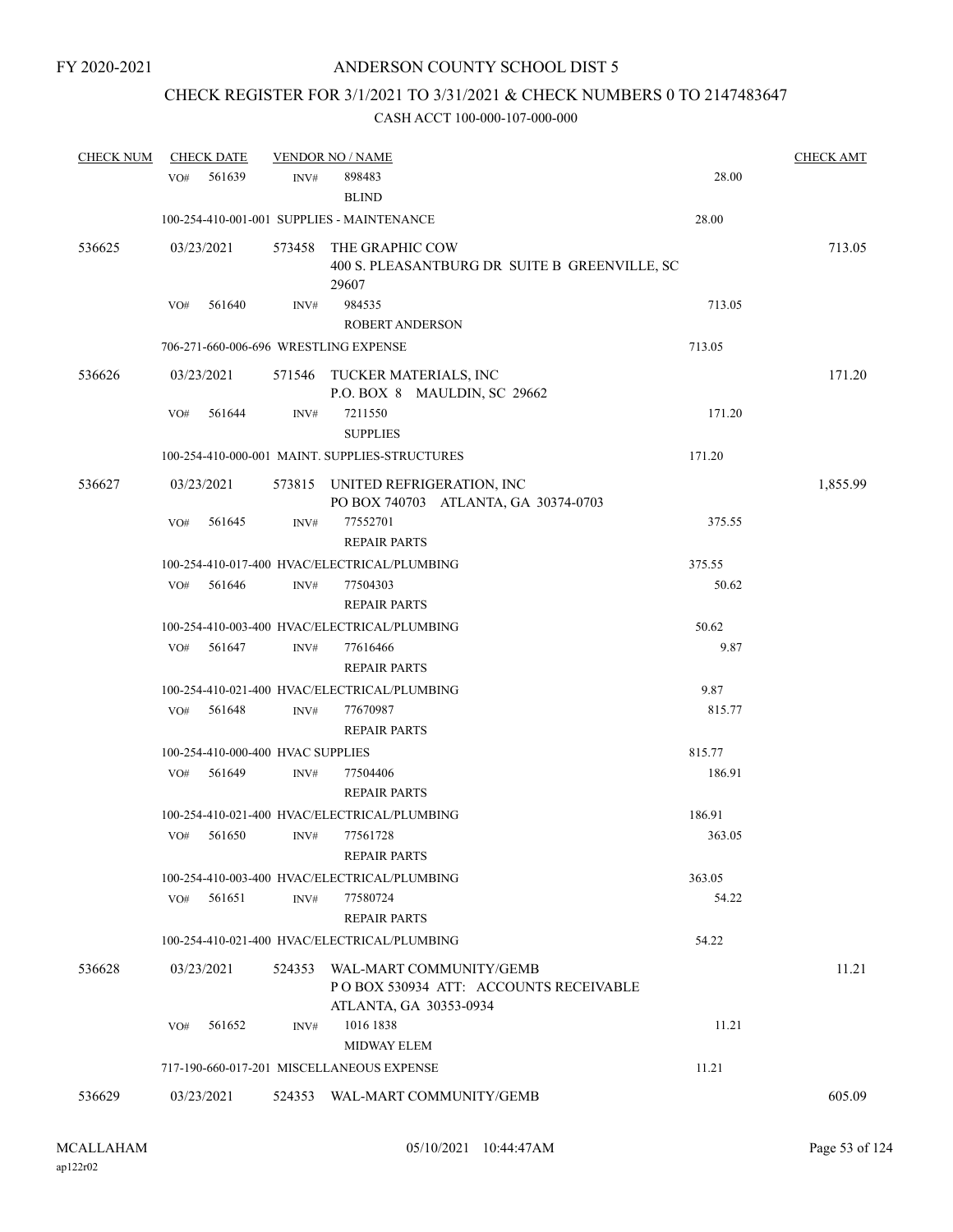FY 2020-2021

# ANDERSON COUNTY SCHOOL DIST 5

## CHECK REGISTER FOR 3/1/2021 TO 3/31/2021 & CHECK NUMBERS 0 TO 2147483647

CASH ACCT 100-000-107-000-000

| CHECK NUM | CHECK DATE | VENDOR NO / NAME | | CHECK AMT |
|---|---|---|---|---|
| | VO# 561639 | INV# 898483<br>BLIND | 28.00 | |
| | 100-254-410-001-001 SUPPLIES - MAINTENANCE | | 28.00 | |
| 536625 | 03/23/2021 | 573458 THE GRAPHIC COW<br>400 S. PLEASANTBURG DR SUITE B GREENVILLE, SC 29607 | | 713.05 |
| | VO# 561640 | INV# 984535<br>ROBERT ANDERSON | 713.05 | |
| | 706-271-660-006-696 WRESTLING EXPENSE | | 713.05 | |
| 536626 | 03/23/2021 | 571546 TUCKER MATERIALS, INC<br>P.O. BOX 8 MAULDIN, SC 29662 | | 171.20 |
| | VO# 561644 | INV# 7211550<br>SUPPLIES | 171.20 | |
| | 100-254-410-000-001 MAINT. SUPPLIES-STRUCTURES | | 171.20 | |
| 536627 | 03/23/2021 | 573815 UNITED REFRIGERATION, INC<br>PO BOX 740703 ATLANTA, GA 30374-0703 | | 1,855.99 |
| | VO# 561645 | INV# 77552701<br>REPAIR PARTS | 375.55 | |
| | 100-254-410-017-400 HVAC/ELECTRICAL/PLUMBING | | 375.55 | |
| | VO# 561646 | INV# 77504303<br>REPAIR PARTS | 50.62 | |
| | 100-254-410-003-400 HVAC/ELECTRICAL/PLUMBING | | 50.62 | |
| | VO# 561647 | INV# 77616466<br>REPAIR PARTS | 9.87 | |
| | 100-254-410-021-400 HVAC/ELECTRICAL/PLUMBING | | 9.87 | |
| | VO# 561648 | INV# 77670987<br>REPAIR PARTS | 815.77 | |
| | 100-254-410-000-400 HVAC SUPPLIES | | 815.77 | |
| | VO# 561649 | INV# 77504406<br>REPAIR PARTS | 186.91 | |
| | 100-254-410-021-400 HVAC/ELECTRICAL/PLUMBING | | 186.91 | |
| | VO# 561650 | INV# 77561728<br>REPAIR PARTS | 363.05 | |
| | 100-254-410-003-400 HVAC/ELECTRICAL/PLUMBING | | 363.05 | |
| | VO# 561651 | INV# 77580724<br>REPAIR PARTS | 54.22 | |
| | 100-254-410-021-400 HVAC/ELECTRICAL/PLUMBING | | 54.22 | |
| 536628 | 03/23/2021 | 524353 WAL-MART COMMUNITY/GEMB<br>P O BOX 530934 ATT: ACCOUNTS RECEIVABLE<br>ATLANTA, GA 30353-0934 | | 11.21 |
| | VO# 561652 | INV# 1016 1838<br>MIDWAY ELEM | 11.21 | |
| | 717-190-660-017-201 MISCELLANEOUS EXPENSE | | 11.21 | |
| 536629 | 03/23/2021 | 524353 WAL-MART COMMUNITY/GEMB | | 605.09 |

MCALLAHAM
ap122r02

05/10/2021 10:44:47AM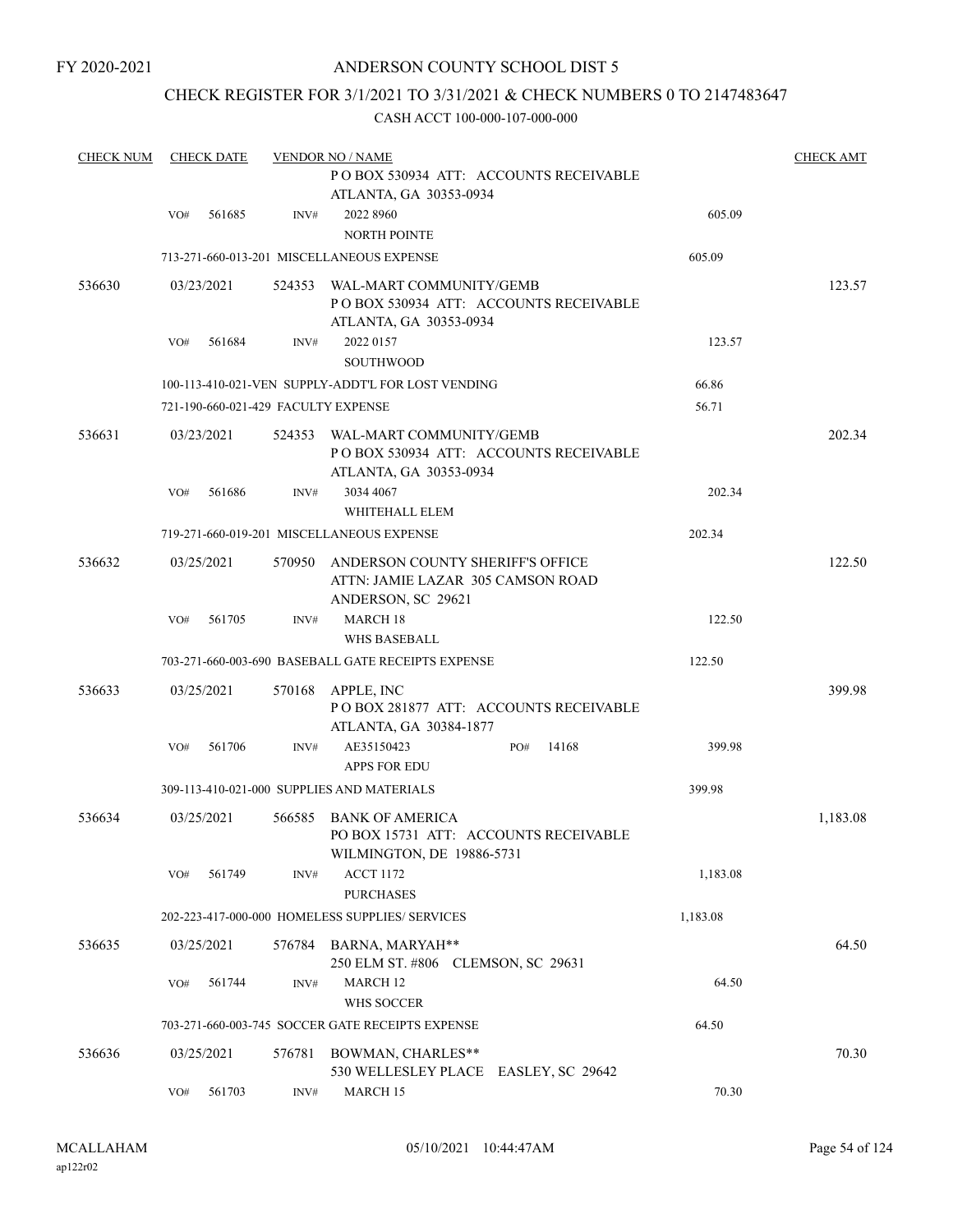FY 2020-2021

# ANDERSON COUNTY SCHOOL DIST 5

## CHECK REGISTER FOR 3/1/2021 TO 3/31/2021 & CHECK NUMBERS 0 TO 2147483647

### CASH ACCT 100-000-107-000-000

| CHECK NUM | CHECK DATE | VENDOR NO / NAME | | CHECK AMT |
|---|---|---|---|---|
| | | P O BOX 530934 ATT: ACCOUNTS RECEIVABLE ATLANTA, GA 30353-0934 | | |
| | VO# 561685 | INV# 2022 8960 NORTH POINTE | 605.09 | |
| | | 713-271-660-013-201 MISCELLANEOUS EXPENSE | 605.09 | |
| 536630 | 03/23/2021 | 524353 WAL-MART COMMUNITY/GEMB P O BOX 530934 ATT: ACCOUNTS RECEIVABLE ATLANTA, GA 30353-0934 | | 123.57 |
| | VO# 561684 | INV# 2022 0157 SOUTHWOOD | 123.57 | |
| | | 100-113-410-021-VEN SUPPLY-ADDT'L FOR LOST VENDING | 66.86 | |
| | | 721-190-660-021-429 FACULTY EXPENSE | 56.71 | |
| 536631 | 03/23/2021 | 524353 WAL-MART COMMUNITY/GEMB P O BOX 530934 ATT: ACCOUNTS RECEIVABLE ATLANTA, GA 30353-0934 | | 202.34 |
| | VO# 561686 | INV# 3034 4067 WHITEHALL ELEM | 202.34 | |
| | | 719-271-660-019-201 MISCELLANEOUS EXPENSE | 202.34 | |
| 536632 | 03/25/2021 | 570950 ANDERSON COUNTY SHERIFF'S OFFICE ATTN: JAMIE LAZAR 305 CAMSON ROAD ANDERSON, SC 29621 | | 122.50 |
| | VO# 561705 | INV# MARCH 18 WHS BASEBALL | 122.50 | |
| | | 703-271-660-003-690 BASEBALL GATE RECEIPTS EXPENSE | 122.50 | |
| 536633 | 03/25/2021 | 570168 APPLE, INC P O BOX 281877 ATT: ACCOUNTS RECEIVABLE ATLANTA, GA 30384-1877 | | 399.98 |
| | VO# 561706 | INV# AE35150423 PO# 14168 APPS FOR EDU | 399.98 | |
| | | 309-113-410-021-000 SUPPLIES AND MATERIALS | 399.98 | |
| 536634 | 03/25/2021 | 566585 BANK OF AMERICA PO BOX 15731 ATT: ACCOUNTS RECEIVABLE WILMINGTON, DE 19886-5731 | | 1,183.08 |
| | VO# 561749 | INV# ACCT 1172 PURCHASES | 1,183.08 | |
| | | 202-223-417-000-000 HOMELESS SUPPLIES/ SERVICES | 1,183.08 | |
| 536635 | 03/25/2021 | 576784 BARNA, MARYAH** 250 ELM ST. #806 CLEMSON, SC 29631 | | 64.50 |
| | VO# 561744 | INV# MARCH 12 WHS SOCCER | 64.50 | |
| | | 703-271-660-003-745 SOCCER GATE RECEIPTS EXPENSE | 64.50 | |
| 536636 | 03/25/2021 | 576781 BOWMAN, CHARLES** 530 WELLESLEY PLACE EASLEY, SC 29642 | | 70.30 |
| | VO# 561703 | INV# MARCH 15 | 70.30 | |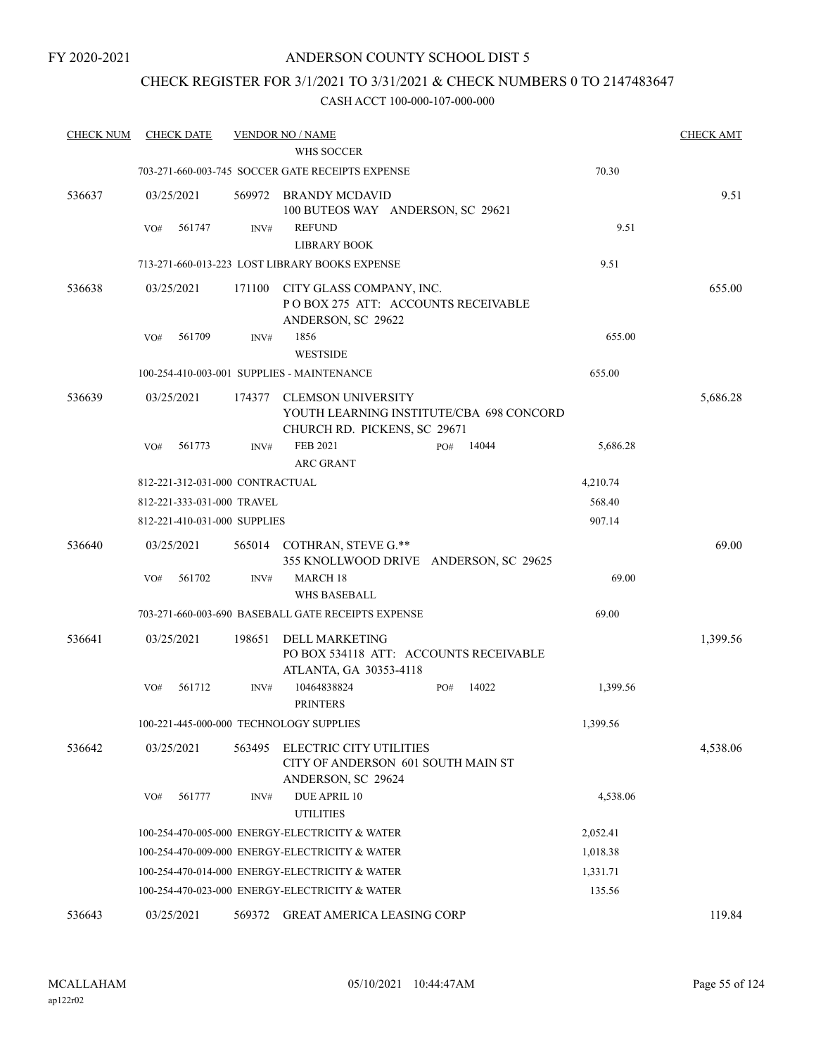FY 2020-2021

# ANDERSON COUNTY SCHOOL DIST 5

## CHECK REGISTER FOR 3/1/2021 TO 3/31/2021 & CHECK NUMBERS 0 TO 2147483647

CASH ACCT 100-000-107-000-000

| CHECK NUM | CHECK DATE | VENDOR NO / NAME | | CHECK AMT |
|---|---|---|---|---|
| | | WHS SOCCER | | |
| | | 703-271-660-003-745 SOCCER GATE RECEIPTS EXPENSE | 70.30 | |
| 536637 | 03/25/2021 | 569972 BRANDY MCDAVID<br>100 BUTEOS WAY ANDERSON, SC 29621 | | 9.51 |
| | VO# 561747 | INV# REFUND<br>LIBRARY BOOK | 9.51 | |
| | | 713-271-660-013-223 LOST LIBRARY BOOKS EXPENSE | 9.51 | |
| 536638 | 03/25/2021 | 171100 CITY GLASS COMPANY, INC.<br>P O BOX 275 ATT: ACCOUNTS RECEIVABLE<br>ANDERSON, SC 29622 | | 655.00 |
| | VO# 561709 | INV# 1856<br>WESTSIDE | 655.00 | |
| | | 100-254-410-003-001 SUPPLIES - MAINTENANCE | 655.00 | |
| 536639 | 03/25/2021 | 174377 CLEMSON UNIVERSITY<br>YOUTH LEARNING INSTITUTE/CBA 698 CONCORD<br>CHURCH RD. PICKENS, SC 29671 | | 5,686.28 |
| | VO# 561773 | INV# FEB 2021 PO# 14044<br>ARC GRANT | 5,686.28 | |
| | | 812-221-312-031-000 CONTRACTUAL | 4,210.74 | |
| | | 812-221-333-031-000 TRAVEL | 568.40 | |
| | | 812-221-410-031-000 SUPPLIES | 907.14 | |
| 536640 | 03/25/2021 | 565014 COTHRAN, STEVE G.**<br>355 KNOLLWOOD DRIVE ANDERSON, SC 29625 | | 69.00 |
| | VO# 561702 | INV# MARCH 18<br>WHS BASEBALL | 69.00 | |
| | | 703-271-660-003-690 BASEBALL GATE RECEIPTS EXPENSE | 69.00 | |
| 536641 | 03/25/2021 | 198651 DELL MARKETING<br>PO BOX 534118 ATT: ACCOUNTS RECEIVABLE<br>ATLANTA, GA 30353-4118 | | 1,399.56 |
| | VO# 561712 | INV# 10464838824 PO# 14022<br>PRINTERS | 1,399.56 | |
| | | 100-221-445-000-000 TECHNOLOGY SUPPLIES | 1,399.56 | |
| 536642 | 03/25/2021 | 563495 ELECTRIC CITY UTILITIES<br>CITY OF ANDERSON 601 SOUTH MAIN ST<br>ANDERSON, SC 29624 | | 4,538.06 |
| | VO# 561777 | INV# DUE APRIL 10<br>UTILITIES | 4,538.06 | |
| | | 100-254-470-005-000 ENERGY-ELECTRICITY & WATER | 2,052.41 | |
| | | 100-254-470-009-000 ENERGY-ELECTRICITY & WATER | 1,018.38 | |
| | | 100-254-470-014-000 ENERGY-ELECTRICITY & WATER | 1,331.71 | |
| | | 100-254-470-023-000 ENERGY-ELECTRICITY & WATER | 135.56 | |
| 536643 | 03/25/2021 | 569372 GREAT AMERICA LEASING CORP | | 119.84 |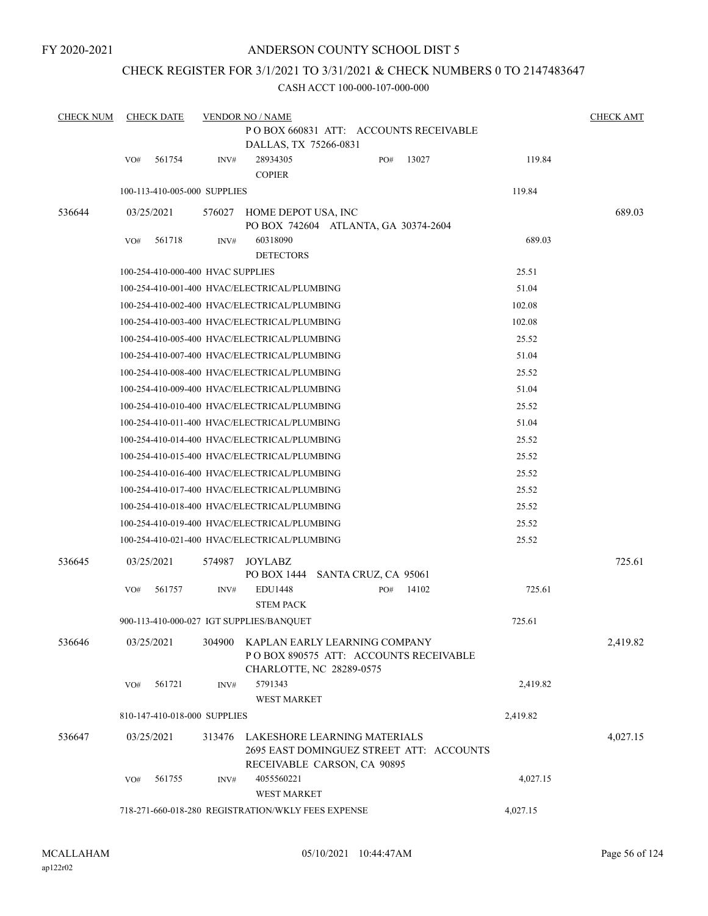FY 2020-2021

# ANDERSON COUNTY SCHOOL DIST 5

## CHECK REGISTER FOR 3/1/2021 TO 3/31/2021 & CHECK NUMBERS 0 TO 2147483647

CASH ACCT 100-000-107-000-000

| CHECK NUM | CHECK DATE | VENDOR NO / NAME | | CHECK AMT |
|---|---|---|---|---|
| | | P O BOX 660831 ATT: ACCOUNTS RECEIVABLE DALLAS, TX 75266-0831 | | |
| | VO# 561754 | INV# 28934305 COPIER PO# 13027 | 119.84 | |
| | 100-113-410-005-000 SUPPLIES | | 119.84 | |
| 536644 | 03/25/2021 | 576027 HOME DEPOT USA, INC PO BOX 742604 ATLANTA, GA 30374-2604 | | 689.03 |
| | VO# 561718 | INV# 60318090 DETECTORS | 689.03 | |
| | 100-254-410-000-400 HVAC SUPPLIES | | 25.51 | |
| | 100-254-410-001-400 HVAC/ELECTRICAL/PLUMBING | | 51.04 | |
| | 100-254-410-002-400 HVAC/ELECTRICAL/PLUMBING | | 102.08 | |
| | 100-254-410-003-400 HVAC/ELECTRICAL/PLUMBING | | 102.08 | |
| | 100-254-410-005-400 HVAC/ELECTRICAL/PLUMBING | | 25.52 | |
| | 100-254-410-007-400 HVAC/ELECTRICAL/PLUMBING | | 51.04 | |
| | 100-254-410-008-400 HVAC/ELECTRICAL/PLUMBING | | 25.52 | |
| | 100-254-410-009-400 HVAC/ELECTRICAL/PLUMBING | | 51.04 | |
| | 100-254-410-010-400 HVAC/ELECTRICAL/PLUMBING | | 25.52 | |
| | 100-254-410-011-400 HVAC/ELECTRICAL/PLUMBING | | 51.04 | |
| | 100-254-410-014-400 HVAC/ELECTRICAL/PLUMBING | | 25.52 | |
| | 100-254-410-015-400 HVAC/ELECTRICAL/PLUMBING | | 25.52 | |
| | 100-254-410-016-400 HVAC/ELECTRICAL/PLUMBING | | 25.52 | |
| | 100-254-410-017-400 HVAC/ELECTRICAL/PLUMBING | | 25.52 | |
| | 100-254-410-018-400 HVAC/ELECTRICAL/PLUMBING | | 25.52 | |
| | 100-254-410-019-400 HVAC/ELECTRICAL/PLUMBING | | 25.52 | |
| | 100-254-410-021-400 HVAC/ELECTRICAL/PLUMBING | | 25.52 | |
| 536645 | 03/25/2021 | 574987 JOYLABZ PO BOX 1444 SANTA CRUZ, CA 95061 | | 725.61 |
| | VO# 561757 | INV# EDU1448 STEM PACK PO# 14102 | 725.61 | |
| | 900-113-410-000-027 IGT SUPPLIES/BANQUET | | 725.61 | |
| 536646 | 03/25/2021 | 304900 KAPLAN EARLY LEARNING COMPANY P O BOX 890575 ATT: ACCOUNTS RECEIVABLE CHARLOTTE, NC 28289-0575 | | 2,419.82 |
| | VO# 561721 | INV# 5791343 WEST MARKET | 2,419.82 | |
| | 810-147-410-018-000 SUPPLIES | | 2,419.82 | |
| 536647 | 03/25/2021 | 313476 LAKESHORE LEARNING MATERIALS 2695 EAST DOMINGUEZ STREET ATT: ACCOUNTS RECEIVABLE CARSON, CA 90895 | | 4,027.15 |
| | VO# 561755 | INV# 4055560221 WEST MARKET | 4,027.15 | |
| | 718-271-660-018-280 REGISTRATION/WKLY FEES EXPENSE | | 4,027.15 | |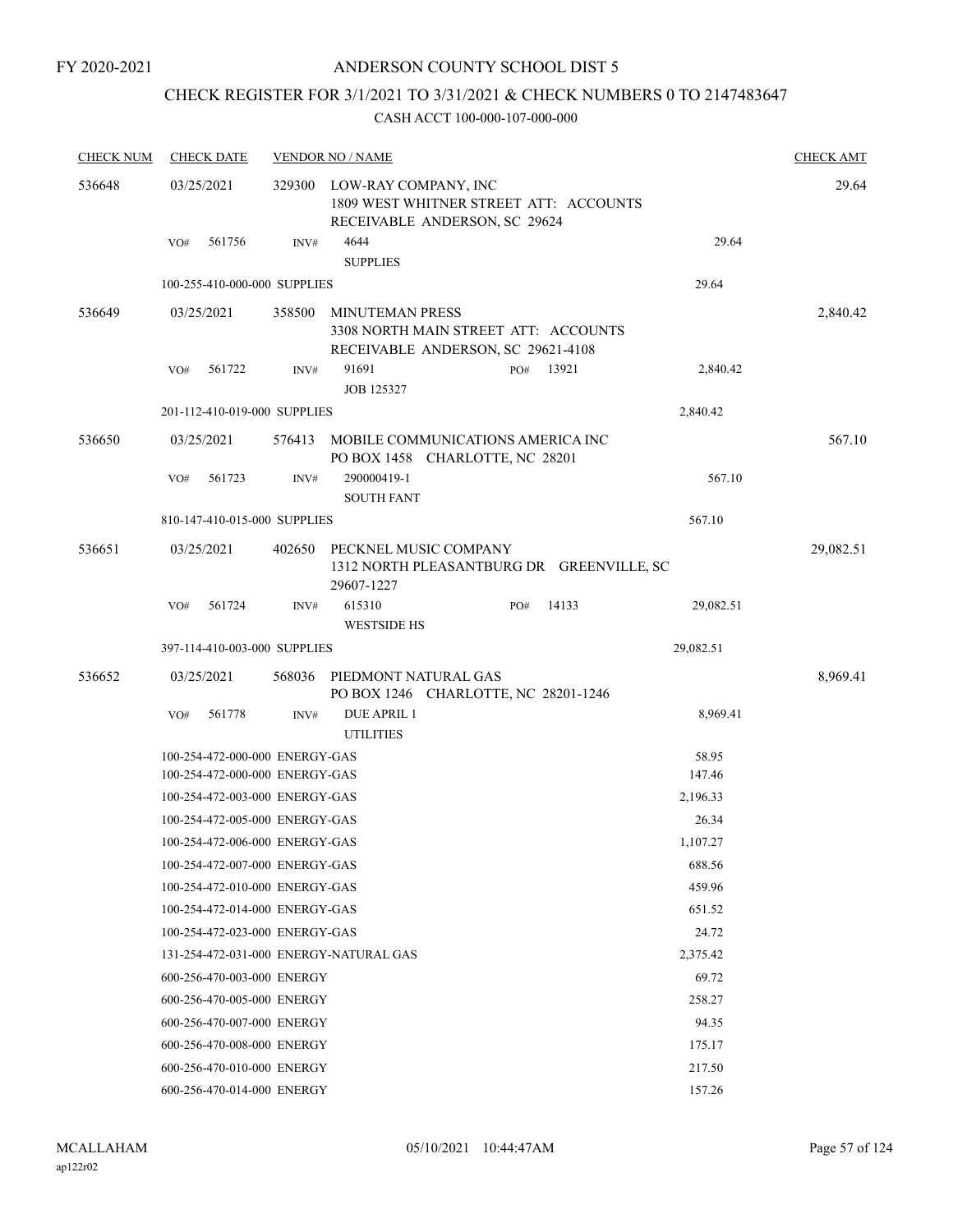FY 2020-2021

# ANDERSON COUNTY SCHOOL DIST 5

## CHECK REGISTER FOR 3/1/2021 TO 3/31/2021 & CHECK NUMBERS 0 TO 2147483647

### CASH ACCT 100-000-107-000-000

| CHECK NUM | CHECK DATE | VENDOR NO / NAME | | | CHECK AMT |
|---|---|---|---|---|---|
| 536648 | 03/25/2021 | 329300 LOW-RAY COMPANY, INC 1809 WEST WHITNER STREET ATT: ACCOUNTS RECEIVABLE ANDERSON, SC 29624 | | | 29.64 |
| | VO# 561756 | INV# 4644 SUPPLIES | | 29.64 | |
| | 100-255-410-000-000 SUPPLIES | | | 29.64 | |
| 536649 | 03/25/2021 | 358500 MINUTEMAN PRESS 3308 NORTH MAIN STREET ATT: ACCOUNTS RECEIVABLE ANDERSON, SC 29621-4108 | | | 2,840.42 |
| | VO# 561722 | INV# 91691 JOB 125327 | PO# 13921 | 2,840.42 | |
| | 201-112-410-019-000 SUPPLIES | | | 2,840.42 | |
| 536650 | 03/25/2021 | 576413 MOBILE COMMUNICATIONS AMERICA INC PO BOX 1458 CHARLOTTE, NC 28201 | | | 567.10 |
| | VO# 561723 | INV# 290000419-1 SOUTH FANT | | 567.10 | |
| | 810-147-410-015-000 SUPPLIES | | | 567.10 | |
| 536651 | 03/25/2021 | 402650 PECKNEL MUSIC COMPANY 1312 NORTH PLEASANTBURG DR GREENVILLE, SC 29607-1227 | | | 29,082.51 |
| | VO# 561724 | INV# 615310 WESTSIDE HS | PO# 14133 | 29,082.51 | |
| | 397-114-410-003-000 SUPPLIES | | | 29,082.51 | |
| 536652 | 03/25/2021 | 568036 PIEDMONT NATURAL GAS PO BOX 1246 CHARLOTTE, NC 28201-1246 | | | 8,969.41 |
| | VO# 561778 | INV# DUE APRIL 1 UTILITIES | | 8,969.41 | |
| | 100-254-472-000-000 ENERGY-GAS | | | 58.95 | |
| | 100-254-472-000-000 ENERGY-GAS | | | 147.46 | |
| | 100-254-472-003-000 ENERGY-GAS | | | 2,196.33 | |
| | 100-254-472-005-000 ENERGY-GAS | | | 26.34 | |
| | 100-254-472-006-000 ENERGY-GAS | | | 1,107.27 | |
| | 100-254-472-007-000 ENERGY-GAS | | | 688.56 | |
| | 100-254-472-010-000 ENERGY-GAS | | | 459.96 | |
| | 100-254-472-014-000 ENERGY-GAS | | | 651.52 | |
| | 100-254-472-023-000 ENERGY-GAS | | | 24.72 | |
| | 131-254-472-031-000 ENERGY-NATURAL GAS | | | 2,375.42 | |
| | 600-256-470-003-000 ENERGY | | | 69.72 | |
| | 600-256-470-005-000 ENERGY | | | 258.27 | |
| | 600-256-470-007-000 ENERGY | | | 94.35 | |
| | 600-256-470-008-000 ENERGY | | | 175.17 | |
| | 600-256-470-010-000 ENERGY | | | 217.50 | |
| | 600-256-470-014-000 ENERGY | | | 157.26 | |

MCALLAHAM ap122r02 05/10/2021 10:44:47AM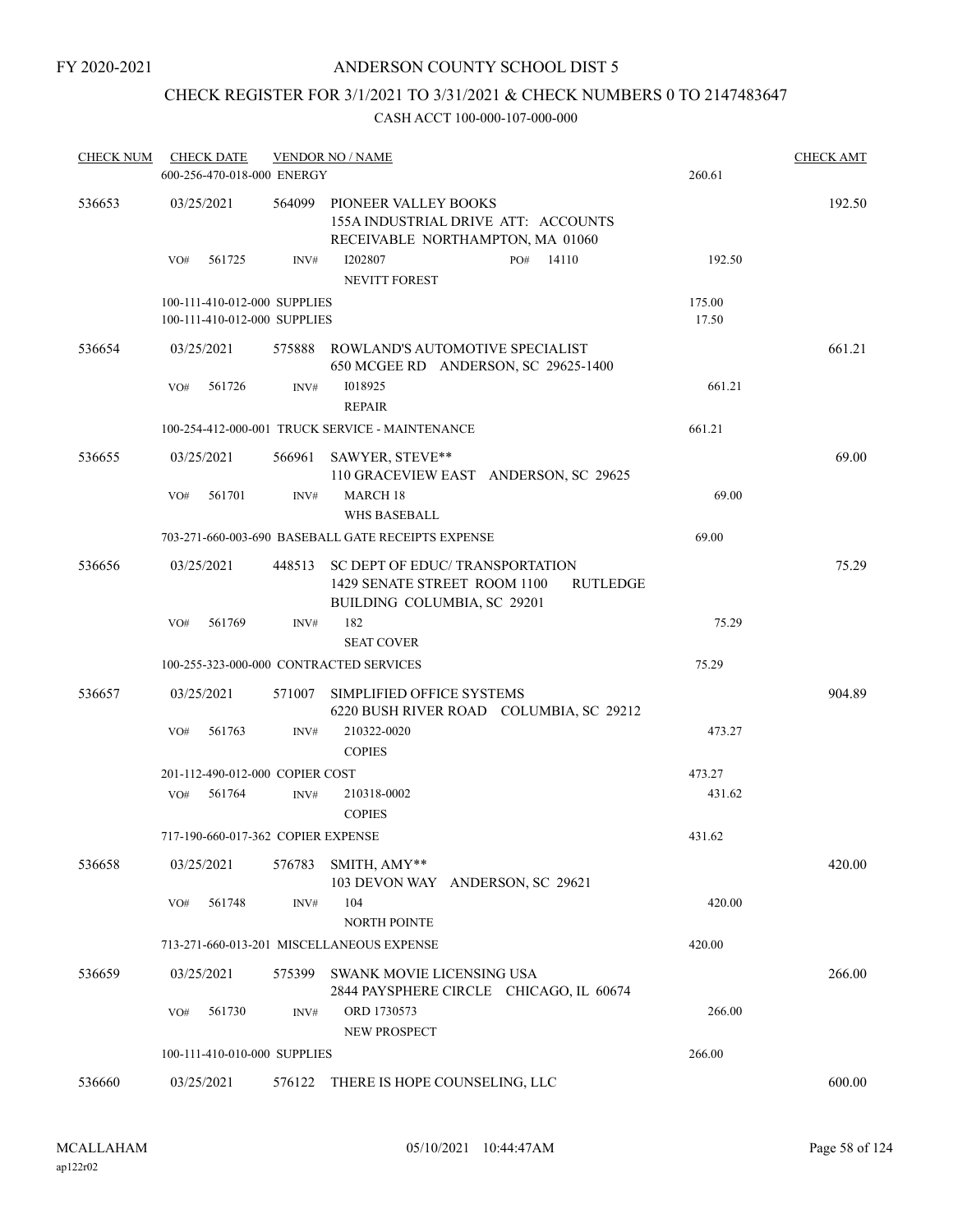FY 2020-2021

# ANDERSON COUNTY SCHOOL DIST 5

## CHECK REGISTER FOR 3/1/2021 TO 3/31/2021 & CHECK NUMBERS 0 TO 2147483647

CASH ACCT 100-000-107-000-000

| CHECK NUM | CHECK DATE | VENDOR NO / NAME | | CHECK AMT |
|---|---|---|---|---|
| | 600-256-470-018-000 ENERGY | | 260.61 | |
| 536653 | 03/25/2021 | 564099 PIONEER VALLEY BOOKS<br>155A INDUSTRIAL DRIVE ATT: ACCOUNTS RECEIVABLE NORTHAMPTON, MA 01060 | | 192.50 |
| | VO# 561725 | INV# I202807 PO# 14110<br>NEVITT FOREST | 192.50 | |
| | 100-111-410-012-000 SUPPLIES | | 175.00 | |
| | 100-111-410-012-000 SUPPLIES | | 17.50 | |
| 536654 | 03/25/2021 | 575888 ROWLAND'S AUTOMOTIVE SPECIALIST<br>650 MCGEE RD ANDERSON, SC 29625-1400 | | 661.21 |
| | VO# 561726 | INV# I018925<br>REPAIR | 661.21 | |
| | 100-254-412-000-001 TRUCK SERVICE - MAINTENANCE | | 661.21 | |
| 536655 | 03/25/2021 | 566961 SAWYER, STEVE**<br>110 GRACEVIEW EAST ANDERSON, SC 29625 | | 69.00 |
| | VO# 561701 | INV# MARCH 18<br>WHS BASEBALL | 69.00 | |
| | 703-271-660-003-690 BASEBALL GATE RECEIPTS EXPENSE | | 69.00 | |
| 536656 | 03/25/2021 | 448513 SC DEPT OF EDUC/ TRANSPORTATION<br>1429 SENATE STREET ROOM 1100 RUTLEDGE BUILDING COLUMBIA, SC 29201 | | 75.29 |
| | VO# 561769 | INV# 182<br>SEAT COVER | 75.29 | |
| | 100-255-323-000-000 CONTRACTED SERVICES | | 75.29 | |
| 536657 | 03/25/2021 | 571007 SIMPLIFIED OFFICE SYSTEMS<br>6220 BUSH RIVER ROAD COLUMBIA, SC 29212 | | 904.89 |
| | VO# 561763 | INV# 210322-0020<br>COPIES | 473.27 | |
| | 201-112-490-012-000 COPIER COST | | 473.27 | |
| | VO# 561764 | INV# 210318-0002<br>COPIES | 431.62 | |
| | 717-190-660-017-362 COPIER EXPENSE | | 431.62 | |
| 536658 | 03/25/2021 | 576783 SMITH, AMY**<br>103 DEVON WAY ANDERSON, SC 29621 | | 420.00 |
| | VO# 561748 | INV# 104<br>NORTH POINTE | 420.00 | |
| | 713-271-660-013-201 MISCELLANEOUS EXPENSE | | 420.00 | |
| 536659 | 03/25/2021 | 575399 SWANK MOVIE LICENSING USA<br>2844 PAYSPHERE CIRCLE CHICAGO, IL 60674 | | 266.00 |
| | VO# 561730 | INV# ORD 1730573<br>NEW PROSPECT | 266.00 | |
| | 100-111-410-010-000 SUPPLIES | | 266.00 | |
| 536660 | 03/25/2021 | 576122 THERE IS HOPE COUNSELING, LLC | | 600.00 |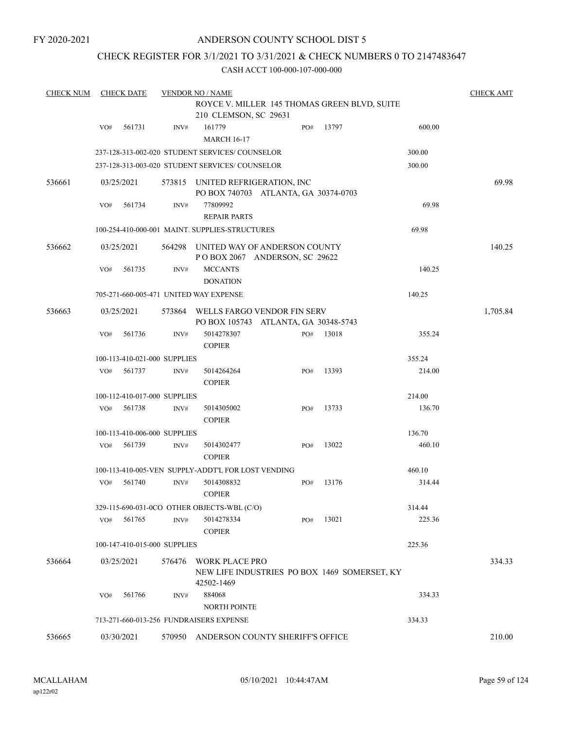FY 2020-2021

# ANDERSON COUNTY SCHOOL DIST 5

## CHECK REGISTER FOR 3/1/2021 TO 3/31/2021 & CHECK NUMBERS 0 TO 2147483647

CASH ACCT 100-000-107-000-000

| CHECK NUM | CHECK DATE | VENDOR NO / NAME | | | | CHECK AMT |
|---|---|---|---|---|---|---|
| | | ROYCE V. MILLER 145 THOMAS GREEN BLVD, SUITE 210 CLEMSON, SC 29631 | | | | |
| | VO# 561731 | INV# 161779 MARCH 16-17 | PO# | 13797 | 600.00 | |
| | | 237-128-313-002-020 STUDENT SERVICES/ COUNSELOR | | | 300.00 | |
| | | 237-128-313-003-020 STUDENT SERVICES/ COUNSELOR | | | 300.00 | |
| 536661 | 03/25/2021 | 573815 UNITED REFRIGERATION, INC PO BOX 740703 ATLANTA, GA 30374-0703 | | | | 69.98 |
| | VO# 561734 | INV# 77809992 REPAIR PARTS | | | 69.98 | |
| | | 100-254-410-000-001 MAINT. SUPPLIES-STRUCTURES | | | 69.98 | |
| 536662 | 03/25/2021 | 564298 UNITED WAY OF ANDERSON COUNTY P O BOX 2067 ANDERSON, SC 29622 | | | | 140.25 |
| | VO# 561735 | INV# MCCANTS DONATION | | | 140.25 | |
| | | 705-271-660-005-471 UNITED WAY EXPENSE | | | 140.25 | |
| 536663 | 03/25/2021 | 573864 WELLS FARGO VENDOR FIN SERV PO BOX 105743 ATLANTA, GA 30348-5743 | | | | 1,705.84 |
| | VO# 561736 | INV# 5014278307 COPIER | PO# | 13018 | 355.24 | |
| | | 100-113-410-021-000 SUPPLIES | | | 355.24 | |
| | VO# 561737 | INV# 5014264264 COPIER | PO# | 13393 | 214.00 | |
| | | 100-112-410-017-000 SUPPLIES | | | 214.00 | |
| | VO# 561738 | INV# 5014305002 COPIER | PO# | 13733 | 136.70 | |
| | | 100-113-410-006-000 SUPPLIES | | | 136.70 | |
| | VO# 561739 | INV# 5014302477 COPIER | PO# | 13022 | 460.10 | |
| | | 100-113-410-005-VEN SUPPLY-ADDT'L FOR LOST VENDING | | | 460.10 | |
| | VO# 561740 | INV# 5014308832 COPIER | PO# | 13176 | 314.44 | |
| | | 329-115-690-031-0CO OTHER OBJECTS-WBL (C/O) | | | 314.44 | |
| | VO# 561765 | INV# 5014278334 COPIER | PO# | 13021 | 225.36 | |
| | | 100-147-410-015-000 SUPPLIES | | | 225.36 | |
| 536664 | 03/25/2021 | 576476 WORK PLACE PRO NEW LIFE INDUSTRIES PO BOX 1469 SOMERSET, KY 42502-1469 | | | | 334.33 |
| | VO# 561766 | INV# 884068 NORTH POINTE | | | 334.33 | |
| | | 713-271-660-013-256 FUNDRAISERS EXPENSE | | | 334.33 | |
| 536665 | 03/30/2021 | 570950 ANDERSON COUNTY SHERIFF'S OFFICE | | | | 210.00 |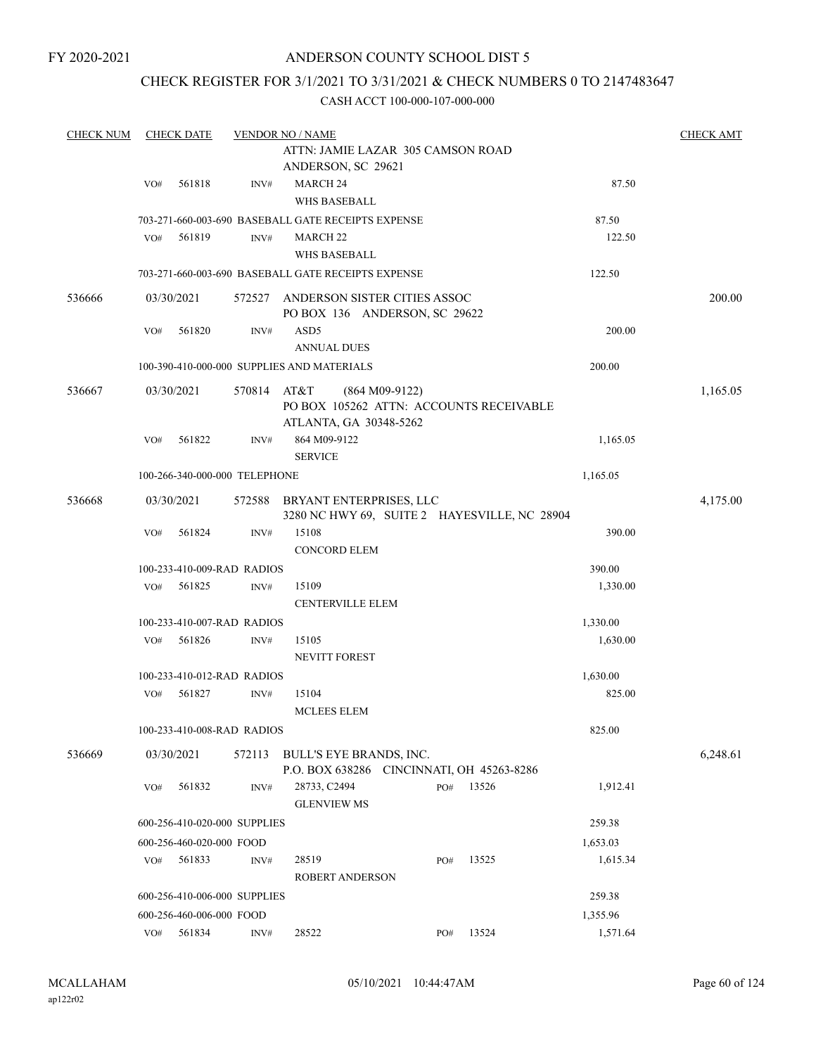FY 2020-2021

# ANDERSON COUNTY SCHOOL DIST 5

## CHECK REGISTER FOR 3/1/2021 TO 3/31/2021 & CHECK NUMBERS 0 TO 2147483647

CASH ACCT 100-000-107-000-000

| CHECK NUM | CHECK DATE | VENDOR NO / NAME | | | CHECK AMT |
|---|---|---|---|---|---|
| | | ATTN: JAMIE LAZAR 305 CAMSON ROAD ANDERSON, SC 29621 | | | |
| | VO# 561818 | INV# MARCH 24 WHS BASEBALL | | 87.50 | |
| | | 703-271-660-003-690 BASEBALL GATE RECEIPTS EXPENSE | | 87.50 | |
| | VO# 561819 | INV# MARCH 22 WHS BASEBALL | | 122.50 | |
| | | 703-271-660-003-690 BASEBALL GATE RECEIPTS EXPENSE | | 122.50 | |
| 536666 | 03/30/2021 | 572527 ANDERSON SISTER CITIES ASSOC PO BOX 136 ANDERSON, SC 29622 | | | 200.00 |
| | VO# 561820 | INV# ASD5 ANNUAL DUES | | 200.00 | |
| | | 100-390-410-000-000 SUPPLIES AND MATERIALS | | 200.00 | |
| 536667 | 03/30/2021 | 570814 AT&T (864 M09-9122) PO BOX 105262 ATTN: ACCOUNTS RECEIVABLE ATLANTA, GA 30348-5262 | | | 1,165.05 |
| | VO# 561822 | INV# 864 M09-9122 SERVICE | | 1,165.05 | |
| | | 100-266-340-000-000 TELEPHONE | | 1,165.05 | |
| 536668 | 03/30/2021 | 572588 BRYANT ENTERPRISES, LLC 3280 NC HWY 69, SUITE 2 HAYESVILLE, NC 28904 | | | 4,175.00 |
| | VO# 561824 | INV# 15108 CONCORD ELEM | | 390.00 | |
| | | 100-233-410-009-RAD RADIOS | | 390.00 | |
| | VO# 561825 | INV# 15109 CENTERVILLE ELEM | | 1,330.00 | |
| | | 100-233-410-007-RAD RADIOS | | 1,330.00 | |
| | VO# 561826 | INV# 15105 NEVITT FOREST | | 1,630.00 | |
| | | 100-233-410-012-RAD RADIOS | | 1,630.00 | |
| | VO# 561827 | INV# 15104 MCLEES ELEM | | 825.00 | |
| | | 100-233-410-008-RAD RADIOS | | 825.00 | |
| 536669 | 03/30/2021 | 572113 BULL'S EYE BRANDS, INC. P.O. BOX 638286 CINCINNATI, OH 45263-8286 | | | 6,248.61 |
| | VO# 561832 | INV# 28733, C2494 GLENVIEW MS | PO# 13526 | 1,912.41 | |
| | | 600-256-410-020-000 SUPPLIES | | 259.38 | |
| | | 600-256-460-020-000 FOOD | | 1,653.03 | |
| | VO# 561833 | INV# 28519 ROBERT ANDERSON | PO# 13525 | 1,615.34 | |
| | | 600-256-410-006-000 SUPPLIES | | 259.38 | |
| | | 600-256-460-006-000 FOOD | | 1,355.96 | |
| | VO# 561834 | INV# 28522 | PO# 13524 | 1,571.64 | |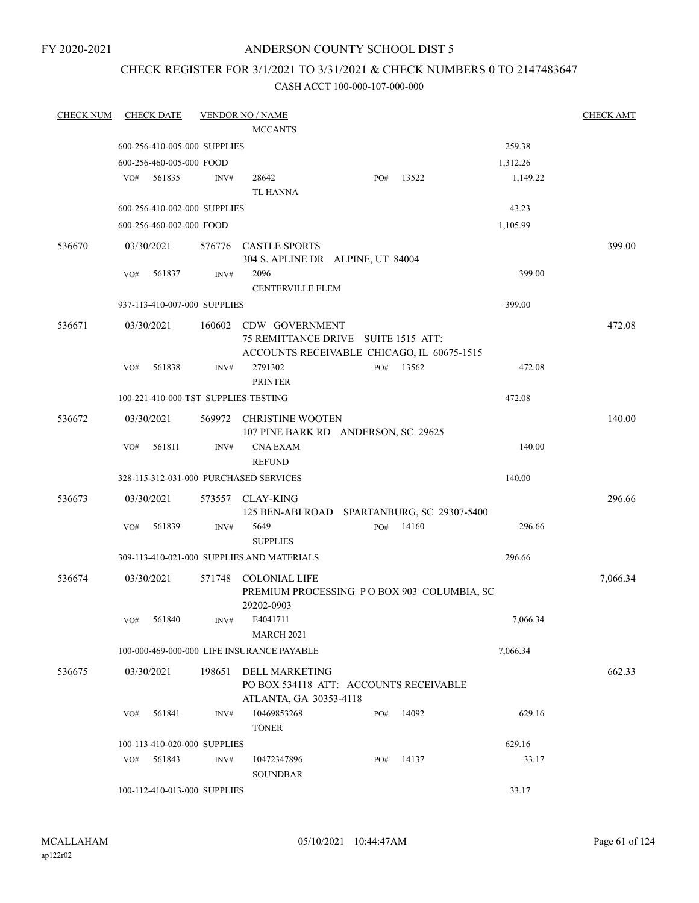FY 2020-2021

# ANDERSON COUNTY SCHOOL DIST 5

## CHECK REGISTER FOR 3/1/2021 TO 3/31/2021 & CHECK NUMBERS 0 TO 2147483647

### CASH ACCT 100-000-107-000-000

| CHECK NUM | CHECK DATE | VENDOR NO / NAME | | | CHECK AMT |
|---|---|---|---|---|---|
| | | | MCCANTS | | |
| | 600-256-410-005-000 SUPPLIES | | | 259.38 | |
| | 600-256-460-005-000 FOOD | | | 1,312.26 | |
| | VO# 561835 | INV# 28642 | PO# 13522 | 1,149.22 | |
| | | | TL HANNA | | |
| | 600-256-410-002-000 SUPPLIES | | | 43.23 | |
| | 600-256-460-002-000 FOOD | | | 1,105.99 | |
| 536670 | 03/30/2021 | 576776 | CASTLE SPORTS<br>304 S. APLINE DR ALPINE, UT 84004 | | 399.00 |
| | VO# 561837 | INV# 2096 | | 399.00 | |
| | | | CENTERVILLE ELEM | | |
| | 937-113-410-007-000 SUPPLIES | | | 399.00 | |
| 536671 | 03/30/2021 | 160602 | CDW GOVERNMENT<br>75 REMITTANCE DRIVE SUITE 1515 ATT:<br>ACCOUNTS RECEIVABLE CHICAGO, IL 60675-1515 | | 472.08 |
| | VO# 561838 | INV# 2791302 | PO# 13562 | 472.08 | |
| | | | PRINTER | | |
| | 100-221-410-000-TST SUPPLIES-TESTING | | | 472.08 | |
| 536672 | 03/30/2021 | 569972 | CHRISTINE WOOTEN<br>107 PINE BARK RD ANDERSON, SC 29625 | | 140.00 |
| | VO# 561811 | INV# CNA EXAM | | 140.00 | |
| | | | REFUND | | |
| | 328-115-312-031-000 PURCHASED SERVICES | | | 140.00 | |
| 536673 | 03/30/2021 | 573557 | CLAY-KING<br>125 BEN-ABI ROAD SPARTANBURG, SC 29307-5400 | | 296.66 |
| | VO# 561839 | INV# 5649 | PO# 14160 | 296.66 | |
| | | | SUPPLIES | | |
| | 309-113-410-021-000 SUPPLIES AND MATERIALS | | | 296.66 | |
| 536674 | 03/30/2021 | 571748 | COLONIAL LIFE<br>PREMIUM PROCESSING P O BOX 903 COLUMBIA, SC 29202-0903 | | 7,066.34 |
| | VO# 561840 | INV# E4041711 | | 7,066.34 | |
| | | | MARCH 2021 | | |
| | 100-000-469-000-000 LIFE INSURANCE PAYABLE | | | 7,066.34 | |
| 536675 | 03/30/2021 | 198651 | DELL MARKETING<br>PO BOX 534118 ATT: ACCOUNTS RECEIVABLE<br>ATLANTA, GA 30353-4118 | | 662.33 |
| | VO# 561841 | INV# 10469853268 | PO# 14092 | 629.16 | |
| | | | TONER | | |
| | 100-113-410-020-000 SUPPLIES | | | 629.16 | |
| | VO# 561843 | INV# 10472347896 | PO# 14137 | 33.17 | |
| | | | SOUNDBAR | | |
| | 100-112-410-013-000 SUPPLIES | | | 33.17 | |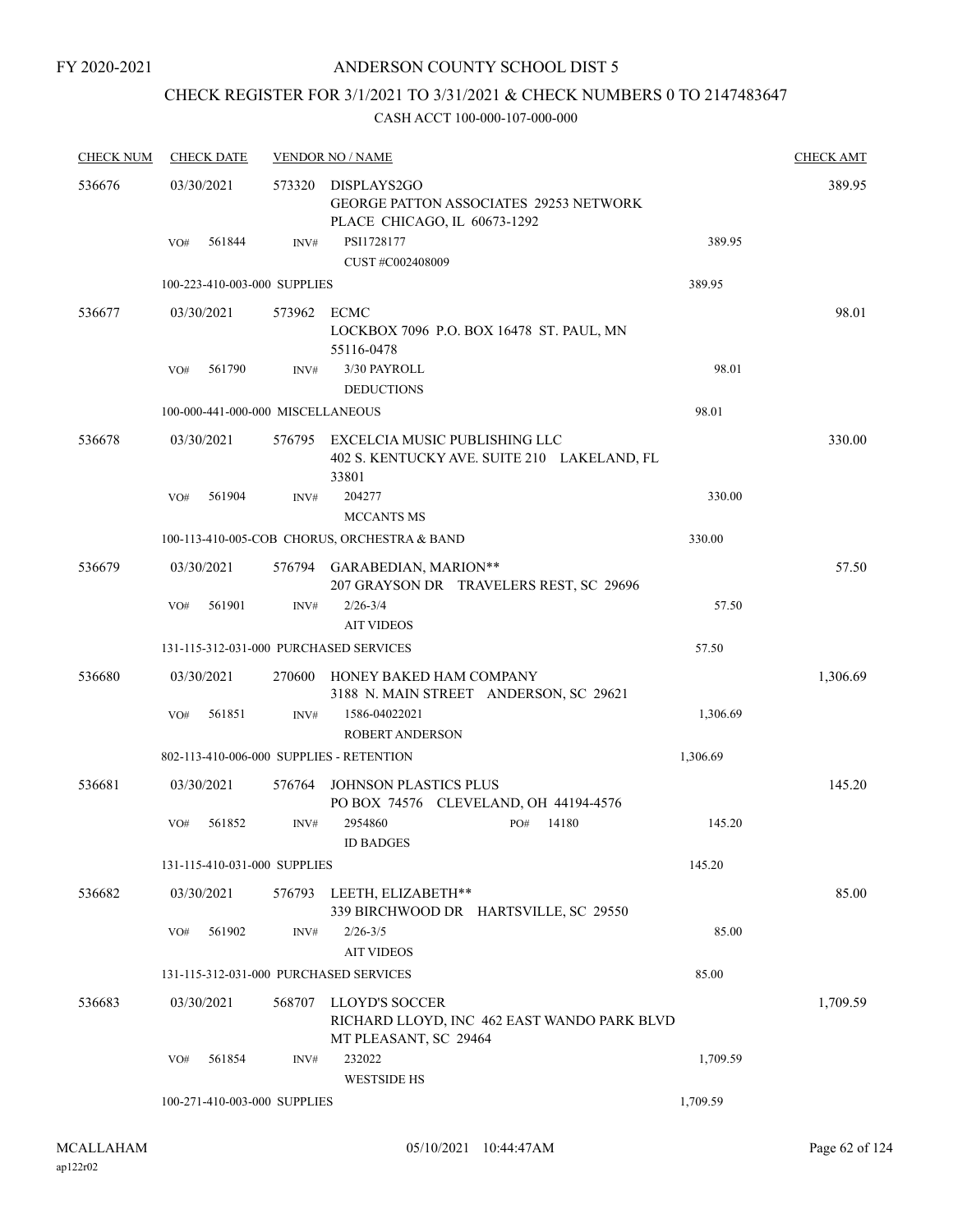FY 2020-2021

# ANDERSON COUNTY SCHOOL DIST 5

## CHECK REGISTER FOR 3/1/2021 TO 3/31/2021 & CHECK NUMBERS 0 TO 2147483647

CASH ACCT 100-000-107-000-000

| CHECK NUM | CHECK DATE | VENDOR NO / NAME | | CHECK AMT |
|---|---|---|---|---|
| 536676 | 03/30/2021 | 573320 DISPLAYS2GO<br>GEORGE PATTON ASSOCIATES 29253 NETWORK PLACE CHICAGO, IL 60673-1292 | | 389.95 |
| | VO# 561844 | INV# PSI1728177<br>CUST #C002408009 | 389.95 | |
| | 100-223-410-003-000 SUPPLIES | | 389.95 | |
| 536677 | 03/30/2021 | 573962 ECMC<br>LOCKBOX 7096 P.O. BOX 16478 ST. PAUL, MN 55116-0478 | | 98.01 |
| | VO# 561790 | INV# 3/30 PAYROLL<br>DEDUCTIONS | 98.01 | |
| | 100-000-441-000-000 MISCELLANEOUS | | 98.01 | |
| 536678 | 03/30/2021 | 576795 EXCELCIA MUSIC PUBLISHING LLC<br>402 S. KENTUCKY AVE. SUITE 210 LAKELAND, FL 33801 | | 330.00 |
| | VO# 561904 | INV# 204277<br>MCCANTS MS | 330.00 | |
| | 100-113-410-005-COB CHORUS, ORCHESTRA & BAND | | 330.00 | |
| 536679 | 03/30/2021 | 576794 GARABEDIAN, MARION**<br>207 GRAYSON DR TRAVELERS REST, SC 29696 | | 57.50 |
| | VO# 561901 | INV# 2/26-3/4<br>AIT VIDEOS | 57.50 | |
| | 131-115-312-031-000 PURCHASED SERVICES | | 57.50 | |
| 536680 | 03/30/2021 | 270600 HONEY BAKED HAM COMPANY<br>3188 N. MAIN STREET ANDERSON, SC 29621 | | 1,306.69 |
| | VO# 561851 | INV# 1586-04022021<br>ROBERT ANDERSON | 1,306.69 | |
| | 802-113-410-006-000 SUPPLIES - RETENTION | | 1,306.69 | |
| 536681 | 03/30/2021 | 576764 JOHNSON PLASTICS PLUS<br>PO BOX 74576 CLEVELAND, OH 44194-4576 | | 145.20 |
| | VO# 561852 | INV# 2954860 PO# 14180<br>ID BADGES | 145.20 | |
| | 131-115-410-031-000 SUPPLIES | | 145.20 | |
| 536682 | 03/30/2021 | 576793 LEETH, ELIZABETH**<br>339 BIRCHWOOD DR HARTSVILLE, SC 29550 | | 85.00 |
| | VO# 561902 | INV# 2/26-3/5<br>AIT VIDEOS | 85.00 | |
| | 131-115-312-031-000 PURCHASED SERVICES | | 85.00 | |
| 536683 | 03/30/2021 | 568707 LLOYD'S SOCCER<br>RICHARD LLOYD, INC 462 EAST WANDO PARK BLVD MT PLEASANT, SC 29464 | | 1,709.59 |
| | VO# 561854 | INV# 232022<br>WESTSIDE HS | 1,709.59 | |
| | 100-271-410-003-000 SUPPLIES | | 1,709.59 | |

MCALLAHAM
ap122r02

05/10/2021 10:44:47AM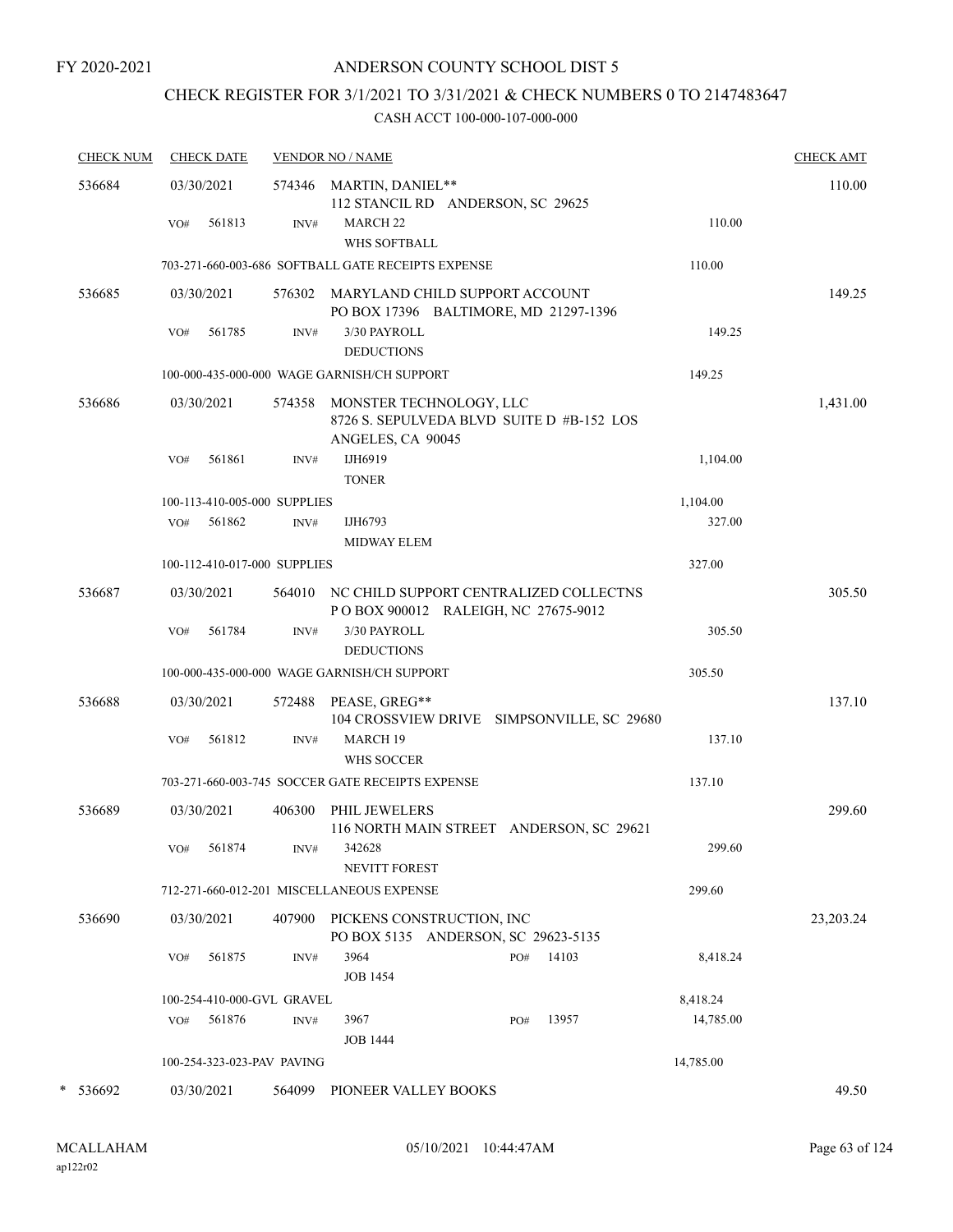FY 2020-2021

# ANDERSON COUNTY SCHOOL DIST 5

## CHECK REGISTER FOR 3/1/2021 TO 3/31/2021 & CHECK NUMBERS 0 TO 2147483647

### CASH ACCT 100-000-107-000-000

| CHECK NUM | CHECK DATE | VENDOR NO / NAME | | CHECK AMT |
|---|---|---|---|---|
| 536684 | 03/30/2021 | 574346 MARTIN, DANIEL** 112 STANCIL RD ANDERSON, SC 29625 | | 110.00 |
| | VO# 561813 | INV# MARCH 22 WHS SOFTBALL | 110.00 | |
| | 703-271-660-003-686 SOFTBALL GATE RECEIPTS EXPENSE | | 110.00 | |
| 536685 | 03/30/2021 | 576302 MARYLAND CHILD SUPPORT ACCOUNT PO BOX 17396 BALTIMORE, MD 21297-1396 | | 149.25 |
| | VO# 561785 | INV# 3/30 PAYROLL DEDUCTIONS | 149.25 | |
| | 100-000-435-000-000 WAGE GARNISH/CH SUPPORT | | 149.25 | |
| 536686 | 03/30/2021 | 574358 MONSTER TECHNOLOGY, LLC 8726 S. SEPULVEDA BLVD SUITE D #B-152 LOS ANGELES, CA 90045 | | 1,431.00 |
| | VO# 561861 | INV# IJH6919 TONER | 1,104.00 | |
| | 100-113-410-005-000 SUPPLIES | | 1,104.00 | |
| | VO# 561862 | INV# IJH6793 MIDWAY ELEM | 327.00 | |
| | 100-112-410-017-000 SUPPLIES | | 327.00 | |
| 536687 | 03/30/2021 | 564010 NC CHILD SUPPORT CENTRALIZED COLLECTNS P O BOX 900012 RALEIGH, NC 27675-9012 | | 305.50 |
| | VO# 561784 | INV# 3/30 PAYROLL DEDUCTIONS | 305.50 | |
| | 100-000-435-000-000 WAGE GARNISH/CH SUPPORT | | 305.50 | |
| 536688 | 03/30/2021 | 572488 PEASE, GREG** 104 CROSSVIEW DRIVE SIMPSONVILLE, SC 29680 | | 137.10 |
| | VO# 561812 | INV# MARCH 19 WHS SOCCER | 137.10 | |
| | 703-271-660-003-745 SOCCER GATE RECEIPTS EXPENSE | | 137.10 | |
| 536689 | 03/30/2021 | 406300 PHIL JEWELERS 116 NORTH MAIN STREET ANDERSON, SC 29621 | | 299.60 |
| | VO# 561874 | INV# 342628 NEVITT FOREST | 299.60 | |
| | 712-271-660-012-201 MISCELLANEOUS EXPENSE | | 299.60 | |
| 536690 | 03/30/2021 | 407900 PICKENS CONSTRUCTION, INC PO BOX 5135 ANDERSON, SC 29623-5135 | | 23,203.24 |
| | VO# 561875 | INV# 3964 JOB 1454 PO# 14103 | 8,418.24 | |
| | 100-254-410-000-GVL GRAVEL | | 8,418.24 | |
| | VO# 561876 | INV# 3967 JOB 1444 PO# 13957 | 14,785.00 | |
| | 100-254-323-023-PAV PAVING | | 14,785.00 | |
| * 536692 | 03/30/2021 | 564099 PIONEER VALLEY BOOKS | | 49.50 |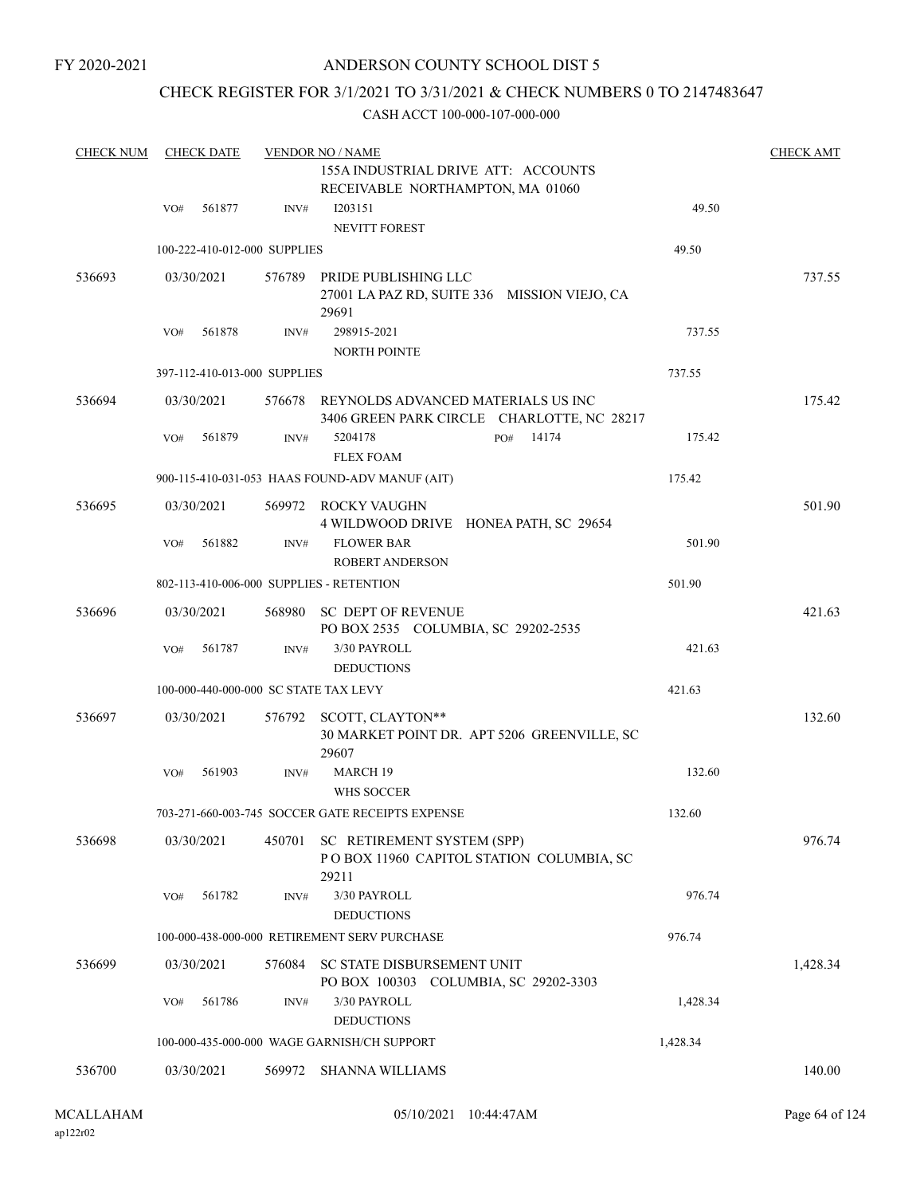FY 2020-2021

# ANDERSON COUNTY SCHOOL DIST 5

## CHECK REGISTER FOR 3/1/2021 TO 3/31/2021 & CHECK NUMBERS 0 TO 2147483647

CASH ACCT 100-000-107-000-000

| CHECK NUM | CHECK DATE | VENDOR NO / NAME | | | CHECK AMT |
|---|---|---|---|---|---|
| | | | 155A INDUSTRIAL DRIVE ATT: ACCOUNTS RECEIVABLE NORTHAMPTON, MA 01060 | | |
| | VO# 561877 | INV# | I203151<br>NEVITT FOREST | 49.50 | |
| | 100-222-410-012-000 SUPPLIES | | | 49.50 | |
| 536693 | 03/30/2021 | 576789 | PRIDE PUBLISHING LLC<br>27001 LA PAZ RD, SUITE 336 MISSION VIEJO, CA 29691 | | 737.55 |
| | VO# 561878 | INV# | 298915-2021<br>NORTH POINTE | 737.55 | |
| | 397-112-410-013-000 SUPPLIES | | | 737.55 | |
| 536694 | 03/30/2021 | 576678 | REYNOLDS ADVANCED MATERIALS US INC<br>3406 GREEN PARK CIRCLE CHARLOTTE, NC 28217 | | 175.42 |
| | VO# 561879 | INV# | 5204178 PO# 14174<br>FLEX FOAM | 175.42 | |
| | 900-115-410-031-053 HAAS FOUND-ADV MANUF (AIT) | | | 175.42 | |
| 536695 | 03/30/2021 | 569972 | ROCKY VAUGHN<br>4 WILDWOOD DRIVE HONEA PATH, SC 29654 | | 501.90 |
| | VO# 561882 | INV# | FLOWER BAR<br>ROBERT ANDERSON | 501.90 | |
| | 802-113-410-006-000 SUPPLIES - RETENTION | | | 501.90 | |
| 536696 | 03/30/2021 | 568980 | SC DEPT OF REVENUE<br>PO BOX 2535 COLUMBIA, SC 29202-2535 | | 421.63 |
| | VO# 561787 | INV# | 3/30 PAYROLL<br>DEDUCTIONS | 421.63 | |
| | 100-000-440-000-000 SC STATE TAX LEVY | | | 421.63 | |
| 536697 | 03/30/2021 | 576792 | SCOTT, CLAYTON**<br>30 MARKET POINT DR. APT 5206 GREENVILLE, SC 29607 | | 132.60 |
| | VO# 561903 | INV# | MARCH 19<br>WHS SOCCER | 132.60 | |
| | 703-271-660-003-745 SOCCER GATE RECEIPTS EXPENSE | | | 132.60 | |
| 536698 | 03/30/2021 | 450701 | SC RETIREMENT SYSTEM (SPP)<br>P O BOX 11960 CAPITOL STATION COLUMBIA, SC 29211 | | 976.74 |
| | VO# 561782 | INV# | 3/30 PAYROLL<br>DEDUCTIONS | 976.74 | |
| | 100-000-438-000-000 RETIREMENT SERV PURCHASE | | | 976.74 | |
| 536699 | 03/30/2021 | 576084 | SC STATE DISBURSEMENT UNIT<br>PO BOX 100303 COLUMBIA, SC 29202-3303 | | 1,428.34 |
| | VO# 561786 | INV# | 3/30 PAYROLL<br>DEDUCTIONS | 1,428.34 | |
| | 100-000-435-000-000 WAGE GARNISH/CH SUPPORT | | | 1,428.34 | |
| 536700 | 03/30/2021 | 569972 | SHANNA WILLIAMS | | 140.00 |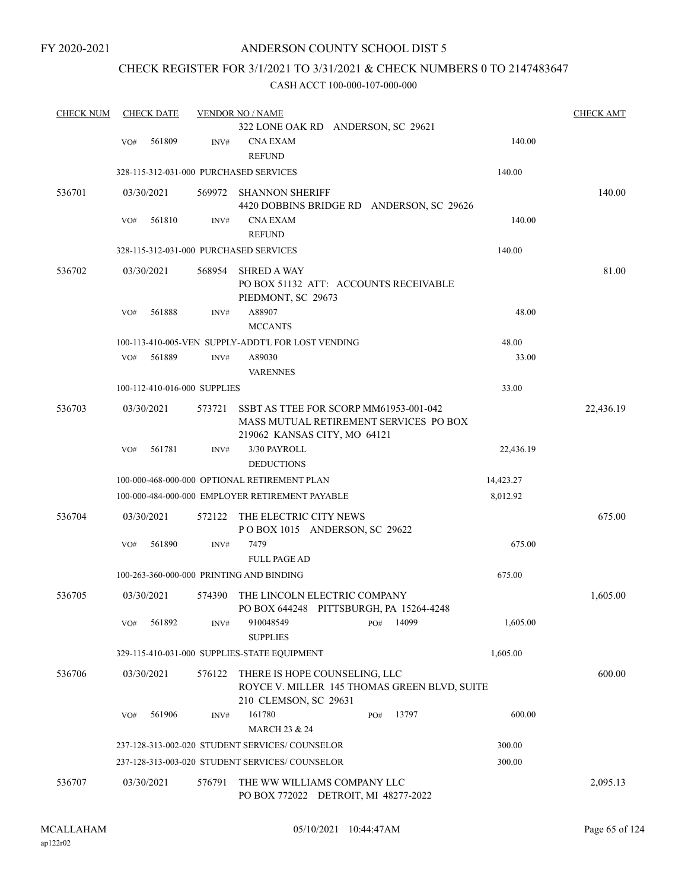FY 2020-2021

# ANDERSON COUNTY SCHOOL DIST 5

## CHECK REGISTER FOR 3/1/2021 TO 3/31/2021 & CHECK NUMBERS 0 TO 2147483647

CASH ACCT 100-000-107-000-000

| CHECK NUM | CHECK DATE | VENDOR NO / NAME | | CHECK AMT |
|---|---|---|---|---|
| | | 322 LONE OAK RD ANDERSON, SC 29621 | | |
| | VO# 561809 | INV# CNA EXAM REFUND | 140.00 | |
| | 328-115-312-031-000 PURCHASED SERVICES | | 140.00 | |
| 536701 | 03/30/2021 | 569972 SHANNON SHERIFF<br>4420 DOBBINS BRIDGE RD ANDERSON, SC 29626 | | 140.00 |
| | VO# 561810 | INV# CNA EXAM REFUND | 140.00 | |
| | 328-115-312-031-000 PURCHASED SERVICES | | 140.00 | |
| 536702 | 03/30/2021 | 568954 SHRED A WAY<br>PO BOX 51132 ATT: ACCOUNTS RECEIVABLE<br>PIEDMONT, SC 29673 | | 81.00 |
| | VO# 561888 | INV# A88907 MCCANTS | 48.00 | |
| | 100-113-410-005-VEN SUPPLY-ADDT'L FOR LOST VENDING | | 48.00 | |
| | VO# 561889 | INV# A89030 VARENNES | 33.00 | |
| | 100-112-410-016-000 SUPPLIES | | 33.00 | |
| 536703 | 03/30/2021 | 573721 SSBT AS TTEE FOR SCORP MM61953-001-042<br>MASS MUTUAL RETIREMENT SERVICES PO BOX<br>219062 KANSAS CITY, MO 64121 | | 22,436.19 |
| | VO# 561781 | INV# 3/30 PAYROLL DEDUCTIONS | 22,436.19 | |
| | 100-000-468-000-000 OPTIONAL RETIREMENT PLAN | | 14,423.27 | |
| | 100-000-484-000-000 EMPLOYER RETIREMENT PAYABLE | | 8,012.92 | |
| 536704 | 03/30/2021 | 572122 THE ELECTRIC CITY NEWS<br>P O BOX 1015 ANDERSON, SC 29622 | | 675.00 |
| | VO# 561890 | INV# 7479 FULL PAGE AD | 675.00 | |
| | 100-263-360-000-000 PRINTING AND BINDING | | 675.00 | |
| 536705 | 03/30/2021 | 574390 THE LINCOLN ELECTRIC COMPANY<br>PO BOX 644248 PITTSBURGH, PA 15264-4248 | | 1,605.00 |
| | VO# 561892 | INV# 910048549 SUPPLIES PO# 14099 | 1,605.00 | |
| | 329-115-410-031-000 SUPPLIES-STATE EQUIPMENT | | 1,605.00 | |
| 536706 | 03/30/2021 | 576122 THERE IS HOPE COUNSELING, LLC<br>ROYCE V. MILLER 145 THOMAS GREEN BLVD, SUITE<br>210 CLEMSON, SC 29631 | | 600.00 |
| | VO# 561906 | INV# 161780 MARCH 23 & 24 PO# 13797 | 600.00 | |
| | 237-128-313-002-020 STUDENT SERVICES/ COUNSELOR | | 300.00 | |
| | 237-128-313-003-020 STUDENT SERVICES/ COUNSELOR | | 300.00 | |
| 536707 | 03/30/2021 | 576791 THE WW WILLIAMS COMPANY LLC<br>PO BOX 772022 DETROIT, MI 48277-2022 | | 2,095.13 |

MCALLAHAM ap122r02 05/10/2021 10:44:47AM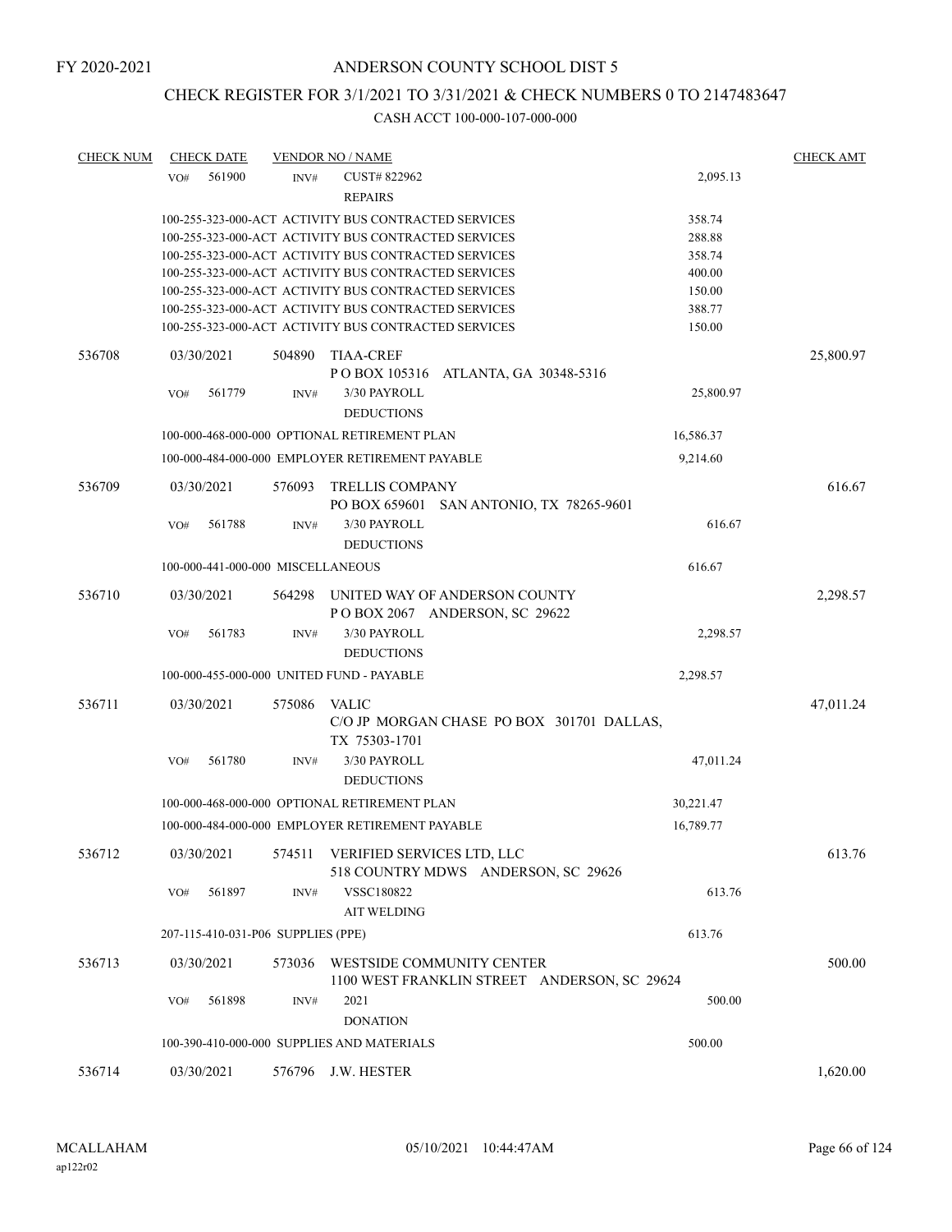FY 2020-2021

# ANDERSON COUNTY SCHOOL DIST 5

## CHECK REGISTER FOR 3/1/2021 TO 3/31/2021 & CHECK NUMBERS 0 TO 2147483647

### CASH ACCT 100-000-107-000-000

| CHECK NUM | CHECK DATE | VENDOR NO / NAME | | CHECK AMT |
|---|---|---|---|---|
| | VO# 561900 INV# | CUST# 822962<br>REPAIRS | 2,095.13 | |
| | 100-255-323-000-ACT ACTIVITY BUS CONTRACTED SERVICES | | 358.74 | |
| | 100-255-323-000-ACT ACTIVITY BUS CONTRACTED SERVICES | | 288.88 | |
| | 100-255-323-000-ACT ACTIVITY BUS CONTRACTED SERVICES | | 358.74 | |
| | 100-255-323-000-ACT ACTIVITY BUS CONTRACTED SERVICES | | 400.00 | |
| | 100-255-323-000-ACT ACTIVITY BUS CONTRACTED SERVICES | | 150.00 | |
| | 100-255-323-000-ACT ACTIVITY BUS CONTRACTED SERVICES | | 388.77 | |
| | 100-255-323-000-ACT ACTIVITY BUS CONTRACTED SERVICES | | 150.00 | |
| 536708 | 03/30/2021 | 504890 TIAA-CREF<br>P O BOX 105316 ATLANTA, GA 30348-5316 | | 25,800.97 |
| | VO# 561779 INV# | 3/30 PAYROLL<br>DEDUCTIONS | 25,800.97 | |
| | 100-000-468-000-000 OPTIONAL RETIREMENT PLAN | | 16,586.37 | |
| | 100-000-484-000-000 EMPLOYER RETIREMENT PAYABLE | | 9,214.60 | |
| 536709 | 03/30/2021 | 576093 TRELLIS COMPANY<br>PO BOX 659601 SAN ANTONIO, TX 78265-9601 | | 616.67 |
| | VO# 561788 INV# | 3/30 PAYROLL<br>DEDUCTIONS | 616.67 | |
| | 100-000-441-000-000 MISCELLANEOUS | | 616.67 | |
| 536710 | 03/30/2021 | 564298 UNITED WAY OF ANDERSON COUNTY<br>P O BOX 2067 ANDERSON, SC 29622 | | 2,298.57 |
| | VO# 561783 INV# | 3/30 PAYROLL<br>DEDUCTIONS | 2,298.57 | |
| | 100-000-455-000-000 UNITED FUND - PAYABLE | | 2,298.57 | |
| 536711 | 03/30/2021 | 575086 VALIC<br>C/O JP MORGAN CHASE PO BOX 301701 DALLAS, TX 75303-1701 | | 47,011.24 |
| | VO# 561780 INV# | 3/30 PAYROLL<br>DEDUCTIONS | 47,011.24 | |
| | 100-000-468-000-000 OPTIONAL RETIREMENT PLAN | | 30,221.47 | |
| | 100-000-484-000-000 EMPLOYER RETIREMENT PAYABLE | | 16,789.77 | |
| 536712 | 03/30/2021 | 574511 VERIFIED SERVICES LTD, LLC<br>518 COUNTRY MDWS ANDERSON, SC 29626 | | 613.76 |
| | VO# 561897 INV# | VSSC180822<br>AIT WELDING | 613.76 | |
| | 207-115-410-031-P06 SUPPLIES (PPE) | | 613.76 | |
| 536713 | 03/30/2021 | 573036 WESTSIDE COMMUNITY CENTER<br>1100 WEST FRANKLIN STREET ANDERSON, SC 29624 | | 500.00 |
| | VO# 561898 INV# | 2021<br>DONATION | 500.00 | |
| | 100-390-410-000-000 SUPPLIES AND MATERIALS | | 500.00 | |
| 536714 | 03/30/2021 | 576796 J.W. HESTER | | 1,620.00 |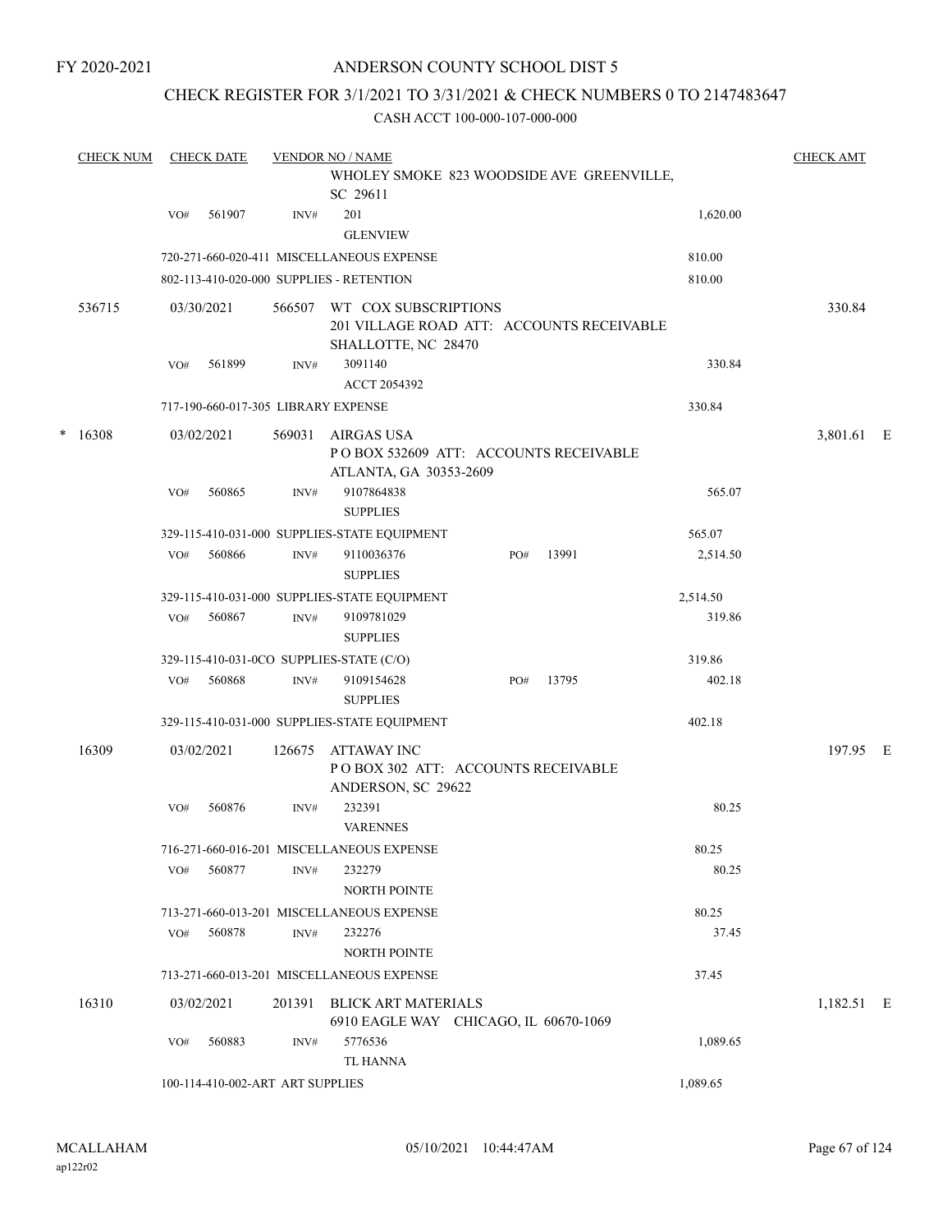FY 2020-2021

# ANDERSON COUNTY SCHOOL DIST 5

## CHECK REGISTER FOR 3/1/2021 TO 3/31/2021 & CHECK NUMBERS 0 TO 2147483647

CASH ACCT 100-000-107-000-000

| CHECK NUM | CHECK DATE | VENDOR NO / NAME | | | CHECK AMT |
|---|---|---|---|---|---|
| | | WHOLEY SMOKE 823 WOODSIDE AVE GREENVILLE, SC 29611 | | | |
| | VO# 561907 | INV# 201 GLENVIEW | | 1,620.00 | |
| | | 720-271-660-020-411 MISCELLANEOUS EXPENSE | | 810.00 | |
| | | 802-113-410-020-000 SUPPLIES - RETENTION | | 810.00 | |
| 536715 | 03/30/2021 | 566507 WT COX SUBSCRIPTIONS 201 VILLAGE ROAD ATT: ACCOUNTS RECEIVABLE SHALLOTTE, NC 28470 | | | 330.84 |
| | VO# 561899 | INV# 3091140 ACCT 2054392 | | 330.84 | |
| | | 717-190-660-017-305 LIBRARY EXPENSE | | 330.84 | |
| * 16308 | 03/02/2021 | 569031 AIRGAS USA P O BOX 532609 ATT: ACCOUNTS RECEIVABLE ATLANTA, GA 30353-2609 | | | 3,801.61 E |
| | VO# 560865 | INV# 9107864838 SUPPLIES | | 565.07 | |
| | | 329-115-410-031-000 SUPPLIES-STATE EQUIPMENT | | 565.07 | |
| | VO# 560866 | INV# 9110036376 SUPPLIES | PO# 13991 | 2,514.50 | |
| | | 329-115-410-031-000 SUPPLIES-STATE EQUIPMENT | | 2,514.50 | |
| | VO# 560867 | INV# 9109781029 SUPPLIES | | 319.86 | |
| | | 329-115-410-031-0CO SUPPLIES-STATE (C/O) | | 319.86 | |
| | VO# 560868 | INV# 9109154628 SUPPLIES | PO# 13795 | 402.18 | |
| | | 329-115-410-031-000 SUPPLIES-STATE EQUIPMENT | | 402.18 | |
| 16309 | 03/02/2021 | 126675 ATTAWAY INC P O BOX 302 ATT: ACCOUNTS RECEIVABLE ANDERSON, SC 29622 | | | 197.95 E |
| | VO# 560876 | INV# 232391 VARENNES | | 80.25 | |
| | | 716-271-660-016-201 MISCELLANEOUS EXPENSE | | 80.25 | |
| | VO# 560877 | INV# 232279 NORTH POINTE | | 80.25 | |
| | | 713-271-660-013-201 MISCELLANEOUS EXPENSE | | 80.25 | |
| | VO# 560878 | INV# 232276 NORTH POINTE | | 37.45 | |
| | | 713-271-660-013-201 MISCELLANEOUS EXPENSE | | 37.45 | |
| 16310 | 03/02/2021 | 201391 BLICK ART MATERIALS 6910 EAGLE WAY CHICAGO, IL 60670-1069 | | | 1,182.51 E |
| | VO# 560883 | INV# 5776536 TL HANNA | | 1,089.65 | |
| | | 100-114-410-002-ART ART SUPPLIES | | 1,089.65 | |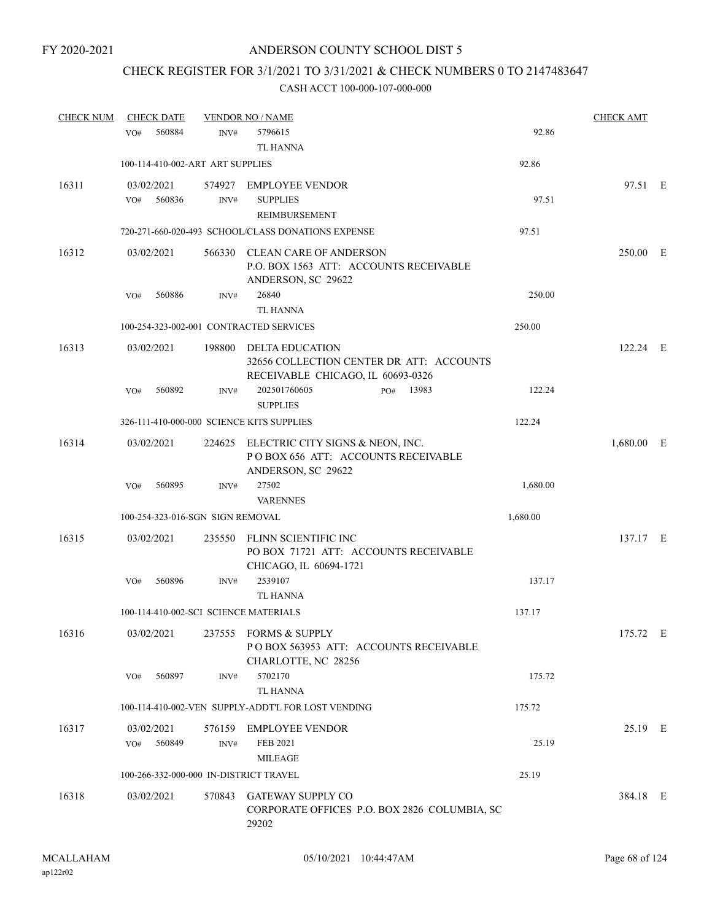FY 2020-2021

# ANDERSON COUNTY SCHOOL DIST 5

## CHECK REGISTER FOR 3/1/2021 TO 3/31/2021 & CHECK NUMBERS 0 TO 2147483647

### CASH ACCT 100-000-107-000-000

| CHECK NUM | CHECK DATE | VENDOR NO / NAME | | CHECK AMT |
|---|---|---|---|---|
| | VO# 560884 | INV# 5796615 TL HANNA | 92.86 | |
| | 100-114-410-002-ART ART SUPPLIES | | 92.86 | |
| 16311 | 03/02/2021 | 574927 EMPLOYEE VENDOR | | 97.51 E |
| | VO# 560836 | INV# SUPPLIES REIMBURSEMENT | 97.51 | |
| | 720-271-660-020-493 SCHOOL/CLASS DONATIONS EXPENSE | | 97.51 | |
| 16312 | 03/02/2021 | 566330 CLEAN CARE OF ANDERSON P.O. BOX 1563 ATT: ACCOUNTS RECEIVABLE ANDERSON, SC 29622 | | 250.00 E |
| | VO# 560886 | INV# 26840 TL HANNA | 250.00 | |
| | 100-254-323-002-001 CONTRACTED SERVICES | | 250.00 | |
| 16313 | 03/02/2021 | 198800 DELTA EDUCATION 32656 COLLECTION CENTER DR ATT: ACCOUNTS RECEIVABLE CHICAGO, IL 60693-0326 | | 122.24 E |
| | VO# 560892 | INV# 202501760605 PO# 13983 SUPPLIES | 122.24 | |
| | 326-111-410-000-000 SCIENCE KITS SUPPLIES | | 122.24 | |
| 16314 | 03/02/2021 | 224625 ELECTRIC CITY SIGNS & NEON, INC. P O BOX 656 ATT: ACCOUNTS RECEIVABLE ANDERSON, SC 29622 | | 1,680.00 E |
| | VO# 560895 | INV# 27502 VARENNES | 1,680.00 | |
| | 100-254-323-016-SGN SIGN REMOVAL | | 1,680.00 | |
| 16315 | 03/02/2021 | 235550 FLINN SCIENTIFIC INC PO BOX 71721 ATT: ACCOUNTS RECEIVABLE CHICAGO, IL 60694-1721 | | 137.17 E |
| | VO# 560896 | INV# 2539107 TL HANNA | 137.17 | |
| | 100-114-410-002-SCI SCIENCE MATERIALS | | 137.17 | |
| 16316 | 03/02/2021 | 237555 FORMS & SUPPLY P O BOX 563953 ATT: ACCOUNTS RECEIVABLE CHARLOTTE, NC 28256 | | 175.72 E |
| | VO# 560897 | INV# 5702170 TL HANNA | 175.72 | |
| | 100-114-410-002-VEN SUPPLY-ADDT'L FOR LOST VENDING | | 175.72 | |
| 16317 | 03/02/2021 | 576159 EMPLOYEE VENDOR | | 25.19 E |
| | VO# 560849 | INV# FEB 2021 MILEAGE | 25.19 | |
| | 100-266-332-000-000 IN-DISTRICT TRAVEL | | 25.19 | |
| 16318 | 03/02/2021 | 570843 GATEWAY SUPPLY CO CORPORATE OFFICES P.O. BOX 2826 COLUMBIA, SC 29202 | | 384.18 E |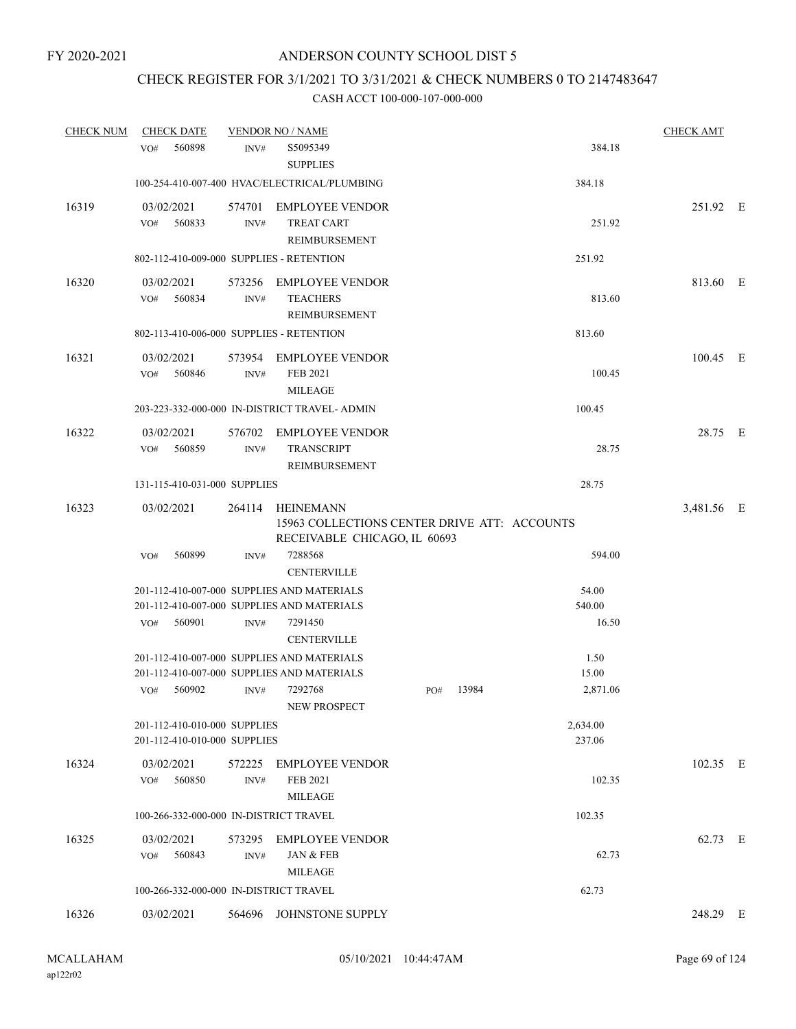FY 2020-2021

# ANDERSON COUNTY SCHOOL DIST 5

## CHECK REGISTER FOR 3/1/2021 TO 3/31/2021 & CHECK NUMBERS 0 TO 2147483647

CASH ACCT 100-000-107-000-000

| CHECK NUM | CHECK DATE | VENDOR NO / NAME | | | CHECK AMT | |
|---|---|---|---|---|---|---|
| | VO# 560898 | INV# S5095349 SUPPLIES | | 384.18 | | |
| | 100-254-410-007-400 HVAC/ELECTRICAL/PLUMBING | | | 384.18 | | |
| 16319 | 03/02/2021 | 574701 EMPLOYEE VENDOR | | | 251.92 | E |
| | VO# 560833 | INV# TREAT CART REIMBURSEMENT | | 251.92 | | |
| | 802-112-410-009-000 SUPPLIES - RETENTION | | | 251.92 | | |
| 16320 | 03/02/2021 | 573256 EMPLOYEE VENDOR | | | 813.60 | E |
| | VO# 560834 | INV# TEACHERS REIMBURSEMENT | | 813.60 | | |
| | 802-113-410-006-000 SUPPLIES - RETENTION | | | 813.60 | | |
| 16321 | 03/02/2021 | 573954 EMPLOYEE VENDOR | | | 100.45 | E |
| | VO# 560846 | INV# FEB 2021 MILEAGE | | 100.45 | | |
| | 203-223-332-000-000 IN-DISTRICT TRAVEL- ADMIN | | | 100.45 | | |
| 16322 | 03/02/2021 | 576702 EMPLOYEE VENDOR | | | 28.75 | E |
| | VO# 560859 | INV# TRANSCRIPT REIMBURSEMENT | | 28.75 | | |
| | 131-115-410-031-000 SUPPLIES | | | 28.75 | | |
| 16323 | 03/02/2021 | 264114 HEINEMANN 15963 COLLECTIONS CENTER DRIVE ATT: ACCOUNTS RECEIVABLE CHICAGO, IL 60693 | | | 3,481.56 | E |
| | VO# 560899 | INV# 7288568 CENTERVILLE | | 594.00 | | |
| | 201-112-410-007-000 SUPPLIES AND MATERIALS | | | 54.00 | | |
| | 201-112-410-007-000 SUPPLIES AND MATERIALS | | | 540.00 | | |
| | VO# 560901 | INV# 7291450 CENTERVILLE | | 16.50 | | |
| | 201-112-410-007-000 SUPPLIES AND MATERIALS | | | 1.50 | | |
| | 201-112-410-007-000 SUPPLIES AND MATERIALS | | | 15.00 | | |
| | VO# 560902 | INV# 7292768 NEW PROSPECT | PO# 13984 | 2,871.06 | | |
| | 201-112-410-010-000 SUPPLIES | | | 2,634.00 | | |
| | 201-112-410-010-000 SUPPLIES | | | 237.06 | | |
| 16324 | 03/02/2021 | 572225 EMPLOYEE VENDOR | | | 102.35 | E |
| | VO# 560850 | INV# FEB 2021 MILEAGE | | 102.35 | | |
| | 100-266-332-000-000 IN-DISTRICT TRAVEL | | | 102.35 | | |
| 16325 | 03/02/2021 | 573295 EMPLOYEE VENDOR | | | 62.73 | E |
| | VO# 560843 | INV# JAN & FEB MILEAGE | | 62.73 | | |
| | 100-266-332-000-000 IN-DISTRICT TRAVEL | | | 62.73 | | |
| 16326 | 03/02/2021 | 564696 JOHNSTONE SUPPLY | | | 248.29 | E |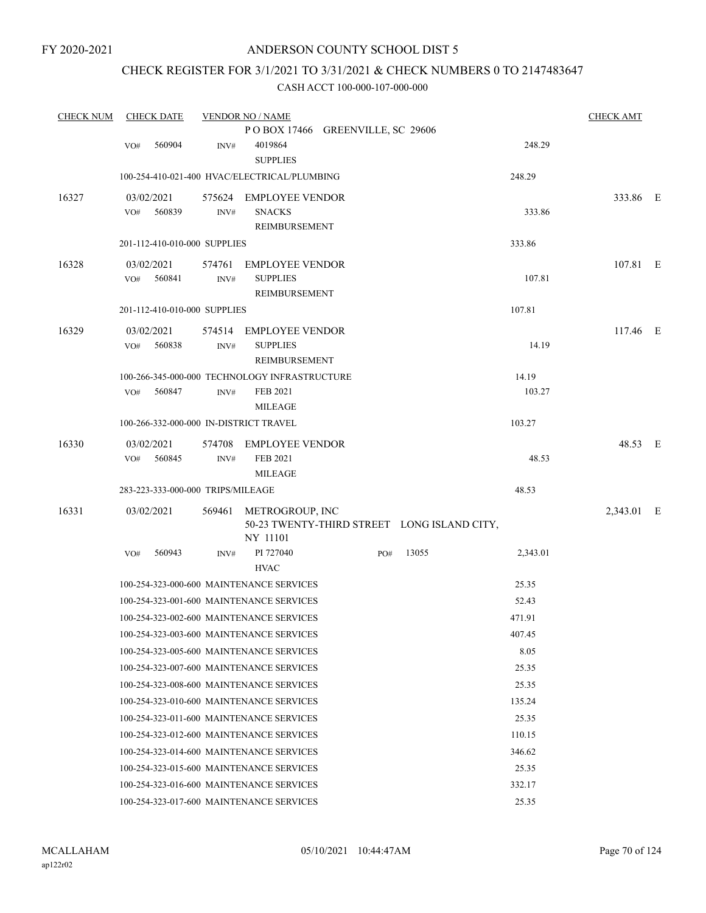FY 2020-2021

# ANDERSON COUNTY SCHOOL DIST 5

## CHECK REGISTER FOR 3/1/2021 TO 3/31/2021 & CHECK NUMBERS 0 TO 2147483647

CASH ACCT 100-000-107-000-000

| CHECK NUM | CHECK DATE | VENDOR NO / NAME | | CHECK AMT | |
|---|---|---|---|---|---|
| | | P O BOX 17466 GREENVILLE, SC 29606 | | | |
| | VO# 560904 | INV# 4019864 SUPPLIES | 248.29 | | |
| | 100-254-410-021-400 HVAC/ELECTRICAL/PLUMBING | | 248.29 | | |
| 16327 | 03/02/2021 | 575624 EMPLOYEE VENDOR | | 333.86 | E |
| | VO# 560839 | INV# SNACKS REIMBURSEMENT | 333.86 | | |
| | 201-112-410-010-000 SUPPLIES | | 333.86 | | |
| 16328 | 03/02/2021 | 574761 EMPLOYEE VENDOR | | 107.81 | E |
| | VO# 560841 | INV# SUPPLIES REIMBURSEMENT | 107.81 | | |
| | 201-112-410-010-000 SUPPLIES | | 107.81 | | |
| 16329 | 03/02/2021 | 574514 EMPLOYEE VENDOR | | 117.46 | E |
| | VO# 560838 | INV# SUPPLIES REIMBURSEMENT | 14.19 | | |
| | 100-266-345-000-000 TECHNOLOGY INFRASTRUCTURE | | 14.19 | | |
| | VO# 560847 | INV# FEB 2021 MILEAGE | 103.27 | | |
| | 100-266-332-000-000 IN-DISTRICT TRAVEL | | 103.27 | | |
| 16330 | 03/02/2021 | 574708 EMPLOYEE VENDOR | | 48.53 | E |
| | VO# 560845 | INV# FEB 2021 MILEAGE | 48.53 | | |
| | 283-223-333-000-000 TRIPS/MILEAGE | | 48.53 | | |
| 16331 | 03/02/2021 | 569461 METROGROUP, INC 50-23 TWENTY-THIRD STREET LONG ISLAND CITY, NY 11101 | | 2,343.01 | E |
| | VO# 560943 | INV# PI 727040 HVAC PO# 13055 | 2,343.01 | | |
| | 100-254-323-000-600 MAINTENANCE SERVICES | | 25.35 | | |
| | 100-254-323-001-600 MAINTENANCE SERVICES | | 52.43 | | |
| | 100-254-323-002-600 MAINTENANCE SERVICES | | 471.91 | | |
| | 100-254-323-003-600 MAINTENANCE SERVICES | | 407.45 | | |
| | 100-254-323-005-600 MAINTENANCE SERVICES | | 8.05 | | |
| | 100-254-323-007-600 MAINTENANCE SERVICES | | 25.35 | | |
| | 100-254-323-008-600 MAINTENANCE SERVICES | | 25.35 | | |
| | 100-254-323-010-600 MAINTENANCE SERVICES | | 135.24 | | |
| | 100-254-323-011-600 MAINTENANCE SERVICES | | 25.35 | | |
| | 100-254-323-012-600 MAINTENANCE SERVICES | | 110.15 | | |
| | 100-254-323-014-600 MAINTENANCE SERVICES | | 346.62 | | |
| | 100-254-323-015-600 MAINTENANCE SERVICES | | 25.35 | | |
| | 100-254-323-016-600 MAINTENANCE SERVICES | | 332.17 | | |
| | 100-254-323-017-600 MAINTENANCE SERVICES | | 25.35 | | |

MCALLAHAM
ap122r02
05/10/2021 10:44:47AM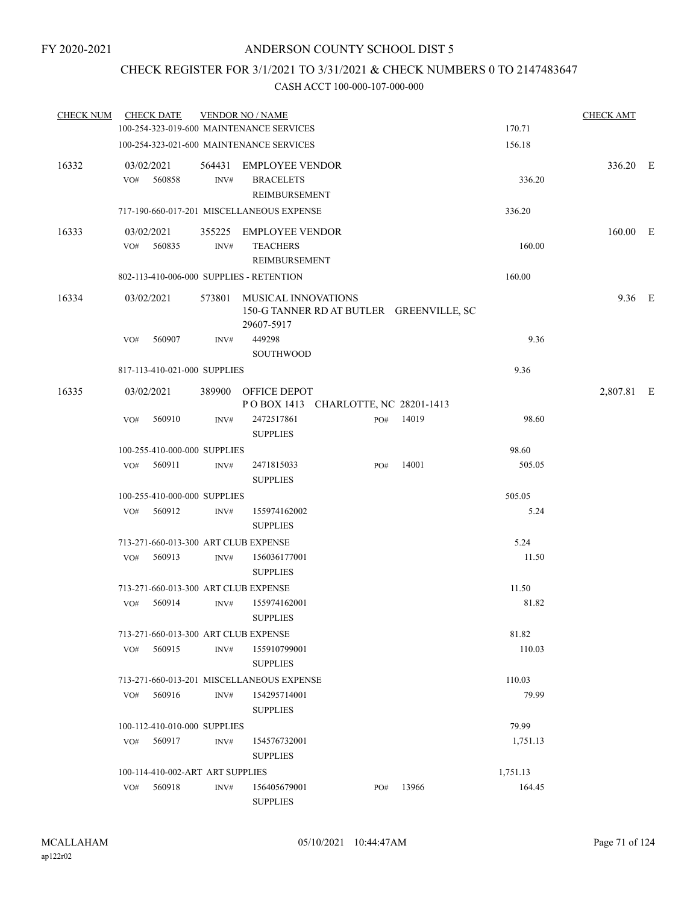FY 2020-2021

# ANDERSON COUNTY SCHOOL DIST 5

## CHECK REGISTER FOR 3/1/2021 TO 3/31/2021 & CHECK NUMBERS 0 TO 2147483647

### CASH ACCT 100-000-107-000-000

| CHECK NUM | CHECK DATE | VENDOR NO / NAME | | | CHECK AMT | |
|---|---|---|---|---|---|---|
| | 100-254-323-019-600 MAINTENANCE SERVICES | | | 170.71 | | |
| | 100-254-323-021-600 MAINTENANCE SERVICES | | | 156.18 | | |
| 16332 | 03/02/2021 | 564431 EMPLOYEE VENDOR | | | 336.20 | E |
| | VO# 560858 | INV# BRACELETS REIMBURSEMENT | | 336.20 | | |
| | 717-190-660-017-201 MISCELLANEOUS EXPENSE | | | 336.20 | | |
| 16333 | 03/02/2021 | 355225 EMPLOYEE VENDOR | | | 160.00 | E |
| | VO# 560835 | INV# TEACHERS REIMBURSEMENT | | 160.00 | | |
| | 802-113-410-006-000 SUPPLIES - RETENTION | | | 160.00 | | |
| 16334 | 03/02/2021 | 573801 MUSICAL INNOVATIONS 150-G TANNER RD AT BUTLER GREENVILLE, SC 29607-5917 | | | 9.36 | E |
| | VO# 560907 | INV# 449298 SOUTHWOOD | | 9.36 | | |
| | 817-113-410-021-000 SUPPLIES | | | 9.36 | | |
| 16335 | 03/02/2021 | 389900 OFFICE DEPOT P O BOX 1413 CHARLOTTE, NC 28201-1413 | | | 2,807.81 | E |
| | VO# 560910 | INV# 2472517861 SUPPLIES | PO# 14019 | 98.60 | | |
| | 100-255-410-000-000 SUPPLIES | | | 98.60 | | |
| | VO# 560911 | INV# 2471815033 SUPPLIES | PO# 14001 | 505.05 | | |
| | 100-255-410-000-000 SUPPLIES | | | 505.05 | | |
| | VO# 560912 | INV# 155974162002 SUPPLIES | | 5.24 | | |
| | 713-271-660-013-300 ART CLUB EXPENSE | | | 5.24 | | |
| | VO# 560913 | INV# 156036177001 SUPPLIES | | 11.50 | | |
| | 713-271-660-013-300 ART CLUB EXPENSE | | | 11.50 | | |
| | VO# 560914 | INV# 155974162001 SUPPLIES | | 81.82 | | |
| | 713-271-660-013-300 ART CLUB EXPENSE | | | 81.82 | | |
| | VO# 560915 | INV# 155910799001 SUPPLIES | | 110.03 | | |
| | 713-271-660-013-201 MISCELLANEOUS EXPENSE | | | 110.03 | | |
| | VO# 560916 | INV# 154295714001 SUPPLIES | | 79.99 | | |
| | 100-112-410-010-000 SUPPLIES | | | 79.99 | | |
| | VO# 560917 | INV# 154576732001 SUPPLIES | | 1,751.13 | | |
| | 100-114-410-002-ART ART SUPPLIES | | | 1,751.13 | | |
| | VO# 560918 | INV# 156405679001 SUPPLIES | PO# 13966 | 164.45 | | |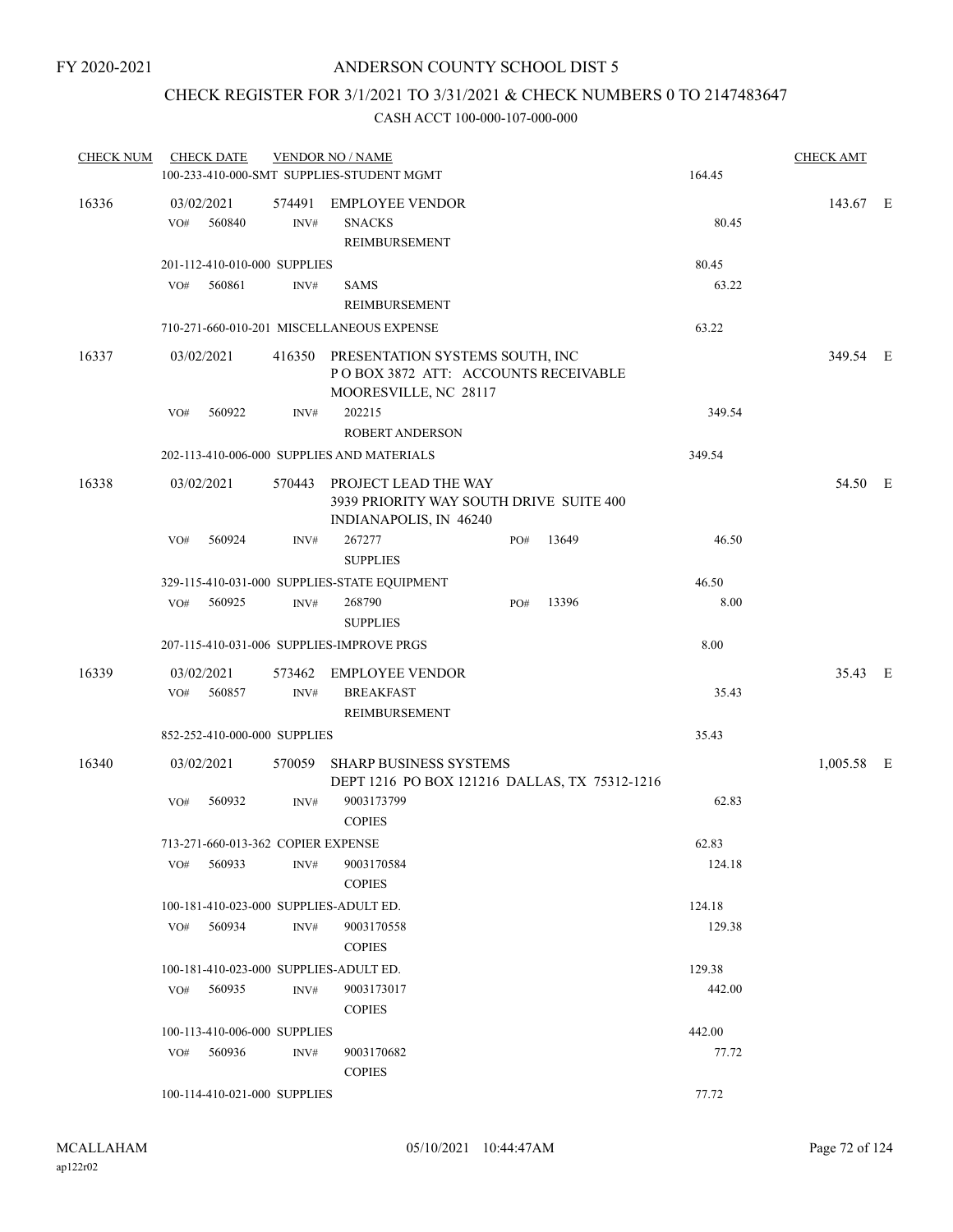FY 2020-2021

# ANDERSON COUNTY SCHOOL DIST 5

## CHECK REGISTER FOR 3/1/2021 TO 3/31/2021 & CHECK NUMBERS 0 TO 2147483647

CASH ACCT 100-000-107-000-000

| CHECK NUM | CHECK DATE | VENDOR NO / NAME | | CHECK AMT |
|---|---|---|---|---|
| | 100-233-410-000-SMT SUPPLIES-STUDENT MGMT | | 164.45 | |
| 16336 | 03/02/2021 | 574491 EMPLOYEE VENDOR | | 143.67 E |
| | VO# 560840 INV# | SNACKS REIMBURSEMENT | 80.45 | |
| | 201-112-410-010-000 SUPPLIES | | 80.45 | |
| | VO# 560861 INV# | SAMS REIMBURSEMENT | 63.22 | |
| | 710-271-660-010-201 MISCELLANEOUS EXPENSE | | 63.22 | |
| 16337 | 03/02/2021 | 416350 PRESENTATION SYSTEMS SOUTH, INC P O BOX 3872 ATT: ACCOUNTS RECEIVABLE MOORESVILLE, NC 28117 | | 349.54 E |
| | VO# 560922 INV# | 202215 ROBERT ANDERSON | 349.54 | |
| | 202-113-410-006-000 SUPPLIES AND MATERIALS | | 349.54 | |
| 16338 | 03/02/2021 | 570443 PROJECT LEAD THE WAY 3939 PRIORITY WAY SOUTH DRIVE SUITE 400 INDIANAPOLIS, IN 46240 | | 54.50 E |
| | VO# 560924 INV# | 267277 SUPPLIES PO# 13649 | 46.50 | |
| | 329-115-410-031-000 SUPPLIES-STATE EQUIPMENT | | 46.50 | |
| | VO# 560925 INV# | 268790 SUPPLIES PO# 13396 | 8.00 | |
| | 207-115-410-031-006 SUPPLIES-IMPROVE PRGS | | 8.00 | |
| 16339 | 03/02/2021 | 573462 EMPLOYEE VENDOR | | 35.43 E |
| | VO# 560857 INV# | BREAKFAST REIMBURSEMENT | 35.43 | |
| | 852-252-410-000-000 SUPPLIES | | 35.43 | |
| 16340 | 03/02/2021 | 570059 SHARP BUSINESS SYSTEMS DEPT 1216 PO BOX 121216 DALLAS, TX 75312-1216 | | 1,005.58 E |
| | VO# 560932 INV# | 9003173799 COPIES | 62.83 | |
| | 713-271-660-013-362 COPIER EXPENSE | | 62.83 | |
| | VO# 560933 INV# | 9003170584 COPIES | 124.18 | |
| | 100-181-410-023-000 SUPPLIES-ADULT ED. | | 124.18 | |
| | VO# 560934 INV# | 9003170558 COPIES | 129.38 | |
| | 100-181-410-023-000 SUPPLIES-ADULT ED. | | 129.38 | |
| | VO# 560935 INV# | 9003173017 COPIES | 442.00 | |
| | 100-113-410-006-000 SUPPLIES | | 442.00 | |
| | VO# 560936 INV# | 9003170682 COPIES | 77.72 | |
| | 100-114-410-021-000 SUPPLIES | | 77.72 | |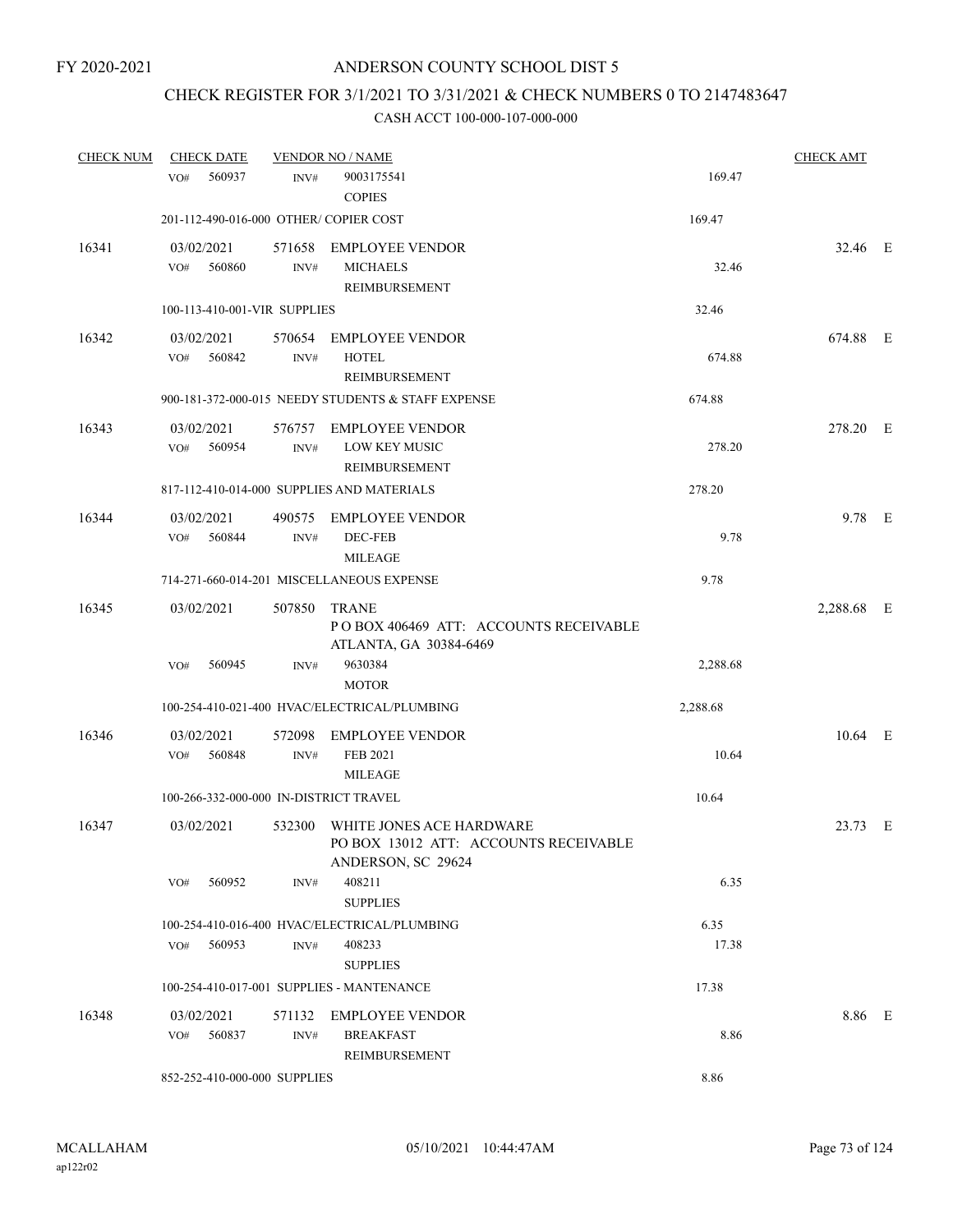FY 2020-2021

# ANDERSON COUNTY SCHOOL DIST 5

## CHECK REGISTER FOR 3/1/2021 TO 3/31/2021 & CHECK NUMBERS 0 TO 2147483647

### CASH ACCT 100-000-107-000-000

| CHECK NUM | CHECK DATE | VENDOR NO / NAME | | CHECK AMT | |
|---|---|---|---|---|---|
| | VO# 560937 INV# | 9003175541<br>COPIES | 169.47 | | |
| | 201-112-490-016-000 OTHER/ COPIER COST | | 169.47 | | |
| 16341 | 03/02/2021 | 571658 EMPLOYEE VENDOR | | 32.46 | E |
| | VO# 560860 INV# | MICHAELS<br>REIMBURSEMENT | 32.46 | | |
| | 100-113-410-001-VIR SUPPLIES | | 32.46 | | |
| 16342 | 03/02/2021 | 570654 EMPLOYEE VENDOR | | 674.88 | E |
| | VO# 560842 INV# | HOTEL<br>REIMBURSEMENT | 674.88 | | |
| | 900-181-372-000-015 NEEDY STUDENTS & STAFF EXPENSE | | 674.88 | | |
| 16343 | 03/02/2021 | 576757 EMPLOYEE VENDOR | | 278.20 | E |
| | VO# 560954 INV# | LOW KEY MUSIC<br>REIMBURSEMENT | 278.20 | | |
| | 817-112-410-014-000 SUPPLIES AND MATERIALS | | 278.20 | | |
| 16344 | 03/02/2021 | 490575 EMPLOYEE VENDOR | | 9.78 | E |
| | VO# 560844 INV# | DEC-FEB<br>MILEAGE | 9.78 | | |
| | 714-271-660-014-201 MISCELLANEOUS EXPENSE | | 9.78 | | |
| 16345 | 03/02/2021 | 507850 TRANE<br>P O BOX 406469 ATT: ACCOUNTS RECEIVABLE<br>ATLANTA, GA 30384-6469 | | 2,288.68 | E |
| | VO# 560945 INV# | 9630384<br>MOTOR | 2,288.68 | | |
| | 100-254-410-021-400 HVAC/ELECTRICAL/PLUMBING | | 2,288.68 | | |
| 16346 | 03/02/2021 | 572098 EMPLOYEE VENDOR | | 10.64 | E |
| | VO# 560848 INV# | FEB 2021<br>MILEAGE | 10.64 | | |
| | 100-266-332-000-000 IN-DISTRICT TRAVEL | | 10.64 | | |
| 16347 | 03/02/2021 | 532300 WHITE JONES ACE HARDWARE<br>PO BOX 13012 ATT: ACCOUNTS RECEIVABLE<br>ANDERSON, SC 29624 | | 23.73 | E |
| | VO# 560952 INV# | 408211<br>SUPPLIES | 6.35 | | |
| | 100-254-410-016-400 HVAC/ELECTRICAL/PLUMBING | | 6.35 | | |
| | VO# 560953 INV# | 408233<br>SUPPLIES | 17.38 | | |
| | 100-254-410-017-001 SUPPLIES - MANTENANCE | | 17.38 | | |
| 16348 | 03/02/2021 | 571132 EMPLOYEE VENDOR | | 8.86 | E |
| | VO# 560837 INV# | BREAKFAST<br>REIMBURSEMENT | 8.86 | | |
| | 852-252-410-000-000 SUPPLIES | | 8.86 | | |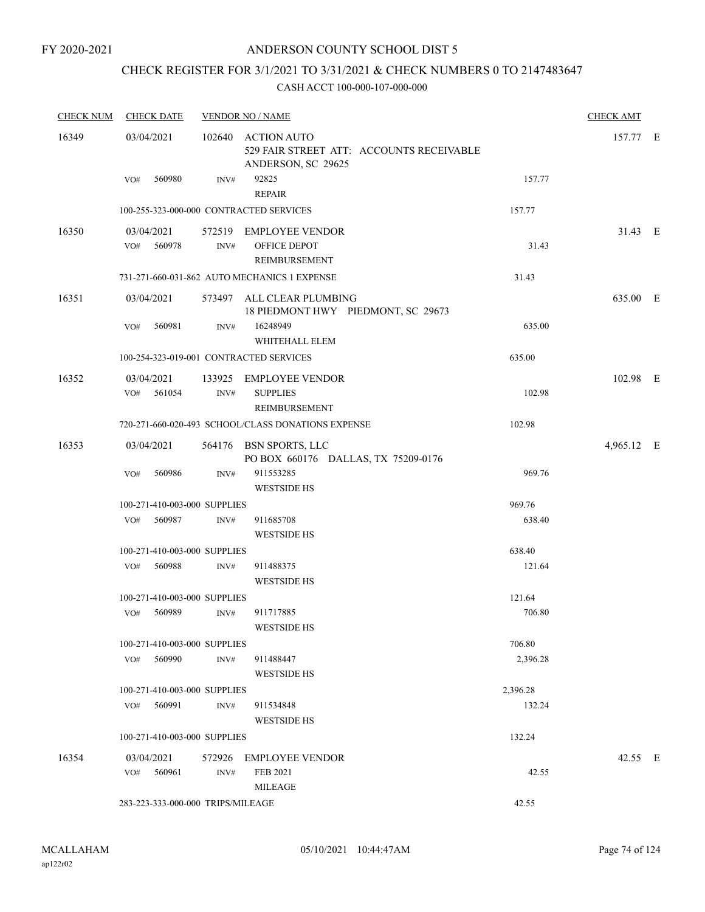FY 2020-2021

# ANDERSON COUNTY SCHOOL DIST 5

## CHECK REGISTER FOR 3/1/2021 TO 3/31/2021 & CHECK NUMBERS 0 TO 2147483647

### CASH ACCT 100-000-107-000-000

| CHECK NUM | CHECK DATE | VENDOR NO / NAME | | CHECK AMT | |
|---|---|---|---|---|---|
| 16349 | 03/04/2021 | 102640 ACTION AUTO<br>529 FAIR STREET ATT: ACCOUNTS RECEIVABLE<br>ANDERSON, SC 29625 | | 157.77 | E |
| | VO# 560980 | INV# 92825<br>REPAIR | 157.77 | | |
| | 100-255-323-000-000 CONTRACTED SERVICES | | 157.77 | | |
| 16350 | 03/04/2021 | 572519 EMPLOYEE VENDOR | | 31.43 | E |
| | VO# 560978 | INV# OFFICE DEPOT<br>REIMBURSEMENT | 31.43 | | |
| | 731-271-660-031-862 AUTO MECHANICS 1 EXPENSE | | 31.43 | | |
| 16351 | 03/04/2021 | 573497 ALL CLEAR PLUMBING<br>18 PIEDMONT HWY PIEDMONT, SC 29673 | | 635.00 | E |
| | VO# 560981 | INV# 16248949<br>WHITEHALL ELEM | 635.00 | | |
| | 100-254-323-019-001 CONTRACTED SERVICES | | 635.00 | | |
| 16352 | 03/04/2021 | 133925 EMPLOYEE VENDOR | | 102.98 | E |
| | VO# 561054 | INV# SUPPLIES<br>REIMBURSEMENT | 102.98 | | |
| | 720-271-660-020-493 SCHOOL/CLASS DONATIONS EXPENSE | | 102.98 | | |
| 16353 | 03/04/2021 | 564176 BSN SPORTS, LLC<br>PO BOX 660176 DALLAS, TX 75209-0176 | | 4,965.12 | E |
| | VO# 560986 | INV# 911553285<br>WESTSIDE HS | 969.76 | | |
| | 100-271-410-003-000 SUPPLIES | | 969.76 | | |
| | VO# 560987 | INV# 911685708<br>WESTSIDE HS | 638.40 | | |
| | 100-271-410-003-000 SUPPLIES | | 638.40 | | |
| | VO# 560988 | INV# 911488375<br>WESTSIDE HS | 121.64 | | |
| | 100-271-410-003-000 SUPPLIES | | 121.64 | | |
| | VO# 560989 | INV# 911717885<br>WESTSIDE HS | 706.80 | | |
| | 100-271-410-003-000 SUPPLIES | | 706.80 | | |
| | VO# 560990 | INV# 911488447<br>WESTSIDE HS | 2,396.28 | | |
| | 100-271-410-003-000 SUPPLIES | | 2,396.28 | | |
| | VO# 560991 | INV# 911534848<br>WESTSIDE HS | 132.24 | | |
| | 100-271-410-003-000 SUPPLIES | | 132.24 | | |
| 16354 | 03/04/2021 | 572926 EMPLOYEE VENDOR | | 42.55 | E |
| | VO# 560961 | INV# FEB 2021<br>MILEAGE | 42.55 | | |
| | 283-223-333-000-000 TRIPS/MILEAGE | | 42.55 | | |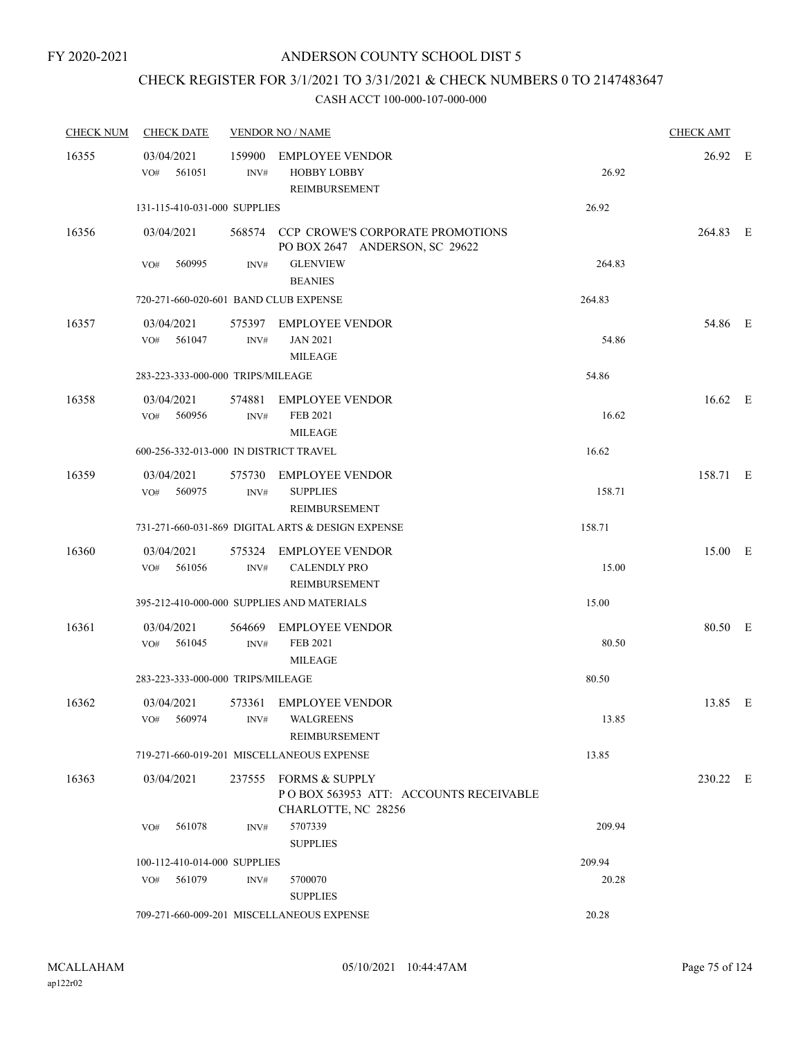FY 2020-2021

# ANDERSON COUNTY SCHOOL DIST 5

## CHECK REGISTER FOR 3/1/2021 TO 3/31/2021 & CHECK NUMBERS 0 TO 2147483647

### CASH ACCT 100-000-107-000-000

| CHECK NUM | CHECK DATE | VENDOR NO / NAME | | CHECK AMT | |
|---|---|---|---|---|---|
| 16355 | 03/04/2021 | 159900 EMPLOYEE VENDOR | | 26.92 | E |
| | VO# 561051 | INV# HOBBY LOBBY REIMBURSEMENT | 26.92 | | |
| | 131-115-410-031-000 SUPPLIES | | 26.92 | | |
| 16356 | 03/04/2021 | 568574 CCP CROWE'S CORPORATE PROMOTIONS PO BOX 2647 ANDERSON, SC 29622 | | 264.83 | E |
| | VO# 560995 | INV# GLENVIEW BEANIES | 264.83 | | |
| | 720-271-660-020-601 BAND CLUB EXPENSE | | 264.83 | | |
| 16357 | 03/04/2021 | 575397 EMPLOYEE VENDOR | | 54.86 | E |
| | VO# 561047 | INV# JAN 2021 MILEAGE | 54.86 | | |
| | 283-223-333-000-000 TRIPS/MILEAGE | | 54.86 | | |
| 16358 | 03/04/2021 | 574881 EMPLOYEE VENDOR | | 16.62 | E |
| | VO# 560956 | INV# FEB 2021 MILEAGE | 16.62 | | |
| | 600-256-332-013-000 IN DISTRICT TRAVEL | | 16.62 | | |
| 16359 | 03/04/2021 | 575730 EMPLOYEE VENDOR | | 158.71 | E |
| | VO# 560975 | INV# SUPPLIES REIMBURSEMENT | 158.71 | | |
| | 731-271-660-031-869 DIGITAL ARTS & DESIGN EXPENSE | | 158.71 | | |
| 16360 | 03/04/2021 | 575324 EMPLOYEE VENDOR | | 15.00 | E |
| | VO# 561056 | INV# CALENDLY PRO REIMBURSEMENT | 15.00 | | |
| | 395-212-410-000-000 SUPPLIES AND MATERIALS | | 15.00 | | |
| 16361 | 03/04/2021 | 564669 EMPLOYEE VENDOR | | 80.50 | E |
| | VO# 561045 | INV# FEB 2021 MILEAGE | 80.50 | | |
| | 283-223-333-000-000 TRIPS/MILEAGE | | 80.50 | | |
| 16362 | 03/04/2021 | 573361 EMPLOYEE VENDOR | | 13.85 | E |
| | VO# 560974 | INV# WALGREENS REIMBURSEMENT | 13.85 | | |
| | 719-271-660-019-201 MISCELLANEOUS EXPENSE | | 13.85 | | |
| 16363 | 03/04/2021 | 237555 FORMS & SUPPLY P O BOX 563953 ATT: ACCOUNTS RECEIVABLE CHARLOTTE, NC 28256 | | 230.22 | E |
| | VO# 561078 | INV# 5707339 SUPPLIES | 209.94 | | |
| | 100-112-410-014-000 SUPPLIES | | 209.94 | | |
| | VO# 561079 | INV# 5700070 SUPPLIES | 20.28 | | |
| | 709-271-660-009-201 MISCELLANEOUS EXPENSE | | 20.28 | | |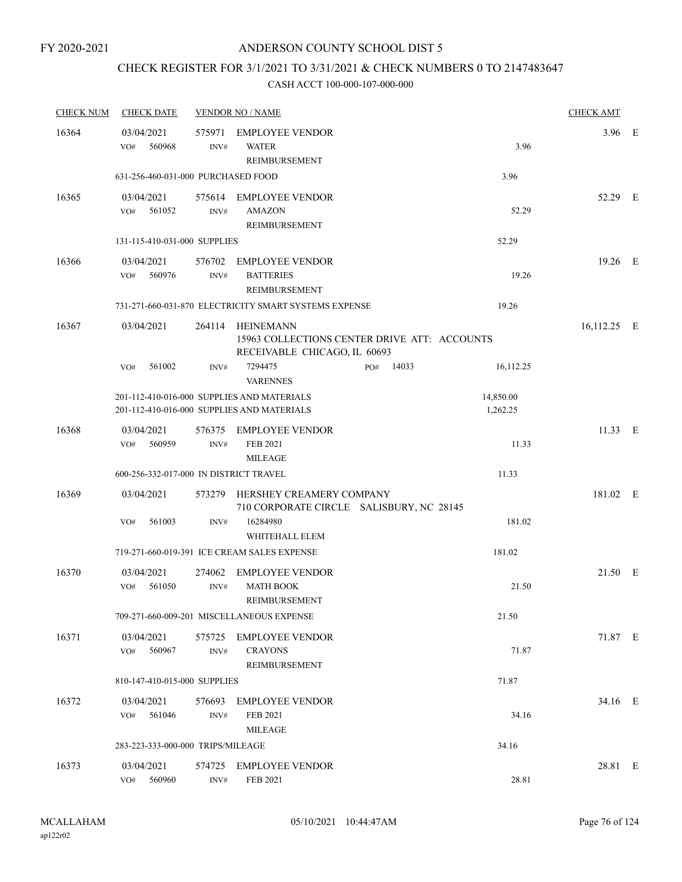FY 2020-2021

# ANDERSON COUNTY SCHOOL DIST 5

## CHECK REGISTER FOR 3/1/2021 TO 3/31/2021 & CHECK NUMBERS 0 TO 2147483647

### CASH ACCT 100-000-107-000-000

| CHECK NUM | CHECK DATE | VENDOR NO / NAME | | CHECK AMT | |
|---|---|---|---|---|---|
| 16364 | 03/04/2021 | 575971 EMPLOYEE VENDOR | | 3.96 | E |
| | VO# 560968 | INV# WATER REIMBURSEMENT | 3.96 | | |
| | 631-256-460-031-000 PURCHASED FOOD | | 3.96 | | |
| 16365 | 03/04/2021 | 575614 EMPLOYEE VENDOR | | 52.29 | E |
| | VO# 561052 | INV# AMAZON REIMBURSEMENT | 52.29 | | |
| | 131-115-410-031-000 SUPPLIES | | 52.29 | | |
| 16366 | 03/04/2021 | 576702 EMPLOYEE VENDOR | | 19.26 | E |
| | VO# 560976 | INV# BATTERIES REIMBURSEMENT | 19.26 | | |
| | 731-271-660-031-870 ELECTRICITY SMART SYSTEMS EXPENSE | | 19.26 | | |
| 16367 | 03/04/2021 | 264114 HEINEMANN 15963 COLLECTIONS CENTER DRIVE ATT: ACCOUNTS RECEIVABLE CHICAGO, IL 60693 | | 16,112.25 | E |
| | VO# 561002 | INV# 7294475 PO# 14033 VARENNES | 16,112.25 | | |
| | 201-112-410-016-000 SUPPLIES AND MATERIALS | | 14,850.00 | | |
| | 201-112-410-016-000 SUPPLIES AND MATERIALS | | 1,262.25 | | |
| 16368 | 03/04/2021 | 576375 EMPLOYEE VENDOR | | 11.33 | E |
| | VO# 560959 | INV# FEB 2021 MILEAGE | 11.33 | | |
| | 600-256-332-017-000 IN DISTRICT TRAVEL | | 11.33 | | |
| 16369 | 03/04/2021 | 573279 HERSHEY CREAMERY COMPANY 710 CORPORATE CIRCLE SALISBURY, NC 28145 | | 181.02 | E |
| | VO# 561003 | INV# 16284980 WHITEHALL ELEM | 181.02 | | |
| | 719-271-660-019-391 ICE CREAM SALES EXPENSE | | 181.02 | | |
| 16370 | 03/04/2021 | 274062 EMPLOYEE VENDOR | | 21.50 | E |
| | VO# 561050 | INV# MATH BOOK REIMBURSEMENT | 21.50 | | |
| | 709-271-660-009-201 MISCELLANEOUS EXPENSE | | 21.50 | | |
| 16371 | 03/04/2021 | 575725 EMPLOYEE VENDOR | | 71.87 | E |
| | VO# 560967 | INV# CRAYONS REIMBURSEMENT | 71.87 | | |
| | 810-147-410-015-000 SUPPLIES | | 71.87 | | |
| 16372 | 03/04/2021 | 576693 EMPLOYEE VENDOR | | 34.16 | E |
| | VO# 561046 | INV# FEB 2021 MILEAGE | 34.16 | | |
| | 283-223-333-000-000 TRIPS/MILEAGE | | 34.16 | | |
| 16373 | 03/04/2021 | 574725 EMPLOYEE VENDOR | | 28.81 | E |
| | VO# 560960 | INV# FEB 2021 | 28.81 | | |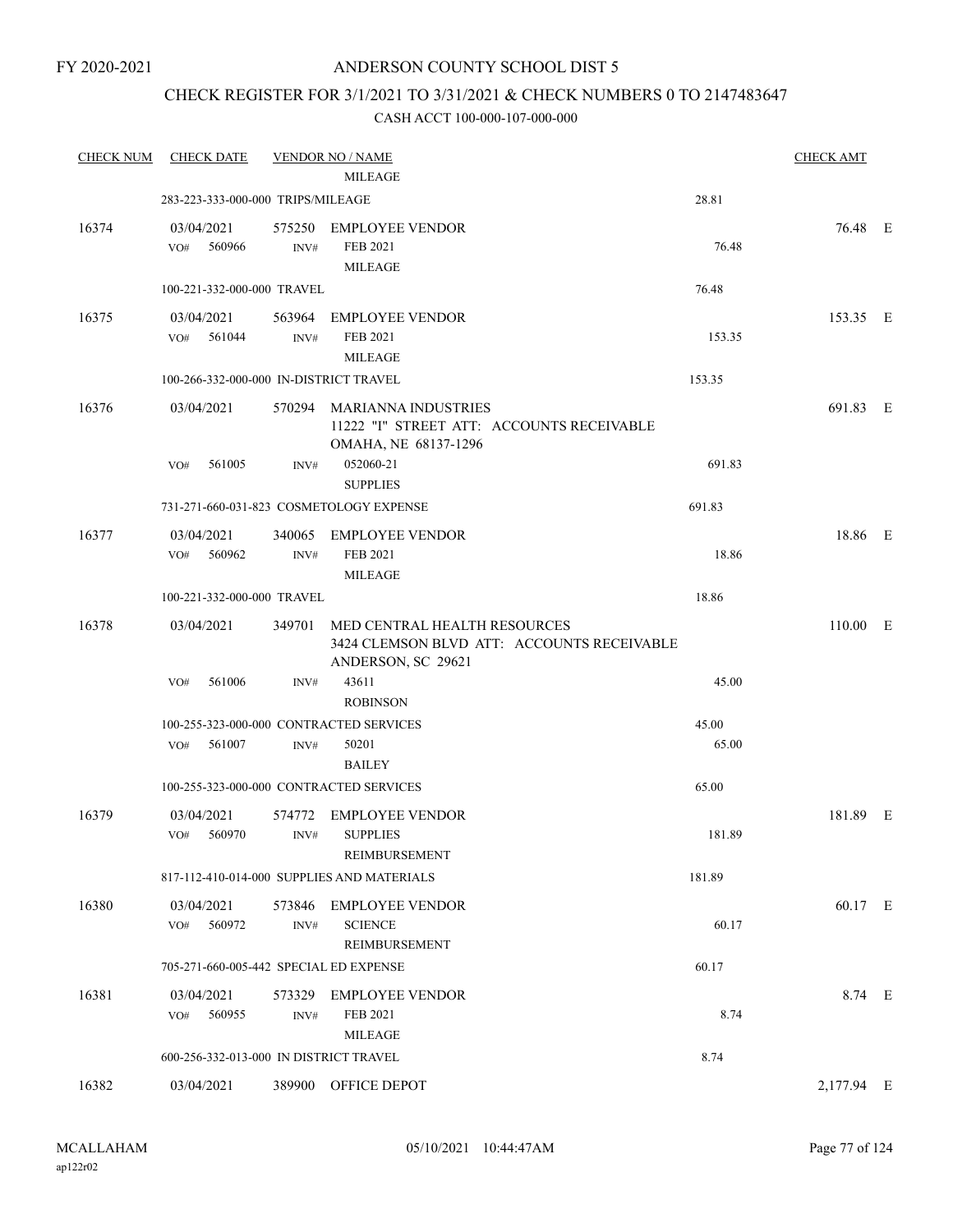FY 2020-2021

# ANDERSON COUNTY SCHOOL DIST 5

## CHECK REGISTER FOR 3/1/2021 TO 3/31/2021 & CHECK NUMBERS 0 TO 2147483647

### CASH ACCT 100-000-107-000-000

| CHECK NUM | CHECK DATE | VENDOR NO / NAME | | CHECK AMT | |
|---|---|---|---|---|---|
| | | MILEAGE | | | |
| | 283-223-333-000-000 TRIPS/MILEAGE | | 28.81 | | |
| 16374 | 03/04/2021 | 575250 EMPLOYEE VENDOR | | 76.48 | E |
| | VO# 560966 | INV# FEB 2021 MILEAGE | 76.48 | | |
| | 100-221-332-000-000 TRAVEL | | 76.48 | | |
| 16375 | 03/04/2021 | 563964 EMPLOYEE VENDOR | | 153.35 | E |
| | VO# 561044 | INV# FEB 2021 MILEAGE | 153.35 | | |
| | 100-266-332-000-000 IN-DISTRICT TRAVEL | | 153.35 | | |
| 16376 | 03/04/2021 | 570294 MARIANNA INDUSTRIES 11222 "I" STREET ATT: ACCOUNTS RECEIVABLE OMAHA, NE 68137-1296 | | 691.83 | E |
| | VO# 561005 | INV# 052060-21 SUPPLIES | 691.83 | | |
| | 731-271-660-031-823 COSMETOLOGY EXPENSE | | 691.83 | | |
| 16377 | 03/04/2021 | 340065 EMPLOYEE VENDOR | | 18.86 | E |
| | VO# 560962 | INV# FEB 2021 MILEAGE | 18.86 | | |
| | 100-221-332-000-000 TRAVEL | | 18.86 | | |
| 16378 | 03/04/2021 | 349701 MED CENTRAL HEALTH RESOURCES 3424 CLEMSON BLVD ATT: ACCOUNTS RECEIVABLE ANDERSON, SC 29621 | | 110.00 | E |
| | VO# 561006 | INV# 43611 ROBINSON | 45.00 | | |
| | 100-255-323-000-000 CONTRACTED SERVICES | | 45.00 | | |
| | VO# 561007 | INV# 50201 BAILEY | 65.00 | | |
| | 100-255-323-000-000 CONTRACTED SERVICES | | 65.00 | | |
| 16379 | 03/04/2021 | 574772 EMPLOYEE VENDOR | | 181.89 | E |
| | VO# 560970 | INV# SUPPLIES REIMBURSEMENT | 181.89 | | |
| | 817-112-410-014-000 SUPPLIES AND MATERIALS | | 181.89 | | |
| 16380 | 03/04/2021 | 573846 EMPLOYEE VENDOR | | 60.17 | E |
| | VO# 560972 | INV# SCIENCE REIMBURSEMENT | 60.17 | | |
| | 705-271-660-005-442 SPECIAL ED EXPENSE | | 60.17 | | |
| 16381 | 03/04/2021 | 573329 EMPLOYEE VENDOR | | 8.74 | E |
| | VO# 560955 | INV# FEB 2021 MILEAGE | 8.74 | | |
| | 600-256-332-013-000 IN DISTRICT TRAVEL | | 8.74 | | |
| 16382 | 03/04/2021 | 389900 OFFICE DEPOT | | 2,177.94 | E |

MCALLAHAM ap122r02 05/10/2021 10:44:47AM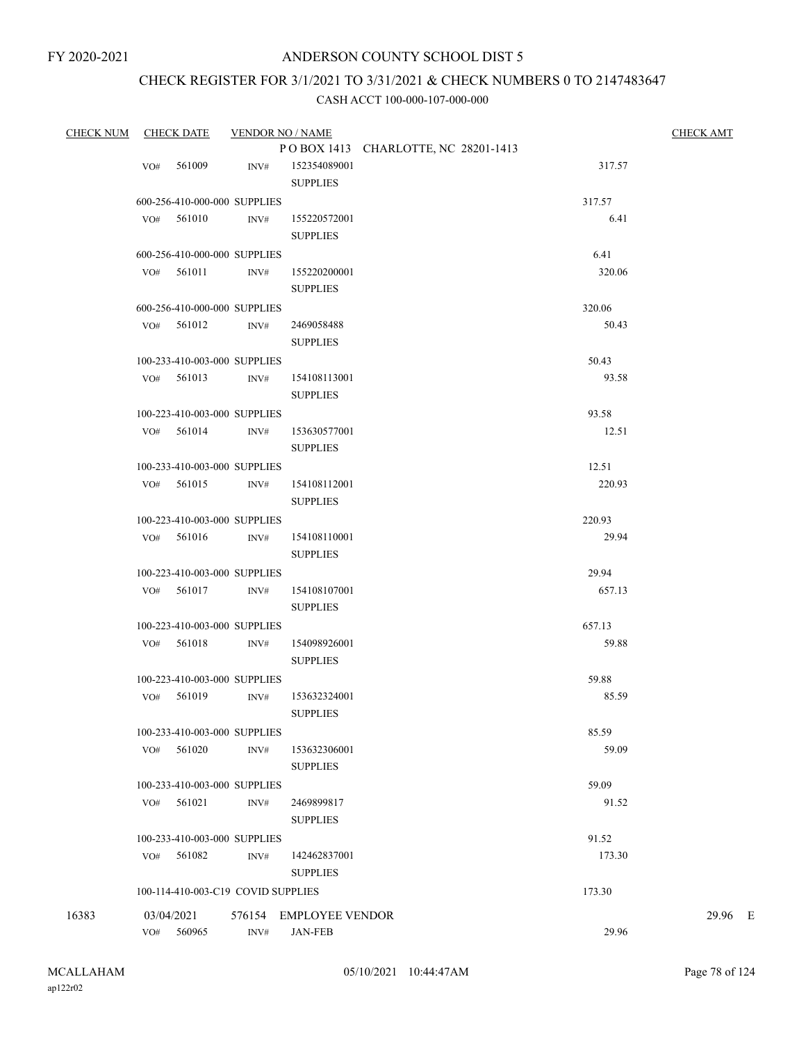FY 2020-2021

# ANDERSON COUNTY SCHOOL DIST 5

## CHECK REGISTER FOR 3/1/2021 TO 3/31/2021 & CHECK NUMBERS 0 TO 2147483647

### CASH ACCT 100-000-107-000-000

| CHECK NUM | CHECK DATE | VENDOR NO / NAME | | CHECK AMT |
|---|---|---|---|---|
| | | P O BOX 1413 CHARLOTTE, NC 28201-1413 | | |
| | VO# 561009 | INV# 152354089001 SUPPLIES | 317.57 | |
| | 600-256-410-000-000 SUPPLIES | | 317.57 | |
| | VO# 561010 | INV# 155220572001 SUPPLIES | 6.41 | |
| | 600-256-410-000-000 SUPPLIES | | 6.41 | |
| | VO# 561011 | INV# 155220200001 SUPPLIES | 320.06 | |
| | 600-256-410-000-000 SUPPLIES | | 320.06 | |
| | VO# 561012 | INV# 2469058488 SUPPLIES | 50.43 | |
| | 100-233-410-003-000 SUPPLIES | | 50.43 | |
| | VO# 561013 | INV# 154108113001 SUPPLIES | 93.58 | |
| | 100-223-410-003-000 SUPPLIES | | 93.58 | |
| | VO# 561014 | INV# 153630577001 SUPPLIES | 12.51 | |
| | 100-233-410-003-000 SUPPLIES | | 12.51 | |
| | VO# 561015 | INV# 154108112001 SUPPLIES | 220.93 | |
| | 100-223-410-003-000 SUPPLIES | | 220.93 | |
| | VO# 561016 | INV# 154108110001 SUPPLIES | 29.94 | |
| | 100-223-410-003-000 SUPPLIES | | 29.94 | |
| | VO# 561017 | INV# 154108107001 SUPPLIES | 657.13 | |
| | 100-223-410-003-000 SUPPLIES | | 657.13 | |
| | VO# 561018 | INV# 154098926001 SUPPLIES | 59.88 | |
| | 100-223-410-003-000 SUPPLIES | | 59.88 | |
| | VO# 561019 | INV# 153632324001 SUPPLIES | 85.59 | |
| | 100-233-410-003-000 SUPPLIES | | 85.59 | |
| | VO# 561020 | INV# 153632306001 SUPPLIES | 59.09 | |
| | 100-233-410-003-000 SUPPLIES | | 59.09 | |
| | VO# 561021 | INV# 2469899817 SUPPLIES | 91.52 | |
| | 100-233-410-003-000 SUPPLIES | | 91.52 | |
| | VO# 561082 | INV# 142462837001 SUPPLIES | 173.30 | |
| | 100-114-410-003-C19 COVID SUPPLIES | | 173.30 | |
| 16383 | 03/04/2021 | 576154 EMPLOYEE VENDOR | | 29.96 E |
| | VO# 560965 | INV# JAN-FEB | 29.96 | |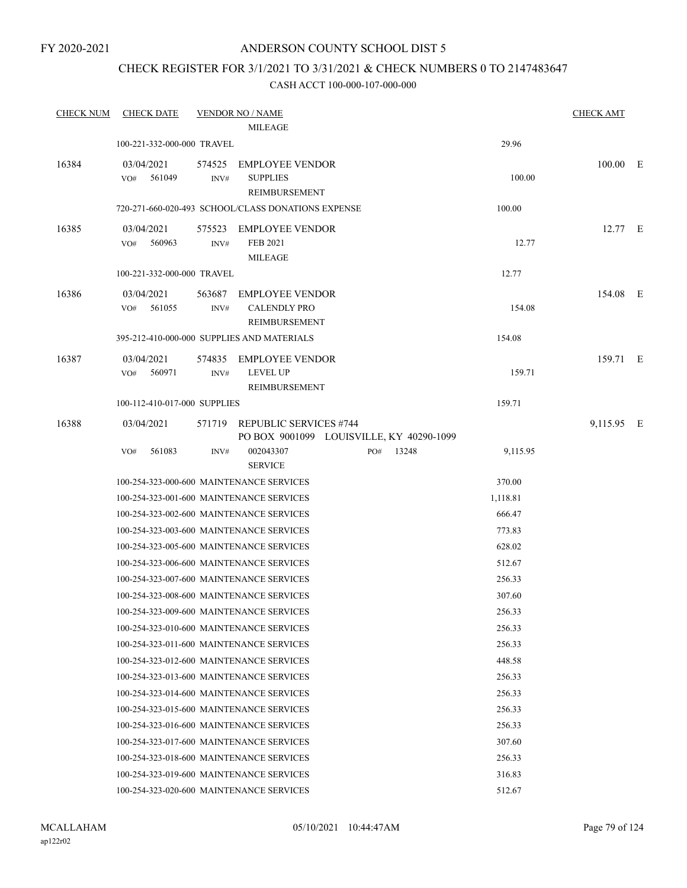FY 2020-2021

# ANDERSON COUNTY SCHOOL DIST 5

## CHECK REGISTER FOR 3/1/2021 TO 3/31/2021 & CHECK NUMBERS 0 TO 2147483647

### CASH ACCT 100-000-107-000-000

| CHECK NUM | CHECK DATE | VENDOR NO / NAME | | CHECK AMT | |
|---|---|---|---|---|---|
| | | MILEAGE | | | |
| | 100-221-332-000-000 TRAVEL | | 29.96 | | |
| 16384 | 03/04/2021 | 574525 EMPLOYEE VENDOR | | 100.00 | E |
| | VO# 561049 | INV# SUPPLIES REIMBURSEMENT | 100.00 | | |
| | 720-271-660-020-493 SCHOOL/CLASS DONATIONS EXPENSE | | 100.00 | | |
| 16385 | 03/04/2021 | 575523 EMPLOYEE VENDOR | | 12.77 | E |
| | VO# 560963 | INV# FEB 2021 MILEAGE | 12.77 | | |
| | 100-221-332-000-000 TRAVEL | | 12.77 | | |
| 16386 | 03/04/2021 | 563687 EMPLOYEE VENDOR | | 154.08 | E |
| | VO# 561055 | INV# CALENDLY PRO REIMBURSEMENT | 154.08 | | |
| | 395-212-410-000-000 SUPPLIES AND MATERIALS | | 154.08 | | |
| 16387 | 03/04/2021 | 574835 EMPLOYEE VENDOR | | 159.71 | E |
| | VO# 560971 | INV# LEVEL UP REIMBURSEMENT | 159.71 | | |
| | 100-112-410-017-000 SUPPLIES | | 159.71 | | |
| 16388 | 03/04/2021 | 571719 REPUBLIC SERVICES #744 PO BOX 9001099 LOUISVILLE, KY 40290-1099 | | 9,115.95 | E |
| | VO# 561083 | INV# 002043307 SERVICE PO# 13248 | 9,115.95 | | |
| | 100-254-323-000-600 MAINTENANCE SERVICES | | 370.00 | | |
| | 100-254-323-001-600 MAINTENANCE SERVICES | | 1,118.81 | | |
| | 100-254-323-002-600 MAINTENANCE SERVICES | | 666.47 | | |
| | 100-254-323-003-600 MAINTENANCE SERVICES | | 773.83 | | |
| | 100-254-323-005-600 MAINTENANCE SERVICES | | 628.02 | | |
| | 100-254-323-006-600 MAINTENANCE SERVICES | | 512.67 | | |
| | 100-254-323-007-600 MAINTENANCE SERVICES | | 256.33 | | |
| | 100-254-323-008-600 MAINTENANCE SERVICES | | 307.60 | | |
| | 100-254-323-009-600 MAINTENANCE SERVICES | | 256.33 | | |
| | 100-254-323-010-600 MAINTENANCE SERVICES | | 256.33 | | |
| | 100-254-323-011-600 MAINTENANCE SERVICES | | 256.33 | | |
| | 100-254-323-012-600 MAINTENANCE SERVICES | | 448.58 | | |
| | 100-254-323-013-600 MAINTENANCE SERVICES | | 256.33 | | |
| | 100-254-323-014-600 MAINTENANCE SERVICES | | 256.33 | | |
| | 100-254-323-015-600 MAINTENANCE SERVICES | | 256.33 | | |
| | 100-254-323-016-600 MAINTENANCE SERVICES | | 256.33 | | |
| | 100-254-323-017-600 MAINTENANCE SERVICES | | 307.60 | | |
| | 100-254-323-018-600 MAINTENANCE SERVICES | | 256.33 | | |
| | 100-254-323-019-600 MAINTENANCE SERVICES | | 316.83 | | |
| | 100-254-323-020-600 MAINTENANCE SERVICES | | 512.67 | | |

MCALLAHAM
ap122r02
05/10/2021 10:44:47AM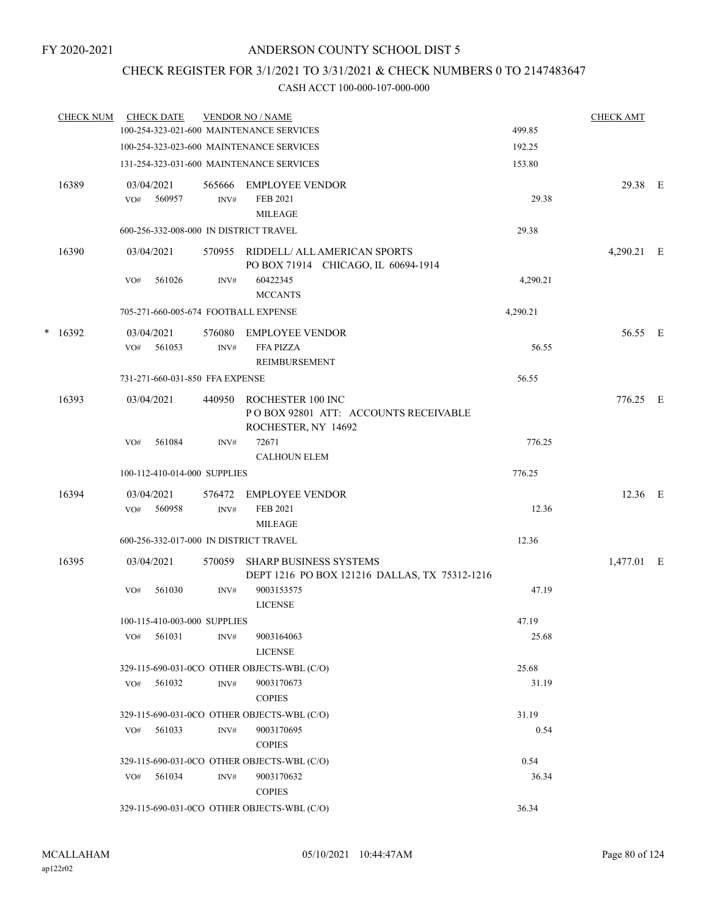FY 2020-2021

# ANDERSON COUNTY SCHOOL DIST 5

## CHECK REGISTER FOR 3/1/2021 TO 3/31/2021 & CHECK NUMBERS 0 TO 2147483647

### CASH ACCT 100-000-107-000-000

| CHECK NUM | CHECK DATE | VENDOR NO / NAME | | CHECK AMT | |
|---|---|---|---|---|---|
| | 100-254-323-021-600 MAINTENANCE SERVICES | | 499.85 | | |
| | 100-254-323-023-600 MAINTENANCE SERVICES | | 192.25 | | |
| | 131-254-323-031-600 MAINTENANCE SERVICES | | 153.80 | | |
| 16389 | 03/04/2021 | 565666 EMPLOYEE VENDOR | | 29.38 | E |
| | VO# 560957 | INV# FEB 2021 MILEAGE | 29.38 | | |
| | 600-256-332-008-000 IN DISTRICT TRAVEL | | 29.38 | | |
| 16390 | 03/04/2021 | 570955 RIDDELL/ ALL AMERICAN SPORTS PO BOX 71914 CHICAGO, IL 60694-1914 | | 4,290.21 | E |
| | VO# 561026 | INV# 60422345 MCCANTS | 4,290.21 | | |
| | 705-271-660-005-674 FOOTBALL EXPENSE | | 4,290.21 | | |
| * 16392 | 03/04/2021 | 576080 EMPLOYEE VENDOR | | 56.55 | E |
| | VO# 561053 | INV# FFA PIZZA REIMBURSEMENT | 56.55 | | |
| | 731-271-660-031-850 FFA EXPENSE | | 56.55 | | |
| 16393 | 03/04/2021 | 440950 ROCHESTER 100 INC P O BOX 92801 ATT: ACCOUNTS RECEIVABLE ROCHESTER, NY 14692 | | 776.25 | E |
| | VO# 561084 | INV# 72671 CALHOUN ELEM | 776.25 | | |
| | 100-112-410-014-000 SUPPLIES | | 776.25 | | |
| 16394 | 03/04/2021 | 576472 EMPLOYEE VENDOR | | 12.36 | E |
| | VO# 560958 | INV# FEB 2021 MILEAGE | 12.36 | | |
| | 600-256-332-017-000 IN DISTRICT TRAVEL | | 12.36 | | |
| 16395 | 03/04/2021 | 570059 SHARP BUSINESS SYSTEMS DEPT 1216 PO BOX 121216 DALLAS, TX 75312-1216 | | 1,477.01 | E |
| | VO# 561030 | INV# 9003153575 LICENSE | 47.19 | | |
| | 100-115-410-003-000 SUPPLIES | | 47.19 | | |
| | VO# 561031 | INV# 9003164063 LICENSE | 25.68 | | |
| | 329-115-690-031-0CO OTHER OBJECTS-WBL (C/O) | | 25.68 | | |
| | VO# 561032 | INV# 9003170673 COPIES | 31.19 | | |
| | 329-115-690-031-0CO OTHER OBJECTS-WBL (C/O) | | 31.19 | | |
| | VO# 561033 | INV# 9003170695 COPIES | 0.54 | | |
| | 329-115-690-031-0CO OTHER OBJECTS-WBL (C/O) | | 0.54 | | |
| | VO# 561034 | INV# 9003170632 COPIES | 36.34 | | |
| | 329-115-690-031-0CO OTHER OBJECTS-WBL (C/O) | | 36.34 | | |

MCALLAHAM
ap122r02

05/10/2021 10:44:47AM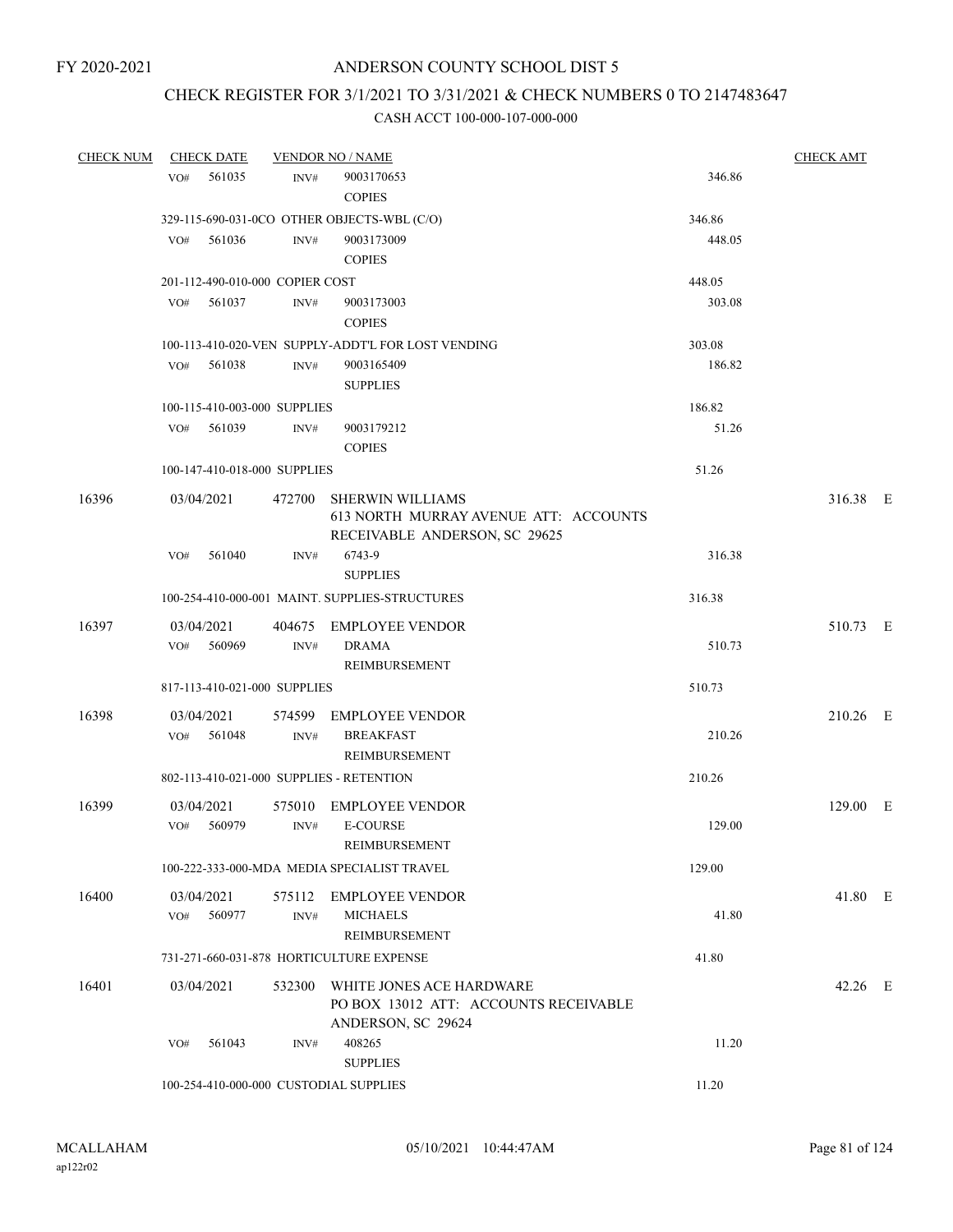FY 2020-2021

# ANDERSON COUNTY SCHOOL DIST 5

## CHECK REGISTER FOR 3/1/2021 TO 3/31/2021 & CHECK NUMBERS 0 TO 2147483647

### CASH ACCT 100-000-107-000-000

| CHECK NUM | CHECK DATE | VENDOR NO / NAME | | CHECK AMT |
|---|---|---|---|---|
| | VO# 561035 | INV# 9003170653 COPIES | 346.86 | |
| | 329-115-690-031-0CO OTHER OBJECTS-WBL (C/O) | | 346.86 | |
| | VO# 561036 | INV# 9003173009 COPIES | 448.05 | |
| | 201-112-490-010-000 COPIER COST | | 448.05 | |
| | VO# 561037 | INV# 9003173003 COPIES | 303.08 | |
| | 100-113-410-020-VEN SUPPLY-ADDT'L FOR LOST VENDING | | 303.08 | |
| | VO# 561038 | INV# 9003165409 SUPPLIES | 186.82 | |
| | 100-115-410-003-000 SUPPLIES | | 186.82 | |
| | VO# 561039 | INV# 9003179212 COPIES | 51.26 | |
| | 100-147-410-018-000 SUPPLIES | | 51.26 | |
| 16396 | 03/04/2021 | 472700 SHERWIN WILLIAMS 613 NORTH MURRAY AVENUE ATT: ACCOUNTS RECEIVABLE ANDERSON, SC 29625 | | 316.38 E |
| | VO# 561040 | INV# 6743-9 SUPPLIES | 316.38 | |
| | 100-254-410-000-001 MAINT. SUPPLIES-STRUCTURES | | 316.38 | |
| 16397 | 03/04/2021 | 404675 EMPLOYEE VENDOR | | 510.73 E |
| | VO# 560969 | INV# DRAMA REIMBURSEMENT | 510.73 | |
| | 817-113-410-021-000 SUPPLIES | | 510.73 | |
| 16398 | 03/04/2021 | 574599 EMPLOYEE VENDOR | | 210.26 E |
| | VO# 561048 | INV# BREAKFAST REIMBURSEMENT | 210.26 | |
| | 802-113-410-021-000 SUPPLIES - RETENTION | | 210.26 | |
| 16399 | 03/04/2021 | 575010 EMPLOYEE VENDOR | | 129.00 E |
| | VO# 560979 | INV# E-COURSE REIMBURSEMENT | 129.00 | |
| | 100-222-333-000-MDA MEDIA SPECIALIST TRAVEL | | 129.00 | |
| 16400 | 03/04/2021 | 575112 EMPLOYEE VENDOR | | 41.80 E |
| | VO# 560977 | INV# MICHAELS REIMBURSEMENT | 41.80 | |
| | 731-271-660-031-878 HORTICULTURE EXPENSE | | 41.80 | |
| 16401 | 03/04/2021 | 532300 WHITE JONES ACE HARDWARE PO BOX 13012 ATT: ACCOUNTS RECEIVABLE ANDERSON, SC 29624 | | 42.26 E |
| | VO# 561043 | INV# 408265 SUPPLIES | 11.20 | |
| | 100-254-410-000-000 CUSTODIAL SUPPLIES | | 11.20 | |

MCALLAHAM
ap122r02

05/10/2021 10:44:47AM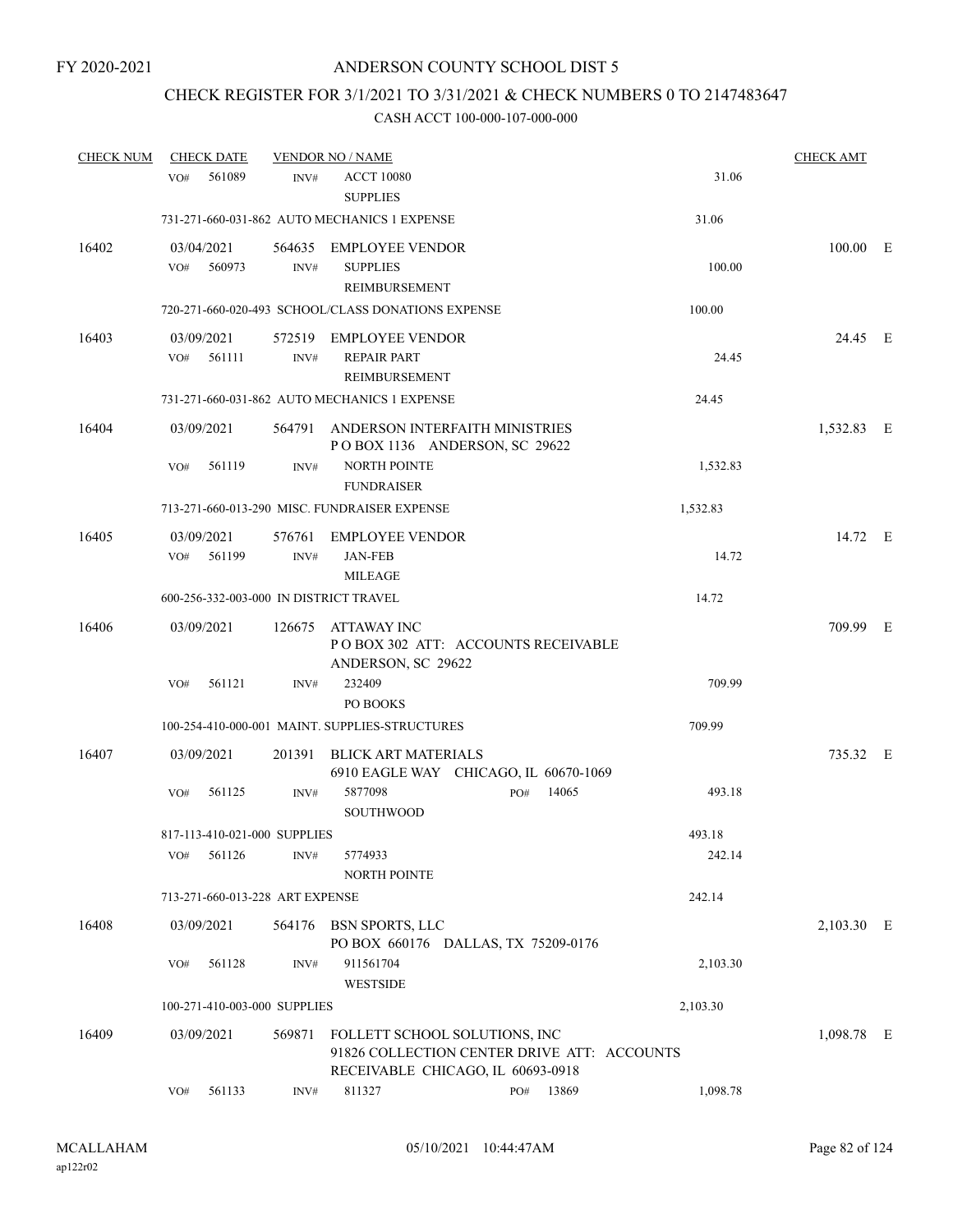FY 2020-2021

# ANDERSON COUNTY SCHOOL DIST 5

## CHECK REGISTER FOR 3/1/2021 TO 3/31/2021 & CHECK NUMBERS 0 TO 2147483647

### CASH ACCT 100-000-107-000-000

| CHECK NUM | CHECK DATE | VENDOR NO / NAME | | | CHECK AMT | |
|---|---|---|---|---|---|---|
| | VO# 561089 | INV# | ACCT 10080 SUPPLIES | 31.06 | | |
| | 731-271-660-031-862 AUTO MECHANICS 1 EXPENSE | | | 31.06 | | |
| 16402 | 03/04/2021 | 564635 | EMPLOYEE VENDOR | | 100.00 | E |
| | VO# 560973 | INV# | SUPPLIES REIMBURSEMENT | 100.00 | | |
| | 720-271-660-020-493 SCHOOL/CLASS DONATIONS EXPENSE | | | 100.00 | | |
| 16403 | 03/09/2021 | 572519 | EMPLOYEE VENDOR | | 24.45 | E |
| | VO# 561111 | INV# | REPAIR PART REIMBURSEMENT | 24.45 | | |
| | 731-271-660-031-862 AUTO MECHANICS 1 EXPENSE | | | 24.45 | | |
| 16404 | 03/09/2021 | 564791 | ANDERSON INTERFAITH MINISTRIES P O BOX 1136 ANDERSON, SC 29622 | | 1,532.83 | E |
| | VO# 561119 | INV# | NORTH POINTE FUNDRAISER | 1,532.83 | | |
| | 713-271-660-013-290 MISC. FUNDRAISER EXPENSE | | | 1,532.83 | | |
| 16405 | 03/09/2021 | 576761 | EMPLOYEE VENDOR | | 14.72 | E |
| | VO# 561199 | INV# | JAN-FEB MILEAGE | 14.72 | | |
| | 600-256-332-003-000 IN DISTRICT TRAVEL | | | 14.72 | | |
| 16406 | 03/09/2021 | 126675 | ATTAWAY INC P O BOX 302 ATT: ACCOUNTS RECEIVABLE ANDERSON, SC 29622 | | 709.99 | E |
| | VO# 561121 | INV# | 232409 PO BOOKS | 709.99 | | |
| | 100-254-410-000-001 MAINT. SUPPLIES-STRUCTURES | | | 709.99 | | |
| 16407 | 03/09/2021 | 201391 | BLICK ART MATERIALS 6910 EAGLE WAY CHICAGO, IL 60670-1069 | | 735.32 | E |
| | VO# 561125 | INV# | 5877098 PO# 14065 SOUTHWOOD | 493.18 | | |
| | 817-113-410-021-000 SUPPLIES | | | 493.18 | | |
| | VO# 561126 | INV# | 5774933 NORTH POINTE | 242.14 | | |
| | 713-271-660-013-228 ART EXPENSE | | | 242.14 | | |
| 16408 | 03/09/2021 | 564176 | BSN SPORTS, LLC PO BOX 660176 DALLAS, TX 75209-0176 | | 2,103.30 | E |
| | VO# 561128 | INV# | 911561704 WESTSIDE | 2,103.30 | | |
| | 100-271-410-003-000 SUPPLIES | | | 2,103.30 | | |
| 16409 | 03/09/2021 | 569871 | FOLLETT SCHOOL SOLUTIONS, INC 91826 COLLECTION CENTER DRIVE ATT: ACCOUNTS RECEIVABLE CHICAGO, IL 60693-0918 | | 1,098.78 | E |
| | VO# 561133 | INV# | 811327 PO# 13869 | 1,098.78 | | |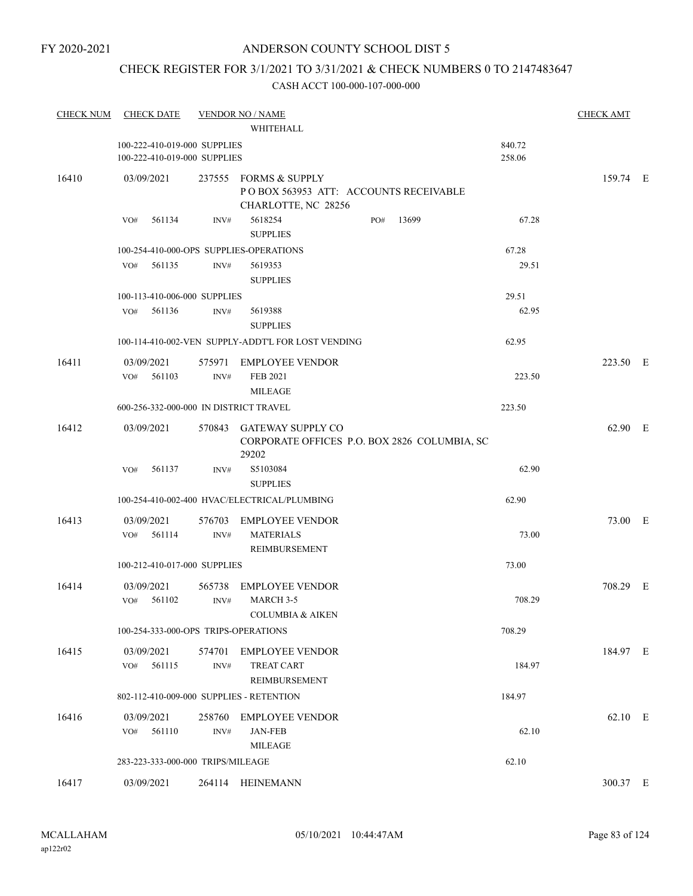FY 2020-2021

# ANDERSON COUNTY SCHOOL DIST 5

## CHECK REGISTER FOR 3/1/2021 TO 3/31/2021 & CHECK NUMBERS 0 TO 2147483647

### CASH ACCT 100-000-107-000-000

| CHECK NUM | CHECK DATE | VENDOR NO / NAME | | | CHECK AMT | |
|---|---|---|---|---|---|---|
| | | WHITEHALL | | | | |
| | 100-222-410-019-000 SUPPLIES | | | 840.72 | | |
| | 100-222-410-019-000 SUPPLIES | | | 258.06 | | |
| 16410 | 03/09/2021 | 237555 FORMS & SUPPLY<br>P O BOX 563953 ATT: ACCOUNTS RECEIVABLE<br>CHARLOTTE, NC 28256 | | | 159.74 | E |
| | VO# 561134 | INV# 5618254<br>SUPPLIES | PO# 13699 | 67.28 | | |
| | 100-254-410-000-OPS SUPPLIES-OPERATIONS | | | 67.28 | | |
| | VO# 561135 | INV# 5619353<br>SUPPLIES | | 29.51 | | |
| | 100-113-410-006-000 SUPPLIES | | | 29.51 | | |
| | VO# 561136 | INV# 5619388<br>SUPPLIES | | 62.95 | | |
| | 100-114-410-002-VEN SUPPLY-ADDT'L FOR LOST VENDING | | | 62.95 | | |
| 16411 | 03/09/2021 | 575971 EMPLOYEE VENDOR | | | 223.50 | E |
| | VO# 561103 | INV# FEB 2021<br>MILEAGE | | 223.50 | | |
| | 600-256-332-000-000 IN DISTRICT TRAVEL | | | 223.50 | | |
| 16412 | 03/09/2021 | 570843 GATEWAY SUPPLY CO<br>CORPORATE OFFICES P.O. BOX 2826 COLUMBIA, SC 29202 | | | 62.90 | E |
| | VO# 561137 | INV# S5103084<br>SUPPLIES | | 62.90 | | |
| | 100-254-410-002-400 HVAC/ELECTRICAL/PLUMBING | | | 62.90 | | |
| 16413 | 03/09/2021 | 576703 EMPLOYEE VENDOR | | | 73.00 | E |
| | VO# 561114 | INV# MATERIALS<br>REIMBURSEMENT | | 73.00 | | |
| | 100-212-410-017-000 SUPPLIES | | | 73.00 | | |
| 16414 | 03/09/2021 | 565738 EMPLOYEE VENDOR | | | 708.29 | E |
| | VO# 561102 | INV# MARCH 3-5<br>COLUMBIA & AIKEN | | 708.29 | | |
| | 100-254-333-000-OPS TRIPS-OPERATIONS | | | 708.29 | | |
| 16415 | 03/09/2021 | 574701 EMPLOYEE VENDOR | | | 184.97 | E |
| | VO# 561115 | INV# TREAT CART<br>REIMBURSEMENT | | 184.97 | | |
| | 802-112-410-009-000 SUPPLIES - RETENTION | | | 184.97 | | |
| 16416 | 03/09/2021 | 258760 EMPLOYEE VENDOR | | | 62.10 | E |
| | VO# 561110 | INV# JAN-FEB<br>MILEAGE | | 62.10 | | |
| | 283-223-333-000-000 TRIPS/MILEAGE | | | 62.10 | | |
| 16417 | 03/09/2021 | 264114 HEINEMANN | | | 300.37 | E |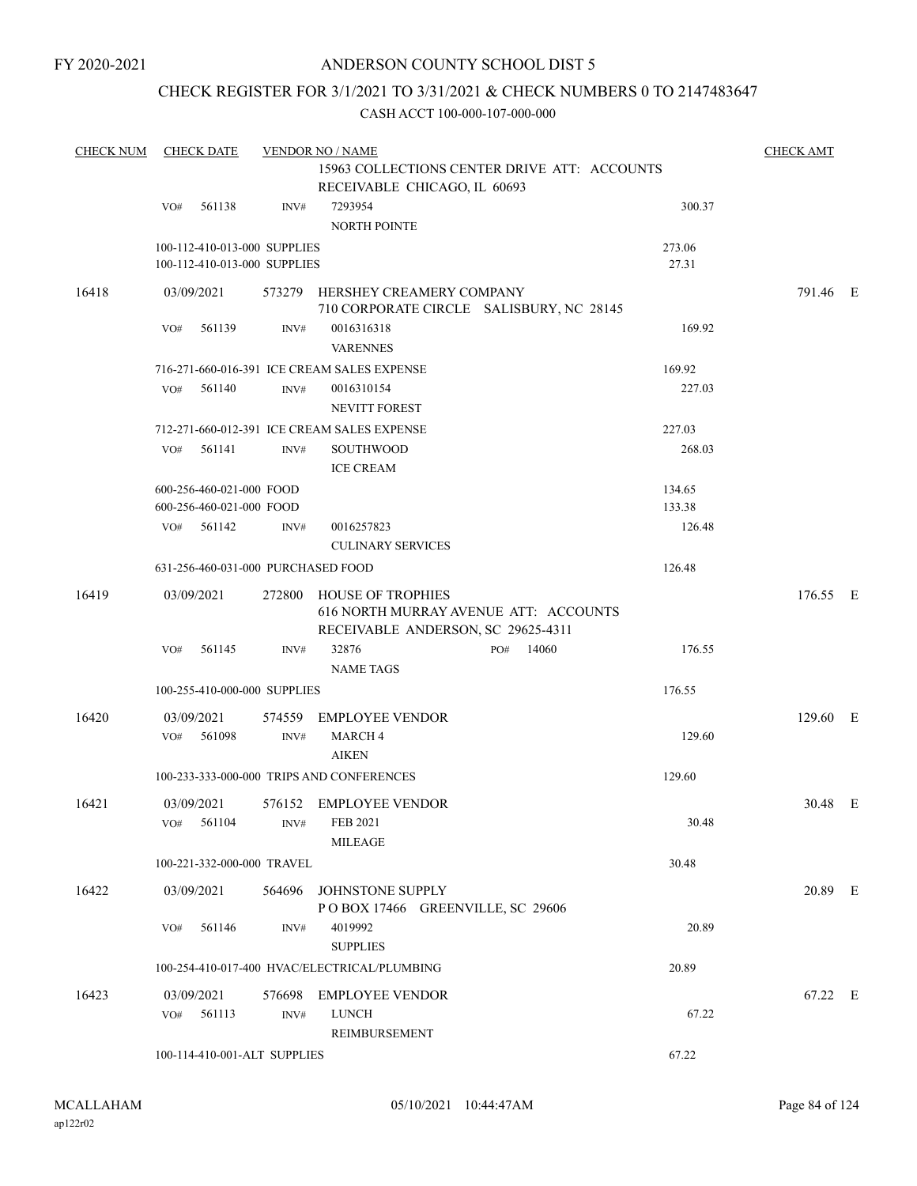FY 2020-2021

# ANDERSON COUNTY SCHOOL DIST 5

## CHECK REGISTER FOR 3/1/2021 TO 3/31/2021 & CHECK NUMBERS 0 TO 2147483647

CASH ACCT 100-000-107-000-000

| CHECK NUM | CHECK DATE | VENDOR NO / NAME | | CHECK AMT |
|---|---|---|---|---|
| | | 15963 COLLECTIONS CENTER DRIVE ATT: ACCOUNTS RECEIVABLE CHICAGO, IL 60693 | | |
| | VO# 561138 | INV# 7293954 NORTH POINTE | 300.37 | |
| | 100-112-410-013-000 SUPPLIES | | 273.06 | |
| | 100-112-410-013-000 SUPPLIES | | 27.31 | |
| 16418 | 03/09/2021 | 573279 HERSHEY CREAMERY COMPANY 710 CORPORATE CIRCLE SALISBURY, NC 28145 | | 791.46 E |
| | VO# 561139 | INV# 0016316318 VARENNES | 169.92 | |
| | 716-271-660-016-391 ICE CREAM SALES EXPENSE | | 169.92 | |
| | VO# 561140 | INV# 0016310154 NEVITT FOREST | 227.03 | |
| | 712-271-660-012-391 ICE CREAM SALES EXPENSE | | 227.03 | |
| | VO# 561141 | INV# SOUTHWOOD ICE CREAM | 268.03 | |
| | 600-256-460-021-000 FOOD | | 134.65 | |
| | 600-256-460-021-000 FOOD | | 133.38 | |
| | VO# 561142 | INV# 0016257823 CULINARY SERVICES | 126.48 | |
| | 631-256-460-031-000 PURCHASED FOOD | | 126.48 | |
| 16419 | 03/09/2021 | 272800 HOUSE OF TROPHIES 616 NORTH MURRAY AVENUE ATT: ACCOUNTS RECEIVABLE ANDERSON, SC 29625-4311 | | 176.55 E |
| | VO# 561145 | INV# 32876 PO# 14060 NAME TAGS | 176.55 | |
| | 100-255-410-000-000 SUPPLIES | | 176.55 | |
| 16420 | 03/09/2021 | 574559 EMPLOYEE VENDOR | | 129.60 E |
| | VO# 561098 | INV# MARCH 4 AIKEN | 129.60 | |
| | 100-233-333-000-000 TRIPS AND CONFERENCES | | 129.60 | |
| 16421 | 03/09/2021 | 576152 EMPLOYEE VENDOR | | 30.48 E |
| | VO# 561104 | INV# FEB 2021 MILEAGE | 30.48 | |
| | 100-221-332-000-000 TRAVEL | | 30.48 | |
| 16422 | 03/09/2021 | 564696 JOHNSTONE SUPPLY P O BOX 17466 GREENVILLE, SC 29606 | | 20.89 E |
| | VO# 561146 | INV# 4019992 SUPPLIES | 20.89 | |
| | 100-254-410-017-400 HVAC/ELECTRICAL/PLUMBING | | 20.89 | |
| 16423 | 03/09/2021 | 576698 EMPLOYEE VENDOR | | 67.22 E |
| | VO# 561113 | INV# LUNCH REIMBURSEMENT | 67.22 | |
| | 100-114-410-001-ALT SUPPLIES | | 67.22 | |

MCALLAHAM ap122r02 05/10/2021 10:44:47AM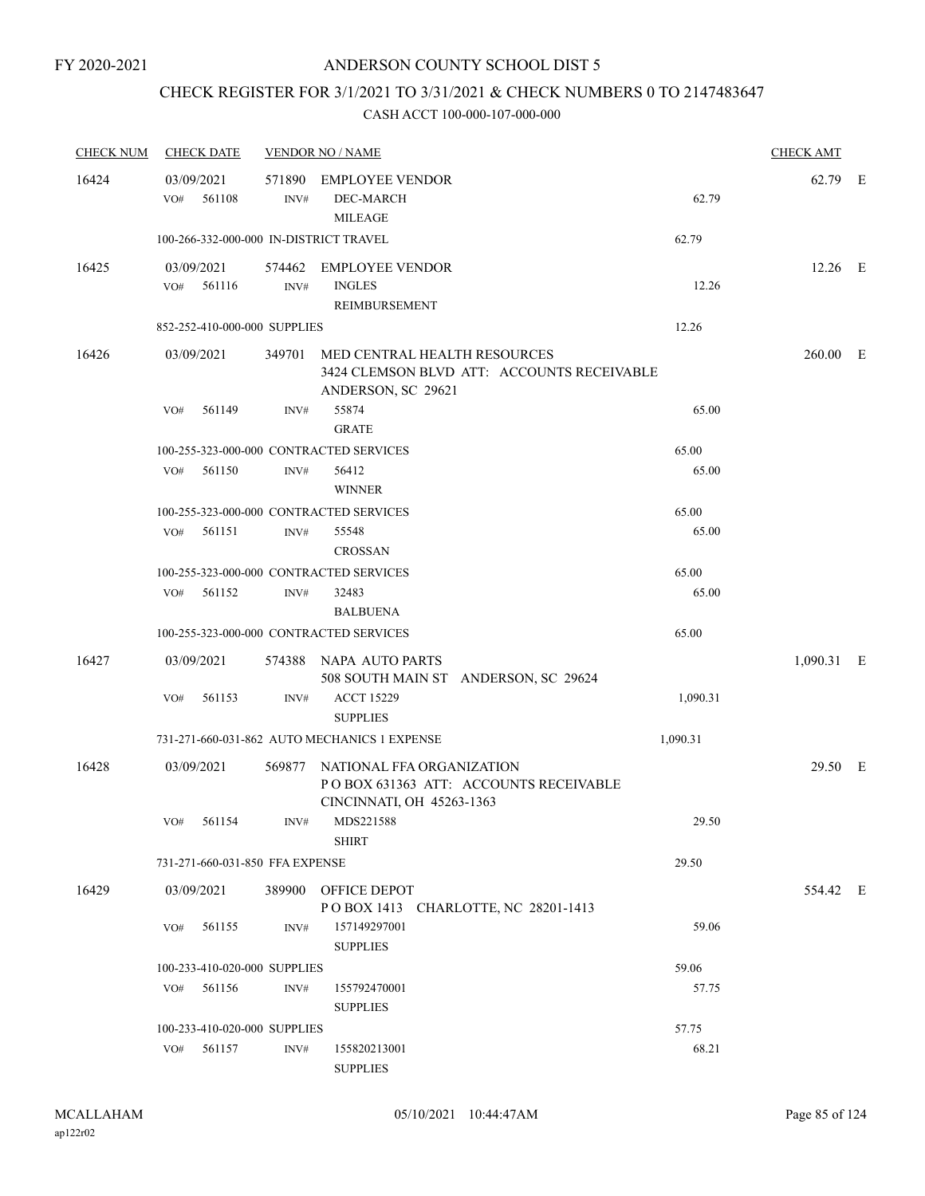FY 2020-2021

# ANDERSON COUNTY SCHOOL DIST 5

## CHECK REGISTER FOR 3/1/2021 TO 3/31/2021 & CHECK NUMBERS 0 TO 2147483647

### CASH ACCT 100-000-107-000-000

| CHECK NUM | CHECK DATE | VENDOR NO / NAME | | CHECK AMT | |
|---|---|---|---|---|---|
| 16424 | 03/09/2021 | 571890 EMPLOYEE VENDOR | | 62.79 | E |
| | VO# 561108 | INV# DEC-MARCH<br>MILEAGE | 62.79 | | |
| | 100-266-332-000-000 IN-DISTRICT TRAVEL | | 62.79 | | |
| 16425 | 03/09/2021 | 574462 EMPLOYEE VENDOR | | 12.26 | E |
| | VO# 561116 | INV# INGLES<br>REIMBURSEMENT | 12.26 | | |
| | 852-252-410-000-000 SUPPLIES | | 12.26 | | |
| 16426 | 03/09/2021 | 349701 MED CENTRAL HEALTH RESOURCES<br>3424 CLEMSON BLVD ATT: ACCOUNTS RECEIVABLE<br>ANDERSON, SC 29621 | | 260.00 | E |
| | VO# 561149 | INV# 55874<br>GRATE | 65.00 | | |
| | 100-255-323-000-000 CONTRACTED SERVICES | | 65.00 | | |
| | VO# 561150 | INV# 56412<br>WINNER | 65.00 | | |
| | 100-255-323-000-000 CONTRACTED SERVICES | | 65.00 | | |
| | VO# 561151 | INV# 55548<br>CROSSAN | 65.00 | | |
| | 100-255-323-000-000 CONTRACTED SERVICES | | 65.00 | | |
| | VO# 561152 | INV# 32483<br>BALBUENA | 65.00 | | |
| | 100-255-323-000-000 CONTRACTED SERVICES | | 65.00 | | |
| 16427 | 03/09/2021 | 574388 NAPA AUTO PARTS<br>508 SOUTH MAIN ST ANDERSON, SC 29624 | | 1,090.31 | E |
| | VO# 561153 | INV# ACCT 15229<br>SUPPLIES | 1,090.31 | | |
| | 731-271-660-031-862 AUTO MECHANICS 1 EXPENSE | | 1,090.31 | | |
| 16428 | 03/09/2021 | 569877 NATIONAL FFA ORGANIZATION<br>P O BOX 631363 ATT: ACCOUNTS RECEIVABLE<br>CINCINNATI, OH 45263-1363 | | 29.50 | E |
| | VO# 561154 | INV# MDS221588<br>SHIRT | 29.50 | | |
| | 731-271-660-031-850 FFA EXPENSE | | 29.50 | | |
| 16429 | 03/09/2021 | 389900 OFFICE DEPOT<br>P O BOX 1413 CHARLOTTE, NC 28201-1413 | | 554.42 | E |
| | VO# 561155 | INV# 157149297001<br>SUPPLIES | 59.06 | | |
| | 100-233-410-020-000 SUPPLIES | | 59.06 | | |
| | VO# 561156 | INV# 155792470001<br>SUPPLIES | 57.75 | | |
| | 100-233-410-020-000 SUPPLIES | | 57.75 | | |
| | VO# 561157 | INV# 155820213001<br>SUPPLIES | 68.21 | | |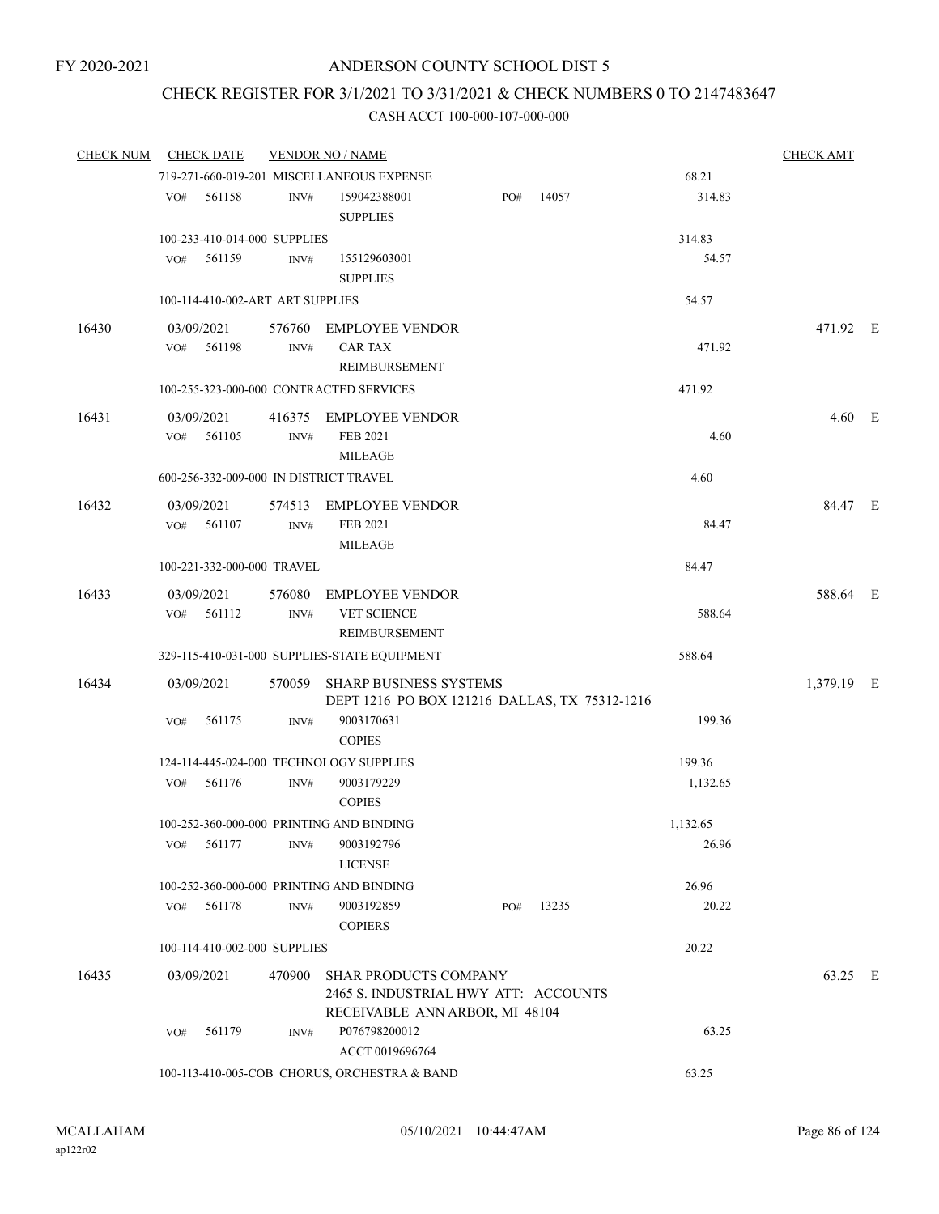FY 2020-2021

# ANDERSON COUNTY SCHOOL DIST 5

## CHECK REGISTER FOR 3/1/2021 TO 3/31/2021 & CHECK NUMBERS 0 TO 2147483647

CASH ACCT 100-000-107-000-000

| CHECK NUM | CHECK DATE | VENDOR NO / NAME | | | CHECK AMT | |
|---|---|---|---|---|---|---|
| | 719-271-660-019-201 MISCELLANEOUS EXPENSE | | | 68.21 | | |
| | VO# 561158 | INV# 159042388001 SUPPLIES | PO# 14057 | 314.83 | | |
| | 100-233-410-014-000 SUPPLIES | | | 314.83 | | |
| | VO# 561159 | INV# 155129603001 SUPPLIES | | 54.57 | | |
| | 100-114-410-002-ART ART SUPPLIES | | | 54.57 | | |
| 16430 | 03/09/2021 | 576760 EMPLOYEE VENDOR | | | 471.92 | E |
| | VO# 561198 | INV# CAR TAX REIMBURSEMENT | | 471.92 | | |
| | 100-255-323-000-000 CONTRACTED SERVICES | | | 471.92 | | |
| 16431 | 03/09/2021 | 416375 EMPLOYEE VENDOR | | | 4.60 | E |
| | VO# 561105 | INV# FEB 2021 MILEAGE | | 4.60 | | |
| | 600-256-332-009-000 IN DISTRICT TRAVEL | | | 4.60 | | |
| 16432 | 03/09/2021 | 574513 EMPLOYEE VENDOR | | | 84.47 | E |
| | VO# 561107 | INV# FEB 2021 MILEAGE | | 84.47 | | |
| | 100-221-332-000-000 TRAVEL | | | 84.47 | | |
| 16433 | 03/09/2021 | 576080 EMPLOYEE VENDOR | | | 588.64 | E |
| | VO# 561112 | INV# VET SCIENCE REIMBURSEMENT | | 588.64 | | |
| | 329-115-410-031-000 SUPPLIES-STATE EQUIPMENT | | | 588.64 | | |
| 16434 | 03/09/2021 | 570059 SHARP BUSINESS SYSTEMS DEPT 1216 PO BOX 121216 DALLAS, TX 75312-1216 | | | 1,379.19 | E |
| | VO# 561175 | INV# 9003170631 COPIES | | 199.36 | | |
| | 124-114-445-024-000 TECHNOLOGY SUPPLIES | | | 199.36 | | |
| | VO# 561176 | INV# 9003179229 COPIES | | 1,132.65 | | |
| | 100-252-360-000-000 PRINTING AND BINDING | | | 1,132.65 | | |
| | VO# 561177 | INV# 9003192796 LICENSE | | 26.96 | | |
| | 100-252-360-000-000 PRINTING AND BINDING | | | 26.96 | | |
| | VO# 561178 | INV# 9003192859 COPIERS | PO# 13235 | 20.22 | | |
| | 100-114-410-002-000 SUPPLIES | | | 20.22 | | |
| 16435 | 03/09/2021 | 470900 SHAR PRODUCTS COMPANY 2465 S. INDUSTRIAL HWY ATT: ACCOUNTS RECEIVABLE ANN ARBOR, MI 48104 | | | 63.25 | E |
| | VO# 561179 | INV# P076798200012 ACCT 0019696764 | | 63.25 | | |
| | 100-113-410-005-COB CHORUS, ORCHESTRA & BAND | | | 63.25 | | |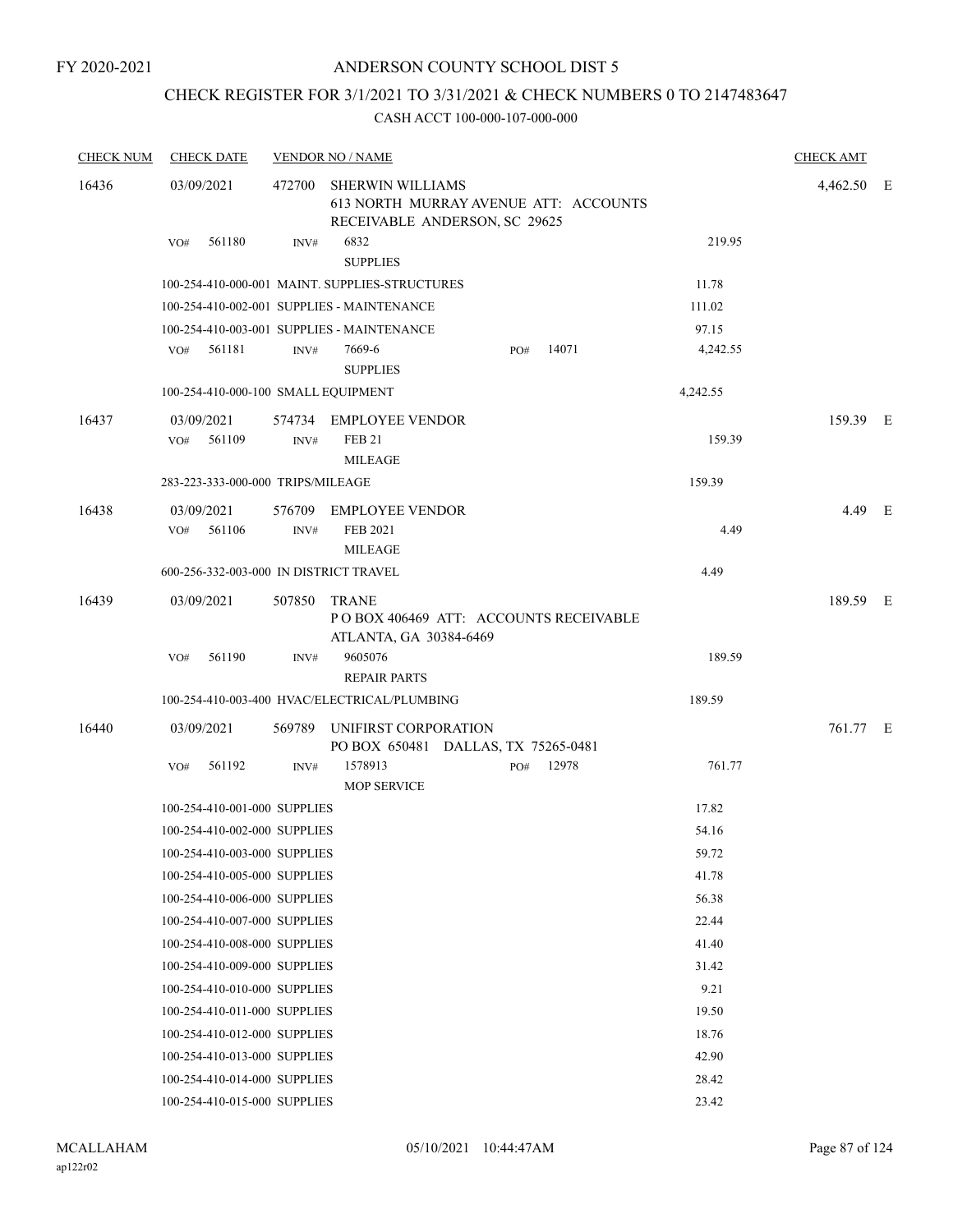FY 2020-2021

# ANDERSON COUNTY SCHOOL DIST 5

## CHECK REGISTER FOR 3/1/2021 TO 3/31/2021 & CHECK NUMBERS 0 TO 2147483647

### CASH ACCT 100-000-107-000-000

| CHECK NUM | CHECK DATE | VENDOR NO / NAME | | CHECK AMT |
|---|---|---|---|---|
| 16436 | 03/09/2021 | 472700 SHERWIN WILLIAMS<br>613 NORTH MURRAY AVENUE ATT: ACCOUNTS RECEIVABLE ANDERSON, SC 29625 | | 4,462.50 E |
| | VO# 561180 | INV# 6832<br>SUPPLIES | 219.95 | |
| | | 100-254-410-000-001 MAINT. SUPPLIES-STRUCTURES | 11.78 | |
| | | 100-254-410-002-001 SUPPLIES - MAINTENANCE | 111.02 | |
| | | 100-254-410-003-001 SUPPLIES - MAINTENANCE | 97.15 | |
| | VO# 561181 | INV# 7669-6 PO# 14071<br>SUPPLIES | 4,242.55 | |
| | | 100-254-410-000-100 SMALL EQUIPMENT | 4,242.55 | |
| 16437 | 03/09/2021 | 574734 EMPLOYEE VENDOR | | 159.39 E |
| | VO# 561109 | INV# FEB 21<br>MILEAGE | 159.39 | |
| | | 283-223-333-000-000 TRIPS/MILEAGE | 159.39 | |
| 16438 | 03/09/2021 | 576709 EMPLOYEE VENDOR | | 4.49 E |
| | VO# 561106 | INV# FEB 2021<br>MILEAGE | 4.49 | |
| | | 600-256-332-003-000 IN DISTRICT TRAVEL | 4.49 | |
| 16439 | 03/09/2021 | 507850 TRANE<br>P O BOX 406469 ATT: ACCOUNTS RECEIVABLE ATLANTA, GA 30384-6469 | | 189.59 E |
| | VO# 561190 | INV# 9605076<br>REPAIR PARTS | 189.59 | |
| | | 100-254-410-003-400 HVAC/ELECTRICAL/PLUMBING | 189.59 | |
| 16440 | 03/09/2021 | 569789 UNIFIRST CORPORATION<br>PO BOX 650481 DALLAS, TX 75265-0481 | | 761.77 E |
| | VO# 561192 | INV# 1578913 PO# 12978<br>MOP SERVICE | 761.77 | |
| | | 100-254-410-001-000 SUPPLIES | 17.82 | |
| | | 100-254-410-002-000 SUPPLIES | 54.16 | |
| | | 100-254-410-003-000 SUPPLIES | 59.72 | |
| | | 100-254-410-005-000 SUPPLIES | 41.78 | |
| | | 100-254-410-006-000 SUPPLIES | 56.38 | |
| | | 100-254-410-007-000 SUPPLIES | 22.44 | |
| | | 100-254-410-008-000 SUPPLIES | 41.40 | |
| | | 100-254-410-009-000 SUPPLIES | 31.42 | |
| | | 100-254-410-010-000 SUPPLIES | 9.21 | |
| | | 100-254-410-011-000 SUPPLIES | 19.50 | |
| | | 100-254-410-012-000 SUPPLIES | 18.76 | |
| | | 100-254-410-013-000 SUPPLIES | 42.90 | |
| | | 100-254-410-014-000 SUPPLIES | 28.42 | |
| | | 100-254-410-015-000 SUPPLIES | 23.42 | |

MCALLAHAM
ap122r02
05/10/2021 10:44:47AM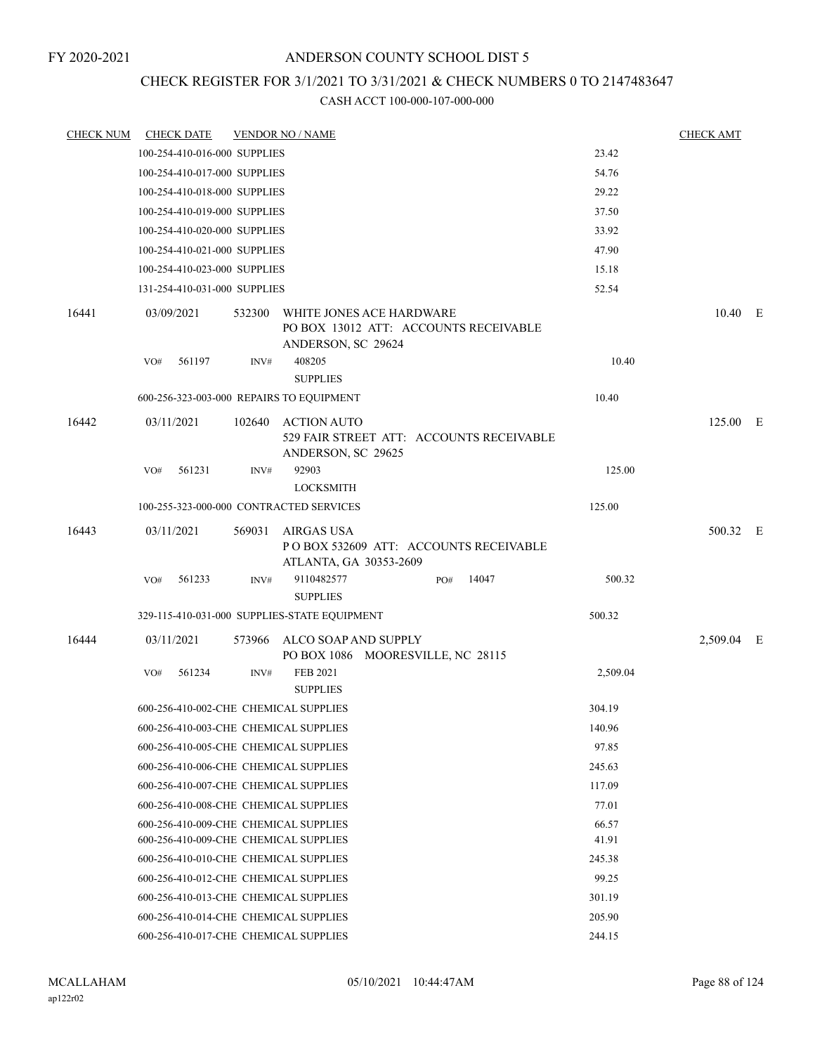# ANDERSON COUNTY SCHOOL DIST 5

FY 2020-2021

## CHECK REGISTER FOR 3/1/2021 TO 3/31/2021 & CHECK NUMBERS 0 TO 2147483647

### CASH ACCT 100-000-107-000-000

| CHECK NUM | CHECK DATE | VENDOR NO / NAME | | CHECK AMT | |
|---|---|---|---|---|---|
| | 100-254-410-016-000 SUPPLIES | | 23.42 | | |
| | 100-254-410-017-000 SUPPLIES | | 54.76 | | |
| | 100-254-410-018-000 SUPPLIES | | 29.22 | | |
| | 100-254-410-019-000 SUPPLIES | | 37.50 | | |
| | 100-254-410-020-000 SUPPLIES | | 33.92 | | |
| | 100-254-410-021-000 SUPPLIES | | 47.90 | | |
| | 100-254-410-023-000 SUPPLIES | | 15.18 | | |
| | 131-254-410-031-000 SUPPLIES | | 52.54 | | |
| 16441 | 03/09/2021 | 532300 WHITE JONES ACE HARDWARE<br>PO BOX 13012 ATT: ACCOUNTS RECEIVABLE<br>ANDERSON, SC 29624 | | 10.40 | E |
| | VO# 561197 | INV# 408205<br>SUPPLIES | 10.40 | | |
| | 600-256-323-003-000 REPAIRS TO EQUIPMENT | | 10.40 | | |
| 16442 | 03/11/2021 | 102640 ACTION AUTO<br>529 FAIR STREET ATT: ACCOUNTS RECEIVABLE<br>ANDERSON, SC 29625 | | 125.00 | E |
| | VO# 561231 | INV# 92903<br>LOCKSMITH | 125.00 | | |
| | 100-255-323-000-000 CONTRACTED SERVICES | | 125.00 | | |
| 16443 | 03/11/2021 | 569031 AIRGAS USA<br>P O BOX 532609 ATT: ACCOUNTS RECEIVABLE<br>ATLANTA, GA 30353-2609 | | 500.32 | E |
| | VO# 561233 | INV# 9110482577 PO# 14047<br>SUPPLIES | 500.32 | | |
| | 329-115-410-031-000 SUPPLIES-STATE EQUIPMENT | | 500.32 | | |
| 16444 | 03/11/2021 | 573966 ALCO SOAP AND SUPPLY<br>PO BOX 1086 MOORESVILLE, NC 28115 | | 2,509.04 | E |
| | VO# 561234 | INV# FEB 2021<br>SUPPLIES | 2,509.04 | | |
| | 600-256-410-002-CHE CHEMICAL SUPPLIES | | 304.19 | | |
| | 600-256-410-003-CHE CHEMICAL SUPPLIES | | 140.96 | | |
| | 600-256-410-005-CHE CHEMICAL SUPPLIES | | 97.85 | | |
| | 600-256-410-006-CHE CHEMICAL SUPPLIES | | 245.63 | | |
| | 600-256-410-007-CHE CHEMICAL SUPPLIES | | 117.09 | | |
| | 600-256-410-008-CHE CHEMICAL SUPPLIES | | 77.01 | | |
| | 600-256-410-009-CHE CHEMICAL SUPPLIES | | 66.57 | | |
| | 600-256-410-009-CHE CHEMICAL SUPPLIES | | 41.91 | | |
| | 600-256-410-010-CHE CHEMICAL SUPPLIES | | 245.38 | | |
| | 600-256-410-012-CHE CHEMICAL SUPPLIES | | 99.25 | | |
| | 600-256-410-013-CHE CHEMICAL SUPPLIES | | 301.19 | | |
| | 600-256-410-014-CHE CHEMICAL SUPPLIES | | 205.90 | | |
| | 600-256-410-017-CHE CHEMICAL SUPPLIES | | 244.15 | | |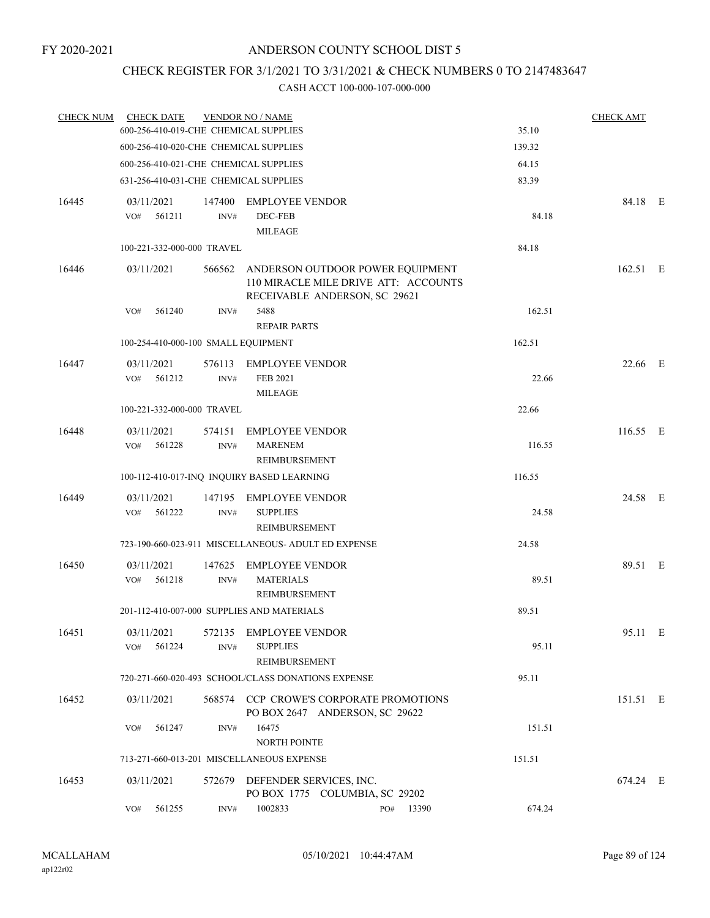FY 2020-2021

# ANDERSON COUNTY SCHOOL DIST 5

## CHECK REGISTER FOR 3/1/2021 TO 3/31/2021 & CHECK NUMBERS 0 TO 2147483647

CASH ACCT 100-000-107-000-000

| CHECK NUM | CHECK DATE | VENDOR NO / NAME | | CHECK AMT | |
|---|---|---|---|---|---|
| | 600-256-410-019-CHE CHEMICAL SUPPLIES | | 35.10 | | |
| | 600-256-410-020-CHE CHEMICAL SUPPLIES | | 139.32 | | |
| | 600-256-410-021-CHE CHEMICAL SUPPLIES | | 64.15 | | |
| | 631-256-410-031-CHE CHEMICAL SUPPLIES | | 83.39 | | |
| 16445 | 03/11/2021 | 147400 EMPLOYEE VENDOR | | 84.18 | E |
| | VO# 561211 | INV# DEC-FEB MILEAGE | 84.18 | | |
| | 100-221-332-000-000 TRAVEL | | 84.18 | | |
| 16446 | 03/11/2021 | 566562 ANDERSON OUTDOOR POWER EQUIPMENT 110 MIRACLE MILE DRIVE ATT: ACCOUNTS RECEIVABLE ANDERSON, SC 29621 | | 162.51 | E |
| | VO# 561240 | INV# 5488 REPAIR PARTS | 162.51 | | |
| | 100-254-410-000-100 SMALL EQUIPMENT | | 162.51 | | |
| 16447 | 03/11/2021 | 576113 EMPLOYEE VENDOR | | 22.66 | E |
| | VO# 561212 | INV# FEB 2021 MILEAGE | 22.66 | | |
| | 100-221-332-000-000 TRAVEL | | 22.66 | | |
| 16448 | 03/11/2021 | 574151 EMPLOYEE VENDOR | | 116.55 | E |
| | VO# 561228 | INV# MARENEM REIMBURSEMENT | 116.55 | | |
| | 100-112-410-017-INQ INQUIRY BASED LEARNING | | 116.55 | | |
| 16449 | 03/11/2021 | 147195 EMPLOYEE VENDOR | | 24.58 | E |
| | VO# 561222 | INV# SUPPLIES REIMBURSEMENT | 24.58 | | |
| | 723-190-660-023-911 MISCELLANEOUS- ADULT ED EXPENSE | | 24.58 | | |
| 16450 | 03/11/2021 | 147625 EMPLOYEE VENDOR | | 89.51 | E |
| | VO# 561218 | INV# MATERIALS REIMBURSEMENT | 89.51 | | |
| | 201-112-410-007-000 SUPPLIES AND MATERIALS | | 89.51 | | |
| 16451 | 03/11/2021 | 572135 EMPLOYEE VENDOR | | 95.11 | E |
| | VO# 561224 | INV# SUPPLIES REIMBURSEMENT | 95.11 | | |
| | 720-271-660-020-493 SCHOOL/CLASS DONATIONS EXPENSE | | 95.11 | | |
| 16452 | 03/11/2021 | 568574 CCP CROWE'S CORPORATE PROMOTIONS PO BOX 2647 ANDERSON, SC 29622 | | 151.51 | E |
| | VO# 561247 | INV# 16475 NORTH POINTE | 151.51 | | |
| | 713-271-660-013-201 MISCELLANEOUS EXPENSE | | 151.51 | | |
| 16453 | 03/11/2021 | 572679 DEFENDER SERVICES, INC. PO BOX 1775 COLUMBIA, SC 29202 | | 674.24 | E |
| | VO# 561255 | INV# 1002833 PO# 13390 | 674.24 | | |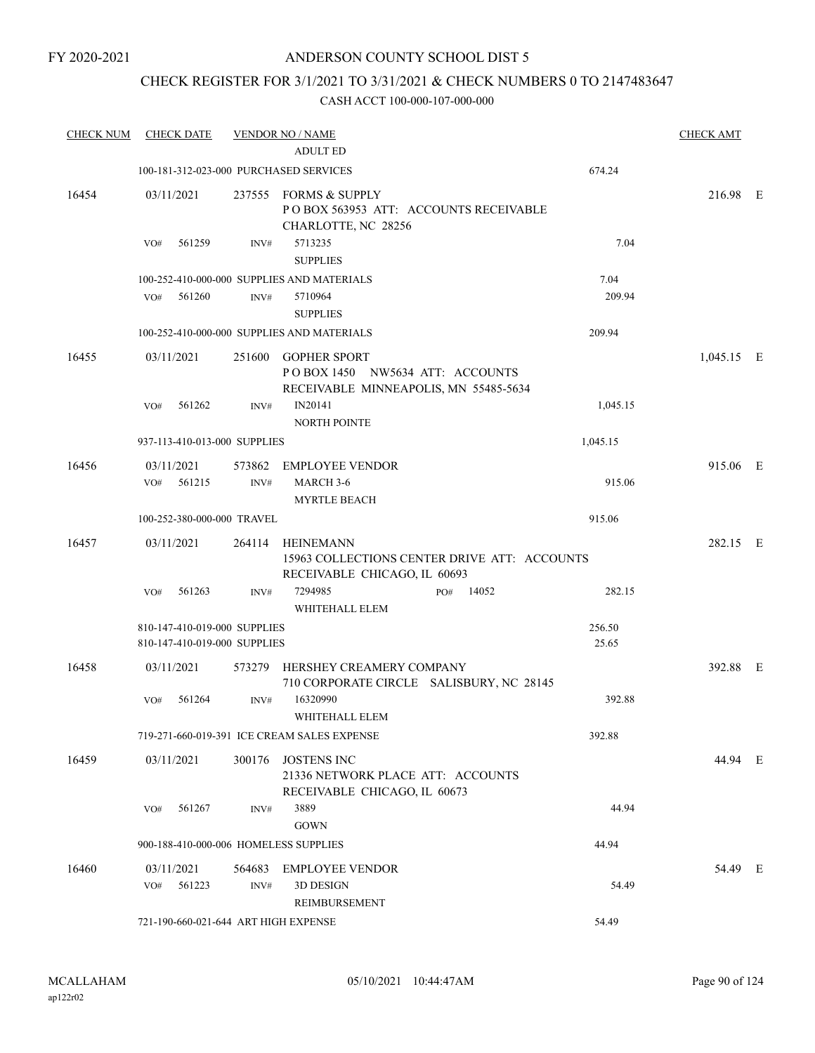FY 2020-2021

# ANDERSON COUNTY SCHOOL DIST 5

## CHECK REGISTER FOR 3/1/2021 TO 3/31/2021 & CHECK NUMBERS 0 TO 2147483647

CASH ACCT 100-000-107-000-000

| CHECK NUM | CHECK DATE | VENDOR NO / NAME | | CHECK AMT |
|---|---|---|---|---|
| | | ADULT ED | | |
| | 100-181-312-023-000 PURCHASED SERVICES | | 674.24 | |
| 16454 | 03/11/2021 | 237555 FORMS & SUPPLY<br>P O BOX 563953 ATT: ACCOUNTS RECEIVABLE<br>CHARLOTTE, NC 28256 | | 216.98 E |
| | VO# 561259 | INV# 5713235<br>SUPPLIES | 7.04 | |
| | 100-252-410-000-000 SUPPLIES AND MATERIALS | | 7.04 | |
| | VO# 561260 | INV# 5710964<br>SUPPLIES | 209.94 | |
| | 100-252-410-000-000 SUPPLIES AND MATERIALS | | 209.94 | |
| 16455 | 03/11/2021 | 251600 GOPHER SPORT<br>P O BOX 1450 NW5634 ATT: ACCOUNTS<br>RECEIVABLE MINNEAPOLIS, MN 55485-5634 | | 1,045.15 E |
| | VO# 561262 | INV# IN20141<br>NORTH POINTE | 1,045.15 | |
| | 937-113-410-013-000 SUPPLIES | | 1,045.15 | |
| 16456 | 03/11/2021 | 573862 EMPLOYEE VENDOR | | 915.06 E |
| | VO# 561215 | INV# MARCH 3-6<br>MYRTLE BEACH | 915.06 | |
| | 100-252-380-000-000 TRAVEL | | 915.06 | |
| 16457 | 03/11/2021 | 264114 HEINEMANN<br>15963 COLLECTIONS CENTER DRIVE ATT: ACCOUNTS<br>RECEIVABLE CHICAGO, IL 60693 | | 282.15 E |
| | VO# 561263 | INV# 7294985 PO# 14052<br>WHITEHALL ELEM | 282.15 | |
| | 810-147-410-019-000 SUPPLIES | | 256.50 | |
| | 810-147-410-019-000 SUPPLIES | | 25.65 | |
| 16458 | 03/11/2021 | 573279 HERSHEY CREAMERY COMPANY<br>710 CORPORATE CIRCLE SALISBURY, NC 28145 | | 392.88 E |
| | VO# 561264 | INV# 16320990<br>WHITEHALL ELEM | 392.88 | |
| | 719-271-660-019-391 ICE CREAM SALES EXPENSE | | 392.88 | |
| 16459 | 03/11/2021 | 300176 JOSTENS INC<br>21336 NETWORK PLACE ATT: ACCOUNTS<br>RECEIVABLE CHICAGO, IL 60673 | | 44.94 E |
| | VO# 561267 | INV# 3889<br>GOWN | 44.94 | |
| | 900-188-410-000-006 HOMELESS SUPPLIES | | 44.94 | |
| 16460 | 03/11/2021 | 564683 EMPLOYEE VENDOR | | 54.49 E |
| | VO# 561223 | INV# 3D DESIGN<br>REIMBURSEMENT | 54.49 | |
| | 721-190-660-021-644 ART HIGH EXPENSE | | 54.49 | |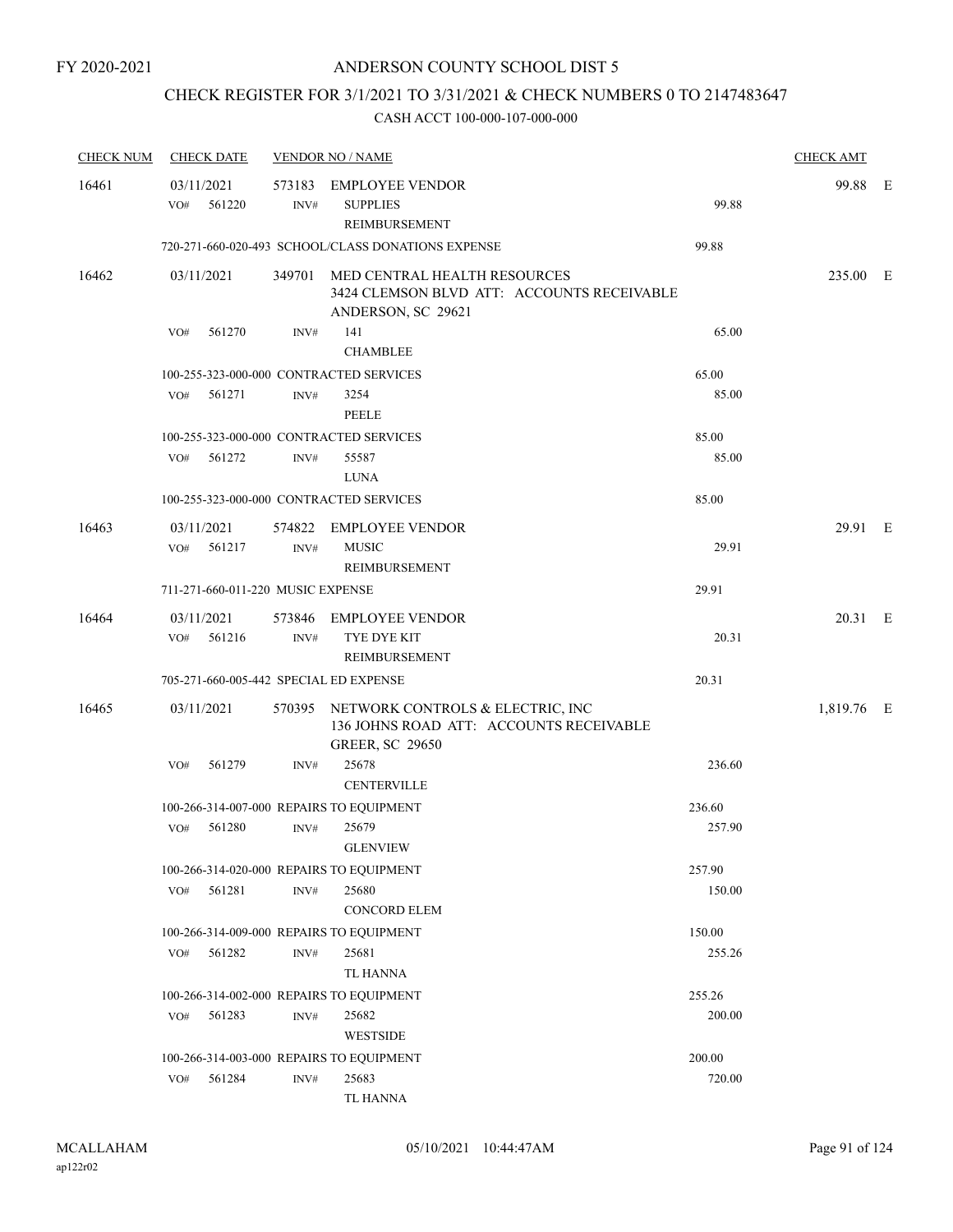FY 2020-2021

# ANDERSON COUNTY SCHOOL DIST 5

## CHECK REGISTER FOR 3/1/2021 TO 3/31/2021 & CHECK NUMBERS 0 TO 2147483647

CASH ACCT 100-000-107-000-000

| CHECK NUM | CHECK DATE | VENDOR NO / NAME | | CHECK AMT | |
|---|---|---|---|---|---|
| 16461 | 03/11/2021 | 573183 EMPLOYEE VENDOR | | 99.88 | E |
| | VO# 561220 | INV# SUPPLIES REIMBURSEMENT | 99.88 | | |
| | | 720-271-660-020-493 SCHOOL/CLASS DONATIONS EXPENSE | 99.88 | | |
| 16462 | 03/11/2021 | 349701 MED CENTRAL HEALTH RESOURCES 3424 CLEMSON BLVD ATT: ACCOUNTS RECEIVABLE ANDERSON, SC 29621 | | 235.00 | E |
| | VO# 561270 | INV# 141 CHAMBLEE | 65.00 | | |
| | | 100-255-323-000-000 CONTRACTED SERVICES | 65.00 | | |
| | VO# 561271 | INV# 3254 PEELE | 85.00 | | |
| | | 100-255-323-000-000 CONTRACTED SERVICES | 85.00 | | |
| | VO# 561272 | INV# 55587 LUNA | 85.00 | | |
| | | 100-255-323-000-000 CONTRACTED SERVICES | 85.00 | | |
| 16463 | 03/11/2021 | 574822 EMPLOYEE VENDOR | | 29.91 | E |
| | VO# 561217 | INV# MUSIC REIMBURSEMENT | 29.91 | | |
| | | 711-271-660-011-220 MUSIC EXPENSE | 29.91 | | |
| 16464 | 03/11/2021 | 573846 EMPLOYEE VENDOR | | 20.31 | E |
| | VO# 561216 | INV# TYE DYE KIT REIMBURSEMENT | 20.31 | | |
| | | 705-271-660-005-442 SPECIAL ED EXPENSE | 20.31 | | |
| 16465 | 03/11/2021 | 570395 NETWORK CONTROLS & ELECTRIC, INC 136 JOHNS ROAD ATT: ACCOUNTS RECEIVABLE GREER, SC 29650 | | 1,819.76 | E |
| | VO# 561279 | INV# 25678 CENTERVILLE | 236.60 | | |
| | | 100-266-314-007-000 REPAIRS TO EQUIPMENT | 236.60 | | |
| | VO# 561280 | INV# 25679 GLENVIEW | 257.90 | | |
| | | 100-266-314-020-000 REPAIRS TO EQUIPMENT | 257.90 | | |
| | VO# 561281 | INV# 25680 CONCORD ELEM | 150.00 | | |
| | | 100-266-314-009-000 REPAIRS TO EQUIPMENT | 150.00 | | |
| | VO# 561282 | INV# 25681 TL HANNA | 255.26 | | |
| | | 100-266-314-002-000 REPAIRS TO EQUIPMENT | 255.26 | | |
| | VO# 561283 | INV# 25682 WESTSIDE | 200.00 | | |
| | | 100-266-314-003-000 REPAIRS TO EQUIPMENT | 200.00 | | |
| | VO# 561284 | INV# 25683 TL HANNA | 720.00 | | |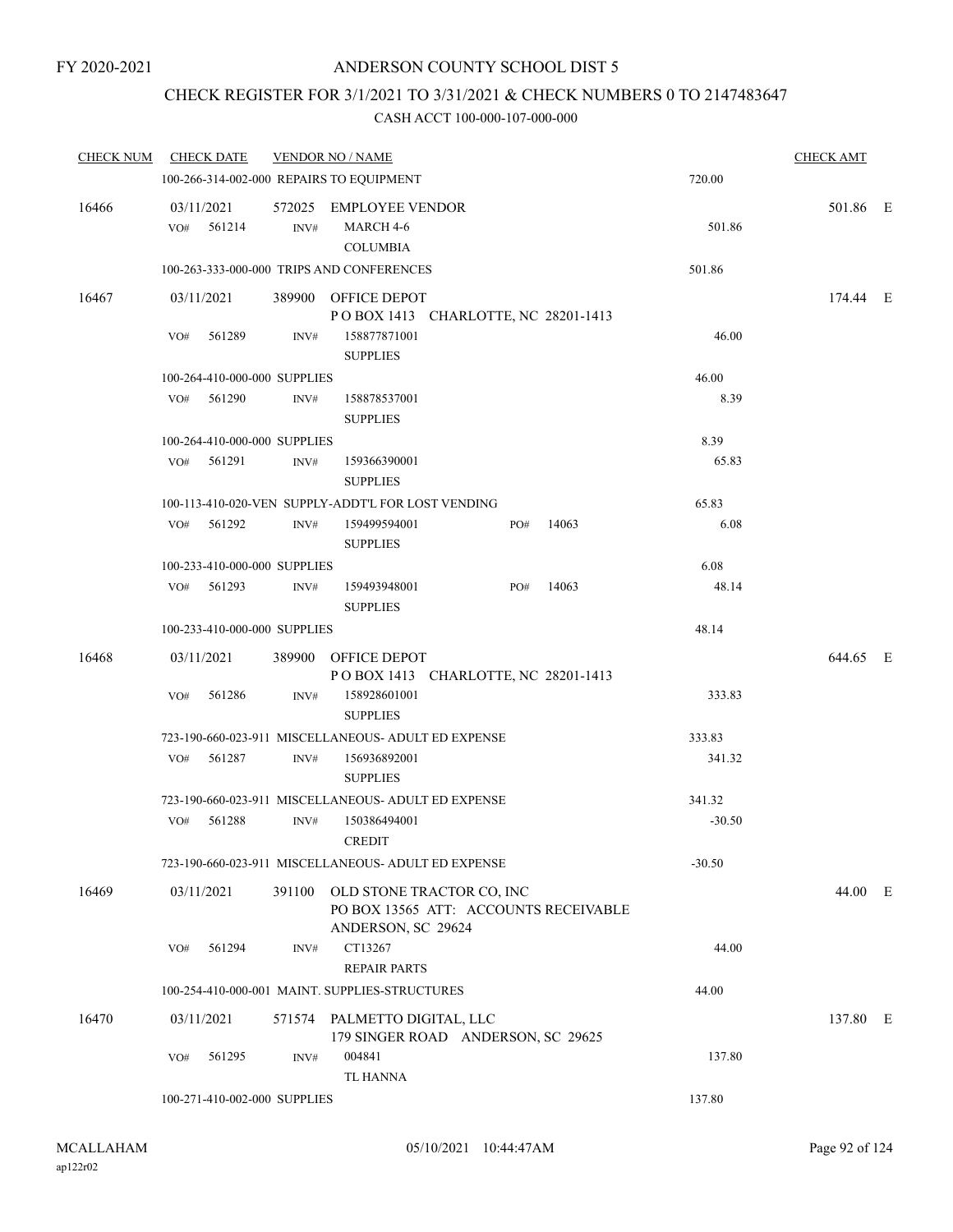FY 2020-2021

# ANDERSON COUNTY SCHOOL DIST 5

## CHECK REGISTER FOR 3/1/2021 TO 3/31/2021 & CHECK NUMBERS 0 TO 2147483647

CASH ACCT 100-000-107-000-000

| CHECK NUM | CHECK DATE | VENDOR NO / NAME | | CHECK AMT |
|---|---|---|---|---|
| | 100-266-314-002-000 REPAIRS TO EQUIPMENT | | 720.00 | |
| 16466 | 03/11/2021 | 572025 EMPLOYEE VENDOR | | 501.86 E |
| | VO# 561214 | INV# MARCH 4-6 COLUMBIA | 501.86 | |
| | 100-263-333-000-000 TRIPS AND CONFERENCES | | 501.86 | |
| 16467 | 03/11/2021 | 389900 OFFICE DEPOT P O BOX 1413 CHARLOTTE, NC 28201-1413 | | 174.44 E |
| | VO# 561289 | INV# 158877871001 SUPPLIES | 46.00 | |
| | 100-264-410-000-000 SUPPLIES | | 46.00 | |
| | VO# 561290 | INV# 158878537001 SUPPLIES | 8.39 | |
| | 100-264-410-000-000 SUPPLIES | | 8.39 | |
| | VO# 561291 | INV# 159366390001 SUPPLIES | 65.83 | |
| | 100-113-410-020-VEN SUPPLY-ADDT'L FOR LOST VENDING | | 65.83 | |
| | VO# 561292 | INV# 159499594001 SUPPLIES PO# 14063 | 6.08 | |
| | 100-233-410-000-000 SUPPLIES | | 6.08 | |
| | VO# 561293 | INV# 159493948001 SUPPLIES PO# 14063 | 48.14 | |
| | 100-233-410-000-000 SUPPLIES | | 48.14 | |
| 16468 | 03/11/2021 | 389900 OFFICE DEPOT P O BOX 1413 CHARLOTTE, NC 28201-1413 | | 644.65 E |
| | VO# 561286 | INV# 158928601001 SUPPLIES | 333.83 | |
| | 723-190-660-023-911 MISCELLANEOUS- ADULT ED EXPENSE | | 333.83 | |
| | VO# 561287 | INV# 156936892001 SUPPLIES | 341.32 | |
| | 723-190-660-023-911 MISCELLANEOUS- ADULT ED EXPENSE | | 341.32 | |
| | VO# 561288 | INV# 150386494001 CREDIT | -30.50 | |
| | 723-190-660-023-911 MISCELLANEOUS- ADULT ED EXPENSE | | -30.50 | |
| 16469 | 03/11/2021 | 391100 OLD STONE TRACTOR CO, INC PO BOX 13565 ATT: ACCOUNTS RECEIVABLE ANDERSON, SC 29624 | | 44.00 E |
| | VO# 561294 | INV# CT13267 REPAIR PARTS | 44.00 | |
| | 100-254-410-000-001 MAINT. SUPPLIES-STRUCTURES | | 44.00 | |
| 16470 | 03/11/2021 | 571574 PALMETTO DIGITAL, LLC 179 SINGER ROAD ANDERSON, SC 29625 | | 137.80 E |
| | VO# 561295 | INV# 004841 TL HANNA | 137.80 | |
| | 100-271-410-002-000 SUPPLIES | | 137.80 | |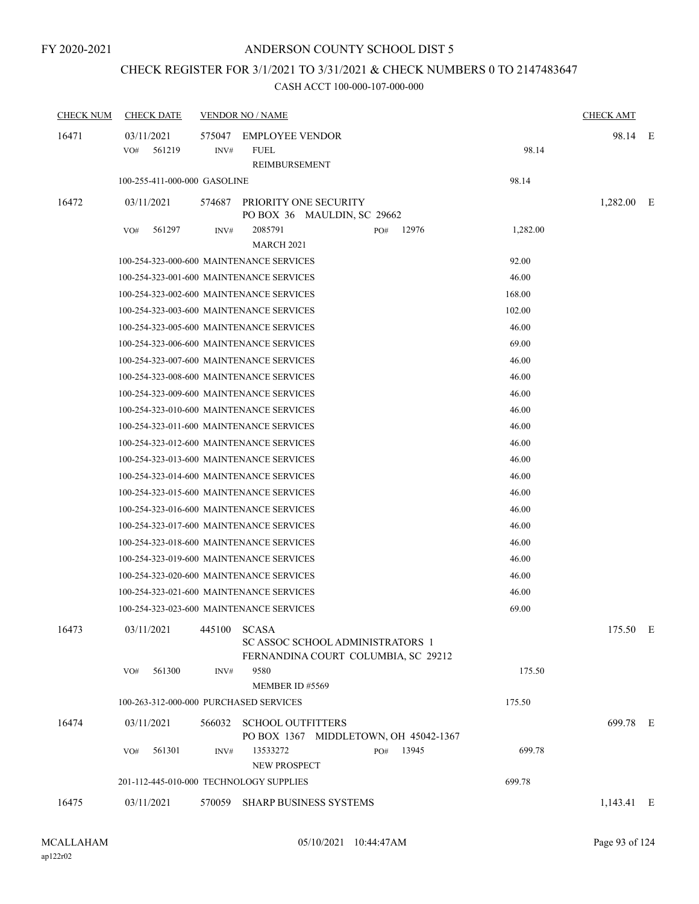FY 2020-2021

# ANDERSON COUNTY SCHOOL DIST 5

## CHECK REGISTER FOR 3/1/2021 TO 3/31/2021 & CHECK NUMBERS 0 TO 2147483647

CASH ACCT 100-000-107-000-000

| CHECK NUM | CHECK DATE | VENDOR NO / NAME | | CHECK AMT | |
|---|---|---|---|---|---|
| 16471 | 03/11/2021 | 575047 EMPLOYEE VENDOR | | 98.14 | E |
| | VO# 561219 | INV# FUEL REIMBURSEMENT | 98.14 | | |
| | 100-255-411-000-000 GASOLINE | | 98.14 | | |
| 16472 | 03/11/2021 | 574687 PRIORITY ONE SECURITY PO BOX 36 MAULDIN, SC 29662 | | 1,282.00 | E |
| | VO# 561297 | INV# 2085791 PO# 12976 MARCH 2021 | 1,282.00 | | |
| | 100-254-323-000-600 MAINTENANCE SERVICES | | 92.00 | | |
| | 100-254-323-001-600 MAINTENANCE SERVICES | | 46.00 | | |
| | 100-254-323-002-600 MAINTENANCE SERVICES | | 168.00 | | |
| | 100-254-323-003-600 MAINTENANCE SERVICES | | 102.00 | | |
| | 100-254-323-005-600 MAINTENANCE SERVICES | | 46.00 | | |
| | 100-254-323-006-600 MAINTENANCE SERVICES | | 69.00 | | |
| | 100-254-323-007-600 MAINTENANCE SERVICES | | 46.00 | | |
| | 100-254-323-008-600 MAINTENANCE SERVICES | | 46.00 | | |
| | 100-254-323-009-600 MAINTENANCE SERVICES | | 46.00 | | |
| | 100-254-323-010-600 MAINTENANCE SERVICES | | 46.00 | | |
| | 100-254-323-011-600 MAINTENANCE SERVICES | | 46.00 | | |
| | 100-254-323-012-600 MAINTENANCE SERVICES | | 46.00 | | |
| | 100-254-323-013-600 MAINTENANCE SERVICES | | 46.00 | | |
| | 100-254-323-014-600 MAINTENANCE SERVICES | | 46.00 | | |
| | 100-254-323-015-600 MAINTENANCE SERVICES | | 46.00 | | |
| | 100-254-323-016-600 MAINTENANCE SERVICES | | 46.00 | | |
| | 100-254-323-017-600 MAINTENANCE SERVICES | | 46.00 | | |
| | 100-254-323-018-600 MAINTENANCE SERVICES | | 46.00 | | |
| | 100-254-323-019-600 MAINTENANCE SERVICES | | 46.00 | | |
| | 100-254-323-020-600 MAINTENANCE SERVICES | | 46.00 | | |
| | 100-254-323-021-600 MAINTENANCE SERVICES | | 46.00 | | |
| | 100-254-323-023-600 MAINTENANCE SERVICES | | 69.00 | | |
| 16473 | 03/11/2021 | 445100 SCASA SC ASSOC SCHOOL ADMINISTRATORS 1 FERNANDINA COURT COLUMBIA, SC 29212 | | 175.50 | E |
| | VO# 561300 | INV# 9580 MEMBER ID #5569 | 175.50 | | |
| | 100-263-312-000-000 PURCHASED SERVICES | | 175.50 | | |
| 16474 | 03/11/2021 | 566032 SCHOOL OUTFITTERS PO BOX 1367 MIDDLETOWN, OH 45042-1367 | | 699.78 | E |
| | VO# 561301 | INV# 13533272 PO# 13945 NEW PROSPECT | 699.78 | | |
| | 201-112-445-010-000 TECHNOLOGY SUPPLIES | | 699.78 | | |
| 16475 | 03/11/2021 | 570059 SHARP BUSINESS SYSTEMS | | 1,143.41 | E |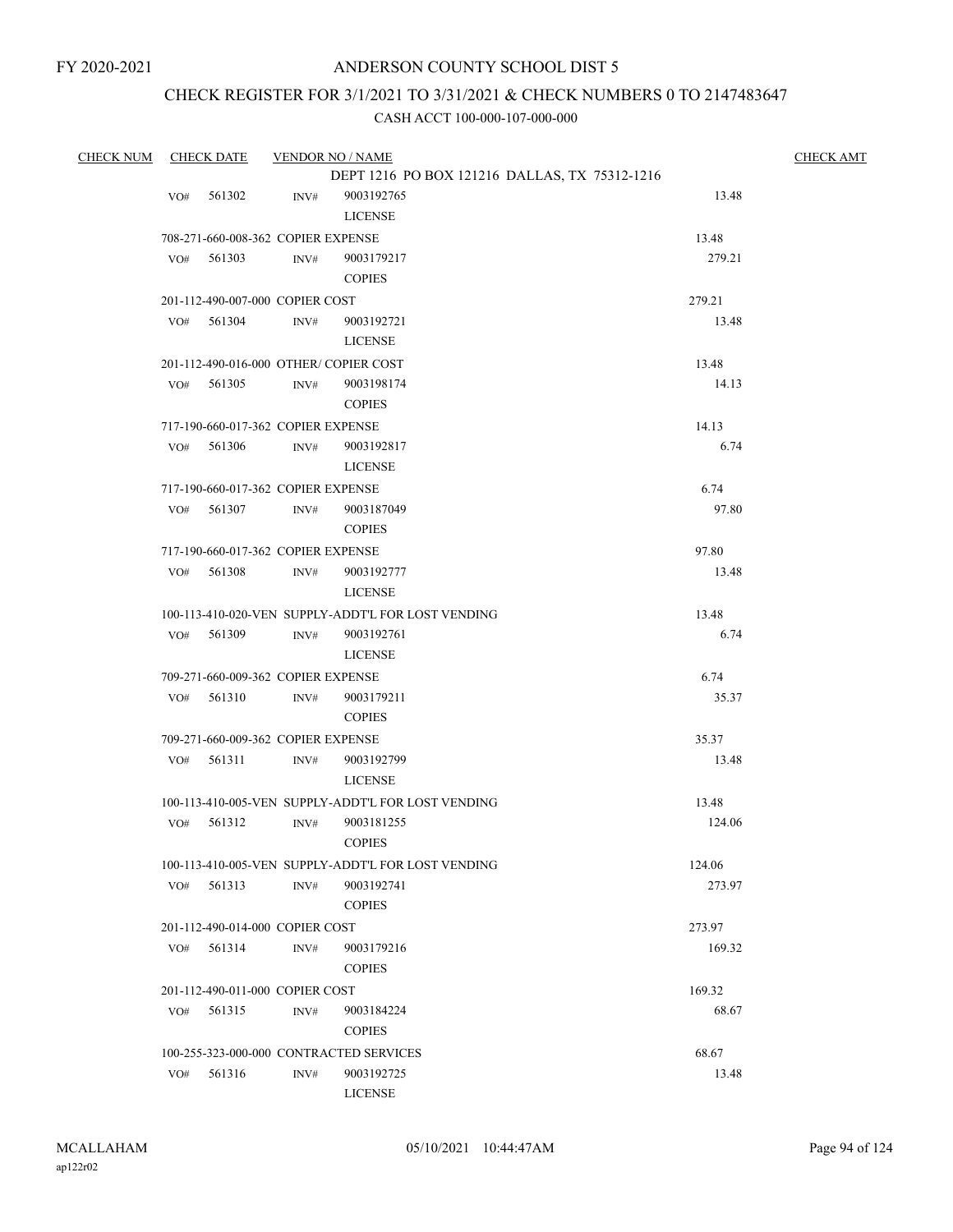FY 2020-2021

# ANDERSON COUNTY SCHOOL DIST 5

## CHECK REGISTER FOR 3/1/2021 TO 3/31/2021 & CHECK NUMBERS 0 TO 2147483647

### CASH ACCT 100-000-107-000-000

| CHECK NUM | CHECK DATE | VENDOR NO / NAME | | CHECK AMT |
|---|---|---|---|---|
| | | DEPT 1216 PO BOX 121216 DALLAS, TX 75312-1216 | | |
| | VO# 561302 | INV# 9003192765 LICENSE | 13.48 | |
| | 708-271-660-008-362 COPIER EXPENSE | | 13.48 | |
| | VO# 561303 | INV# 9003179217 COPIES | 279.21 | |
| | 201-112-490-007-000 COPIER COST | | 279.21 | |
| | VO# 561304 | INV# 9003192721 LICENSE | 13.48 | |
| | 201-112-490-016-000 OTHER/ COPIER COST | | 13.48 | |
| | VO# 561305 | INV# 9003198174 COPIES | 14.13 | |
| | 717-190-660-017-362 COPIER EXPENSE | | 14.13 | |
| | VO# 561306 | INV# 9003192817 LICENSE | 6.74 | |
| | 717-190-660-017-362 COPIER EXPENSE | | 6.74 | |
| | VO# 561307 | INV# 9003187049 COPIES | 97.80 | |
| | 717-190-660-017-362 COPIER EXPENSE | | 97.80 | |
| | VO# 561308 | INV# 9003192777 LICENSE | 13.48 | |
| | 100-113-410-020-VEN SUPPLY-ADDT'L FOR LOST VENDING | | 13.48 | |
| | VO# 561309 | INV# 9003192761 LICENSE | 6.74 | |
| | 709-271-660-009-362 COPIER EXPENSE | | 6.74 | |
| | VO# 561310 | INV# 9003179211 COPIES | 35.37 | |
| | 709-271-660-009-362 COPIER EXPENSE | | 35.37 | |
| | VO# 561311 | INV# 9003192799 LICENSE | 13.48 | |
| | 100-113-410-005-VEN SUPPLY-ADDT'L FOR LOST VENDING | | 13.48 | |
| | VO# 561312 | INV# 9003181255 COPIES | 124.06 | |
| | 100-113-410-005-VEN SUPPLY-ADDT'L FOR LOST VENDING | | 124.06 | |
| | VO# 561313 | INV# 9003192741 COPIES | 273.97 | |
| | 201-112-490-014-000 COPIER COST | | 273.97 | |
| | VO# 561314 | INV# 9003179216 COPIES | 169.32 | |
| | 201-112-490-011-000 COPIER COST | | 169.32 | |
| | VO# 561315 | INV# 9003184224 COPIES | 68.67 | |
| | 100-255-323-000-000 CONTRACTED SERVICES | | 68.67 | |
| | VO# 561316 | INV# 9003192725 LICENSE | 13.48 | |

MCALLAHAM
ap122r02

05/10/2021 10:44:47AM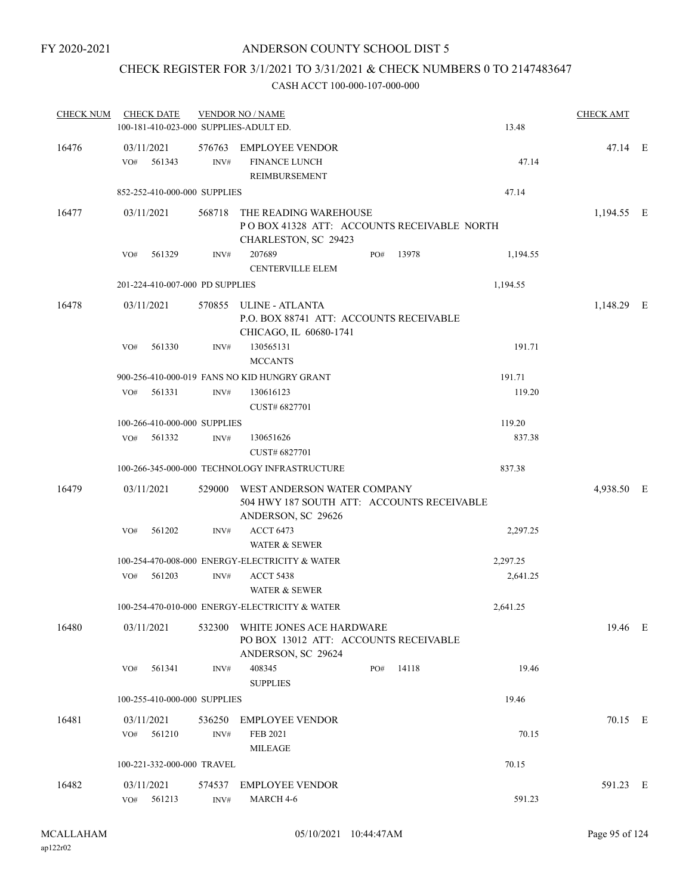FY 2020-2021

# ANDERSON COUNTY SCHOOL DIST 5

## CHECK REGISTER FOR 3/1/2021 TO 3/31/2021 & CHECK NUMBERS 0 TO 2147483647

### CASH ACCT 100-000-107-000-000

| CHECK NUM | CHECK DATE | VENDOR NO / NAME | | | CHECK AMT | |
|---|---|---|---|---|---|---|
| | 100-181-410-023-000 SUPPLIES-ADULT ED. | | | 13.48 | | |
| 16476 | 03/11/2021 | 576763 EMPLOYEE VENDOR | | | 47.14 | E |
| | VO# 561343 | INV# FINANCE LUNCH REIMBURSEMENT | | 47.14 | | |
| | 852-252-410-000-000 SUPPLIES | | | 47.14 | | |
| 16477 | 03/11/2021 | 568718 THE READING WAREHOUSE<br>P O BOX 41328 ATT: ACCOUNTS RECEIVABLE NORTH CHARLESTON, SC 29423 | | | 1,194.55 | E |
| | VO# 561329 | INV# 207689<br>CENTERVILLE ELEM | PO# 13978 | 1,194.55 | | |
| | 201-224-410-007-000 PD SUPPLIES | | | 1,194.55 | | |
| 16478 | 03/11/2021 | 570855 ULINE - ATLANTA<br>P.O. BOX 88741 ATT: ACCOUNTS RECEIVABLE<br>CHICAGO, IL 60680-1741 | | | 1,148.29 | E |
| | VO# 561330 | INV# 130565131<br>MCCANTS | | 191.71 | | |
| | 900-256-410-000-019 FANS NO KID HUNGRY GRANT | | | 191.71 | | |
| | VO# 561331 | INV# 130616123<br>CUST# 6827701 | | 119.20 | | |
| | 100-266-410-000-000 SUPPLIES | | | 119.20 | | |
| | VO# 561332 | INV# 130651626<br>CUST# 6827701 | | 837.38 | | |
| | 100-266-345-000-000 TECHNOLOGY INFRASTRUCTURE | | | 837.38 | | |
| 16479 | 03/11/2021 | 529000 WEST ANDERSON WATER COMPANY<br>504 HWY 187 SOUTH ATT: ACCOUNTS RECEIVABLE<br>ANDERSON, SC 29626 | | | 4,938.50 | E |
| | VO# 561202 | INV# ACCT 6473<br>WATER & SEWER | | 2,297.25 | | |
| | 100-254-470-008-000 ENERGY-ELECTRICITY & WATER | | | 2,297.25 | | |
| | VO# 561203 | INV# ACCT 5438<br>WATER & SEWER | | 2,641.25 | | |
| | 100-254-470-010-000 ENERGY-ELECTRICITY & WATER | | | 2,641.25 | | |
| 16480 | 03/11/2021 | 532300 WHITE JONES ACE HARDWARE<br>PO BOX 13012 ATT: ACCOUNTS RECEIVABLE<br>ANDERSON, SC 29624 | | | 19.46 | E |
| | VO# 561341 | INV# 408345<br>SUPPLIES | PO# 14118 | 19.46 | | |
| | 100-255-410-000-000 SUPPLIES | | | 19.46 | | |
| 16481 | 03/11/2021 | 536250 EMPLOYEE VENDOR | | | 70.15 | E |
| | VO# 561210 | INV# FEB 2021<br>MILEAGE | | 70.15 | | |
| | 100-221-332-000-000 TRAVEL | | | 70.15 | | |
| 16482 | 03/11/2021 | 574537 EMPLOYEE VENDOR | | | 591.23 | E |
| | VO# 561213 | INV# MARCH 4-6 | | 591.23 | | |

MCALLAHAM
ap122r02

05/10/2021 10:44:47AM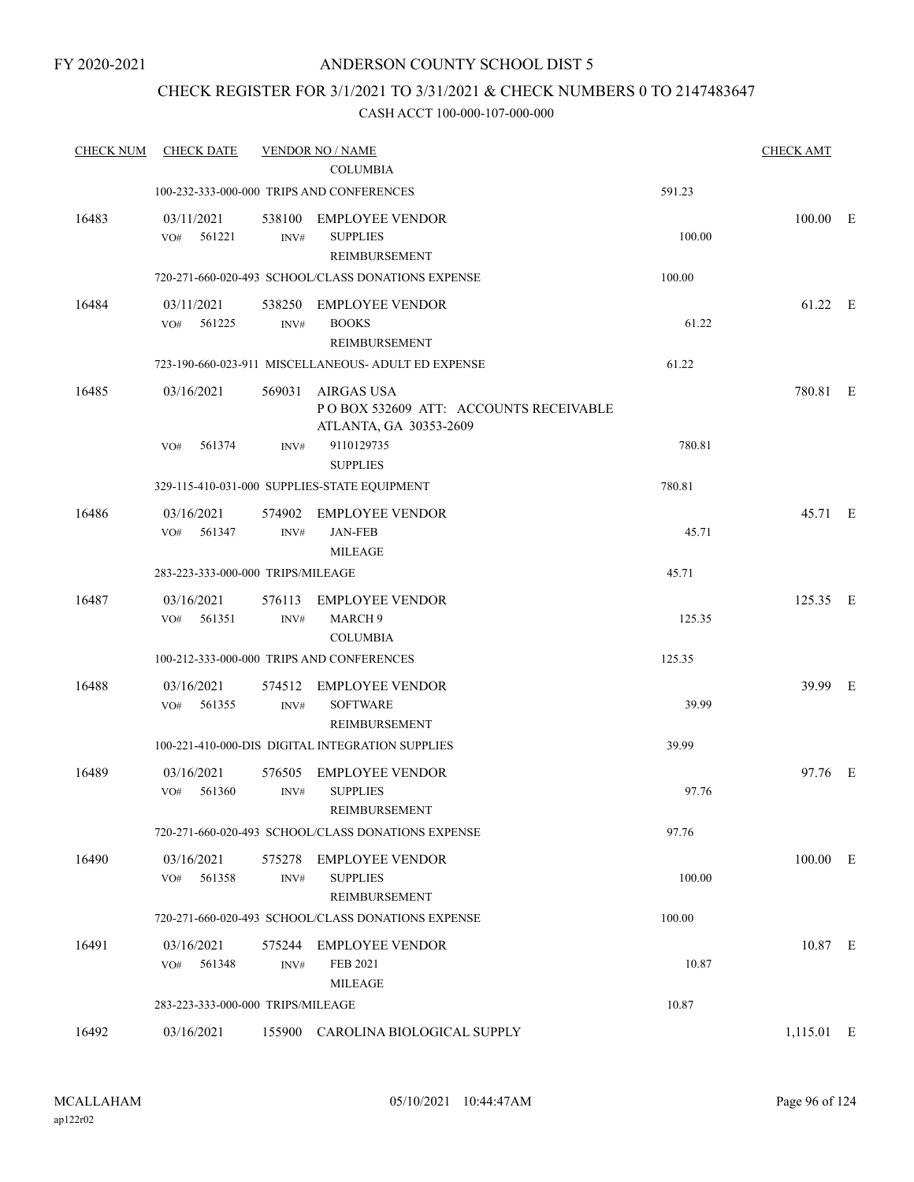FY 2020-2021

# ANDERSON COUNTY SCHOOL DIST 5

## CHECK REGISTER FOR 3/1/2021 TO 3/31/2021 & CHECK NUMBERS 0 TO 2147483647

### CASH ACCT 100-000-107-000-000

| CHECK NUM | CHECK DATE | VENDOR NO / NAME | | CHECK AMT | |
|---|---|---|---|---|---|
| | | COLUMBIA | | | |
| | 100-232-333-000-000 TRIPS AND CONFERENCES | | 591.23 | | |
| 16483 | 03/11/2021 | 538100 EMPLOYEE VENDOR | | 100.00 | E |
| | VO# 561221 | INV# SUPPLIES REIMBURSEMENT | 100.00 | | |
| | 720-271-660-020-493 SCHOOL/CLASS DONATIONS EXPENSE | | 100.00 | | |
| 16484 | 03/11/2021 | 538250 EMPLOYEE VENDOR | | 61.22 | E |
| | VO# 561225 | INV# BOOKS REIMBURSEMENT | 61.22 | | |
| | 723-190-660-023-911 MISCELLANEOUS- ADULT ED EXPENSE | | 61.22 | | |
| 16485 | 03/16/2021 | 569031 AIRGAS USA P O BOX 532609 ATT: ACCOUNTS RECEIVABLE ATLANTA, GA 30353-2609 | | 780.81 | E |
| | VO# 561374 | INV# 9110129735 SUPPLIES | 780.81 | | |
| | 329-115-410-031-000 SUPPLIES-STATE EQUIPMENT | | 780.81 | | |
| 16486 | 03/16/2021 | 574902 EMPLOYEE VENDOR | | 45.71 | E |
| | VO# 561347 | INV# JAN-FEB MILEAGE | 45.71 | | |
| | 283-223-333-000-000 TRIPS/MILEAGE | | 45.71 | | |
| 16487 | 03/16/2021 | 576113 EMPLOYEE VENDOR | | 125.35 | E |
| | VO# 561351 | INV# MARCH 9 COLUMBIA | 125.35 | | |
| | 100-212-333-000-000 TRIPS AND CONFERENCES | | 125.35 | | |
| 16488 | 03/16/2021 | 574512 EMPLOYEE VENDOR | | 39.99 | E |
| | VO# 561355 | INV# SOFTWARE REIMBURSEMENT | 39.99 | | |
| | 100-221-410-000-DIS DIGITAL INTEGRATION SUPPLIES | | 39.99 | | |
| 16489 | 03/16/2021 | 576505 EMPLOYEE VENDOR | | 97.76 | E |
| | VO# 561360 | INV# SUPPLIES REIMBURSEMENT | 97.76 | | |
| | 720-271-660-020-493 SCHOOL/CLASS DONATIONS EXPENSE | | 97.76 | | |
| 16490 | 03/16/2021 | 575278 EMPLOYEE VENDOR | | 100.00 | E |
| | VO# 561358 | INV# SUPPLIES REIMBURSEMENT | 100.00 | | |
| | 720-271-660-020-493 SCHOOL/CLASS DONATIONS EXPENSE | | 100.00 | | |
| 16491 | 03/16/2021 | 575244 EMPLOYEE VENDOR | | 10.87 | E |
| | VO# 561348 | INV# FEB 2021 MILEAGE | 10.87 | | |
| | 283-223-333-000-000 TRIPS/MILEAGE | | 10.87 | | |
| 16492 | 03/16/2021 | 155900 CAROLINA BIOLOGICAL SUPPLY | | 1,115.01 | E |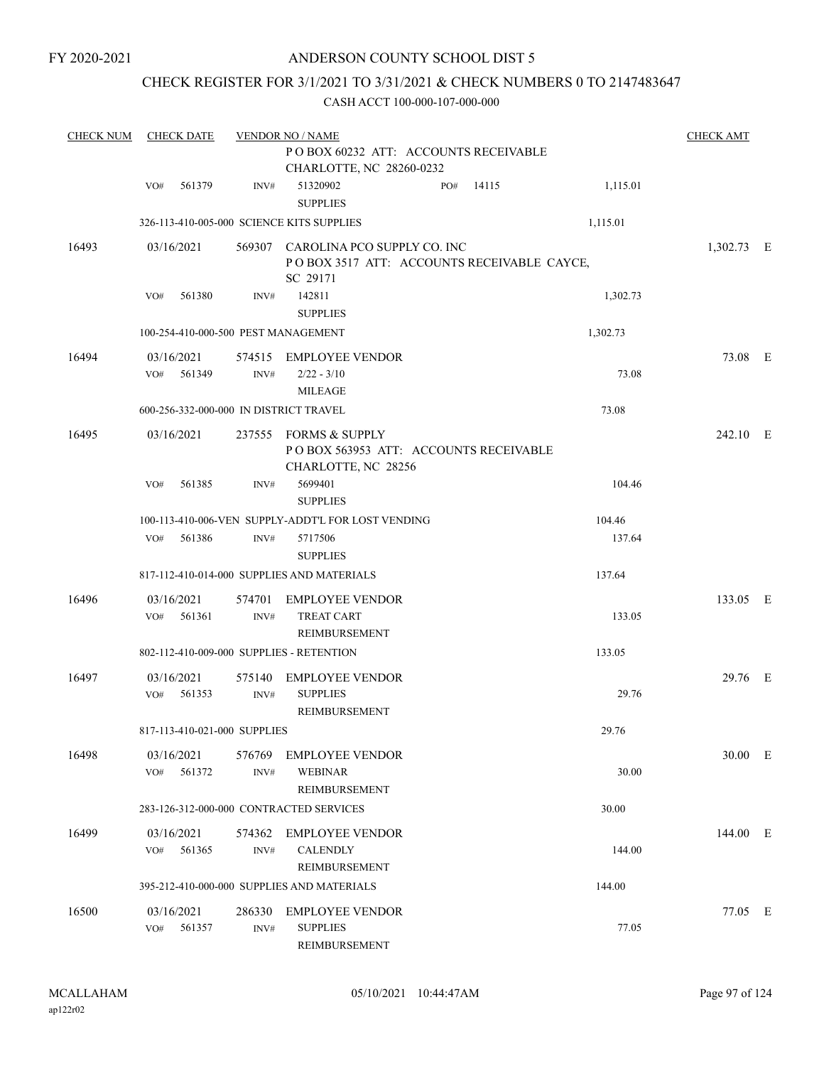FY 2020-2021

# ANDERSON COUNTY SCHOOL DIST 5

## CHECK REGISTER FOR 3/1/2021 TO 3/31/2021 & CHECK NUMBERS 0 TO 2147483647

CASH ACCT 100-000-107-000-000

| CHECK NUM | CHECK DATE | VENDOR NO / NAME | | | CHECK AMT |
|---|---|---|---|---|---|
| | | P O BOX 60232 ATT: ACCOUNTS RECEIVABLE CHARLOTTE, NC 28260-0232 | | | |
| | VO# 561379 | INV# 51320902 SUPPLIES | PO# 14115 | 1,115.01 | |
| | 326-113-410-005-000 SCIENCE KITS SUPPLIES | | | 1,115.01 | |
| 16493 | 03/16/2021 | 569307 CAROLINA PCO SUPPLY CO. INC P O BOX 3517 ATT: ACCOUNTS RECEIVABLE CAYCE, SC 29171 | | | 1,302.73 E |
| | VO# 561380 | INV# 142811 SUPPLIES | | 1,302.73 | |
| | 100-254-410-000-500 PEST MANAGEMENT | | | 1,302.73 | |
| 16494 | 03/16/2021 | 574515 EMPLOYEE VENDOR | | | 73.08 E |
| | VO# 561349 | INV# 2/22 - 3/10 MILEAGE | | 73.08 | |
| | 600-256-332-000-000 IN DISTRICT TRAVEL | | | 73.08 | |
| 16495 | 03/16/2021 | 237555 FORMS & SUPPLY P O BOX 563953 ATT: ACCOUNTS RECEIVABLE CHARLOTTE, NC 28256 | | | 242.10 E |
| | VO# 561385 | INV# 5699401 SUPPLIES | | 104.46 | |
| | 100-113-410-006-VEN SUPPLY-ADDT'L FOR LOST VENDING | | | 104.46 | |
| | VO# 561386 | INV# 5717506 SUPPLIES | | 137.64 | |
| | 817-112-410-014-000 SUPPLIES AND MATERIALS | | | 137.64 | |
| 16496 | 03/16/2021 | 574701 EMPLOYEE VENDOR | | | 133.05 E |
| | VO# 561361 | INV# TREAT CART REIMBURSEMENT | | 133.05 | |
| | 802-112-410-009-000 SUPPLIES - RETENTION | | | 133.05 | |
| 16497 | 03/16/2021 | 575140 EMPLOYEE VENDOR | | | 29.76 E |
| | VO# 561353 | INV# SUPPLIES REIMBURSEMENT | | 29.76 | |
| | 817-113-410-021-000 SUPPLIES | | | 29.76 | |
| 16498 | 03/16/2021 | 576769 EMPLOYEE VENDOR | | | 30.00 E |
| | VO# 561372 | INV# WEBINAR REIMBURSEMENT | | 30.00 | |
| | 283-126-312-000-000 CONTRACTED SERVICES | | | 30.00 | |
| 16499 | 03/16/2021 | 574362 EMPLOYEE VENDOR | | | 144.00 E |
| | VO# 561365 | INV# CALENDLY REIMBURSEMENT | | 144.00 | |
| | 395-212-410-000-000 SUPPLIES AND MATERIALS | | | 144.00 | |
| 16500 | 03/16/2021 | 286330 EMPLOYEE VENDOR | | | 77.05 E |
| | VO# 561357 | INV# SUPPLIES REIMBURSEMENT | | 77.05 | |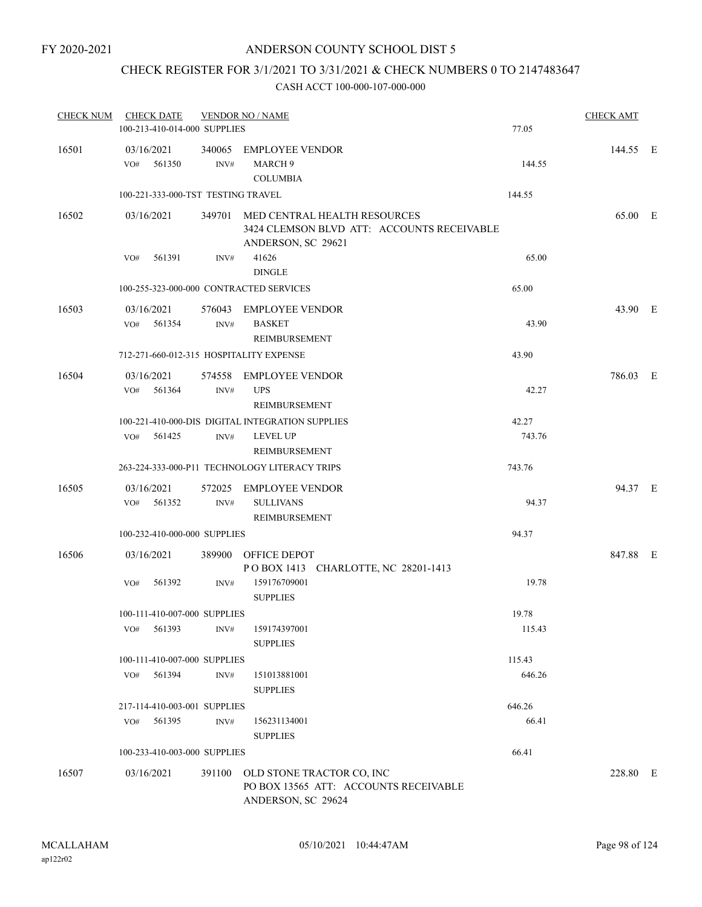FY 2020-2021

# ANDERSON COUNTY SCHOOL DIST 5

## CHECK REGISTER FOR 3/1/2021 TO 3/31/2021 & CHECK NUMBERS 0 TO 2147483647

### CASH ACCT 100-000-107-000-000

| CHECK NUM | CHECK DATE | VENDOR NO / NAME | | CHECK AMT |
|---|---|---|---|---|
| | 100-213-410-014-000 SUPPLIES | | 77.05 | |
| 16501 | 03/16/2021 | 340065 EMPLOYEE VENDOR | | 144.55 E |
| | VO# 561350 INV# | MARCH 9<br>COLUMBIA | 144.55 | |
| | 100-221-333-000-TST TESTING TRAVEL | | 144.55 | |
| 16502 | 03/16/2021 | 349701 MED CENTRAL HEALTH RESOURCES<br>3424 CLEMSON BLVD ATT: ACCOUNTS RECEIVABLE<br>ANDERSON, SC 29621 | | 65.00 E |
| | VO# 561391 INV# | 41626<br>DINGLE | 65.00 | |
| | 100-255-323-000-000 CONTRACTED SERVICES | | 65.00 | |
| 16503 | 03/16/2021 | 576043 EMPLOYEE VENDOR | | 43.90 E |
| | VO# 561354 INV# | BASKET<br>REIMBURSEMENT | 43.90 | |
| | 712-271-660-012-315 HOSPITALITY EXPENSE | | 43.90 | |
| 16504 | 03/16/2021 | 574558 EMPLOYEE VENDOR | | 786.03 E |
| | VO# 561364 INV# | UPS<br>REIMBURSEMENT | 42.27 | |
| | 100-221-410-000-DIS DIGITAL INTEGRATION SUPPLIES | | 42.27 | |
| | VO# 561425 INV# | LEVEL UP<br>REIMBURSEMENT | 743.76 | |
| | 263-224-333-000-P11 TECHNOLOGY LITERACY TRIPS | | 743.76 | |
| 16505 | 03/16/2021 | 572025 EMPLOYEE VENDOR | | 94.37 E |
| | VO# 561352 INV# | SULLIVANS<br>REIMBURSEMENT | 94.37 | |
| | 100-232-410-000-000 SUPPLIES | | 94.37 | |
| 16506 | 03/16/2021 | 389900 OFFICE DEPOT<br>P O BOX 1413 CHARLOTTE, NC 28201-1413 | | 847.88 E |
| | VO# 561392 INV# | 159176709001<br>SUPPLIES | 19.78 | |
| | 100-111-410-007-000 SUPPLIES | | 19.78 | |
| | VO# 561393 INV# | 159174397001<br>SUPPLIES | 115.43 | |
| | 100-111-410-007-000 SUPPLIES | | 115.43 | |
| | VO# 561394 INV# | 151013881001<br>SUPPLIES | 646.26 | |
| | 217-114-410-003-001 SUPPLIES | | 646.26 | |
| | VO# 561395 INV# | 156231134001<br>SUPPLIES | 66.41 | |
| | 100-233-410-003-000 SUPPLIES | | 66.41 | |
| 16507 | 03/16/2021 | 391100 OLD STONE TRACTOR CO, INC<br>PO BOX 13565 ATT: ACCOUNTS RECEIVABLE<br>ANDERSON, SC 29624 | | 228.80 E |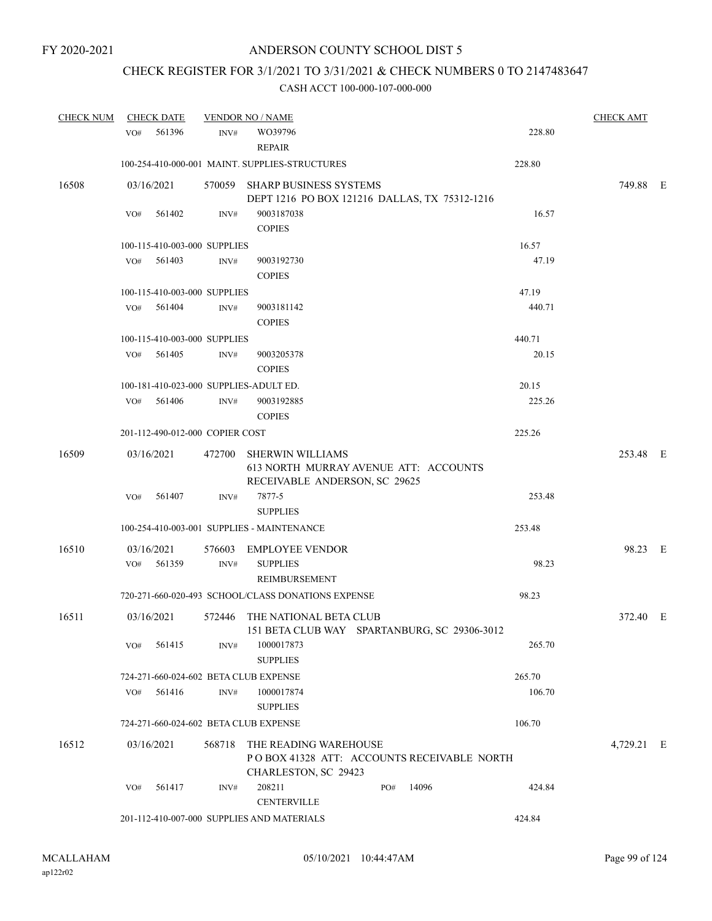FY 2020-2021

# ANDERSON COUNTY SCHOOL DIST 5

## CHECK REGISTER FOR 3/1/2021 TO 3/31/2021 & CHECK NUMBERS 0 TO 2147483647

### CASH ACCT 100-000-107-000-000

| CHECK NUM | CHECK DATE | VENDOR NO / NAME | | | CHECK AMT | |
|---|---|---|---|---|---|---|
| | VO# 561396 | INV# WO39796<br>REPAIR | | 228.80 | | |
| | 100-254-410-000-001 MAINT. SUPPLIES-STRUCTURES | | | 228.80 | | |
| 16508 | 03/16/2021 | 570059 SHARP BUSINESS SYSTEMS<br>DEPT 1216 PO BOX 121216 DALLAS, TX 75312-1216 | | | 749.88 | E |
| | VO# 561402 | INV# 9003187038<br>COPIES | | 16.57 | | |
| | 100-115-410-003-000 SUPPLIES | | | 16.57 | | |
| | VO# 561403 | INV# 9003192730<br>COPIES | | 47.19 | | |
| | 100-115-410-003-000 SUPPLIES | | | 47.19 | | |
| | VO# 561404 | INV# 9003181142<br>COPIES | | 440.71 | | |
| | 100-115-410-003-000 SUPPLIES | | | 440.71 | | |
| | VO# 561405 | INV# 9003205378<br>COPIES | | 20.15 | | |
| | 100-181-410-023-000 SUPPLIES-ADULT ED. | | | 20.15 | | |
| | VO# 561406 | INV# 9003192885<br>COPIES | | 225.26 | | |
| | 201-112-490-012-000 COPIER COST | | | 225.26 | | |
| 16509 | 03/16/2021 | 472700 SHERWIN WILLIAMS<br>613 NORTH MURRAY AVENUE ATT: ACCOUNTS RECEIVABLE ANDERSON, SC 29625 | | | 253.48 | E |
| | VO# 561407 | INV# 7877-5<br>SUPPLIES | | 253.48 | | |
| | 100-254-410-003-001 SUPPLIES - MAINTENANCE | | | 253.48 | | |
| 16510 | 03/16/2021 | 576603 EMPLOYEE VENDOR | | | 98.23 | E |
| | VO# 561359 | INV# SUPPLIES<br>REIMBURSEMENT | | 98.23 | | |
| | 720-271-660-020-493 SCHOOL/CLASS DONATIONS EXPENSE | | | 98.23 | | |
| 16511 | 03/16/2021 | 572446 THE NATIONAL BETA CLUB<br>151 BETA CLUB WAY SPARTANBURG, SC 29306-3012 | | | 372.40 | E |
| | VO# 561415 | INV# 1000017873<br>SUPPLIES | | 265.70 | | |
| | 724-271-660-024-602 BETA CLUB EXPENSE | | | 265.70 | | |
| | VO# 561416 | INV# 1000017874<br>SUPPLIES | | 106.70 | | |
| | 724-271-660-024-602 BETA CLUB EXPENSE | | | 106.70 | | |
| 16512 | 03/16/2021 | 568718 THE READING WAREHOUSE<br>P O BOX 41328 ATT: ACCOUNTS RECEIVABLE NORTH CHARLESTON, SC 29423 | | | 4,729.21 | E |
| | VO# 561417 | INV# 208211<br>CENTERVILLE | PO# 14096 | 424.84 | | |
| | 201-112-410-007-000 SUPPLIES AND MATERIALS | | | 424.84 | | |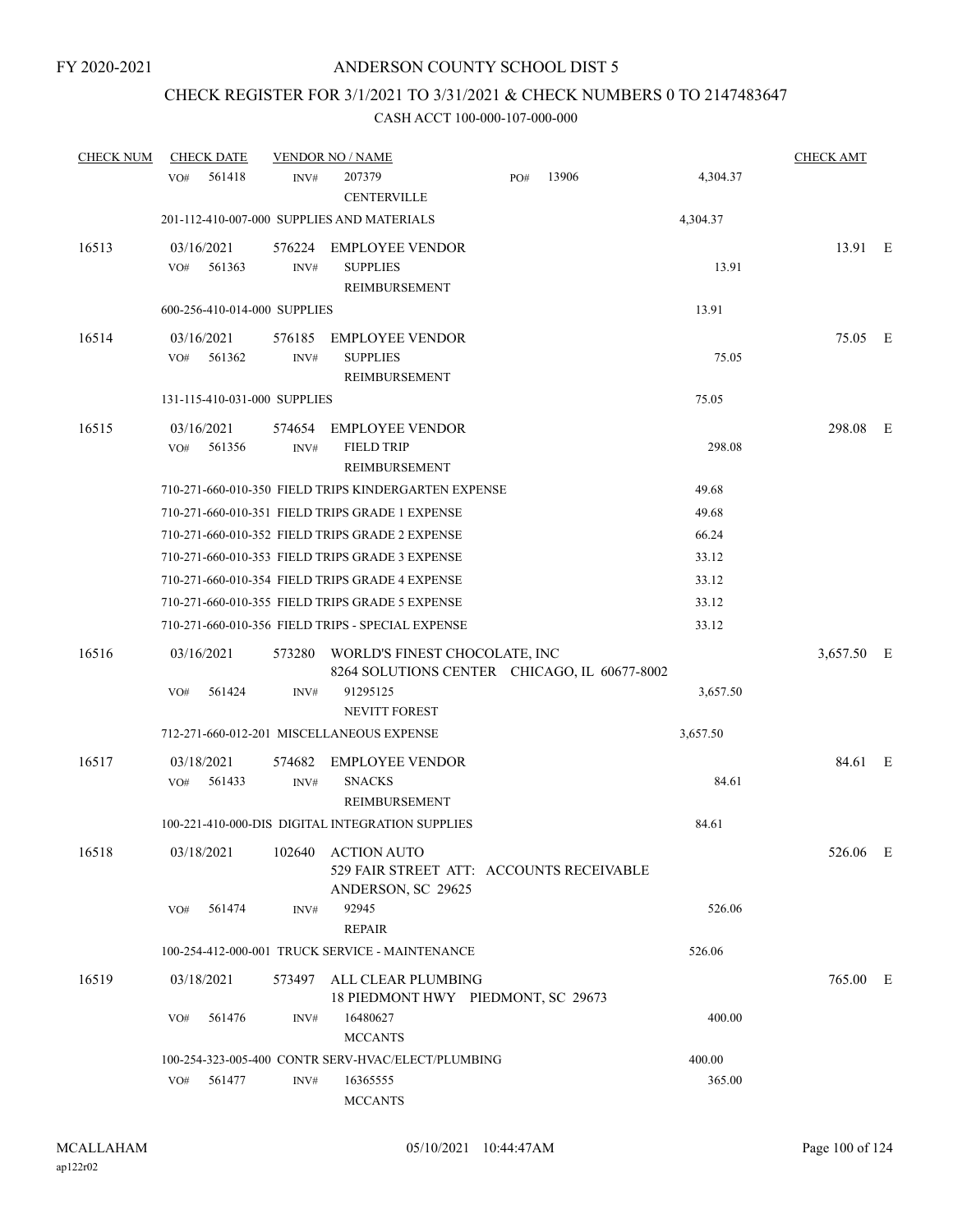FY 2020-2021

# ANDERSON COUNTY SCHOOL DIST 5

## CHECK REGISTER FOR 3/1/2021 TO 3/31/2021 & CHECK NUMBERS 0 TO 2147483647

CASH ACCT 100-000-107-000-000

| CHECK NUM | CHECK DATE | VENDOR NO / NAME | | CHECK AMT | |
|---|---|---|---|---|---|
| | VO# 561418 | INV# 207379 CENTERVILLE PO# 13906 | 4,304.37 | | |
| | 201-112-410-007-000 SUPPLIES AND MATERIALS | | 4,304.37 | | |
| 16513 | 03/16/2021 | 576224 EMPLOYEE VENDOR | | 13.91 | E |
| | VO# 561363 | INV# SUPPLIES REIMBURSEMENT | 13.91 | | |
| | 600-256-410-014-000 SUPPLIES | | 13.91 | | |
| 16514 | 03/16/2021 | 576185 EMPLOYEE VENDOR | | 75.05 | E |
| | VO# 561362 | INV# SUPPLIES REIMBURSEMENT | 75.05 | | |
| | 131-115-410-031-000 SUPPLIES | | 75.05 | | |
| 16515 | 03/16/2021 | 574654 EMPLOYEE VENDOR | | 298.08 | E |
| | VO# 561356 | INV# FIELD TRIP REIMBURSEMENT | 298.08 | | |
| | 710-271-660-010-350 FIELD TRIPS KINDERGARTEN EXPENSE | | 49.68 | | |
| | 710-271-660-010-351 FIELD TRIPS GRADE 1 EXPENSE | | 49.68 | | |
| | 710-271-660-010-352 FIELD TRIPS GRADE 2 EXPENSE | | 66.24 | | |
| | 710-271-660-010-353 FIELD TRIPS GRADE 3 EXPENSE | | 33.12 | | |
| | 710-271-660-010-354 FIELD TRIPS GRADE 4 EXPENSE | | 33.12 | | |
| | 710-271-660-010-355 FIELD TRIPS GRADE 5 EXPENSE | | 33.12 | | |
| | 710-271-660-010-356 FIELD TRIPS - SPECIAL EXPENSE | | 33.12 | | |
| 16516 | 03/16/2021 | 573280 WORLD'S FINEST CHOCOLATE, INC 8264 SOLUTIONS CENTER CHICAGO, IL 60677-8002 | | 3,657.50 | E |
| | VO# 561424 | INV# 91295125 NEVITT FOREST | 3,657.50 | | |
| | 712-271-660-012-201 MISCELLANEOUS EXPENSE | | 3,657.50 | | |
| 16517 | 03/18/2021 | 574682 EMPLOYEE VENDOR | | 84.61 | E |
| | VO# 561433 | INV# SNACKS REIMBURSEMENT | 84.61 | | |
| | 100-221-410-000-DIS DIGITAL INTEGRATION SUPPLIES | | 84.61 | | |
| 16518 | 03/18/2021 | 102640 ACTION AUTO 529 FAIR STREET ATT: ACCOUNTS RECEIVABLE ANDERSON, SC 29625 | | 526.06 | E |
| | VO# 561474 | INV# 92945 REPAIR | 526.06 | | |
| | 100-254-412-000-001 TRUCK SERVICE - MAINTENANCE | | 526.06 | | |
| 16519 | 03/18/2021 | 573497 ALL CLEAR PLUMBING 18 PIEDMONT HWY PIEDMONT, SC 29673 | | 765.00 | E |
| | VO# 561476 | INV# 16480627 MCCANTS | 400.00 | | |
| | 100-254-323-005-400 CONTR SERV-HVAC/ELECT/PLUMBING | | 400.00 | | |
| | VO# 561477 | INV# 16365555 MCCANTS | 365.00 | | |

MCALLAHAM
ap122r02

05/10/2021 10:44:47AM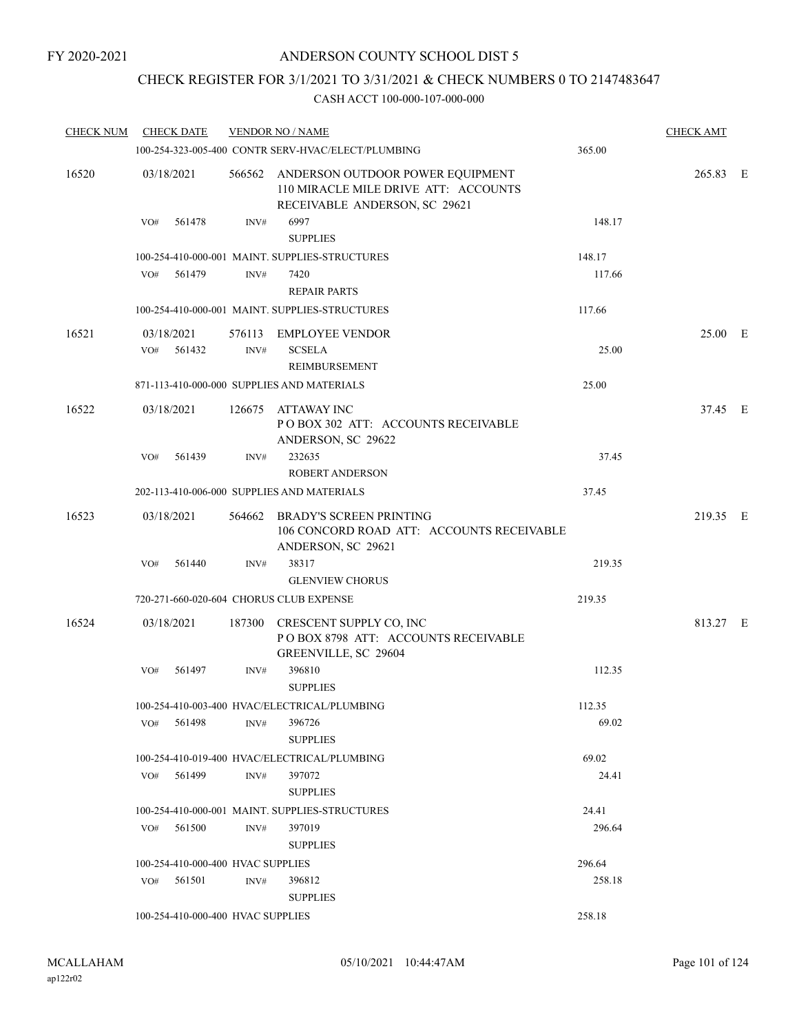FY 2020-2021

# ANDERSON COUNTY SCHOOL DIST 5

## CHECK REGISTER FOR 3/1/2021 TO 3/31/2021 & CHECK NUMBERS 0 TO 2147483647

### CASH ACCT 100-000-107-000-000

| CHECK NUM | CHECK DATE | VENDOR NO / NAME | | CHECK AMT |
|---|---|---|---|---|
| | | 100-254-323-005-400 CONTR SERV-HVAC/ELECT/PLUMBING | 365.00 | |
| 16520 | 03/18/2021 | 566562 ANDERSON OUTDOOR POWER EQUIPMENT 110 MIRACLE MILE DRIVE ATT: ACCOUNTS RECEIVABLE ANDERSON, SC 29621 | | 265.83 E |
| | VO# 561478 | INV# 6997 SUPPLIES | 148.17 | |
| | | 100-254-410-000-001 MAINT. SUPPLIES-STRUCTURES | 148.17 | |
| | VO# 561479 | INV# 7420 REPAIR PARTS | 117.66 | |
| | | 100-254-410-000-001 MAINT. SUPPLIES-STRUCTURES | 117.66 | |
| 16521 | 03/18/2021 | 576113 EMPLOYEE VENDOR | | 25.00 E |
| | VO# 561432 | INV# SCSELA REIMBURSEMENT | 25.00 | |
| | | 871-113-410-000-000 SUPPLIES AND MATERIALS | 25.00 | |
| 16522 | 03/18/2021 | 126675 ATTAWAY INC P O BOX 302 ATT: ACCOUNTS RECEIVABLE ANDERSON, SC 29622 | | 37.45 E |
| | VO# 561439 | INV# 232635 ROBERT ANDERSON | 37.45 | |
| | | 202-113-410-006-000 SUPPLIES AND MATERIALS | 37.45 | |
| 16523 | 03/18/2021 | 564662 BRADY'S SCREEN PRINTING 106 CONCORD ROAD ATT: ACCOUNTS RECEIVABLE ANDERSON, SC 29621 | | 219.35 E |
| | VO# 561440 | INV# 38317 GLENVIEW CHORUS | 219.35 | |
| | | 720-271-660-020-604 CHORUS CLUB EXPENSE | 219.35 | |
| 16524 | 03/18/2021 | 187300 CRESCENT SUPPLY CO, INC P O BOX 8798 ATT: ACCOUNTS RECEIVABLE GREENVILLE, SC 29604 | | 813.27 E |
| | VO# 561497 | INV# 396810 SUPPLIES | 112.35 | |
| | | 100-254-410-003-400 HVAC/ELECTRICAL/PLUMBING | 112.35 | |
| | VO# 561498 | INV# 396726 SUPPLIES | 69.02 | |
| | | 100-254-410-019-400 HVAC/ELECTRICAL/PLUMBING | 69.02 | |
| | VO# 561499 | INV# 397072 SUPPLIES | 24.41 | |
| | | 100-254-410-000-001 MAINT. SUPPLIES-STRUCTURES | 24.41 | |
| | VO# 561500 | INV# 397019 SUPPLIES | 296.64 | |
| | | 100-254-410-000-400 HVAC SUPPLIES | 296.64 | |
| | VO# 561501 | INV# 396812 SUPPLIES | 258.18 | |
| | | 100-254-410-000-400 HVAC SUPPLIES | 258.18 | |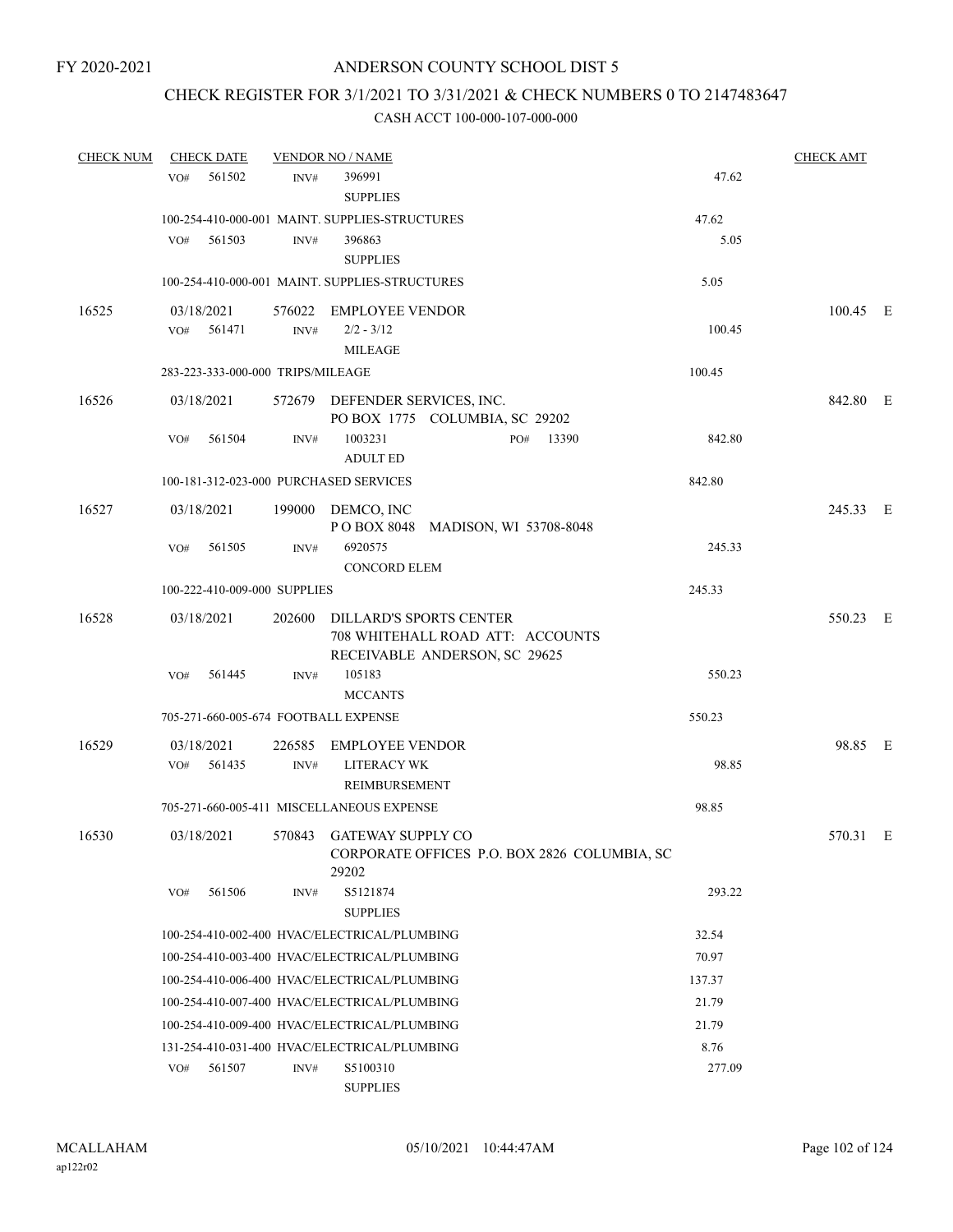FY 2020-2021

# ANDERSON COUNTY SCHOOL DIST 5

## CHECK REGISTER FOR 3/1/2021 TO 3/31/2021 & CHECK NUMBERS 0 TO 2147483647

### CASH ACCT 100-000-107-000-000

| CHECK NUM | CHECK DATE | VENDOR NO / NAME | | CHECK AMT | |
|---|---|---|---|---|---|
| | VO# 561502 INV# | 396991<br>SUPPLIES | 47.62 | | |
| | 100-254-410-000-001 MAINT. SUPPLIES-STRUCTURES | | 47.62 | | |
| | VO# 561503 INV# | 396863<br>SUPPLIES | 5.05 | | |
| | 100-254-410-000-001 MAINT. SUPPLIES-STRUCTURES | | 5.05 | | |
| 16525 | 03/18/2021 | 576022 EMPLOYEE VENDOR | | 100.45 | E |
| | VO# 561471 INV# | 2/2 - 3/12<br>MILEAGE | 100.45 | | |
| | 283-223-333-000-000 TRIPS/MILEAGE | | 100.45 | | |
| 16526 | 03/18/2021 | 572679 DEFENDER SERVICES, INC.<br>PO BOX 1775 COLUMBIA, SC 29202 | | 842.80 | E |
| | VO# 561504 INV# | 1003231 PO# 13390<br>ADULT ED | 842.80 | | |
| | 100-181-312-023-000 PURCHASED SERVICES | | 842.80 | | |
| 16527 | 03/18/2021 | 199000 DEMCO, INC<br>P O BOX 8048 MADISON, WI 53708-8048 | | 245.33 | E |
| | VO# 561505 INV# | 6920575<br>CONCORD ELEM | 245.33 | | |
| | 100-222-410-009-000 SUPPLIES | | 245.33 | | |
| 16528 | 03/18/2021 | 202600 DILLARD'S SPORTS CENTER<br>708 WHITEHALL ROAD ATT: ACCOUNTS<br>RECEIVABLE ANDERSON, SC 29625 | | 550.23 | E |
| | VO# 561445 INV# | 105183<br>MCCANTS | 550.23 | | |
| | 705-271-660-005-674 FOOTBALL EXPENSE | | 550.23 | | |
| 16529 | 03/18/2021 | 226585 EMPLOYEE VENDOR | | 98.85 | E |
| | VO# 561435 INV# | LITERACY WK<br>REIMBURSEMENT | 98.85 | | |
| | 705-271-660-005-411 MISCELLANEOUS EXPENSE | | 98.85 | | |
| 16530 | 03/18/2021 | 570843 GATEWAY SUPPLY CO<br>CORPORATE OFFICES P.O. BOX 2826 COLUMBIA, SC 29202 | | 570.31 | E |
| | VO# 561506 INV# | S5121874<br>SUPPLIES | 293.22 | | |
| | 100-254-410-002-400 HVAC/ELECTRICAL/PLUMBING | | 32.54 | | |
| | 100-254-410-003-400 HVAC/ELECTRICAL/PLUMBING | | 70.97 | | |
| | 100-254-410-006-400 HVAC/ELECTRICAL/PLUMBING | | 137.37 | | |
| | 100-254-410-007-400 HVAC/ELECTRICAL/PLUMBING | | 21.79 | | |
| | 100-254-410-009-400 HVAC/ELECTRICAL/PLUMBING | | 21.79 | | |
| | 131-254-410-031-400 HVAC/ELECTRICAL/PLUMBING | | 8.76 | | |
| | VO# 561507 INV# | S5100310<br>SUPPLIES | 277.09 | | |

MCALLAHAM
ap122r02

05/10/2021 10:44:47AM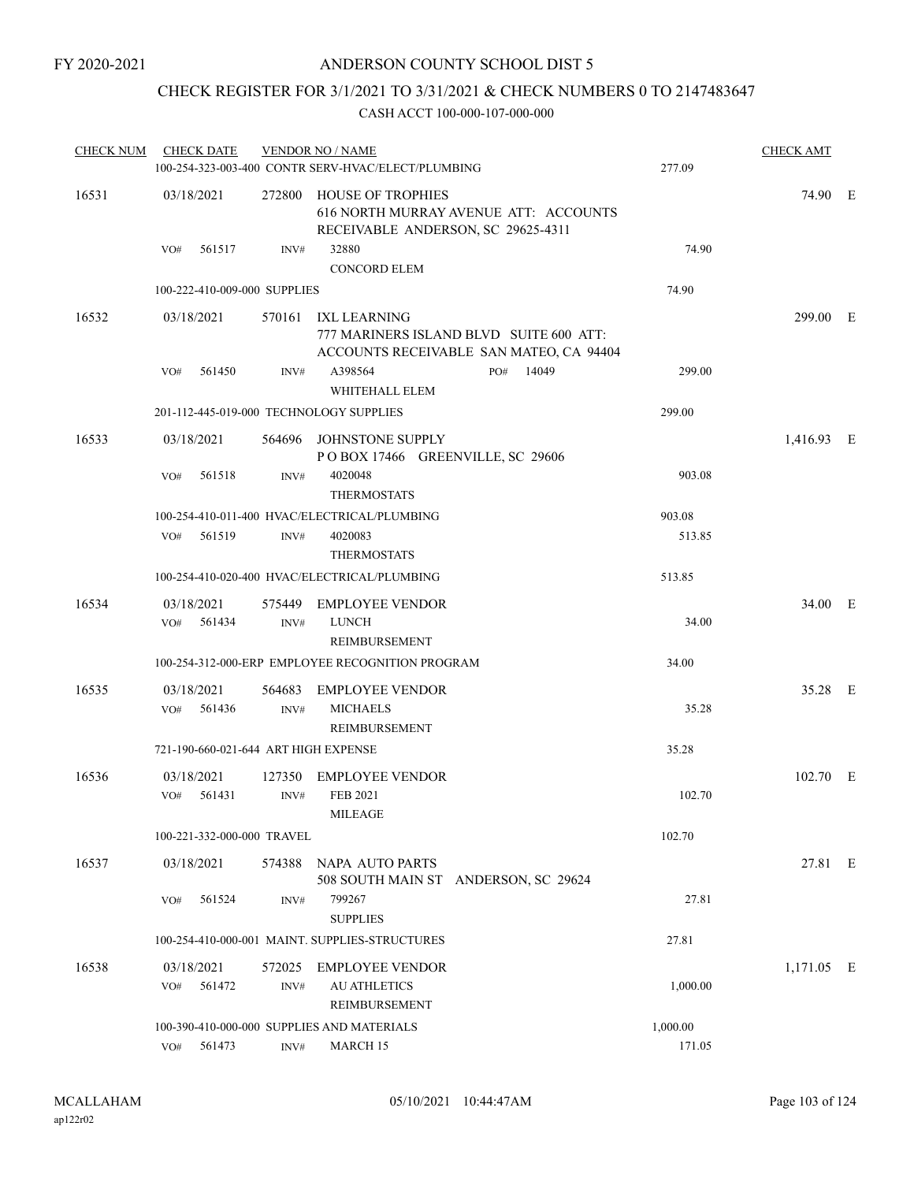FY 2020-2021

# ANDERSON COUNTY SCHOOL DIST 5

## CHECK REGISTER FOR 3/1/2021 TO 3/31/2021 & CHECK NUMBERS 0 TO 2147483647

CASH ACCT 100-000-107-000-000

| CHECK NUM | CHECK DATE | VENDOR NO / NAME | | CHECK AMT |
|---|---|---|---|---|
| | | 100-254-323-003-400 CONTR SERV-HVAC/ELECT/PLUMBING | 277.09 | |
| 16531 | 03/18/2021 | 272800 HOUSE OF TROPHIES<br>616 NORTH MURRAY AVENUE ATT: ACCOUNTS RECEIVABLE ANDERSON, SC 29625-4311 | | 74.90 E |
| | VO# 561517 | INV# 32880<br>CONCORD ELEM | 74.90 | |
| | | 100-222-410-009-000 SUPPLIES | 74.90 | |
| 16532 | 03/18/2021 | 570161 IXL LEARNING<br>777 MARINERS ISLAND BLVD SUITE 600 ATT: ACCOUNTS RECEIVABLE SAN MATEO, CA 94404 | | 299.00 E |
| | VO# 561450 | INV# A398564 PO# 14049<br>WHITEHALL ELEM | 299.00 | |
| | | 201-112-445-019-000 TECHNOLOGY SUPPLIES | 299.00 | |
| 16533 | 03/18/2021 | 564696 JOHNSTONE SUPPLY<br>P O BOX 17466 GREENVILLE, SC 29606 | | 1,416.93 E |
| | VO# 561518 | INV# 4020048<br>THERMOSTATS | 903.08 | |
| | | 100-254-410-011-400 HVAC/ELECTRICAL/PLUMBING | 903.08 | |
| | VO# 561519 | INV# 4020083<br>THERMOSTATS | 513.85 | |
| | | 100-254-410-020-400 HVAC/ELECTRICAL/PLUMBING | 513.85 | |
| 16534 | 03/18/2021 | 575449 EMPLOYEE VENDOR | | 34.00 E |
| | VO# 561434 | INV# LUNCH<br>REIMBURSEMENT | 34.00 | |
| | | 100-254-312-000-ERP EMPLOYEE RECOGNITION PROGRAM | 34.00 | |
| 16535 | 03/18/2021 | 564683 EMPLOYEE VENDOR | | 35.28 E |
| | VO# 561436 | INV# MICHAELS<br>REIMBURSEMENT | 35.28 | |
| | | 721-190-660-021-644 ART HIGH EXPENSE | 35.28 | |
| 16536 | 03/18/2021 | 127350 EMPLOYEE VENDOR | | 102.70 E |
| | VO# 561431 | INV# FEB 2021<br>MILEAGE | 102.70 | |
| | | 100-221-332-000-000 TRAVEL | 102.70 | |
| 16537 | 03/18/2021 | 574388 NAPA AUTO PARTS<br>508 SOUTH MAIN ST ANDERSON, SC 29624 | | 27.81 E |
| | VO# 561524 | INV# 799267<br>SUPPLIES | 27.81 | |
| | | 100-254-410-000-001 MAINT. SUPPLIES-STRUCTURES | 27.81 | |
| 16538 | 03/18/2021 | 572025 EMPLOYEE VENDOR | | 1,171.05 E |
| | VO# 561472 | INV# AU ATHLETICS<br>REIMBURSEMENT | 1,000.00 | |
| | | 100-390-410-000-000 SUPPLIES AND MATERIALS | 1,000.00 | |
| | VO# 561473 | INV# MARCH 15 | 171.05 | |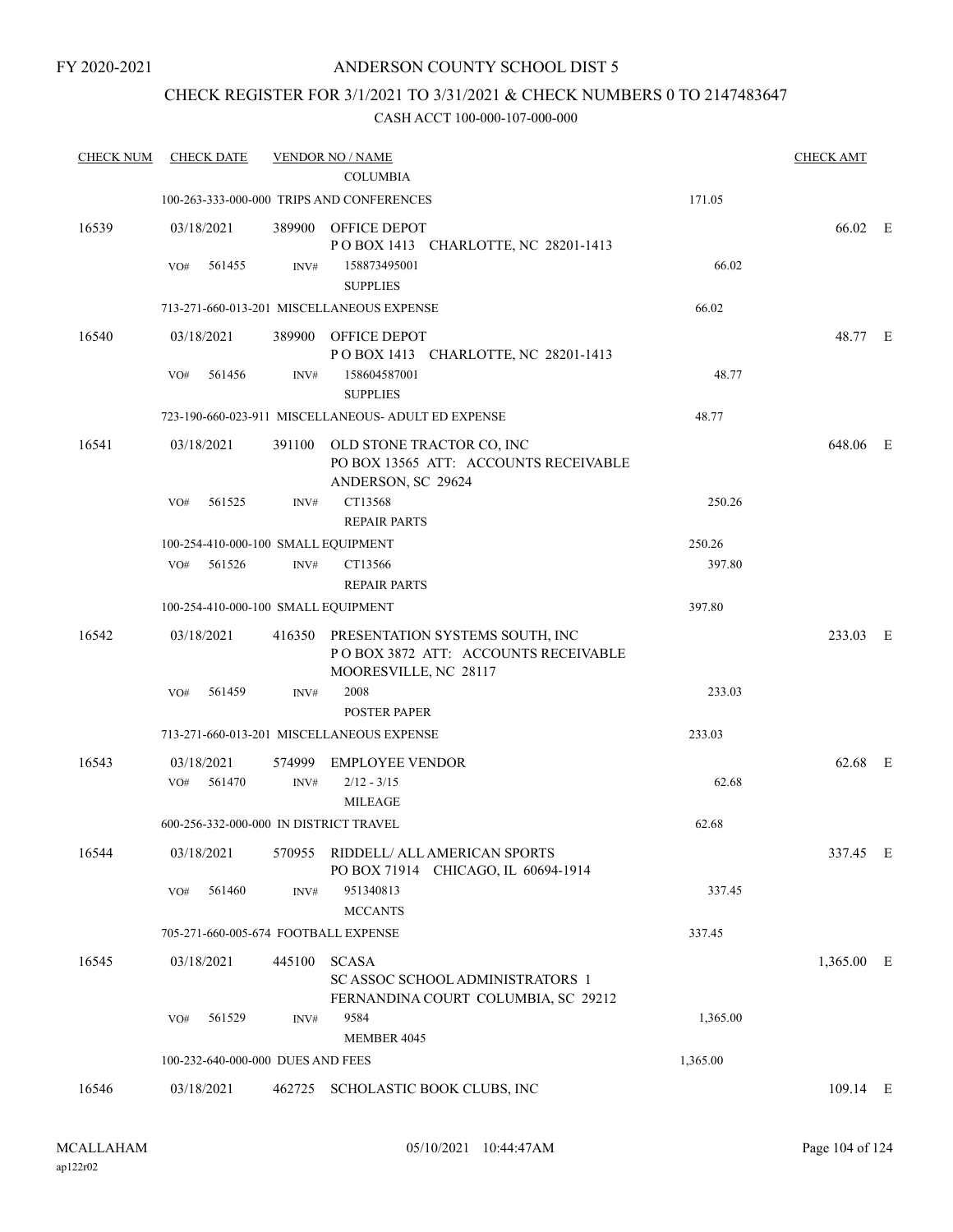FY 2020-2021

# ANDERSON COUNTY SCHOOL DIST 5

## CHECK REGISTER FOR 3/1/2021 TO 3/31/2021 & CHECK NUMBERS 0 TO 2147483647

### CASH ACCT 100-000-107-000-000

| CHECK NUM | CHECK DATE | VENDOR NO / NAME | | CHECK AMT | |
|---|---|---|---|---|---|
| | | COLUMBIA | | | |
| | | 100-263-333-000-000 TRIPS AND CONFERENCES | 171.05 | | |
| 16539 | 03/18/2021 | 389900 OFFICE DEPOT<br>P O BOX 1413 CHARLOTTE, NC 28201-1413 | | 66.02 | E |
| | VO# 561455 | INV# 158873495001<br>SUPPLIES | 66.02 | | |
| | | 713-271-660-013-201 MISCELLANEOUS EXPENSE | 66.02 | | |
| 16540 | 03/18/2021 | 389900 OFFICE DEPOT<br>P O BOX 1413 CHARLOTTE, NC 28201-1413 | | 48.77 | E |
| | VO# 561456 | INV# 158604587001<br>SUPPLIES | 48.77 | | |
| | | 723-190-660-023-911 MISCELLANEOUS- ADULT ED EXPENSE | 48.77 | | |
| 16541 | 03/18/2021 | 391100 OLD STONE TRACTOR CO, INC<br>PO BOX 13565 ATT: ACCOUNTS RECEIVABLE<br>ANDERSON, SC 29624 | | 648.06 | E |
| | VO# 561525 | INV# CT13568<br>REPAIR PARTS | 250.26 | | |
| | | 100-254-410-000-100 SMALL EQUIPMENT | 250.26 | | |
| | VO# 561526 | INV# CT13566<br>REPAIR PARTS | 397.80 | | |
| | | 100-254-410-000-100 SMALL EQUIPMENT | 397.80 | | |
| 16542 | 03/18/2021 | 416350 PRESENTATION SYSTEMS SOUTH, INC<br>P O BOX 3872 ATT: ACCOUNTS RECEIVABLE<br>MOORESVILLE, NC 28117 | | 233.03 | E |
| | VO# 561459 | INV# 2008<br>POSTER PAPER | 233.03 | | |
| | | 713-271-660-013-201 MISCELLANEOUS EXPENSE | 233.03 | | |
| 16543 | 03/18/2021 | 574999 EMPLOYEE VENDOR | | 62.68 | E |
| | VO# 561470 | INV# 2/12 - 3/15<br>MILEAGE | 62.68 | | |
| | | 600-256-332-000-000 IN DISTRICT TRAVEL | 62.68 | | |
| 16544 | 03/18/2021 | 570955 RIDDELL/ ALL AMERICAN SPORTS<br>PO BOX 71914 CHICAGO, IL 60694-1914 | | 337.45 | E |
| | VO# 561460 | INV# 951340813<br>MCCANTS | 337.45 | | |
| | | 705-271-660-005-674 FOOTBALL EXPENSE | 337.45 | | |
| 16545 | 03/18/2021 | 445100 SCASA<br>SC ASSOC SCHOOL ADMINISTRATORS 1<br>FERNANDINA COURT COLUMBIA, SC 29212 | | 1,365.00 | E |
| | VO# 561529 | INV# 9584<br>MEMBER 4045 | 1,365.00 | | |
| | | 100-232-640-000-000 DUES AND FEES | 1,365.00 | | |
| 16546 | 03/18/2021 | 462725 SCHOLASTIC BOOK CLUBS, INC | | 109.14 | E |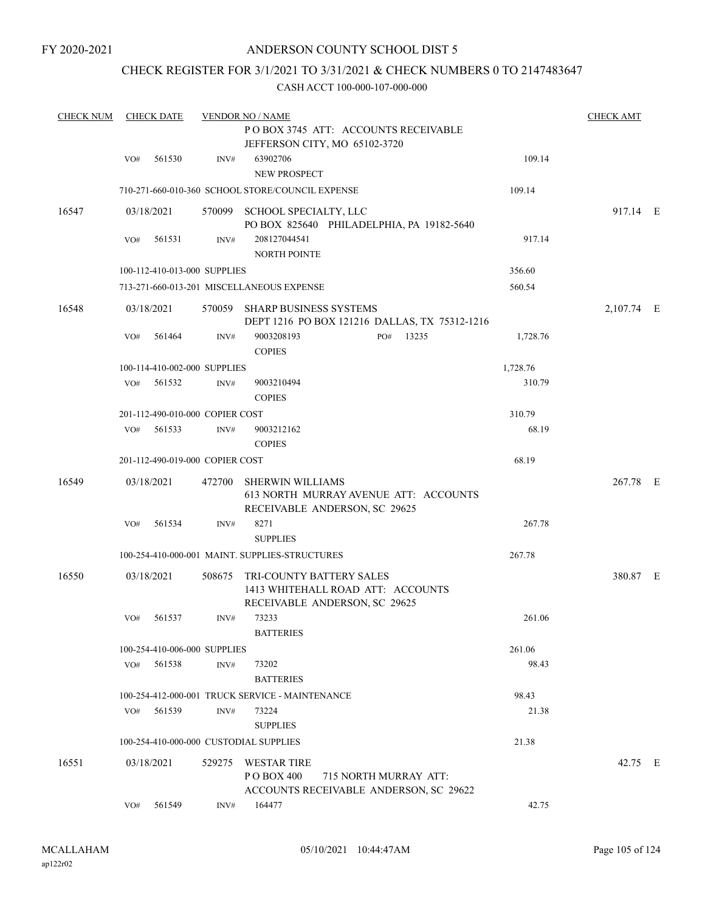FY 2020-2021

# ANDERSON COUNTY SCHOOL DIST 5

## CHECK REGISTER FOR 3/1/2021 TO 3/31/2021 & CHECK NUMBERS 0 TO 2147483647

### CASH ACCT 100-000-107-000-000

| CHECK NUM | CHECK DATE | VENDOR NO / NAME | | CHECK AMT |
|---|---|---|---|---|
| | | P O BOX 3745 ATT: ACCOUNTS RECEIVABLE JEFFERSON CITY, MO 65102-3720 | | |
| | VO# 561530 | INV# 63902706 NEW PROSPECT | 109.14 | |
| | | 710-271-660-010-360 SCHOOL STORE/COUNCIL EXPENSE | 109.14 | |
| 16547 | 03/18/2021 | 570099 SCHOOL SPECIALTY, LLC PO BOX 825640 PHILADELPHIA, PA 19182-5640 | | 917.14 E |
| | VO# 561531 | INV# 208127044541 NORTH POINTE | 917.14 | |
| | | 100-112-410-013-000 SUPPLIES | 356.60 | |
| | | 713-271-660-013-201 MISCELLANEOUS EXPENSE | 560.54 | |
| 16548 | 03/18/2021 | 570059 SHARP BUSINESS SYSTEMS DEPT 1216 PO BOX 121216 DALLAS, TX 75312-1216 | | 2,107.74 E |
| | VO# 561464 | INV# 9003208193 PO# 13235 COPIES | 1,728.76 | |
| | | 100-114-410-002-000 SUPPLIES | 1,728.76 | |
| | VO# 561532 | INV# 9003210494 COPIES | 310.79 | |
| | | 201-112-490-010-000 COPIER COST | 310.79 | |
| | VO# 561533 | INV# 9003212162 COPIES | 68.19 | |
| | | 201-112-490-019-000 COPIER COST | 68.19 | |
| 16549 | 03/18/2021 | 472700 SHERWIN WILLIAMS 613 NORTH MURRAY AVENUE ATT: ACCOUNTS RECEIVABLE ANDERSON, SC 29625 | | 267.78 E |
| | VO# 561534 | INV# 8271 SUPPLIES | 267.78 | |
| | | 100-254-410-000-001 MAINT. SUPPLIES-STRUCTURES | 267.78 | |
| 16550 | 03/18/2021 | 508675 TRI-COUNTY BATTERY SALES 1413 WHITEHALL ROAD ATT: ACCOUNTS RECEIVABLE ANDERSON, SC 29625 | | 380.87 E |
| | VO# 561537 | INV# 73233 BATTERIES | 261.06 | |
| | | 100-254-410-006-000 SUPPLIES | 261.06 | |
| | VO# 561538 | INV# 73202 BATTERIES | 98.43 | |
| | | 100-254-412-000-001 TRUCK SERVICE - MAINTENANCE | 98.43 | |
| | VO# 561539 | INV# 73224 SUPPLIES | 21.38 | |
| | | 100-254-410-000-000 CUSTODIAL SUPPLIES | 21.38 | |
| 16551 | 03/18/2021 | 529275 WESTAR TIRE P O BOX 400 715 NORTH MURRAY ATT: ACCOUNTS RECEIVABLE ANDERSON, SC 29622 | | 42.75 E |
| | VO# 561549 | INV# 164477 | 42.75 | |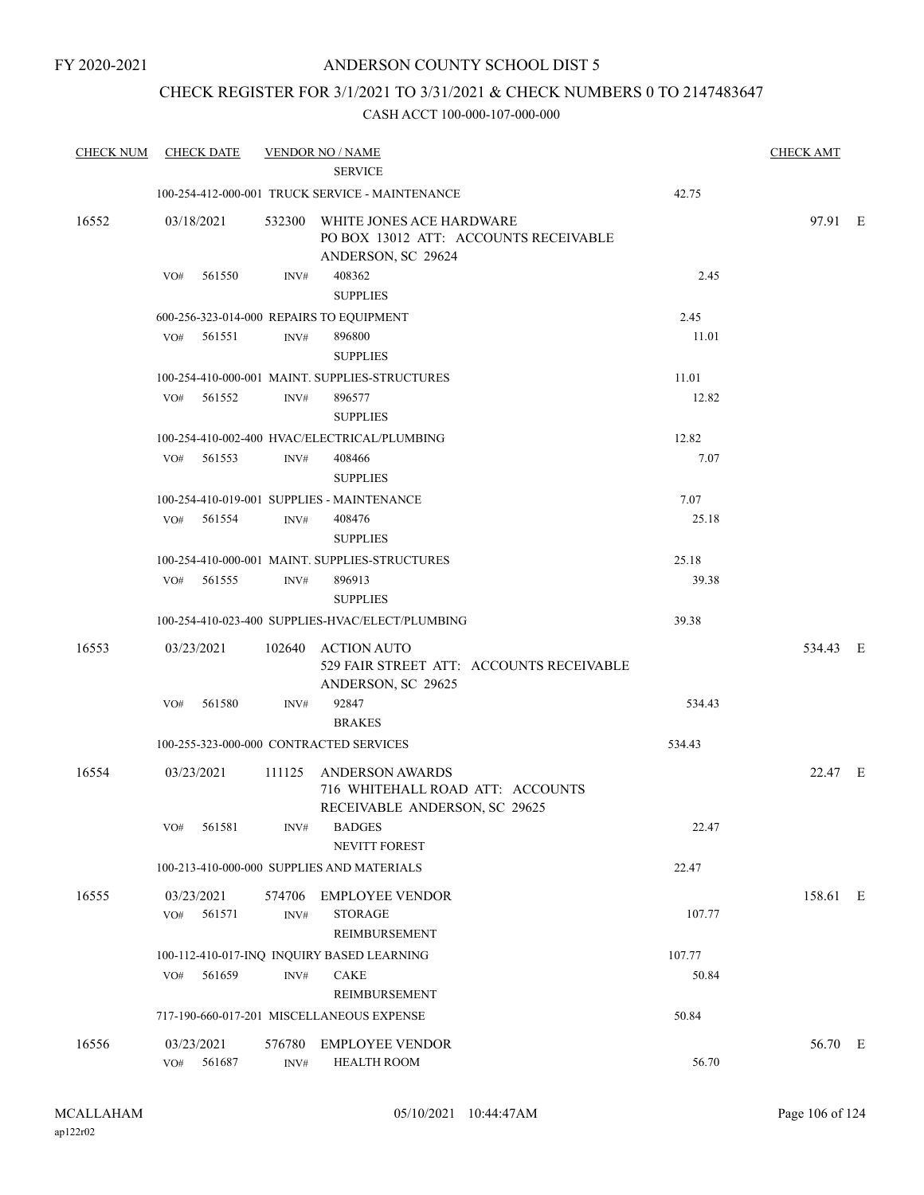FY 2020-2021

# ANDERSON COUNTY SCHOOL DIST 5

## CHECK REGISTER FOR 3/1/2021 TO 3/31/2021 & CHECK NUMBERS 0 TO 2147483647

CASH ACCT 100-000-107-000-000

| CHECK NUM | CHECK DATE | VENDOR NO / NAME | | CHECK AMT |
|---|---|---|---|---|
| | | SERVICE | | |
| | | 100-254-412-000-001 TRUCK SERVICE - MAINTENANCE | 42.75 | |
| 16552 | 03/18/2021 | 532300 WHITE JONES ACE HARDWARE<br>PO BOX 13012 ATT: ACCOUNTS RECEIVABLE<br>ANDERSON, SC 29624 | | 97.91 E |
| | VO# 561550 | INV# 408362<br>SUPPLIES | 2.45 | |
| | | 600-256-323-014-000 REPAIRS TO EQUIPMENT | 2.45 | |
| | VO# 561551 | INV# 896800<br>SUPPLIES | 11.01 | |
| | | 100-254-410-000-001 MAINT. SUPPLIES-STRUCTURES | 11.01 | |
| | VO# 561552 | INV# 896577<br>SUPPLIES | 12.82 | |
| | | 100-254-410-002-400 HVAC/ELECTRICAL/PLUMBING | 12.82 | |
| | VO# 561553 | INV# 408466<br>SUPPLIES | 7.07 | |
| | | 100-254-410-019-001 SUPPLIES - MAINTENANCE | 7.07 | |
| | VO# 561554 | INV# 408476<br>SUPPLIES | 25.18 | |
| | | 100-254-410-000-001 MAINT. SUPPLIES-STRUCTURES | 25.18 | |
| | VO# 561555 | INV# 896913<br>SUPPLIES | 39.38 | |
| | | 100-254-410-023-400 SUPPLIES-HVAC/ELECT/PLUMBING | 39.38 | |
| 16553 | 03/23/2021 | 102640 ACTION AUTO<br>529 FAIR STREET ATT: ACCOUNTS RECEIVABLE<br>ANDERSON, SC 29625 | | 534.43 E |
| | VO# 561580 | INV# 92847<br>BRAKES | 534.43 | |
| | | 100-255-323-000-000 CONTRACTED SERVICES | 534.43 | |
| 16554 | 03/23/2021 | 111125 ANDERSON AWARDS<br>716 WHITEHALL ROAD ATT: ACCOUNTS<br>RECEIVABLE ANDERSON, SC 29625 | | 22.47 E |
| | VO# 561581 | INV# BADGES<br>NEVITT FOREST | 22.47 | |
| | | 100-213-410-000-000 SUPPLIES AND MATERIALS | 22.47 | |
| 16555 | 03/23/2021 | 574706 EMPLOYEE VENDOR | | 158.61 E |
| | VO# 561571 | INV# STORAGE<br>REIMBURSEMENT | 107.77 | |
| | | 100-112-410-017-INQ INQUIRY BASED LEARNING | 107.77 | |
| | VO# 561659 | INV# CAKE<br>REIMBURSEMENT | 50.84 | |
| | | 717-190-660-017-201 MISCELLANEOUS EXPENSE | 50.84 | |
| 16556 | 03/23/2021 | 576780 EMPLOYEE VENDOR | | 56.70 E |
| | VO# 561687 | INV# HEALTH ROOM | 56.70 | |

MCALLAHAM ap122r02 05/10/2021 10:44:47AM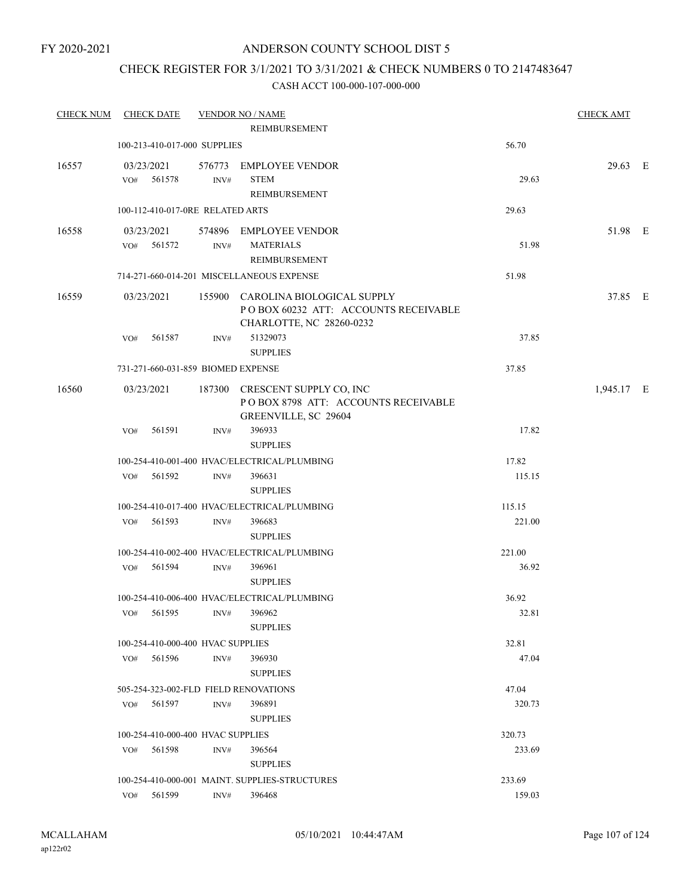FY 2020-2021

# ANDERSON COUNTY SCHOOL DIST 5

## CHECK REGISTER FOR 3/1/2021 TO 3/31/2021 & CHECK NUMBERS 0 TO 2147483647

### CASH ACCT 100-000-107-000-000

| CHECK NUM | CHECK DATE | VENDOR NO / NAME | | CHECK AMT |
|---|---|---|---|---|
| | | REIMBURSEMENT | | |
| | 100-213-410-017-000 SUPPLIES | | 56.70 | |
| 16557 | 03/23/2021 | 576773 EMPLOYEE VENDOR | | 29.63 E |
| | VO# 561578 INV# | STEM REIMBURSEMENT | 29.63 | |
| | 100-112-410-017-0RE RELATED ARTS | | 29.63 | |
| 16558 | 03/23/2021 | 574896 EMPLOYEE VENDOR | | 51.98 E |
| | VO# 561572 INV# | MATERIALS REIMBURSEMENT | 51.98 | |
| | 714-271-660-014-201 MISCELLANEOUS EXPENSE | | 51.98 | |
| 16559 | 03/23/2021 | 155900 CAROLINA BIOLOGICAL SUPPLY P O BOX 60232 ATT: ACCOUNTS RECEIVABLE CHARLOTTE, NC 28260-0232 | | 37.85 E |
| | VO# 561587 INV# | 51329073 SUPPLIES | 37.85 | |
| | 731-271-660-031-859 BIOMED EXPENSE | | 37.85 | |
| 16560 | 03/23/2021 | 187300 CRESCENT SUPPLY CO, INC P O BOX 8798 ATT: ACCOUNTS RECEIVABLE GREENVILLE, SC 29604 | | 1,945.17 E |
| | VO# 561591 INV# | 396933 SUPPLIES | 17.82 | |
| | 100-254-410-001-400 HVAC/ELECTRICAL/PLUMBING | | 17.82 | |
| | VO# 561592 INV# | 396631 SUPPLIES | 115.15 | |
| | 100-254-410-017-400 HVAC/ELECTRICAL/PLUMBING | | 115.15 | |
| | VO# 561593 INV# | 396683 SUPPLIES | 221.00 | |
| | 100-254-410-002-400 HVAC/ELECTRICAL/PLUMBING | | 221.00 | |
| | VO# 561594 INV# | 396961 SUPPLIES | 36.92 | |
| | 100-254-410-006-400 HVAC/ELECTRICAL/PLUMBING | | 36.92 | |
| | VO# 561595 INV# | 396962 SUPPLIES | 32.81 | |
| | 100-254-410-000-400 HVAC SUPPLIES | | 32.81 | |
| | VO# 561596 INV# | 396930 SUPPLIES | 47.04 | |
| | 505-254-323-002-FLD FIELD RENOVATIONS | | 47.04 | |
| | VO# 561597 INV# | 396891 SUPPLIES | 320.73 | |
| | 100-254-410-000-400 HVAC SUPPLIES | | 320.73 | |
| | VO# 561598 INV# | 396564 SUPPLIES | 233.69 | |
| | 100-254-410-000-001 MAINT. SUPPLIES-STRUCTURES | | 233.69 | |
| | VO# 561599 INV# | 396468 | 159.03 | |

MCALLAHAM ap122r02 05/10/2021 10:44:47AM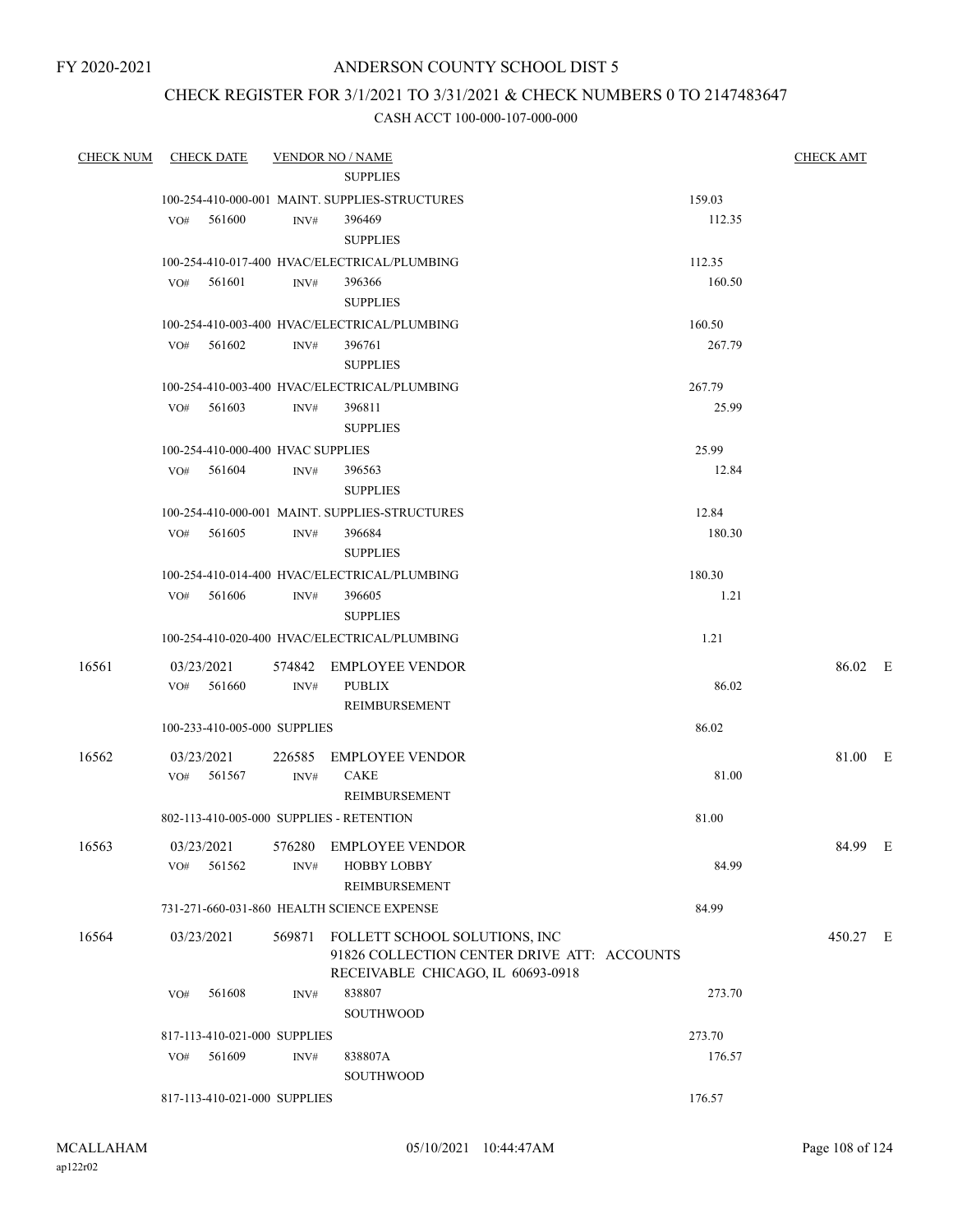FY 2020-2021

# ANDERSON COUNTY SCHOOL DIST 5

## CHECK REGISTER FOR 3/1/2021 TO 3/31/2021 & CHECK NUMBERS 0 TO 2147483647

### CASH ACCT 100-000-107-000-000

| CHECK NUM | CHECK DATE | VENDOR NO / NAME | | CHECK AMT |
|---|---|---|---|---|
| | | SUPPLIES | | |
| | 100-254-410-000-001 MAINT. SUPPLIES-STRUCTURES | | 159.03 | |
| | VO# 561600 | INV# 396469 SUPPLIES | 112.35 | |
| | 100-254-410-017-400 HVAC/ELECTRICAL/PLUMBING | | 112.35 | |
| | VO# 561601 | INV# 396366 SUPPLIES | 160.50 | |
| | 100-254-410-003-400 HVAC/ELECTRICAL/PLUMBING | | 160.50 | |
| | VO# 561602 | INV# 396761 SUPPLIES | 267.79 | |
| | 100-254-410-003-400 HVAC/ELECTRICAL/PLUMBING | | 267.79 | |
| | VO# 561603 | INV# 396811 SUPPLIES | 25.99 | |
| | 100-254-410-000-400 HVAC SUPPLIES | | 25.99 | |
| | VO# 561604 | INV# 396563 SUPPLIES | 12.84 | |
| | 100-254-410-000-001 MAINT. SUPPLIES-STRUCTURES | | 12.84 | |
| | VO# 561605 | INV# 396684 SUPPLIES | 180.30 | |
| | 100-254-410-014-400 HVAC/ELECTRICAL/PLUMBING | | 180.30 | |
| | VO# 561606 | INV# 396605 SUPPLIES | 1.21 | |
| | 100-254-410-020-400 HVAC/ELECTRICAL/PLUMBING | | 1.21 | |
| 16561 | 03/23/2021 | 574842 EMPLOYEE VENDOR | | 86.02 E |
| | VO# 561660 | INV# PUBLIX REIMBURSEMENT | 86.02 | |
| | 100-233-410-005-000 SUPPLIES | | 86.02 | |
| 16562 | 03/23/2021 | 226585 EMPLOYEE VENDOR | | 81.00 E |
| | VO# 561567 | INV# CAKE REIMBURSEMENT | 81.00 | |
| | 802-113-410-005-000 SUPPLIES - RETENTION | | 81.00 | |
| 16563 | 03/23/2021 | 576280 EMPLOYEE VENDOR | | 84.99 E |
| | VO# 561562 | INV# HOBBY LOBBY REIMBURSEMENT | 84.99 | |
| | 731-271-660-031-860 HEALTH SCIENCE EXPENSE | | 84.99 | |
| 16564 | 03/23/2021 | 569871 FOLLETT SCHOOL SOLUTIONS, INC 91826 COLLECTION CENTER DRIVE ATT: ACCOUNTS RECEIVABLE CHICAGO, IL 60693-0918 | | 450.27 E |
| | VO# 561608 | INV# 838807 SOUTHWOOD | 273.70 | |
| | 817-113-410-021-000 SUPPLIES | | 273.70 | |
| | VO# 561609 | INV# 838807A SOUTHWOOD | 176.57 | |
| | 817-113-410-021-000 SUPPLIES | | 176.57 | |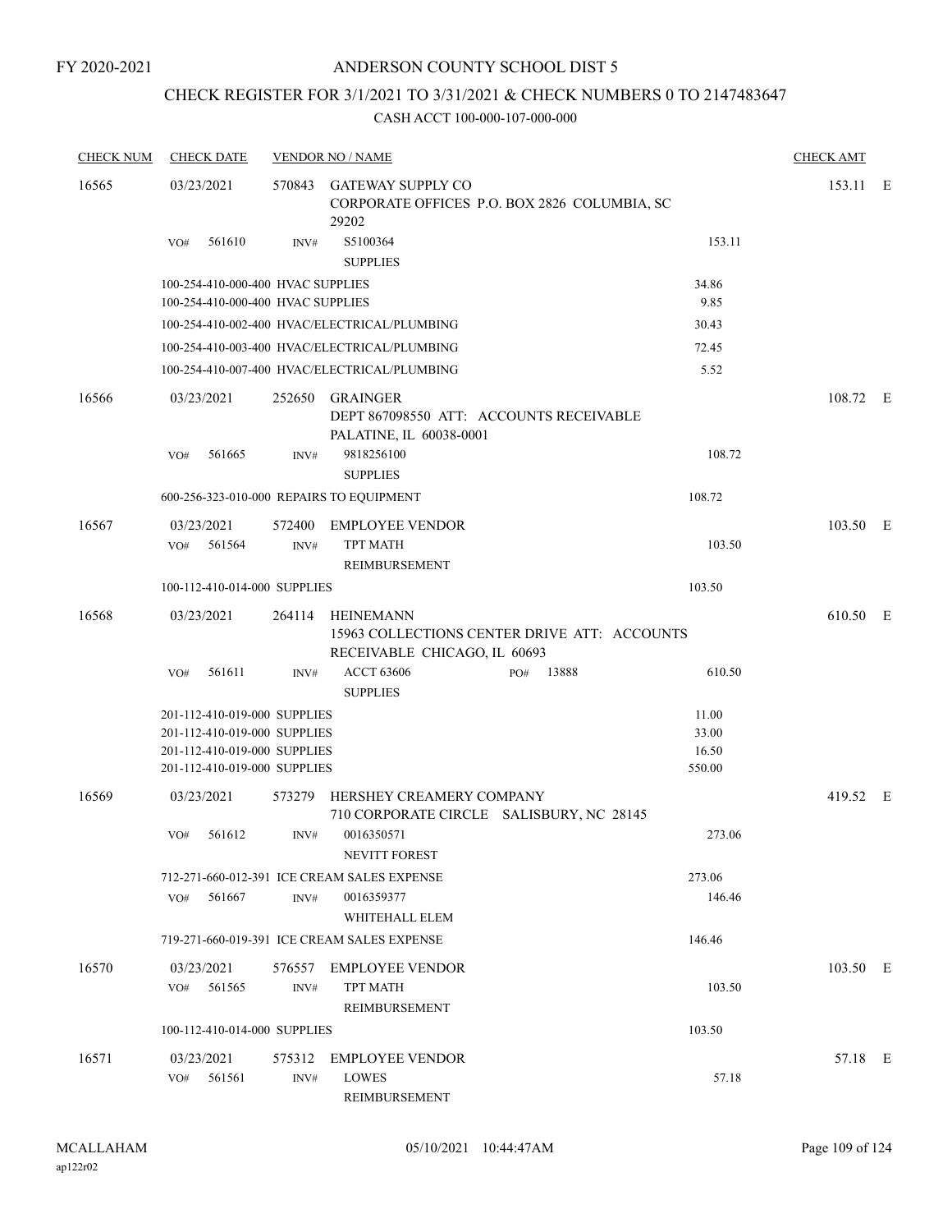# ANDERSON COUNTY SCHOOL DIST 5

## CHECK REGISTER FOR 3/1/2021 TO 3/31/2021 & CHECK NUMBERS 0 TO 2147483647

CASH ACCT 100-000-107-000-000

| CHECK NUM | CHECK DATE | VENDOR NO / NAME | | CHECK AMT | |
|---|---|---|---|---|---|
| 16565 | 03/23/2021 | 570843 GATEWAY SUPPLY CO<br>CORPORATE OFFICES P.O. BOX 2826 COLUMBIA, SC 29202 | | 153.11 | E |
| | VO# 561610 | INV# S5100364<br>SUPPLIES | 153.11 | | |
| | 100-254-410-000-400 HVAC SUPPLIES | | 34.86 | | |
| | 100-254-410-000-400 HVAC SUPPLIES | | 9.85 | | |
| | 100-254-410-002-400 HVAC/ELECTRICAL/PLUMBING | | 30.43 | | |
| | 100-254-410-003-400 HVAC/ELECTRICAL/PLUMBING | | 72.45 | | |
| | 100-254-410-007-400 HVAC/ELECTRICAL/PLUMBING | | 5.52 | | |
| 16566 | 03/23/2021 | 252650 GRAINGER<br>DEPT 867098550 ATT: ACCOUNTS RECEIVABLE PALATINE, IL 60038-0001 | | 108.72 | E |
| | VO# 561665 | INV# 9818256100<br>SUPPLIES | 108.72 | | |
| | 600-256-323-010-000 REPAIRS TO EQUIPMENT | | 108.72 | | |
| 16567 | 03/23/2021 | 572400 EMPLOYEE VENDOR | | 103.50 | E |
| | VO# 561564 | INV# TPT MATH<br>REIMBURSEMENT | 103.50 | | |
| | 100-112-410-014-000 SUPPLIES | | 103.50 | | |
| 16568 | 03/23/2021 | 264114 HEINEMANN<br>15963 COLLECTIONS CENTER DRIVE ATT: ACCOUNTS RECEIVABLE CHICAGO, IL 60693 | | 610.50 | E |
| | VO# 561611 | INV# ACCT 63606 PO# 13888<br>SUPPLIES | 610.50 | | |
| | 201-112-410-019-000 SUPPLIES | | 11.00 | | |
| | 201-112-410-019-000 SUPPLIES | | 33.00 | | |
| | 201-112-410-019-000 SUPPLIES | | 16.50 | | |
| | 201-112-410-019-000 SUPPLIES | | 550.00 | | |
| 16569 | 03/23/2021 | 573279 HERSHEY CREAMERY COMPANY<br>710 CORPORATE CIRCLE SALISBURY, NC 28145 | | 419.52 | E |
| | VO# 561612 | INV# 0016350571<br>NEVITT FOREST | 273.06 | | |
| | 712-271-660-012-391 ICE CREAM SALES EXPENSE | | 273.06 | | |
| | VO# 561667 | INV# 0016359377<br>WHITEHALL ELEM | 146.46 | | |
| | 719-271-660-019-391 ICE CREAM SALES EXPENSE | | 146.46 | | |
| 16570 | 03/23/2021 | 576557 EMPLOYEE VENDOR | | 103.50 | E |
| | VO# 561565 | INV# TPT MATH<br>REIMBURSEMENT | 103.50 | | |
| | 100-112-410-014-000 SUPPLIES | | 103.50 | | |
| 16571 | 03/23/2021 | 575312 EMPLOYEE VENDOR | | 57.18 | E |
| | VO# 561561 | INV# LOWES<br>REIMBURSEMENT | 57.18 | | |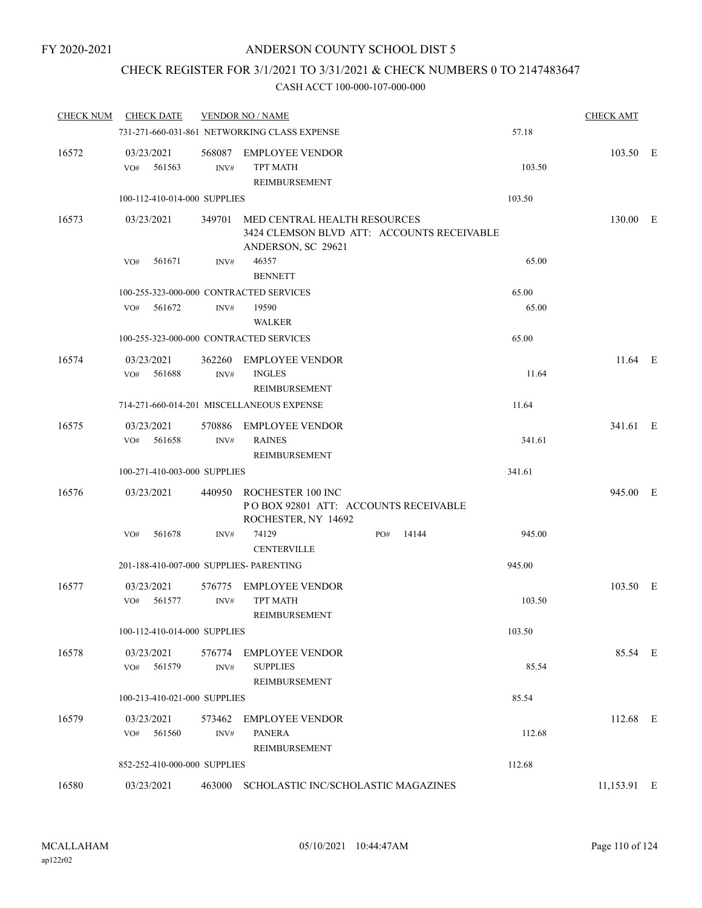FY 2020-2021

# ANDERSON COUNTY SCHOOL DIST 5

## CHECK REGISTER FOR 3/1/2021 TO 3/31/2021 & CHECK NUMBERS 0 TO 2147483647

### CASH ACCT 100-000-107-000-000

| CHECK NUM | CHECK DATE | VENDOR NO / NAME | | | CHECK AMT | |
|---|---|---|---|---|---|---|
| | 731-271-660-031-861 NETWORKING CLASS EXPENSE | | | 57.18 | | |
| 16572 | 03/23/2021 | 568087 | EMPLOYEE VENDOR | | 103.50 | E |
| | VO# 561563 | INV# | TPT MATH REIMBURSEMENT | 103.50 | | |
| | 100-112-410-014-000 SUPPLIES | | | 103.50 | | |
| 16573 | 03/23/2021 | 349701 | MED CENTRAL HEALTH RESOURCES 3424 CLEMSON BLVD ATT: ACCOUNTS RECEIVABLE ANDERSON, SC 29621 | | 130.00 | E |
| | VO# 561671 | INV# | 46357 BENNETT | 65.00 | | |
| | 100-255-323-000-000 CONTRACTED SERVICES | | | 65.00 | | |
| | VO# 561672 | INV# | 19590 WALKER | 65.00 | | |
| | 100-255-323-000-000 CONTRACTED SERVICES | | | 65.00 | | |
| 16574 | 03/23/2021 | 362260 | EMPLOYEE VENDOR | | 11.64 | E |
| | VO# 561688 | INV# | INGLES REIMBURSEMENT | 11.64 | | |
| | 714-271-660-014-201 MISCELLANEOUS EXPENSE | | | 11.64 | | |
| 16575 | 03/23/2021 | 570886 | EMPLOYEE VENDOR | | 341.61 | E |
| | VO# 561658 | INV# | RAINES REIMBURSEMENT | 341.61 | | |
| | 100-271-410-003-000 SUPPLIES | | | 341.61 | | |
| 16576 | 03/23/2021 | 440950 | ROCHESTER 100 INC P O BOX 92801 ATT: ACCOUNTS RECEIVABLE ROCHESTER, NY 14692 | | 945.00 | E |
| | VO# 561678 | INV# | 74129 CENTERVILLE PO# 14144 | 945.00 | | |
| | 201-188-410-007-000 SUPPLIES- PARENTING | | | 945.00 | | |
| 16577 | 03/23/2021 | 576775 | EMPLOYEE VENDOR | | 103.50 | E |
| | VO# 561577 | INV# | TPT MATH REIMBURSEMENT | 103.50 | | |
| | 100-112-410-014-000 SUPPLIES | | | 103.50 | | |
| 16578 | 03/23/2021 | 576774 | EMPLOYEE VENDOR | | 85.54 | E |
| | VO# 561579 | INV# | SUPPLIES REIMBURSEMENT | 85.54 | | |
| | 100-213-410-021-000 SUPPLIES | | | 85.54 | | |
| 16579 | 03/23/2021 | 573462 | EMPLOYEE VENDOR | | 112.68 | E |
| | VO# 561560 | INV# | PANERA REIMBURSEMENT | 112.68 | | |
| | 852-252-410-000-000 SUPPLIES | | | 112.68 | | |
| 16580 | 03/23/2021 | 463000 | SCHOLASTIC INC/SCHOLASTIC MAGAZINES | | 11,153.91 | E |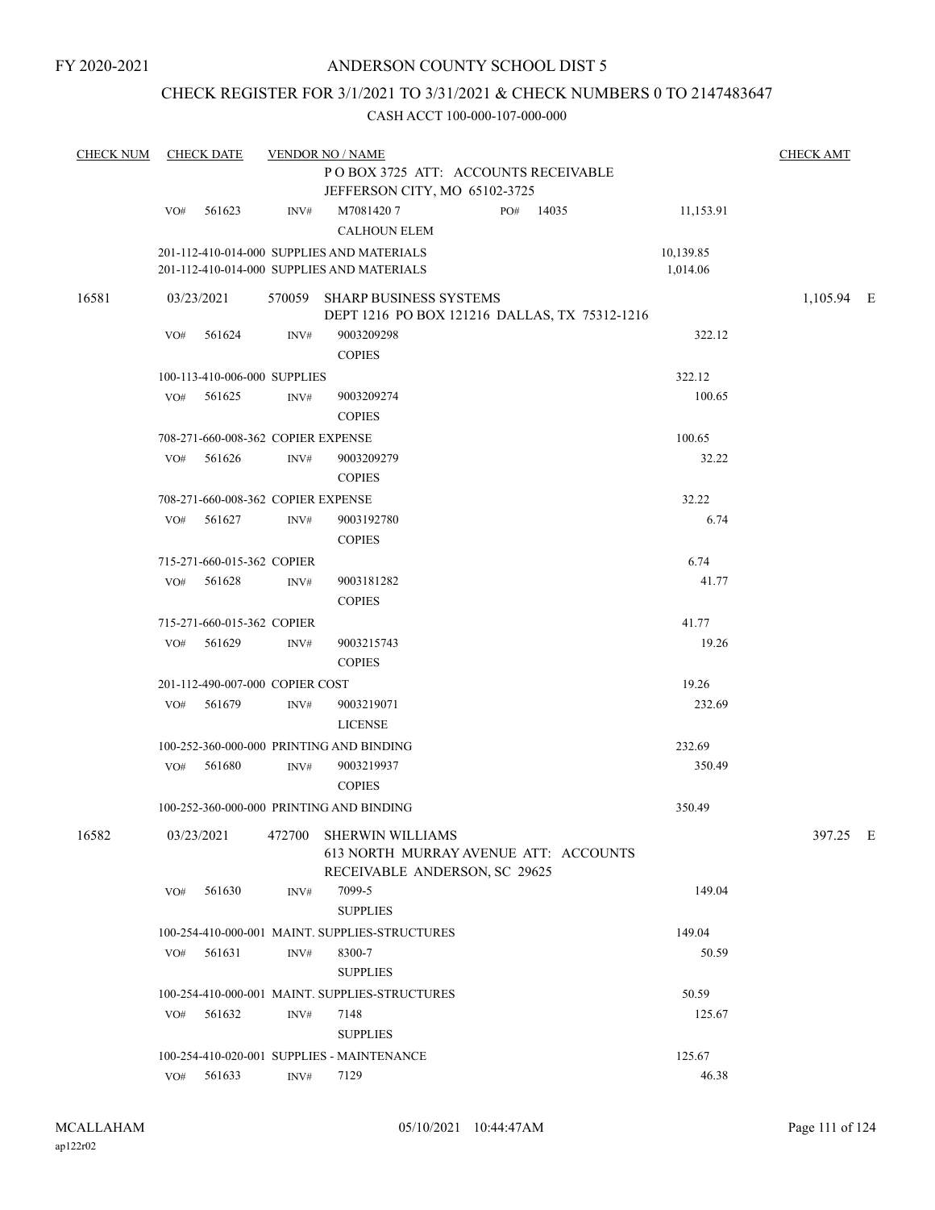FY 2020-2021

# ANDERSON COUNTY SCHOOL DIST 5

## CHECK REGISTER FOR 3/1/2021 TO 3/31/2021 & CHECK NUMBERS 0 TO 2147483647

CASH ACCT 100-000-107-000-000

| CHECK NUM | CHECK DATE | VENDOR NO / NAME | | CHECK AMT |
|---|---|---|---|---|
| | | P O BOX 3725 ATT: ACCOUNTS RECEIVABLE JEFFERSON CITY, MO 65102-3725 | | |
| | VO# 561623 | INV# M7081420 7 CALHOUN ELEM PO# 14035 | 11,153.91 | |
| | | 201-112-410-014-000 SUPPLIES AND MATERIALS | 10,139.85 | |
| | | 201-112-410-014-000 SUPPLIES AND MATERIALS | 1,014.06 | |
| 16581 | 03/23/2021 | 570059 SHARP BUSINESS SYSTEMS DEPT 1216 PO BOX 121216 DALLAS, TX 75312-1216 | | 1,105.94 E |
| | VO# 561624 | INV# 9003209298 COPIES | 322.12 | |
| | | 100-113-410-006-000 SUPPLIES | 322.12 | |
| | VO# 561625 | INV# 9003209274 COPIES | 100.65 | |
| | | 708-271-660-008-362 COPIER EXPENSE | 100.65 | |
| | VO# 561626 | INV# 9003209279 COPIES | 32.22 | |
| | | 708-271-660-008-362 COPIER EXPENSE | 32.22 | |
| | VO# 561627 | INV# 9003192780 COPIES | 6.74 | |
| | | 715-271-660-015-362 COPIER | 6.74 | |
| | VO# 561628 | INV# 9003181282 COPIES | 41.77 | |
| | | 715-271-660-015-362 COPIER | 41.77 | |
| | VO# 561629 | INV# 9003215743 COPIES | 19.26 | |
| | | 201-112-490-007-000 COPIER COST | 19.26 | |
| | VO# 561679 | INV# 9003219071 LICENSE | 232.69 | |
| | | 100-252-360-000-000 PRINTING AND BINDING | 232.69 | |
| | VO# 561680 | INV# 9003219937 COPIES | 350.49 | |
| | | 100-252-360-000-000 PRINTING AND BINDING | 350.49 | |
| 16582 | 03/23/2021 | 472700 SHERWIN WILLIAMS 613 NORTH MURRAY AVENUE ATT: ACCOUNTS RECEIVABLE ANDERSON, SC 29625 | | 397.25 E |
| | VO# 561630 | INV# 7099-5 SUPPLIES | 149.04 | |
| | | 100-254-410-000-001 MAINT. SUPPLIES-STRUCTURES | 149.04 | |
| | VO# 561631 | INV# 8300-7 SUPPLIES | 50.59 | |
| | | 100-254-410-000-001 MAINT. SUPPLIES-STRUCTURES | 50.59 | |
| | VO# 561632 | INV# 7148 SUPPLIES | 125.67 | |
| | | 100-254-410-020-001 SUPPLIES - MAINTENANCE | 125.67 | |
| | VO# 561633 | INV# 7129 | 46.38 | |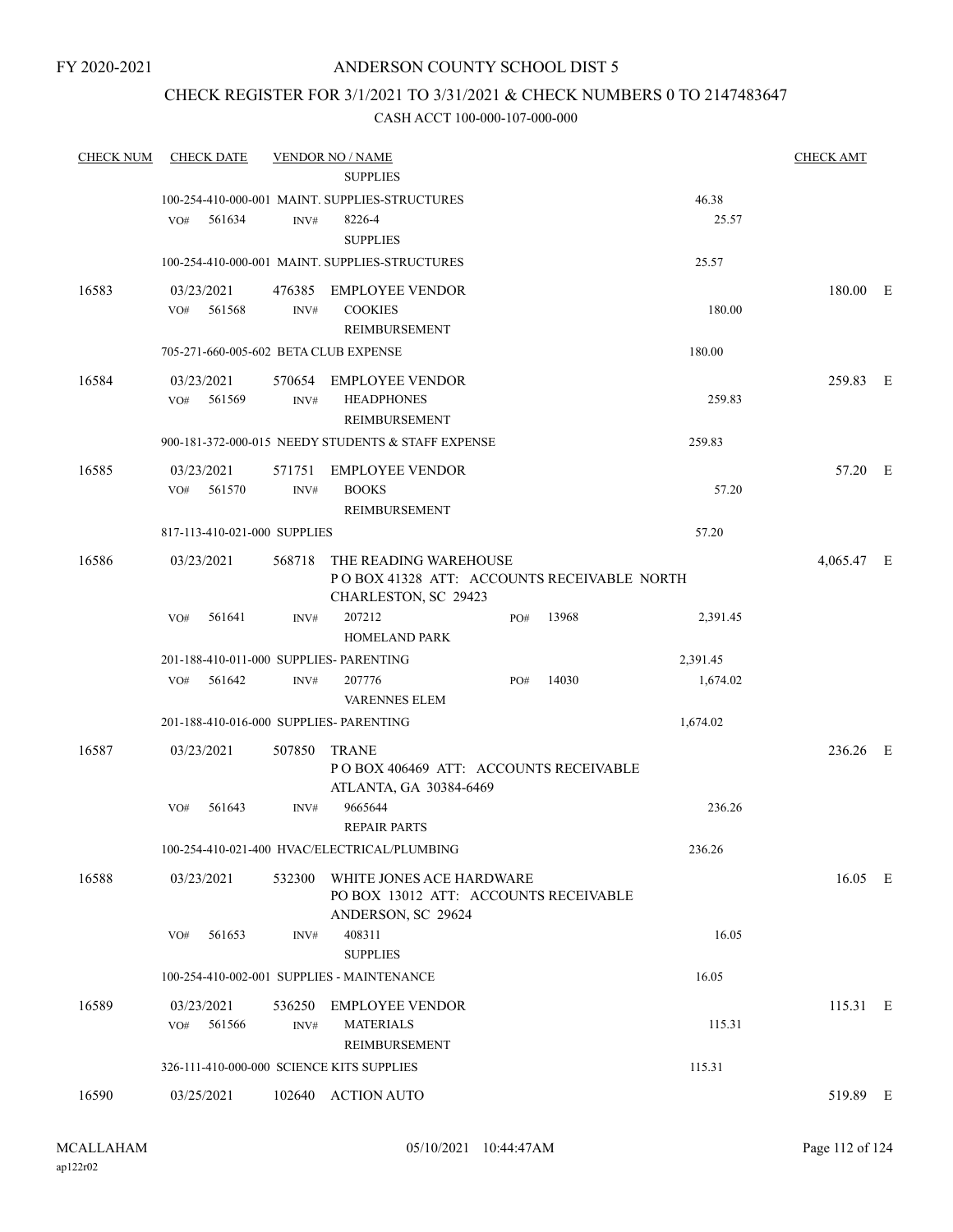FY 2020-2021

# ANDERSON COUNTY SCHOOL DIST 5

## CHECK REGISTER FOR 3/1/2021 TO 3/31/2021 & CHECK NUMBERS 0 TO 2147483647

CASH ACCT 100-000-107-000-000

| CHECK NUM | CHECK DATE | VENDOR NO / NAME | | CHECK AMT | |
|---|---|---|---|---|---|
| | | SUPPLIES | | | |
| | | 100-254-410-000-001 MAINT. SUPPLIES-STRUCTURES | 46.38 | | |
| | VO# 561634 | INV# 8226-4 SUPPLIES | 25.57 | | |
| | | 100-254-410-000-001 MAINT. SUPPLIES-STRUCTURES | 25.57 | | |
| 16583 | 03/23/2021 | 476385 EMPLOYEE VENDOR | | 180.00 | E |
| | VO# 561568 | INV# COOKIES REIMBURSEMENT | 180.00 | | |
| | | 705-271-660-005-602 BETA CLUB EXPENSE | 180.00 | | |
| 16584 | 03/23/2021 | 570654 EMPLOYEE VENDOR | | 259.83 | E |
| | VO# 561569 | INV# HEADPHONES REIMBURSEMENT | 259.83 | | |
| | | 900-181-372-000-015 NEEDY STUDENTS & STAFF EXPENSE | 259.83 | | |
| 16585 | 03/23/2021 | 571751 EMPLOYEE VENDOR | | 57.20 | E |
| | VO# 561570 | INV# BOOKS REIMBURSEMENT | 57.20 | | |
| | | 817-113-410-021-000 SUPPLIES | 57.20 | | |
| 16586 | 03/23/2021 | 568718 THE READING WAREHOUSE P O BOX 41328 ATT: ACCOUNTS RECEIVABLE NORTH CHARLESTON, SC 29423 | | 4,065.47 | E |
| | VO# 561641 | INV# 207212 HOMELAND PARK PO# 13968 | 2,391.45 | | |
| | | 201-188-410-011-000 SUPPLIES- PARENTING | 2,391.45 | | |
| | VO# 561642 | INV# 207776 VARENNES ELEM PO# 14030 | 1,674.02 | | |
| | | 201-188-410-016-000 SUPPLIES- PARENTING | 1,674.02 | | |
| 16587 | 03/23/2021 | 507850 TRANE P O BOX 406469 ATT: ACCOUNTS RECEIVABLE ATLANTA, GA 30384-6469 | | 236.26 | E |
| | VO# 561643 | INV# 9665644 REPAIR PARTS | 236.26 | | |
| | | 100-254-410-021-400 HVAC/ELECTRICAL/PLUMBING | 236.26 | | |
| 16588 | 03/23/2021 | 532300 WHITE JONES ACE HARDWARE PO BOX 13012 ATT: ACCOUNTS RECEIVABLE ANDERSON, SC 29624 | | 16.05 | E |
| | VO# 561653 | INV# 408311 SUPPLIES | 16.05 | | |
| | | 100-254-410-002-001 SUPPLIES - MAINTENANCE | 16.05 | | |
| 16589 | 03/23/2021 | 536250 EMPLOYEE VENDOR | | 115.31 | E |
| | VO# 561566 | INV# MATERIALS REIMBURSEMENT | 115.31 | | |
| | | 326-111-410-000-000 SCIENCE KITS SUPPLIES | 115.31 | | |
| 16590 | 03/25/2021 | 102640 ACTION AUTO | | 519.89 | E |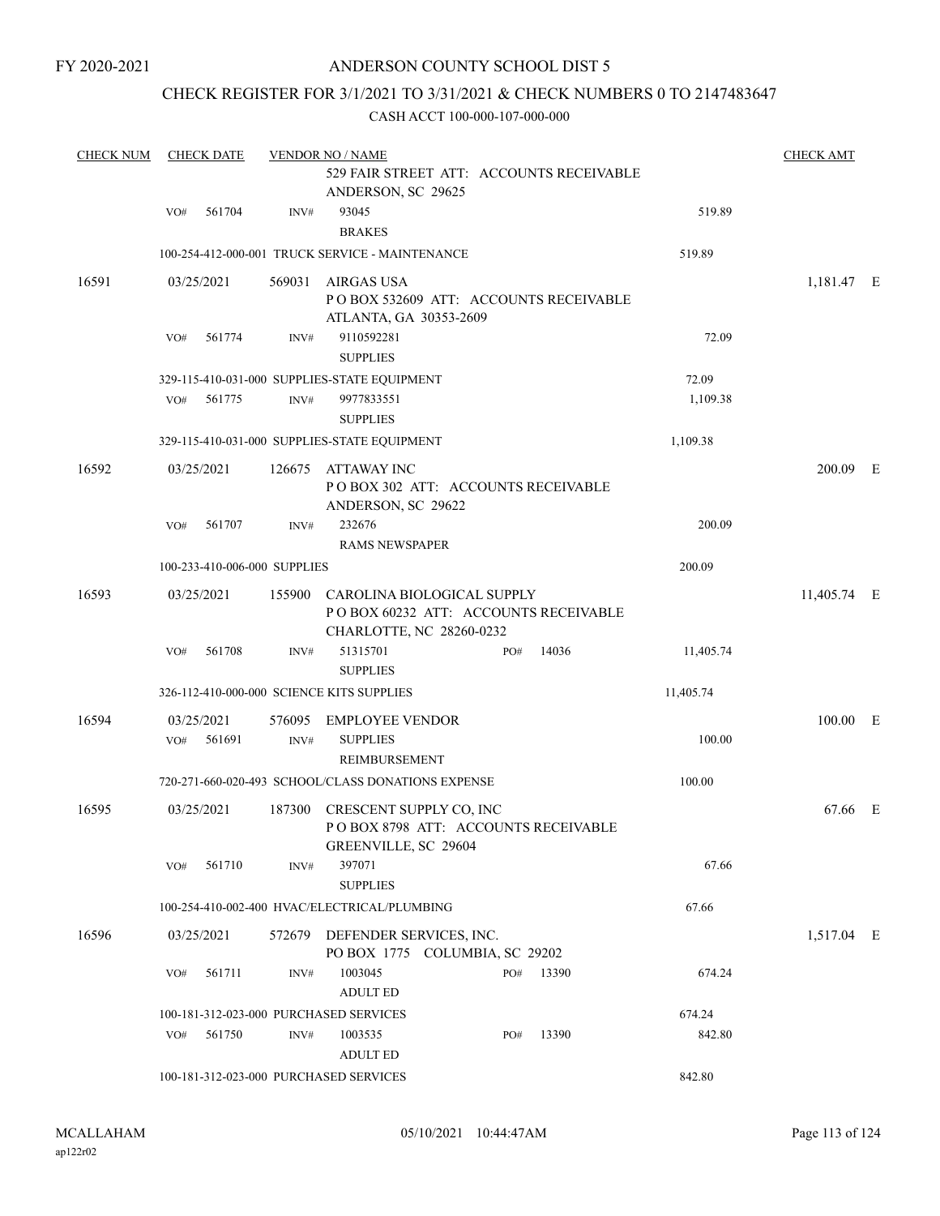FY 2020-2021

# ANDERSON COUNTY SCHOOL DIST 5

## CHECK REGISTER FOR 3/1/2021 TO 3/31/2021 & CHECK NUMBERS 0 TO 2147483647

CASH ACCT 100-000-107-000-000

| CHECK NUM | CHECK DATE | VENDOR NO / NAME | | | CHECK AMT |
|---|---|---|---|---|---|
| | | 529 FAIR STREET ATT: ACCOUNTS RECEIVABLE ANDERSON, SC 29625 | | | |
| | VO# 561704 | INV# 93045 BRAKES | | 519.89 | |
| | | 100-254-412-000-001 TRUCK SERVICE - MAINTENANCE | | 519.89 | |
| 16591 | 03/25/2021 | 569031 AIRGAS USA P O BOX 532609 ATT: ACCOUNTS RECEIVABLE ATLANTA, GA 30353-2609 | | | 1,181.47 E |
| | VO# 561774 | INV# 9110592281 SUPPLIES | | 72.09 | |
| | | 329-115-410-031-000 SUPPLIES-STATE EQUIPMENT | | 72.09 | |
| | VO# 561775 | INV# 9977833551 SUPPLIES | | 1,109.38 | |
| | | 329-115-410-031-000 SUPPLIES-STATE EQUIPMENT | | 1,109.38 | |
| 16592 | 03/25/2021 | 126675 ATTAWAY INC P O BOX 302 ATT: ACCOUNTS RECEIVABLE ANDERSON, SC 29622 | | | 200.09 E |
| | VO# 561707 | INV# 232676 RAMS NEWSPAPER | | 200.09 | |
| | | 100-233-410-006-000 SUPPLIES | | 200.09 | |
| 16593 | 03/25/2021 | 155900 CAROLINA BIOLOGICAL SUPPLY P O BOX 60232 ATT: ACCOUNTS RECEIVABLE CHARLOTTE, NC 28260-0232 | | | 11,405.74 E |
| | VO# 561708 | INV# 51315701 SUPPLIES | PO# 14036 | 11,405.74 | |
| | | 326-112-410-000-000 SCIENCE KITS SUPPLIES | | 11,405.74 | |
| 16594 | 03/25/2021 | 576095 EMPLOYEE VENDOR | | | 100.00 E |
| | VO# 561691 | INV# SUPPLIES REIMBURSEMENT | | 100.00 | |
| | | 720-271-660-020-493 SCHOOL/CLASS DONATIONS EXPENSE | | 100.00 | |
| 16595 | 03/25/2021 | 187300 CRESCENT SUPPLY CO, INC P O BOX 8798 ATT: ACCOUNTS RECEIVABLE GREENVILLE, SC 29604 | | | 67.66 E |
| | VO# 561710 | INV# 397071 SUPPLIES | | 67.66 | |
| | | 100-254-410-002-400 HVAC/ELECTRICAL/PLUMBING | | 67.66 | |
| 16596 | 03/25/2021 | 572679 DEFENDER SERVICES, INC. PO BOX 1775 COLUMBIA, SC 29202 | | | 1,517.04 E |
| | VO# 561711 | INV# 1003045 ADULT ED | PO# 13390 | 674.24 | |
| | | 100-181-312-023-000 PURCHASED SERVICES | | 674.24 | |
| | VO# 561750 | INV# 1003535 ADULT ED | PO# 13390 | 842.80 | |
| | | 100-181-312-023-000 PURCHASED SERVICES | | 842.80 | |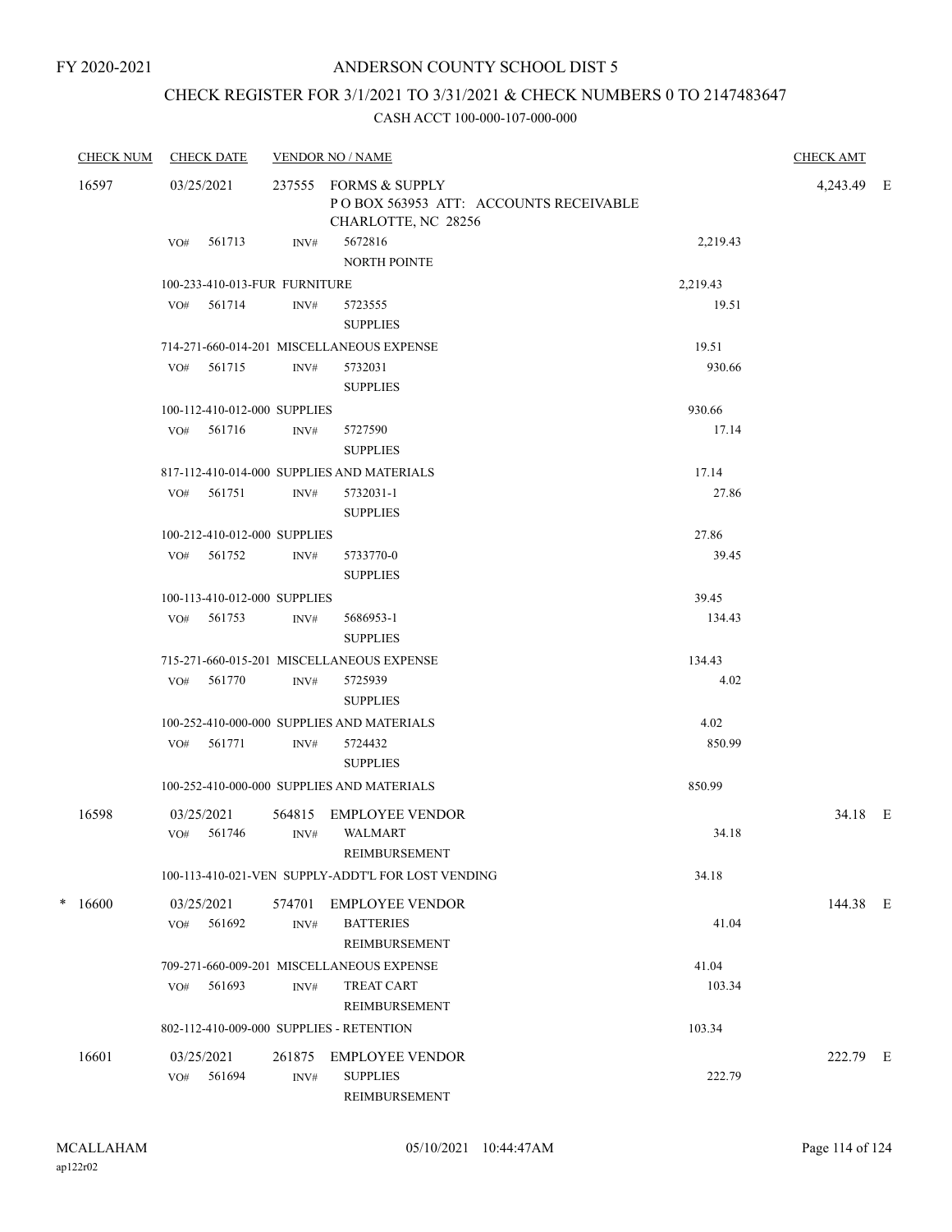FY 2020-2021

# ANDERSON COUNTY SCHOOL DIST 5

## CHECK REGISTER FOR 3/1/2021 TO 3/31/2021 & CHECK NUMBERS 0 TO 2147483647

### CASH ACCT 100-000-107-000-000

| CHECK NUM | CHECK DATE | VENDOR NO / NAME | | CHECK AMT | |
|---|---|---|---|---|---|
| 16597 | 03/25/2021 | 237555 FORMS & SUPPLY<br>P O BOX 563953 ATT: ACCOUNTS RECEIVABLE<br>CHARLOTTE, NC 28256 | | 4,243.49 | E |
| | VO# 561713 | INV# 5672816<br>NORTH POINTE | 2,219.43 | | |
| | 100-233-410-013-FUR FURNITURE | | 2,219.43 | | |
| | VO# 561714 | INV# 5723555<br>SUPPLIES | 19.51 | | |
| | 714-271-660-014-201 MISCELLANEOUS EXPENSE | | 19.51 | | |
| | VO# 561715 | INV# 5732031<br>SUPPLIES | 930.66 | | |
| | 100-112-410-012-000 SUPPLIES | | 930.66 | | |
| | VO# 561716 | INV# 5727590<br>SUPPLIES | 17.14 | | |
| | 817-112-410-014-000 SUPPLIES AND MATERIALS | | 17.14 | | |
| | VO# 561751 | INV# 5732031-1<br>SUPPLIES | 27.86 | | |
| | 100-212-410-012-000 SUPPLIES | | 27.86 | | |
| | VO# 561752 | INV# 5733770-0<br>SUPPLIES | 39.45 | | |
| | 100-113-410-012-000 SUPPLIES | | 39.45 | | |
| | VO# 561753 | INV# 5686953-1<br>SUPPLIES | 134.43 | | |
| | 715-271-660-015-201 MISCELLANEOUS EXPENSE | | 134.43 | | |
| | VO# 561770 | INV# 5725939<br>SUPPLIES | 4.02 | | |
| | 100-252-410-000-000 SUPPLIES AND MATERIALS | | 4.02 | | |
| | VO# 561771 | INV# 5724432<br>SUPPLIES | 850.99 | | |
| | 100-252-410-000-000 SUPPLIES AND MATERIALS | | 850.99 | | |
| 16598 | 03/25/2021 | 564815 EMPLOYEE VENDOR | | 34.18 | E |
| | VO# 561746 | INV# WALMART<br>REIMBURSEMENT | 34.18 | | |
| | 100-113-410-021-VEN SUPPLY-ADDT'L FOR LOST VENDING | | 34.18 | | |
| * 16600 | 03/25/2021 | 574701 EMPLOYEE VENDOR | | 144.38 | E |
| | VO# 561692 | INV# BATTERIES<br>REIMBURSEMENT | 41.04 | | |
| | 709-271-660-009-201 MISCELLANEOUS EXPENSE | | 41.04 | | |
| | VO# 561693 | INV# TREAT CART<br>REIMBURSEMENT | 103.34 | | |
| | 802-112-410-009-000 SUPPLIES - RETENTION | | 103.34 | | |
| 16601 | 03/25/2021 | 261875 EMPLOYEE VENDOR | | 222.79 | E |
| | VO# 561694 | INV# SUPPLIES<br>REIMBURSEMENT | 222.79 | | |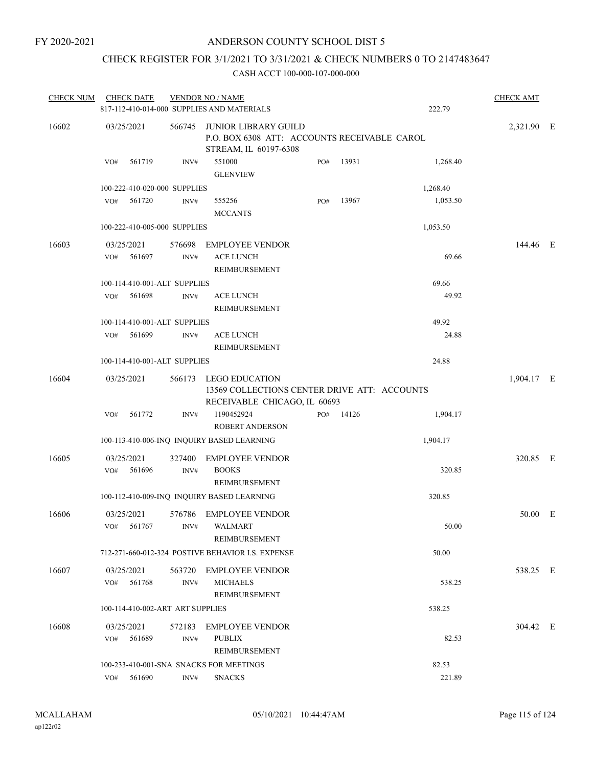FY 2020-2021

# ANDERSON COUNTY SCHOOL DIST 5

## CHECK REGISTER FOR 3/1/2021 TO 3/31/2021 & CHECK NUMBERS 0 TO 2147483647

### CASH ACCT 100-000-107-000-000

| CHECK NUM | CHECK DATE | VENDOR NO / NAME | | | CHECK AMT |
|---|---|---|---|---|---|
| | | 817-112-410-014-000 SUPPLIES AND MATERIALS | | 222.79 | |
| 16602 | 03/25/2021 | 566745 JUNIOR LIBRARY GUILD P.O. BOX 6308 ATT: ACCOUNTS RECEIVABLE CAROL STREAM, IL 60197-6308 | | | 2,321.90 E |
| | VO# 561719 | INV# 551000 GLENVIEW | PO# 13931 | 1,268.40 | |
| | | 100-222-410-020-000 SUPPLIES | | 1,268.40 | |
| | VO# 561720 | INV# 555256 MCCANTS | PO# 13967 | 1,053.50 | |
| | | 100-222-410-005-000 SUPPLIES | | 1,053.50 | |
| 16603 | 03/25/2021 | 576698 EMPLOYEE VENDOR | | | 144.46 E |
| | VO# 561697 | INV# ACE LUNCH REIMBURSEMENT | | 69.66 | |
| | | 100-114-410-001-ALT SUPPLIES | | 69.66 | |
| | VO# 561698 | INV# ACE LUNCH REIMBURSEMENT | | 49.92 | |
| | | 100-114-410-001-ALT SUPPLIES | | 49.92 | |
| | VO# 561699 | INV# ACE LUNCH REIMBURSEMENT | | 24.88 | |
| | | 100-114-410-001-ALT SUPPLIES | | 24.88 | |
| 16604 | 03/25/2021 | 566173 LEGO EDUCATION 13569 COLLECTIONS CENTER DRIVE ATT: ACCOUNTS RECEIVABLE CHICAGO, IL 60693 | | | 1,904.17 E |
| | VO# 561772 | INV# 1190452924 ROBERT ANDERSON | PO# 14126 | 1,904.17 | |
| | | 100-113-410-006-INQ INQUIRY BASED LEARNING | | 1,904.17 | |
| 16605 | 03/25/2021 | 327400 EMPLOYEE VENDOR | | | 320.85 E |
| | VO# 561696 | INV# BOOKS REIMBURSEMENT | | 320.85 | |
| | | 100-112-410-009-INQ INQUIRY BASED LEARNING | | 320.85 | |
| 16606 | 03/25/2021 | 576786 EMPLOYEE VENDOR | | | 50.00 E |
| | VO# 561767 | INV# WALMART REIMBURSEMENT | | 50.00 | |
| | | 712-271-660-012-324 POSTIVE BEHAVIOR I.S. EXPENSE | | 50.00 | |
| 16607 | 03/25/2021 | 563720 EMPLOYEE VENDOR | | | 538.25 E |
| | VO# 561768 | INV# MICHAELS REIMBURSEMENT | | 538.25 | |
| | | 100-114-410-002-ART ART SUPPLIES | | 538.25 | |
| 16608 | 03/25/2021 | 572183 EMPLOYEE VENDOR | | | 304.42 E |
| | VO# 561689 | INV# PUBLIX REIMBURSEMENT | | 82.53 | |
| | | 100-233-410-001-SNA SNACKS FOR MEETINGS | | 82.53 | |
| | VO# 561690 | INV# SNACKS | | 221.89 | |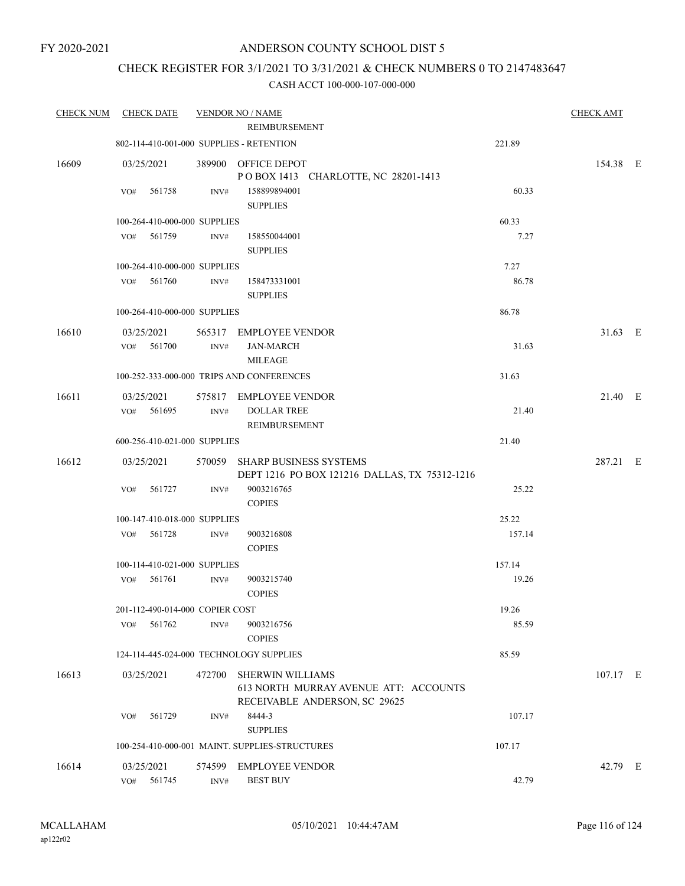FY 2020-2021

# ANDERSON COUNTY SCHOOL DIST 5

## CHECK REGISTER FOR 3/1/2021 TO 3/31/2021 & CHECK NUMBERS 0 TO 2147483647

### CASH ACCT 100-000-107-000-000

| CHECK NUM | CHECK DATE | VENDOR NO / NAME | | CHECK AMT |
|---|---|---|---|---|
| | | REIMBURSEMENT | | |
| | 802-114-410-001-000 SUPPLIES - RETENTION | | 221.89 | |
| 16609 | 03/25/2021 | 389900 OFFICE DEPOT<br>P O BOX 1413 CHARLOTTE, NC 28201-1413 | | 154.38 E |
| | VO# 561758 | INV# 158899894001<br>SUPPLIES | 60.33 | |
| | 100-264-410-000-000 SUPPLIES | | 60.33 | |
| | VO# 561759 | INV# 158550044001<br>SUPPLIES | 7.27 | |
| | 100-264-410-000-000 SUPPLIES | | 7.27 | |
| | VO# 561760 | INV# 158473331001<br>SUPPLIES | 86.78 | |
| | 100-264-410-000-000 SUPPLIES | | 86.78 | |
| 16610 | 03/25/2021 | 565317 EMPLOYEE VENDOR | | 31.63 E |
| | VO# 561700 | INV# JAN-MARCH<br>MILEAGE | 31.63 | |
| | 100-252-333-000-000 TRIPS AND CONFERENCES | | 31.63 | |
| 16611 | 03/25/2021 | 575817 EMPLOYEE VENDOR | | 21.40 E |
| | VO# 561695 | INV# DOLLAR TREE<br>REIMBURSEMENT | 21.40 | |
| | 600-256-410-021-000 SUPPLIES | | 21.40 | |
| 16612 | 03/25/2021 | 570059 SHARP BUSINESS SYSTEMS<br>DEPT 1216 PO BOX 121216 DALLAS, TX 75312-1216 | | 287.21 E |
| | VO# 561727 | INV# 9003216765<br>COPIES | 25.22 | |
| | 100-147-410-018-000 SUPPLIES | | 25.22 | |
| | VO# 561728 | INV# 9003216808<br>COPIES | 157.14 | |
| | 100-114-410-021-000 SUPPLIES | | 157.14 | |
| | VO# 561761 | INV# 9003215740<br>COPIES | 19.26 | |
| | 201-112-490-014-000 COPIER COST | | 19.26 | |
| | VO# 561762 | INV# 9003216756<br>COPIES | 85.59 | |
| | 124-114-445-024-000 TECHNOLOGY SUPPLIES | | 85.59 | |
| 16613 | 03/25/2021 | 472700 SHERWIN WILLIAMS<br>613 NORTH MURRAY AVENUE ATT: ACCOUNTS RECEIVABLE ANDERSON, SC 29625 | | 107.17 E |
| | VO# 561729 | INV# 8444-3<br>SUPPLIES | 107.17 | |
| | 100-254-410-000-001 MAINT. SUPPLIES-STRUCTURES | | 107.17 | |
| 16614 | 03/25/2021 | 574599 EMPLOYEE VENDOR | | 42.79 E |
| | VO# 561745 | INV# BEST BUY | 42.79 | |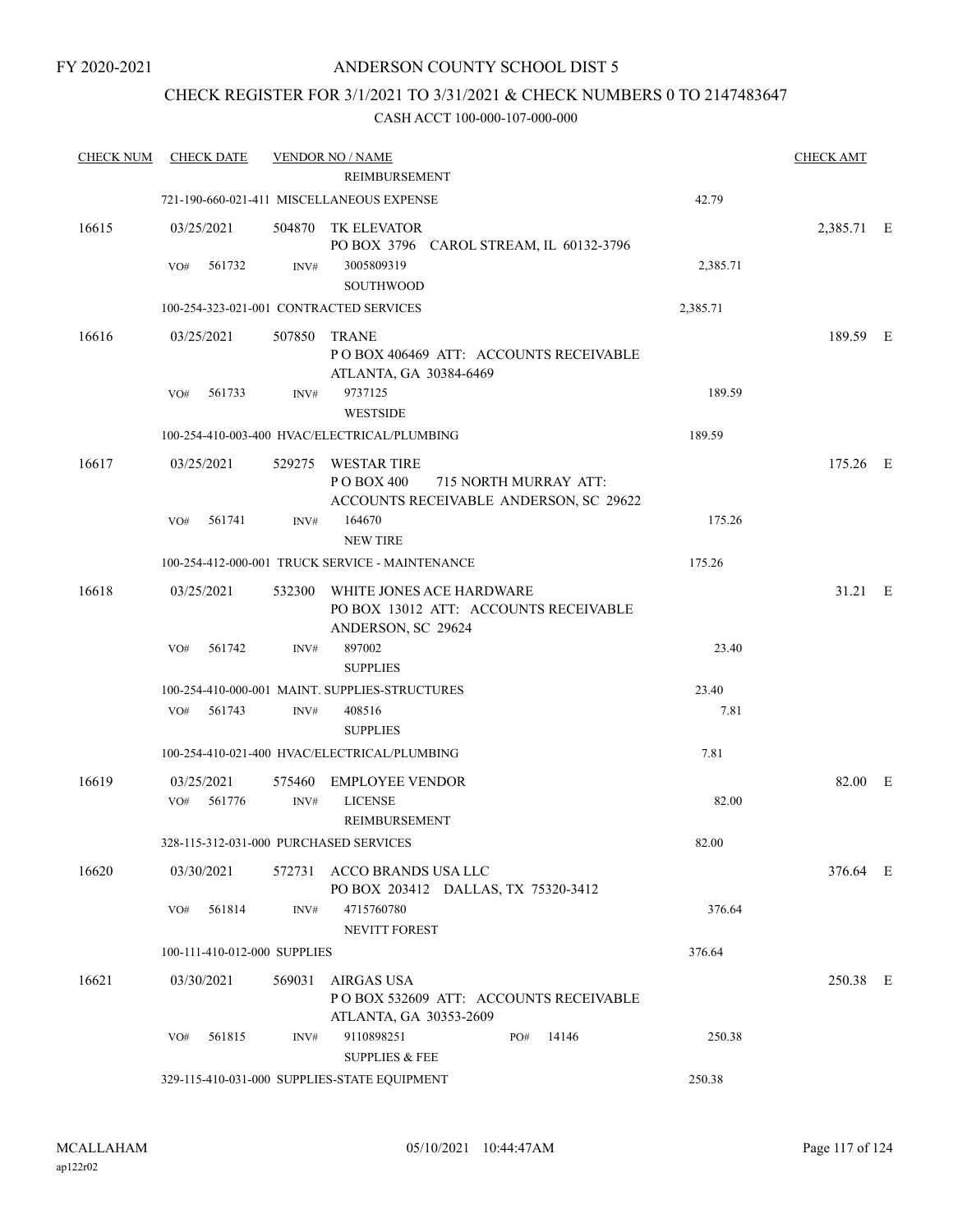FY 2020-2021

# ANDERSON COUNTY SCHOOL DIST 5

## CHECK REGISTER FOR 3/1/2021 TO 3/31/2021 & CHECK NUMBERS 0 TO 2147483647

### CASH ACCT 100-000-107-000-000

| CHECK NUM | CHECK DATE | VENDOR NO / NAME | | CHECK AMT |
|---|---|---|---|---|
| | | REIMBURSEMENT | | |
| | | 721-190-660-021-411 MISCELLANEOUS EXPENSE | 42.79 | |
| 16615 | 03/25/2021 | 504870 TK ELEVATOR<br>PO BOX 3796 CAROL STREAM, IL 60132-3796 | | 2,385.71 E |
| | VO# 561732 | INV# 3005809319<br>SOUTHWOOD | 2,385.71 | |
| | | 100-254-323-021-001 CONTRACTED SERVICES | 2,385.71 | |
| 16616 | 03/25/2021 | 507850 TRANE<br>P O BOX 406469 ATT: ACCOUNTS RECEIVABLE<br>ATLANTA, GA 30384-6469 | | 189.59 E |
| | VO# 561733 | INV# 9737125<br>WESTSIDE | 189.59 | |
| | | 100-254-410-003-400 HVAC/ELECTRICAL/PLUMBING | 189.59 | |
| 16617 | 03/25/2021 | 529275 WESTAR TIRE<br>P O BOX 400 715 NORTH MURRAY ATT:<br>ACCOUNTS RECEIVABLE ANDERSON, SC 29622 | | 175.26 E |
| | VO# 561741 | INV# 164670<br>NEW TIRE | 175.26 | |
| | | 100-254-412-000-001 TRUCK SERVICE - MAINTENANCE | 175.26 | |
| 16618 | 03/25/2021 | 532300 WHITE JONES ACE HARDWARE<br>PO BOX 13012 ATT: ACCOUNTS RECEIVABLE<br>ANDERSON, SC 29624 | | 31.21 E |
| | VO# 561742 | INV# 897002<br>SUPPLIES | 23.40 | |
| | | 100-254-410-000-001 MAINT. SUPPLIES-STRUCTURES | 23.40 | |
| | VO# 561743 | INV# 408516<br>SUPPLIES | 7.81 | |
| | | 100-254-410-021-400 HVAC/ELECTRICAL/PLUMBING | 7.81 | |
| 16619 | 03/25/2021 | 575460 EMPLOYEE VENDOR | | 82.00 E |
| | VO# 561776 | INV# LICENSE<br>REIMBURSEMENT | 82.00 | |
| | | 328-115-312-031-000 PURCHASED SERVICES | 82.00 | |
| 16620 | 03/30/2021 | 572731 ACCO BRANDS USA LLC<br>PO BOX 203412 DALLAS, TX 75320-3412 | | 376.64 E |
| | VO# 561814 | INV# 4715760780<br>NEVITT FOREST | 376.64 | |
| | | 100-111-410-012-000 SUPPLIES | 376.64 | |
| 16621 | 03/30/2021 | 569031 AIRGAS USA<br>P O BOX 532609 ATT: ACCOUNTS RECEIVABLE<br>ATLANTA, GA 30353-2609 | | 250.38 E |
| | VO# 561815 | INV# 9110898251 PO# 14146<br>SUPPLIES & FEE | 250.38 | |
| | | 329-115-410-031-000 SUPPLIES-STATE EQUIPMENT | 250.38 | |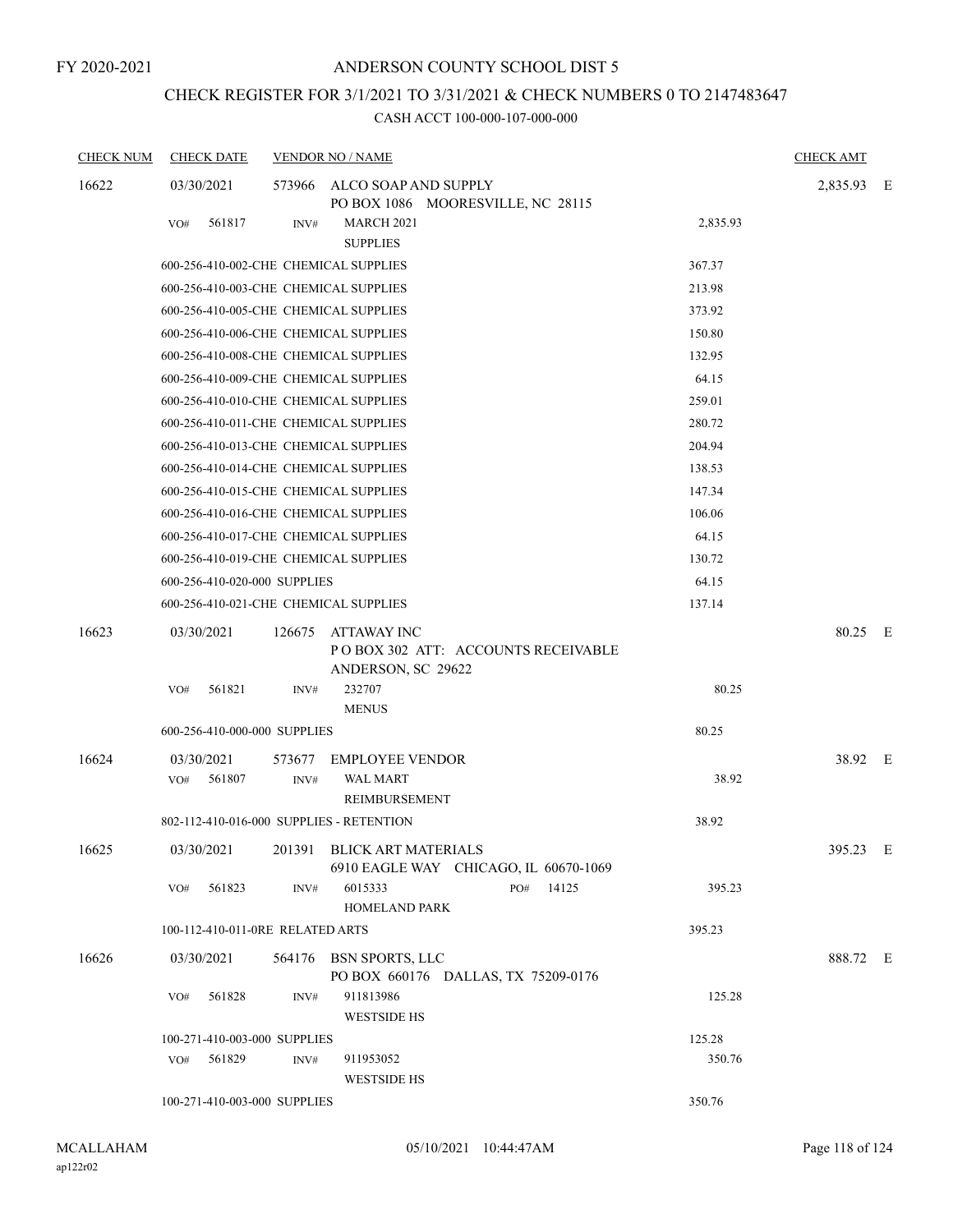FY 2020-2021

# ANDERSON COUNTY SCHOOL DIST 5

## CHECK REGISTER FOR 3/1/2021 TO 3/31/2021 & CHECK NUMBERS 0 TO 2147483647

### CASH ACCT 100-000-107-000-000

| CHECK NUM | CHECK DATE | VENDOR NO / NAME | | | CHECK AMT |
|---|---|---|---|---|---|
| 16622 | 03/30/2021 | 573966 ALCO SOAP AND SUPPLY<br>PO BOX 1086 MOORESVILLE, NC 28115 | | | 2,835.93 E |
| | VO# 561817 | INV# MARCH 2021<br>SUPPLIES | | 2,835.93 | |
| | 600-256-410-002-CHE CHEMICAL SUPPLIES | | | 367.37 | |
| | 600-256-410-003-CHE CHEMICAL SUPPLIES | | | 213.98 | |
| | 600-256-410-005-CHE CHEMICAL SUPPLIES | | | 373.92 | |
| | 600-256-410-006-CHE CHEMICAL SUPPLIES | | | 150.80 | |
| | 600-256-410-008-CHE CHEMICAL SUPPLIES | | | 132.95 | |
| | 600-256-410-009-CHE CHEMICAL SUPPLIES | | | 64.15 | |
| | 600-256-410-010-CHE CHEMICAL SUPPLIES | | | 259.01 | |
| | 600-256-410-011-CHE CHEMICAL SUPPLIES | | | 280.72 | |
| | 600-256-410-013-CHE CHEMICAL SUPPLIES | | | 204.94 | |
| | 600-256-410-014-CHE CHEMICAL SUPPLIES | | | 138.53 | |
| | 600-256-410-015-CHE CHEMICAL SUPPLIES | | | 147.34 | |
| | 600-256-410-016-CHE CHEMICAL SUPPLIES | | | 106.06 | |
| | 600-256-410-017-CHE CHEMICAL SUPPLIES | | | 64.15 | |
| | 600-256-410-019-CHE CHEMICAL SUPPLIES | | | 130.72 | |
| | 600-256-410-020-000 SUPPLIES | | | 64.15 | |
| | 600-256-410-021-CHE CHEMICAL SUPPLIES | | | 137.14 | |
| 16623 | 03/30/2021 | 126675 ATTAWAY INC<br>P O BOX 302 ATT: ACCOUNTS RECEIVABLE<br>ANDERSON, SC 29622 | | | 80.25 E |
| | VO# 561821 | INV# 232707<br>MENUS | | 80.25 | |
| | 600-256-410-000-000 SUPPLIES | | | 80.25 | |
| 16624 | 03/30/2021 | 573677 EMPLOYEE VENDOR | | | 38.92 E |
| | VO# 561807 | INV# WAL MART<br>REIMBURSEMENT | | 38.92 | |
| | 802-112-410-016-000 SUPPLIES - RETENTION | | | 38.92 | |
| 16625 | 03/30/2021 | 201391 BLICK ART MATERIALS<br>6910 EAGLE WAY CHICAGO, IL 60670-1069 | | | 395.23 E |
| | VO# 561823 | INV# 6015333<br>HOMELAND PARK | PO# 14125 | 395.23 | |
| | 100-112-410-011-0RE RELATED ARTS | | | 395.23 | |
| 16626 | 03/30/2021 | 564176 BSN SPORTS, LLC<br>PO BOX 660176 DALLAS, TX 75209-0176 | | | 888.72 E |
| | VO# 561828 | INV# 911813986<br>WESTSIDE HS | | 125.28 | |
| | 100-271-410-003-000 SUPPLIES | | | 125.28 | |
| | VO# 561829 | INV# 911953052<br>WESTSIDE HS | | 350.76 | |
| | 100-271-410-003-000 SUPPLIES | | | 350.76 | |

MCALLAHAM
ap122r02

05/10/2021 10:44:47AM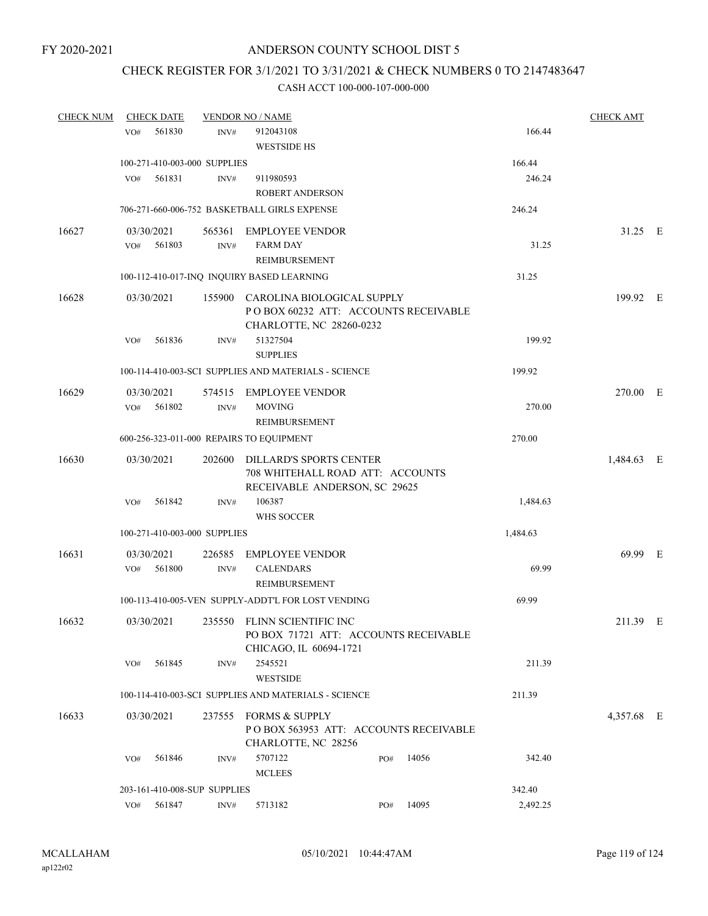FY 2020-2021

# ANDERSON COUNTY SCHOOL DIST 5

## CHECK REGISTER FOR 3/1/2021 TO 3/31/2021 & CHECK NUMBERS 0 TO 2147483647

CASH ACCT 100-000-107-000-000

| CHECK NUM | CHECK DATE | VENDOR NO / NAME | | | CHECK AMT | |
|---|---|---|---|---|---|---|
| | VO# 561830 | INV# | 912043108<br>WESTSIDE HS | 166.44 | | |
| | 100-271-410-003-000 SUPPLIES | | | 166.44 | | |
| | VO# 561831 | INV# | 911980593<br>ROBERT ANDERSON | 246.24 | | |
| | 706-271-660-006-752 BASKETBALL GIRLS EXPENSE | | | 246.24 | | |
| 16627 | 03/30/2021 | 565361 | EMPLOYEE VENDOR | | 31.25 | E |
| | VO# 561803 | INV# | FARM DAY<br>REIMBURSEMENT | 31.25 | | |
| | 100-112-410-017-INQ INQUIRY BASED LEARNING | | | 31.25 | | |
| 16628 | 03/30/2021 | 155900 | CAROLINA BIOLOGICAL SUPPLY<br>P O BOX 60232 ATT: ACCOUNTS RECEIVABLE<br>CHARLOTTE, NC 28260-0232 | | 199.92 | E |
| | VO# 561836 | INV# | 51327504<br>SUPPLIES | 199.92 | | |
| | 100-114-410-003-SCI SUPPLIES AND MATERIALS - SCIENCE | | | 199.92 | | |
| 16629 | 03/30/2021 | 574515 | EMPLOYEE VENDOR | | 270.00 | E |
| | VO# 561802 | INV# | MOVING<br>REIMBURSEMENT | 270.00 | | |
| | 600-256-323-011-000 REPAIRS TO EQUIPMENT | | | 270.00 | | |
| 16630 | 03/30/2021 | 202600 | DILLARD'S SPORTS CENTER<br>708 WHITEHALL ROAD ATT: ACCOUNTS<br>RECEIVABLE ANDERSON, SC 29625 | | 1,484.63 | E |
| | VO# 561842 | INV# | 106387<br>WHS SOCCER | 1,484.63 | | |
| | 100-271-410-003-000 SUPPLIES | | | 1,484.63 | | |
| 16631 | 03/30/2021 | 226585 | EMPLOYEE VENDOR | | 69.99 | E |
| | VO# 561800 | INV# | CALENDARS<br>REIMBURSEMENT | 69.99 | | |
| | 100-113-410-005-VEN SUPPLY-ADDT'L FOR LOST VENDING | | | 69.99 | | |
| 16632 | 03/30/2021 | 235550 | FLINN SCIENTIFIC INC<br>PO BOX 71721 ATT: ACCOUNTS RECEIVABLE<br>CHICAGO, IL 60694-1721 | | 211.39 | E |
| | VO# 561845 | INV# | 2545521<br>WESTSIDE | 211.39 | | |
| | 100-114-410-003-SCI SUPPLIES AND MATERIALS - SCIENCE | | | 211.39 | | |
| 16633 | 03/30/2021 | 237555 | FORMS & SUPPLY<br>P O BOX 563953 ATT: ACCOUNTS RECEIVABLE<br>CHARLOTTE, NC 28256 | | 4,357.68 | E |
| | VO# 561846 | INV# | 5707122 PO# 14056<br>MCLEES | 342.40 | | |
| | 203-161-410-008-SUP SUPPLIES | | | 342.40 | | |
| | VO# 561847 | INV# | 5713182 PO# 14095 | 2,492.25 | | |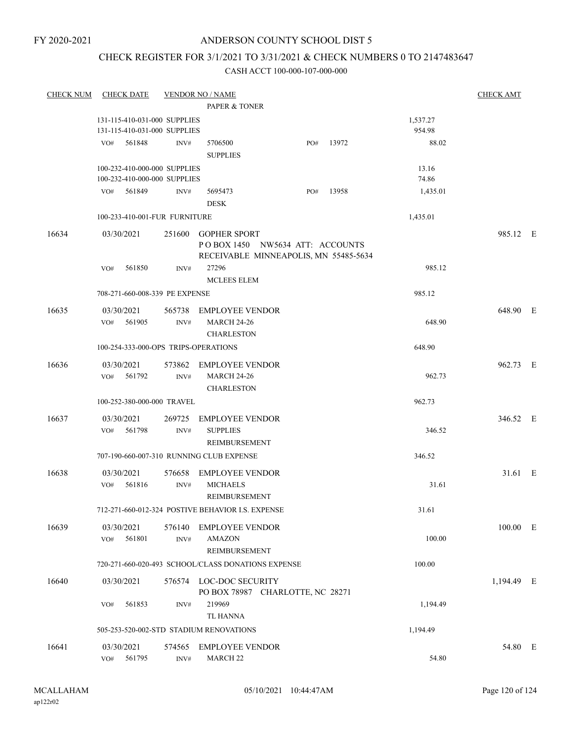FY 2020-2021

# ANDERSON COUNTY SCHOOL DIST 5

## CHECK REGISTER FOR 3/1/2021 TO 3/31/2021 & CHECK NUMBERS 0 TO 2147483647

CASH ACCT 100-000-107-000-000

| CHECK NUM | CHECK DATE | VENDOR NO / NAME | | CHECK AMT |
|---|---|---|---|---|
| | | PAPER & TONER | | |
| | 131-115-410-031-000 SUPPLIES | | 1,537.27 | |
| | 131-115-410-031-000 SUPPLIES | | 954.98 | |
| | VO# 561848 | INV# 5706500 PO# 13972 SUPPLIES | 88.02 | |
| | 100-232-410-000-000 SUPPLIES | | 13.16 | |
| | 100-232-410-000-000 SUPPLIES | | 74.86 | |
| | VO# 561849 | INV# 5695473 PO# 13958 DESK | 1,435.01 | |
| | 100-233-410-001-FUR FURNITURE | | 1,435.01 | |
| 16634 | 03/30/2021 | 251600 GOPHER SPORT P O BOX 1450 NW5634 ATT: ACCOUNTS RECEIVABLE MINNEAPOLIS, MN 55485-5634 | | 985.12 E |
| | VO# 561850 | INV# 27296 MCLEES ELEM | 985.12 | |
| | 708-271-660-008-339 PE EXPENSE | | 985.12 | |
| 16635 | 03/30/2021 | 565738 EMPLOYEE VENDOR | | 648.90 E |
| | VO# 561905 | INV# MARCH 24-26 CHARLESTON | 648.90 | |
| | 100-254-333-000-OPS TRIPS-OPERATIONS | | 648.90 | |
| 16636 | 03/30/2021 | 573862 EMPLOYEE VENDOR | | 962.73 E |
| | VO# 561792 | INV# MARCH 24-26 CHARLESTON | 962.73 | |
| | 100-252-380-000-000 TRAVEL | | 962.73 | |
| 16637 | 03/30/2021 | 269725 EMPLOYEE VENDOR | | 346.52 E |
| | VO# 561798 | INV# SUPPLIES REIMBURSEMENT | 346.52 | |
| | 707-190-660-007-310 RUNNING CLUB EXPENSE | | 346.52 | |
| 16638 | 03/30/2021 | 576658 EMPLOYEE VENDOR | | 31.61 E |
| | VO# 561816 | INV# MICHAELS REIMBURSEMENT | 31.61 | |
| | 712-271-660-012-324 POSTIVE BEHAVIOR I.S. EXPENSE | | 31.61 | |
| 16639 | 03/30/2021 | 576140 EMPLOYEE VENDOR | | 100.00 E |
| | VO# 561801 | INV# AMAZON REIMBURSEMENT | 100.00 | |
| | 720-271-660-020-493 SCHOOL/CLASS DONATIONS EXPENSE | | 100.00 | |
| 16640 | 03/30/2021 | 576574 LOC-DOC SECURITY PO BOX 78987 CHARLOTTE, NC 28271 | | 1,194.49 E |
| | VO# 561853 | INV# 219969 TL HANNA | 1,194.49 | |
| | 505-253-520-002-STD STADIUM RENOVATIONS | | 1,194.49 | |
| 16641 | 03/30/2021 | 574565 EMPLOYEE VENDOR | | 54.80 E |
| | VO# 561795 | INV# MARCH 22 | 54.80 | |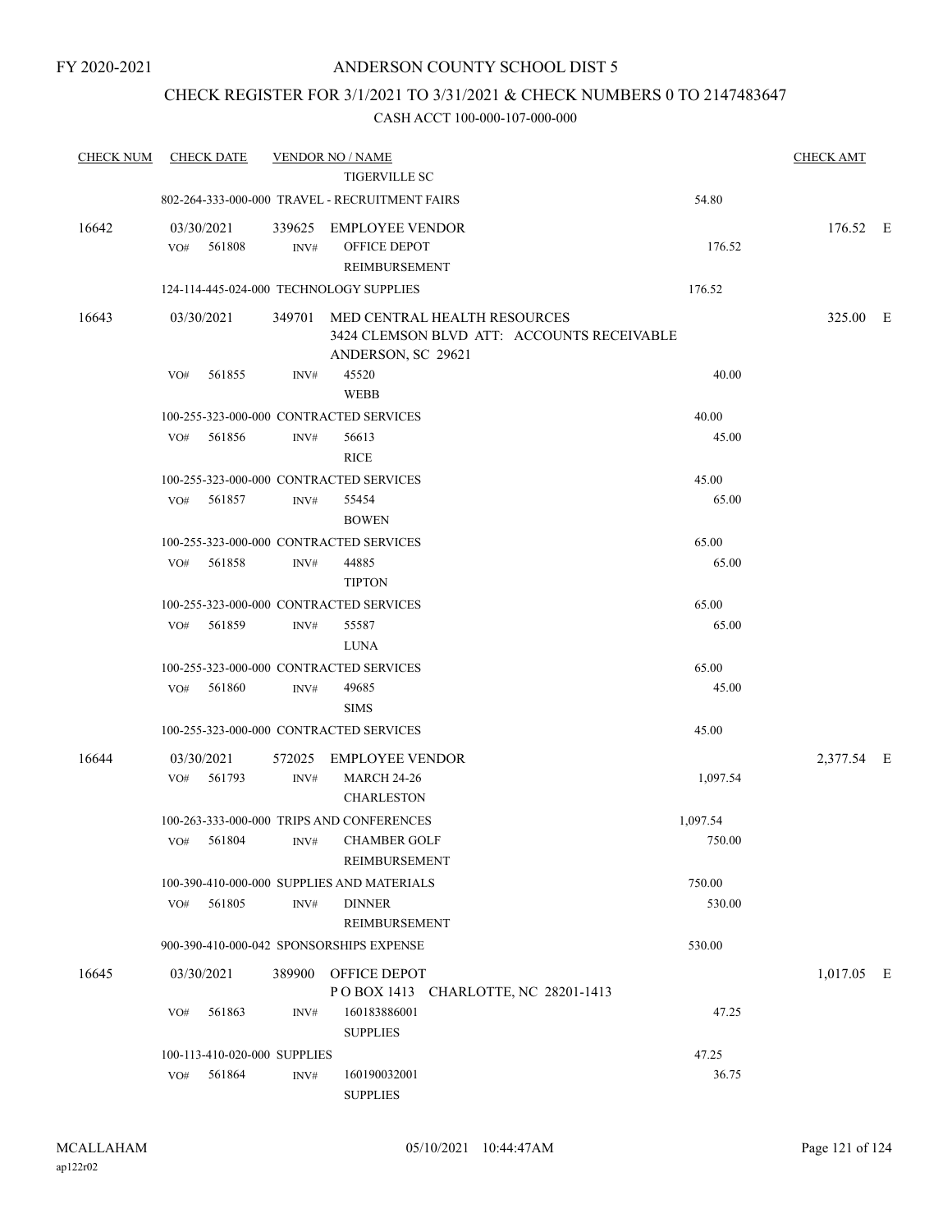FY 2020-2021

# ANDERSON COUNTY SCHOOL DIST 5

## CHECK REGISTER FOR 3/1/2021 TO 3/31/2021 & CHECK NUMBERS 0 TO 2147483647

CASH ACCT 100-000-107-000-000

| CHECK NUM | CHECK DATE | VENDOR NO / NAME | | CHECK AMT |
|---|---|---|---|---|
| | | TIGERVILLE SC | | |
| | 802-264-333-000-000 TRAVEL - RECRUITMENT FAIRS | | 54.80 | |
| 16642 | 03/30/2021 | 339625 EMPLOYEE VENDOR | | 176.52 E |
| | VO# 561808 | INV# OFFICE DEPOT REIMBURSEMENT | 176.52 | |
| | 124-114-445-024-000 TECHNOLOGY SUPPLIES | | 176.52 | |
| 16643 | 03/30/2021 | 349701 MED CENTRAL HEALTH RESOURCES 3424 CLEMSON BLVD ATT: ACCOUNTS RECEIVABLE ANDERSON, SC 29621 | | 325.00 E |
| | VO# 561855 | INV# 45520 WEBB | 40.00 | |
| | 100-255-323-000-000 CONTRACTED SERVICES | | 40.00 | |
| | VO# 561856 | INV# 56613 RICE | 45.00 | |
| | 100-255-323-000-000 CONTRACTED SERVICES | | 45.00 | |
| | VO# 561857 | INV# 55454 BOWEN | 65.00 | |
| | 100-255-323-000-000 CONTRACTED SERVICES | | 65.00 | |
| | VO# 561858 | INV# 44885 TIPTON | 65.00 | |
| | 100-255-323-000-000 CONTRACTED SERVICES | | 65.00 | |
| | VO# 561859 | INV# 55587 LUNA | 65.00 | |
| | 100-255-323-000-000 CONTRACTED SERVICES | | 65.00 | |
| | VO# 561860 | INV# 49685 SIMS | 45.00 | |
| | 100-255-323-000-000 CONTRACTED SERVICES | | 45.00 | |
| 16644 | 03/30/2021 | 572025 EMPLOYEE VENDOR | | 2,377.54 E |
| | VO# 561793 | INV# MARCH 24-26 CHARLESTON | 1,097.54 | |
| | 100-263-333-000-000 TRIPS AND CONFERENCES | | 1,097.54 | |
| | VO# 561804 | INV# CHAMBER GOLF REIMBURSEMENT | 750.00 | |
| | 100-390-410-000-000 SUPPLIES AND MATERIALS | | 750.00 | |
| | VO# 561805 | INV# DINNER REIMBURSEMENT | 530.00 | |
| | 900-390-410-000-042 SPONSORSHIPS EXPENSE | | 530.00 | |
| 16645 | 03/30/2021 | 389900 OFFICE DEPOT P O BOX 1413 CHARLOTTE, NC 28201-1413 | | 1,017.05 E |
| | VO# 561863 | INV# 160183886001 SUPPLIES | 47.25 | |
| | 100-113-410-020-000 SUPPLIES | | 47.25 | |
| | VO# 561864 | INV# 160190032001 SUPPLIES | 36.75 | |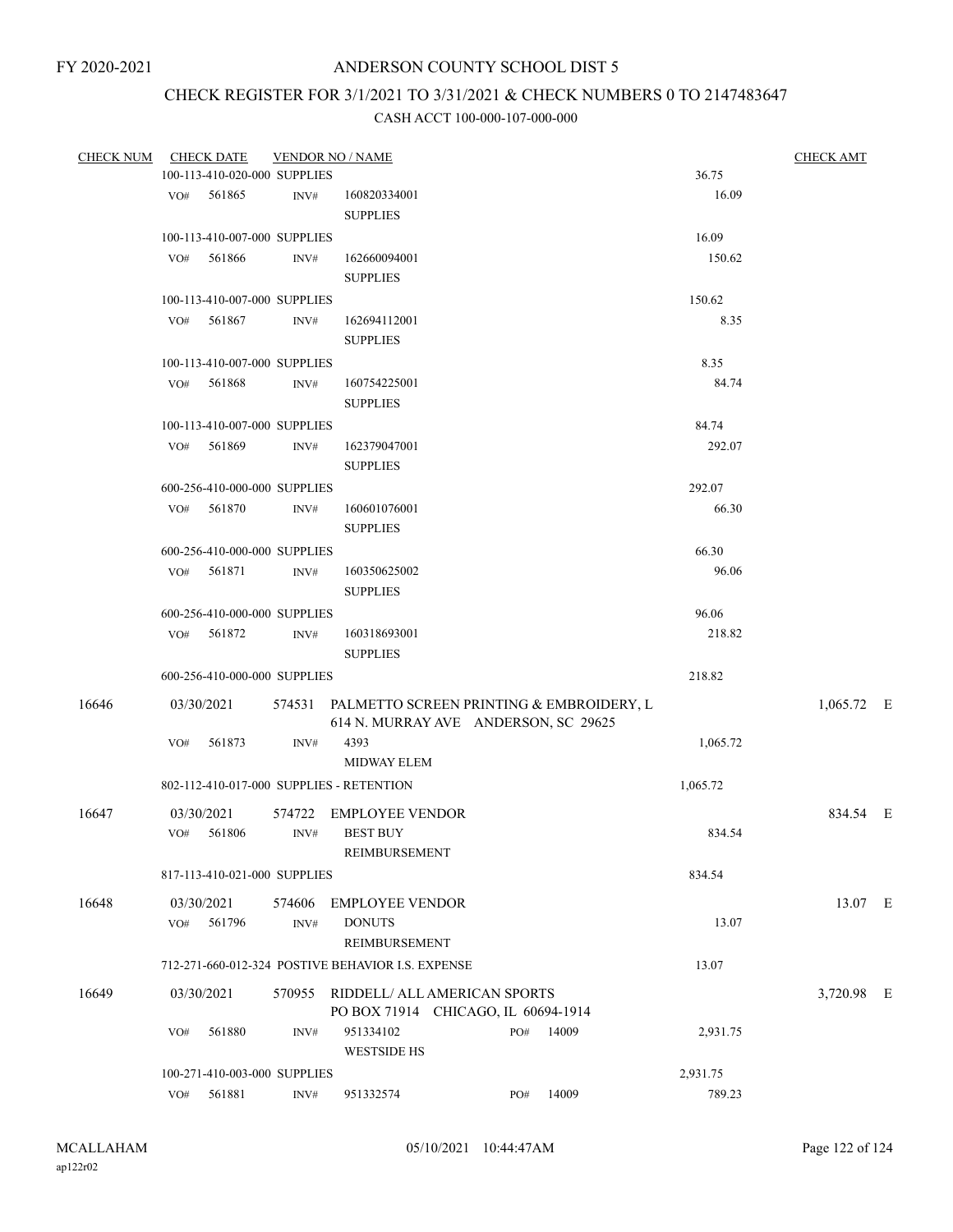FY 2020-2021

# ANDERSON COUNTY SCHOOL DIST 5

## CHECK REGISTER FOR 3/1/2021 TO 3/31/2021 & CHECK NUMBERS 0 TO 2147483647

CASH ACCT 100-000-107-000-000

| CHECK NUM | CHECK DATE | VENDOR NO / NAME | | CHECK AMT |
|---|---|---|---|---|
| | 100-113-410-020-000 SUPPLIES | | 36.75 | |
| | VO# 561865 | INV# 160820334001 SUPPLIES | 16.09 | |
| | 100-113-410-007-000 SUPPLIES | | 16.09 | |
| | VO# 561866 | INV# 162660094001 SUPPLIES | 150.62 | |
| | 100-113-410-007-000 SUPPLIES | | 150.62 | |
| | VO# 561867 | INV# 162694112001 SUPPLIES | 8.35 | |
| | 100-113-410-007-000 SUPPLIES | | 8.35 | |
| | VO# 561868 | INV# 160754225001 SUPPLIES | 84.74 | |
| | 100-113-410-007-000 SUPPLIES | | 84.74 | |
| | VO# 561869 | INV# 162379047001 SUPPLIES | 292.07 | |
| | 600-256-410-000-000 SUPPLIES | | 292.07 | |
| | VO# 561870 | INV# 160601076001 SUPPLIES | 66.30 | |
| | 600-256-410-000-000 SUPPLIES | | 66.30 | |
| | VO# 561871 | INV# 160350625002 SUPPLIES | 96.06 | |
| | 600-256-410-000-000 SUPPLIES | | 96.06 | |
| | VO# 561872 | INV# 160318693001 SUPPLIES | 218.82 | |
| | 600-256-410-000-000 SUPPLIES | | 218.82 | |
| 16646 | 03/30/2021 | 574531 PALMETTO SCREEN PRINTING & EMBROIDERY, L 614 N. MURRAY AVE ANDERSON, SC 29625 | | 1,065.72 E |
| | VO# 561873 | INV# 4393 MIDWAY ELEM | 1,065.72 | |
| | 802-112-410-017-000 SUPPLIES - RETENTION | | 1,065.72 | |
| 16647 | 03/30/2021 | 574722 EMPLOYEE VENDOR | | 834.54 E |
| | VO# 561806 | INV# BEST BUY REIMBURSEMENT | 834.54 | |
| | 817-113-410-021-000 SUPPLIES | | 834.54 | |
| 16648 | 03/30/2021 | 574606 EMPLOYEE VENDOR | | 13.07 E |
| | VO# 561796 | INV# DONUTS REIMBURSEMENT | 13.07 | |
| | 712-271-660-012-324 POSTIVE BEHAVIOR I.S. EXPENSE | | 13.07 | |
| 16649 | 03/30/2021 | 570955 RIDDELL/ ALL AMERICAN SPORTS PO BOX 71914 CHICAGO, IL 60694-1914 | | 3,720.98 E |
| | VO# 561880 | INV# 951334102 PO# 14009 WESTSIDE HS | 2,931.75 | |
| | 100-271-410-003-000 SUPPLIES | | 2,931.75 | |
| | VO# 561881 | INV# 951332574 PO# 14009 | 789.23 | |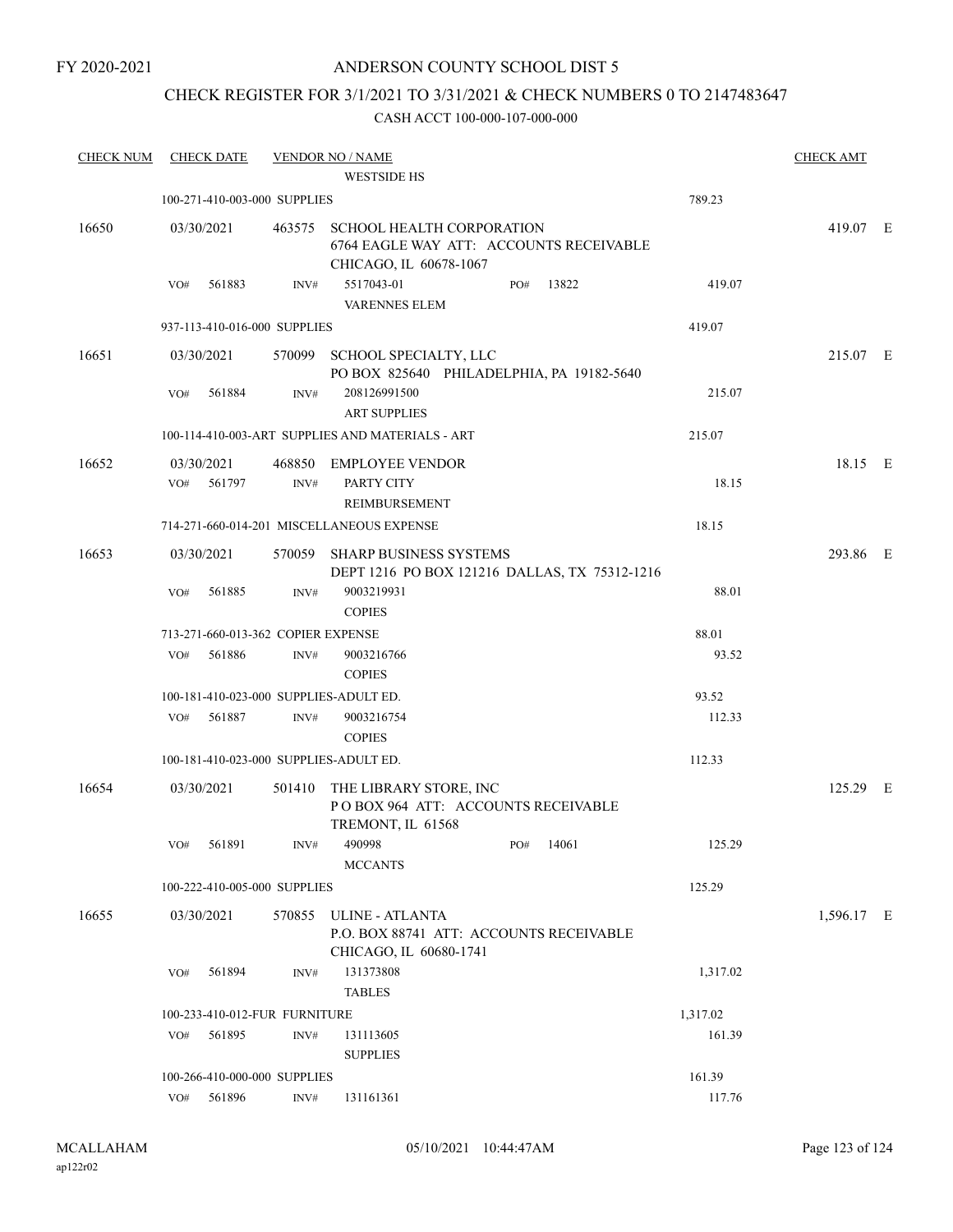FY 2020-2021

# ANDERSON COUNTY SCHOOL DIST 5

## CHECK REGISTER FOR 3/1/2021 TO 3/31/2021 & CHECK NUMBERS 0 TO 2147483647

CASH ACCT 100-000-107-000-000

| CHECK NUM | CHECK DATE | VENDOR NO / NAME | | | CHECK AMT |
|---|---|---|---|---|---|
| | | WESTSIDE HS | | | |
| | 100-271-410-003-000 SUPPLIES | | | 789.23 | |
| 16650 | 03/30/2021 | 463575 SCHOOL HEALTH CORPORATION 6764 EAGLE WAY ATT: ACCOUNTS RECEIVABLE CHICAGO, IL 60678-1067 | | | 419.07 E |
| | VO# 561883 | INV# 5517043-01 VARENNES ELEM | PO# 13822 | 419.07 | |
| | 937-113-410-016-000 SUPPLIES | | | 419.07 | |
| 16651 | 03/30/2021 | 570099 SCHOOL SPECIALTY, LLC PO BOX 825640 PHILADELPHIA, PA 19182-5640 | | | 215.07 E |
| | VO# 561884 | INV# 208126991500 ART SUPPLIES | | 215.07 | |
| | 100-114-410-003-ART SUPPLIES AND MATERIALS - ART | | | 215.07 | |
| 16652 | 03/30/2021 | 468850 EMPLOYEE VENDOR | | | 18.15 E |
| | VO# 561797 | INV# PARTY CITY REIMBURSEMENT | | 18.15 | |
| | 714-271-660-014-201 MISCELLANEOUS EXPENSE | | | 18.15 | |
| 16653 | 03/30/2021 | 570059 SHARP BUSINESS SYSTEMS DEPT 1216 PO BOX 121216 DALLAS, TX 75312-1216 | | | 293.86 E |
| | VO# 561885 | INV# 9003219931 COPIES | | 88.01 | |
| | 713-271-660-013-362 COPIER EXPENSE | | | 88.01 | |
| | VO# 561886 | INV# 9003216766 COPIES | | 93.52 | |
| | 100-181-410-023-000 SUPPLIES-ADULT ED. | | | 93.52 | |
| | VO# 561887 | INV# 9003216754 COPIES | | 112.33 | |
| | 100-181-410-023-000 SUPPLIES-ADULT ED. | | | 112.33 | |
| 16654 | 03/30/2021 | 501410 THE LIBRARY STORE, INC P O BOX 964 ATT: ACCOUNTS RECEIVABLE TREMONT, IL 61568 | | | 125.29 E |
| | VO# 561891 | INV# 490998 MCCANTS | PO# 14061 | 125.29 | |
| | 100-222-410-005-000 SUPPLIES | | | 125.29 | |
| 16655 | 03/30/2021 | 570855 ULINE - ATLANTA P.O. BOX 88741 ATT: ACCOUNTS RECEIVABLE CHICAGO, IL 60680-1741 | | | 1,596.17 E |
| | VO# 561894 | INV# 131373808 TABLES | | 1,317.02 | |
| | 100-233-410-012-FUR FURNITURE | | | 1,317.02 | |
| | VO# 561895 | INV# 131113605 SUPPLIES | | 161.39 | |
| | 100-266-410-000-000 SUPPLIES | | | 161.39 | |
| | VO# 561896 | INV# 131161361 | | 117.76 | |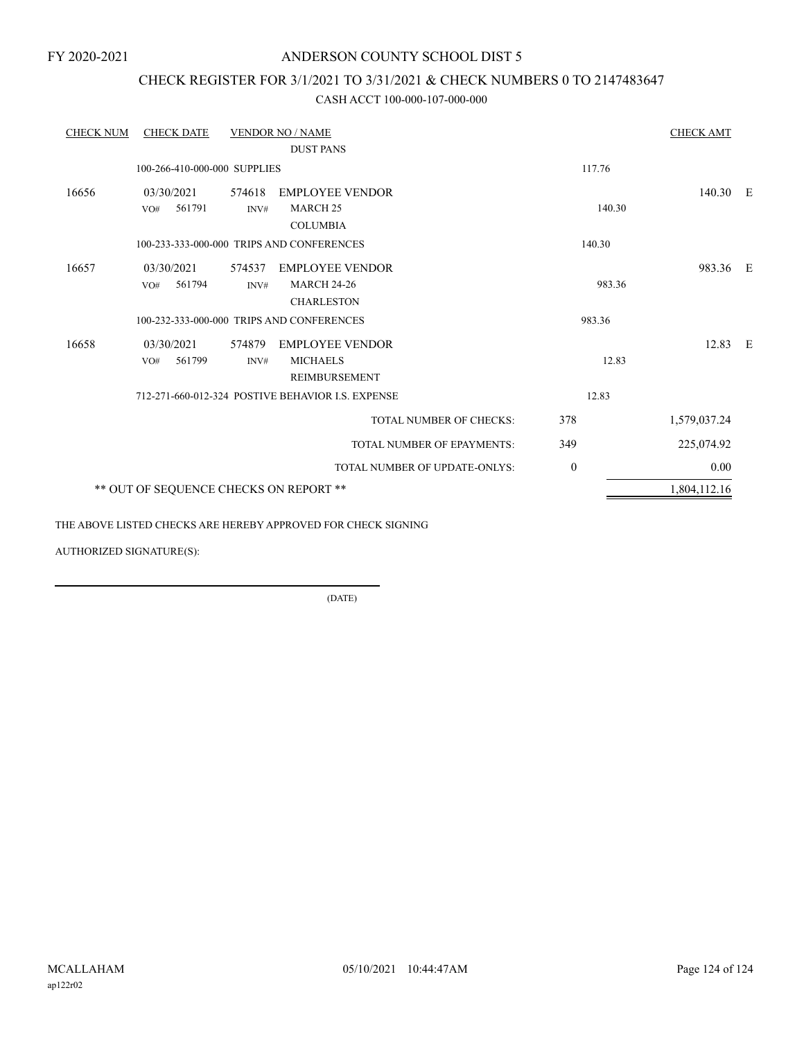FY 2020-2021

# ANDERSON COUNTY SCHOOL DIST 5

## CHECK REGISTER FOR 3/1/2021 TO 3/31/2021 & CHECK NUMBERS 0 TO 2147483647

CASH ACCT 100-000-107-000-000

| CHECK NUM | CHECK DATE | VENDOR NO / NAME | | | CHECK AMT | |
|---|---|---|---|---|---|---|
| | | | DUST PANS | | | |
| | 100-266-410-000-000 SUPPLIES | | | 117.76 | | |
| 16656 | 03/30/2021 | 574618 | EMPLOYEE VENDOR | | 140.30 | E |
| | VO# 561791 | INV# | MARCH 25 | 140.30 | | |
| | | | COLUMBIA | | | |
| | 100-233-333-000-000 TRIPS AND CONFERENCES | | | 140.30 | | |
| 16657 | 03/30/2021 | 574537 | EMPLOYEE VENDOR | | 983.36 | E |
| | VO# 561794 | INV# | MARCH 24-26 | 983.36 | | |
| | | | CHARLESTON | | | |
| | 100-232-333-000-000 TRIPS AND CONFERENCES | | | 983.36 | | |
| 16658 | 03/30/2021 | 574879 | EMPLOYEE VENDOR | | 12.83 | E |
| | VO# 561799 | INV# | MICHAELS | 12.83 | | |
| | | | REIMBURSEMENT | | | |
| | 712-271-660-012-324 POSTIVE BEHAVIOR I.S. EXPENSE | | | 12.83 | | |

| | | |
|---|---|---|
| TOTAL NUMBER OF CHECKS: | 378 | 1,579,037.24 |
| TOTAL NUMBER OF EPAYMENTS: | 349 | 225,074.92 |
| TOTAL NUMBER OF UPDATE-ONLYS: | 0 | 0.00 |
| ** OUT OF SEQUENCE CHECKS ON REPORT ** | | 1,804,112.16 |

THE ABOVE LISTED CHECKS ARE HEREBY APPROVED FOR CHECK SIGNING

AUTHORIZED SIGNATURE(S):

(DATE)

MCALLAHAM 05/10/2021 10:44:47AM

ap122r02